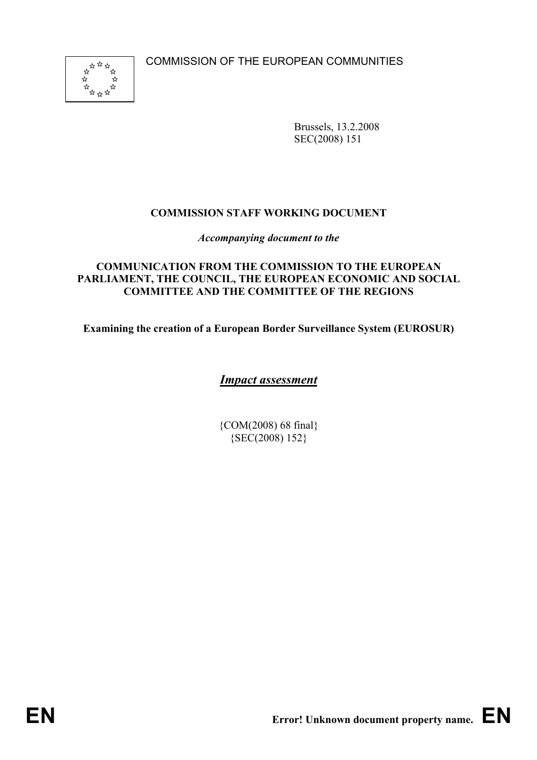COMMISSION OF THE EUROPEAN COMMUNITIES

Brussels, 13.2.2008
SEC(2008) 151

**COMMISSION STAFF WORKING DOCUMENT**

***Accompanying document to the***

**COMMUNICATION FROM THE COMMISSION TO THE EUROPEAN PARLIAMENT, THE COUNCIL, THE EUROPEAN ECONOMIC AND SOCIAL COMMITTEE AND THE COMMITTEE OF THE REGIONS**

**Examining the creation of a European Border Surveillance System (EUROSUR)**

# ***Impact assessment***

{COM(2008) 68 final}
{SEC(2008) 152}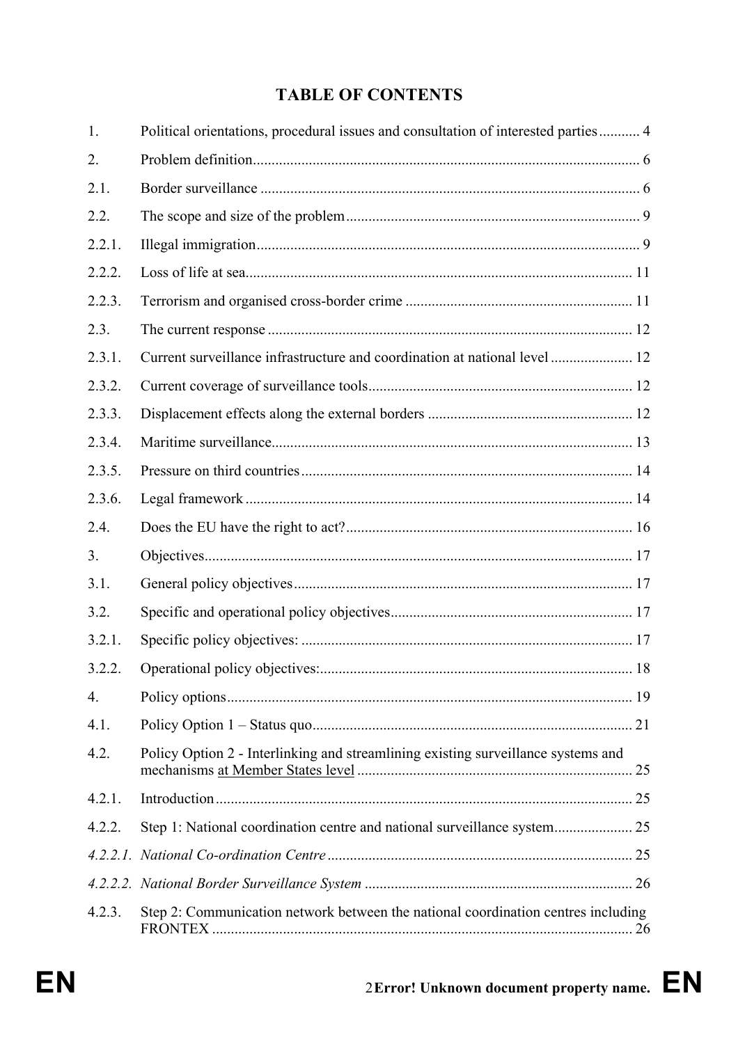# TABLE OF CONTENTS

| | | |
|---|---|---|
| 1. | Political orientations, procedural issues and consultation of interested parties | 4 |
| 2. | Problem definition | 6 |
| 2.1. | Border surveillance | 6 |
| 2.2. | The scope and size of the problem | 9 |
| 2.2.1. | Illegal immigration | 9 |
| 2.2.2. | Loss of life at sea | 11 |
| 2.2.3. | Terrorism and organised cross-border crime | 11 |
| 2.3. | The current response | 12 |
| 2.3.1. | Current surveillance infrastructure and coordination at national level | 12 |
| 2.3.2. | Current coverage of surveillance tools | 12 |
| 2.3.3. | Displacement effects along the external borders | 12 |
| 2.3.4. | Maritime surveillance | 13 |
| 2.3.5. | Pressure on third countries | 14 |
| 2.3.6. | Legal framework | 14 |
| 2.4. | Does the EU have the right to act? | 16 |
| 3. | Objectives | 17 |
| 3.1. | General policy objectives | 17 |
| 3.2. | Specific and operational policy objectives | 17 |
| 3.2.1. | Specific policy objectives: | 17 |
| 3.2.2. | Operational policy objectives: | 18 |
| 4. | Policy options | 19 |
| 4.1. | Policy Option 1 – Status quo | 21 |
| 4.2. | Policy Option 2 - Interlinking and streamlining existing surveillance systems and mechanisms at Member States level | 25 |
| 4.2.1. | Introduction | 25 |
| 4.2.2. | Step 1: National coordination centre and national surveillance system | 25 |
| *4.2.2.1.* | *National Co-ordination Centre* | 25 |
| *4.2.2.2.* | *National Border Surveillance System* | 26 |
| 4.2.3. | Step 2: Communication network between the national coordination centres including FRONTEX | 26 |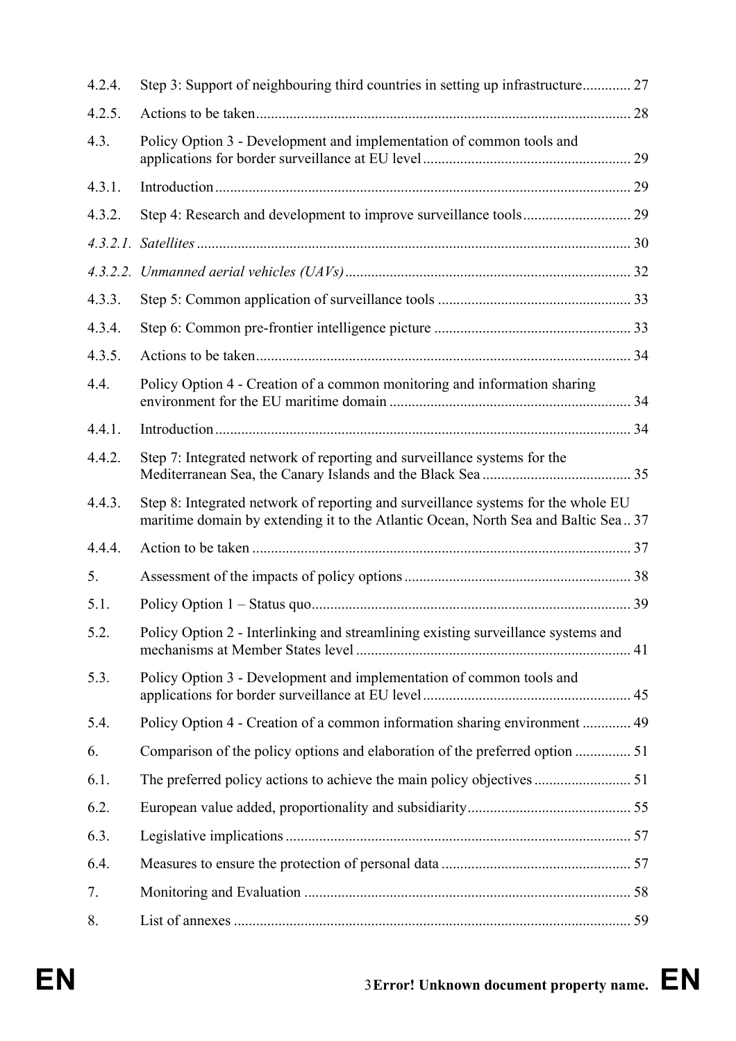| | | |
|---|---|---|
| 4.2.4. | Step 3: Support of neighbouring third countries in setting up infrastructure | 27 |
| 4.2.5. | Actions to be taken | 28 |
| 4.3. | Policy Option 3 - Development and implementation of common tools and applications for border surveillance at EU level | 29 |
| 4.3.1. | Introduction | 29 |
| 4.3.2. | Step 4: Research and development to improve surveillance tools | 29 |
| *4.3.2.1.* | *Satellites* | 30 |
| *4.3.2.2.* | *Unmanned aerial vehicles (UAVs)* | 32 |
| 4.3.3. | Step 5: Common application of surveillance tools | 33 |
| 4.3.4. | Step 6: Common pre-frontier intelligence picture | 33 |
| 4.3.5. | Actions to be taken | 34 |
| 4.4. | Policy Option 4 - Creation of a common monitoring and information sharing environment for the EU maritime domain | 34 |
| 4.4.1. | Introduction | 34 |
| 4.4.2. | Step 7: Integrated network of reporting and surveillance systems for the Mediterranean Sea, the Canary Islands and the Black Sea | 35 |
| 4.4.3. | Step 8: Integrated network of reporting and surveillance systems for the whole EU maritime domain by extending it to the Atlantic Ocean, North Sea and Baltic Sea | 37 |
| 4.4.4. | Action to be taken | 37 |
| 5. | Assessment of the impacts of policy options | 38 |
| 5.1. | Policy Option 1 – Status quo | 39 |
| 5.2. | Policy Option 2 - Interlinking and streamlining existing surveillance systems and mechanisms at Member States level | 41 |
| 5.3. | Policy Option 3 - Development and implementation of common tools and applications for border surveillance at EU level | 45 |
| 5.4. | Policy Option 4 - Creation of a common information sharing environment | 49 |
| 6. | Comparison of the policy options and elaboration of the preferred option | 51 |
| 6.1. | The preferred policy actions to achieve the main policy objectives | 51 |
| 6.2. | European value added, proportionality and subsidiarity | 55 |
| 6.3. | Legislative implications | 57 |
| 6.4. | Measures to ensure the protection of personal data | 57 |
| 7. | Monitoring and Evaluation | 58 |
| 8. | List of annexes | 59 |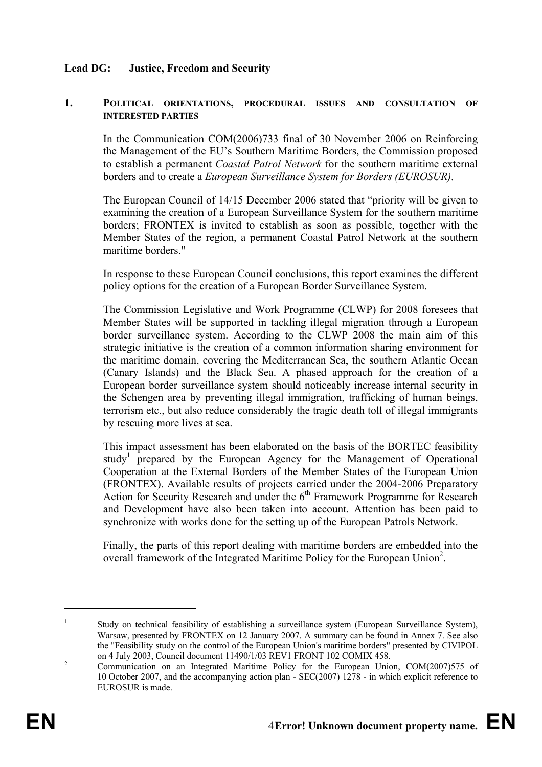**Lead DG: Justice, Freedom and Security**

## 1. POLITICAL ORIENTATIONS, PROCEDURAL ISSUES AND CONSULTATION OF INTERESTED PARTIES

In the Communication COM(2006)733 final of 30 November 2006 on Reinforcing the Management of the EU's Southern Maritime Borders, the Commission proposed to establish a permanent *Coastal Patrol Network* for the southern maritime external borders and to create a *European Surveillance System for Borders (EUROSUR)*.

The European Council of 14/15 December 2006 stated that "priority will be given to examining the creation of a European Surveillance System for the southern maritime borders; FRONTEX is invited to establish as soon as possible, together with the Member States of the region, a permanent Coastal Patrol Network at the southern maritime borders."

In response to these European Council conclusions, this report examines the different policy options for the creation of a European Border Surveillance System.

The Commission Legislative and Work Programme (CLWP) for 2008 foresees that Member States will be supported in tackling illegal migration through a European border surveillance system. According to the CLWP 2008 the main aim of this strategic initiative is the creation of a common information sharing environment for the maritime domain, covering the Mediterranean Sea, the southern Atlantic Ocean (Canary Islands) and the Black Sea. A phased approach for the creation of a European border surveillance system should noticeably increase internal security in the Schengen area by preventing illegal immigration, trafficking of human beings, terrorism etc., but also reduce considerably the tragic death toll of illegal immigrants by rescuing more lives at sea.

This impact assessment has been elaborated on the basis of the BORTEC feasibility study[1] prepared by the European Agency for the Management of Operational Cooperation at the External Borders of the Member States of the European Union (FRONTEX). Available results of projects carried under the 2004-2006 Preparatory Action for Security Research and under the 6th Framework Programme for Research and Development have also been taken into account. Attention has been paid to synchronize with works done for the setting up of the European Patrols Network.

Finally, the parts of this report dealing with maritime borders are embedded into the overall framework of the Integrated Maritime Policy for the European Union[2].

---

[1] Study on technical feasibility of establishing a surveillance system (European Surveillance System), Warsaw, presented by FRONTEX on 12 January 2007. A summary can be found in Annex 7. See also the "Feasibility study on the control of the European Union's maritime borders" presented by CIVIPOL on 4 July 2003, Council document 11490/1/03 REV1 FRONT 102 COMIX 458.

[2] Communication on an Integrated Maritime Policy for the European Union, COM(2007)575 of 10 October 2007, and the accompanying action plan - SEC(2007) 1278 - in which explicit reference to EUROSUR is made.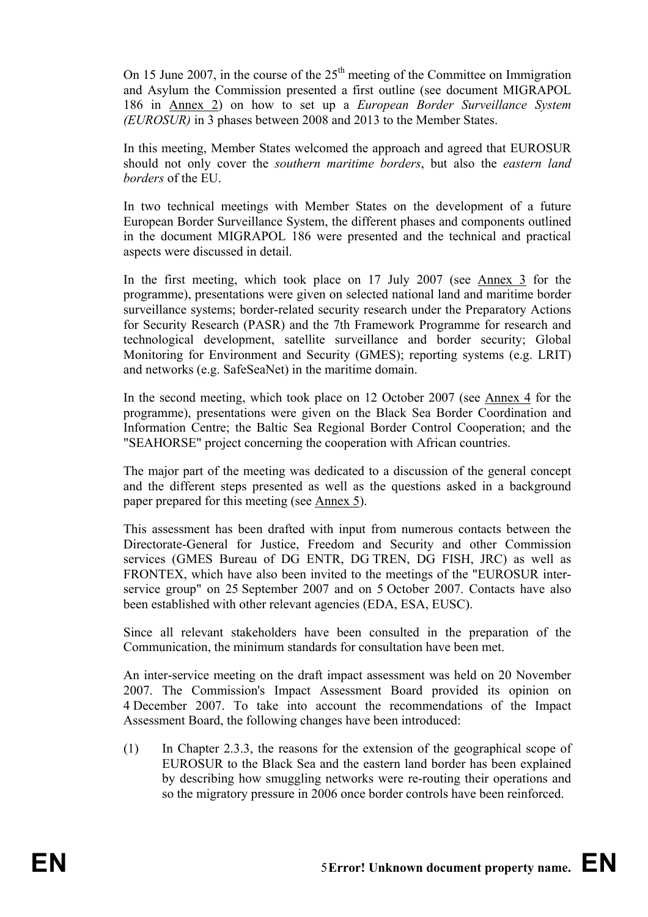On 15 June 2007, in the course of the 25th meeting of the Committee on Immigration and Asylum the Commission presented a first outline (see document MIGRAPOL 186 in Annex 2) on how to set up a *European Border Surveillance System (EUROSUR)* in 3 phases between 2008 and 2013 to the Member States.

In this meeting, Member States welcomed the approach and agreed that EUROSUR should not only cover the *southern maritime borders*, but also the *eastern land borders* of the EU.

In two technical meetings with Member States on the development of a future European Border Surveillance System, the different phases and components outlined in the document MIGRAPOL 186 were presented and the technical and practical aspects were discussed in detail.

In the first meeting, which took place on 17 July 2007 (see Annex 3 for the programme), presentations were given on selected national land and maritime border surveillance systems; border-related security research under the Preparatory Actions for Security Research (PASR) and the 7th Framework Programme for research and technological development, satellite surveillance and border security; Global Monitoring for Environment and Security (GMES); reporting systems (e.g. LRIT) and networks (e.g. SafeSeaNet) in the maritime domain.

In the second meeting, which took place on 12 October 2007 (see Annex 4 for the programme), presentations were given on the Black Sea Border Coordination and Information Centre; the Baltic Sea Regional Border Control Cooperation; and the "SEAHORSE" project concerning the cooperation with African countries.

The major part of the meeting was dedicated to a discussion of the general concept and the different steps presented as well as the questions asked in a background paper prepared for this meeting (see Annex 5).

This assessment has been drafted with input from numerous contacts between the Directorate-General for Justice, Freedom and Security and other Commission services (GMES Bureau of DG ENTR, DG TREN, DG FISH, JRC) as well as FRONTEX, which have also been invited to the meetings of the "EUROSUR inter-service group" on 25 September 2007 and on 5 October 2007. Contacts have also been established with other relevant agencies (EDA, ESA, EUSC).

Since all relevant stakeholders have been consulted in the preparation of the Communication, the minimum standards for consultation have been met.

An inter-service meeting on the draft impact assessment was held on 20 November 2007. The Commission's Impact Assessment Board provided its opinion on 4 December 2007. To take into account the recommendations of the Impact Assessment Board, the following changes have been introduced:

(1) In Chapter 2.3.3, the reasons for the extension of the geographical scope of EUROSUR to the Black Sea and the eastern land border has been explained by describing how smuggling networks were re-routing their operations and so the migratory pressure in 2006 once border controls have been reinforced.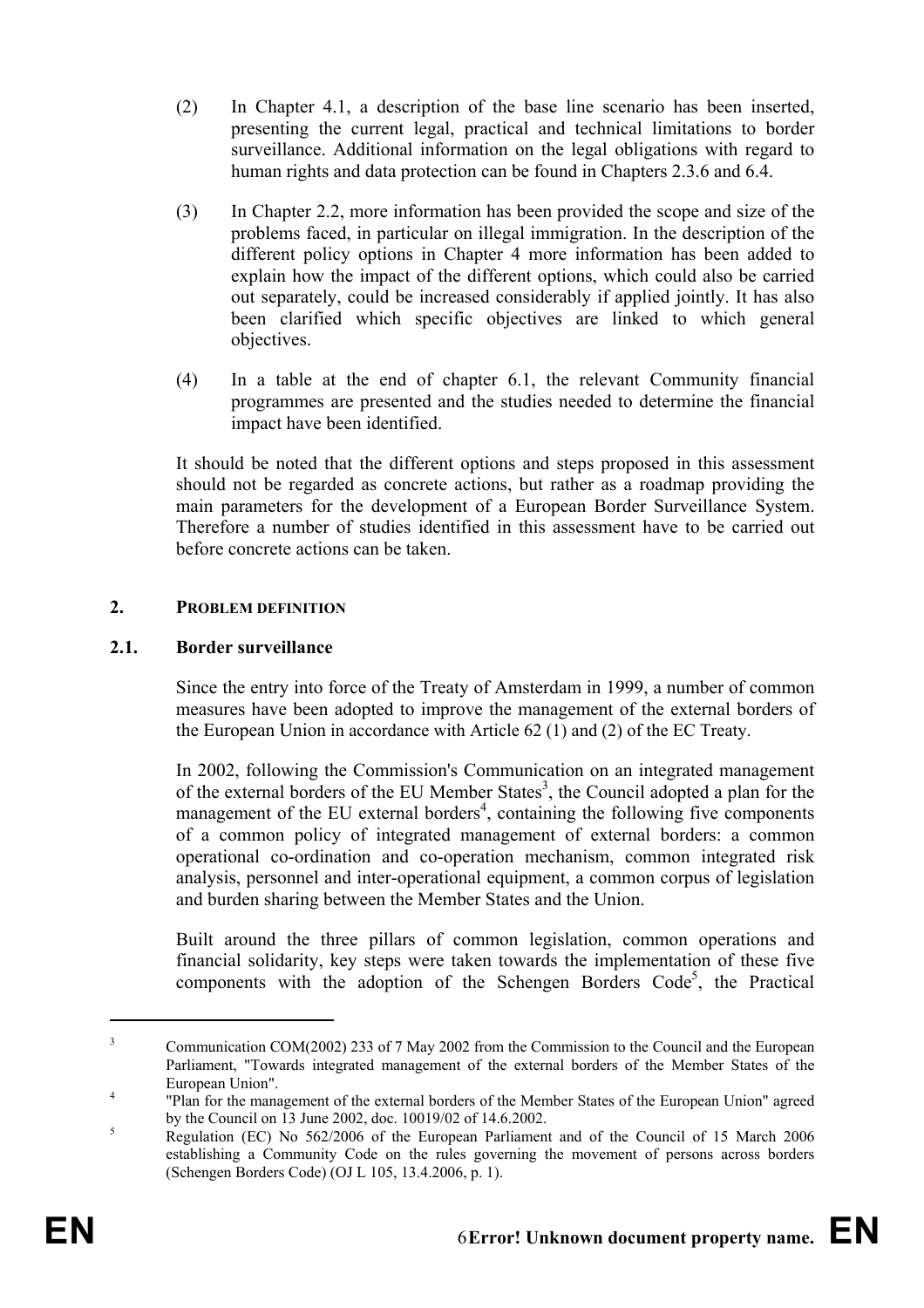(2) In Chapter 4.1, a description of the base line scenario has been inserted, presenting the current legal, practical and technical limitations to border surveillance. Additional information on the legal obligations with regard to human rights and data protection can be found in Chapters 2.3.6 and 6.4.

(3) In Chapter 2.2, more information has been provided the scope and size of the problems faced, in particular on illegal immigration. In the description of the different policy options in Chapter 4 more information has been added to explain how the impact of the different options, which could also be carried out separately, could be increased considerably if applied jointly. It has also been clarified which specific objectives are linked to which general objectives.

(4) In a table at the end of chapter 6.1, the relevant Community financial programmes are presented and the studies needed to determine the financial impact have been identified.

It should be noted that the different options and steps proposed in this assessment should not be regarded as concrete actions, but rather as a roadmap providing the main parameters for the development of a European Border Surveillance System. Therefore a number of studies identified in this assessment have to be carried out before concrete actions can be taken.

## 2. PROBLEM DEFINITION

### 2.1. Border surveillance

Since the entry into force of the Treaty of Amsterdam in 1999, a number of common measures have been adopted to improve the management of the external borders of the European Union in accordance with Article 62 (1) and (2) of the EC Treaty.

In 2002, following the Commission's Communication on an integrated management of the external borders of the EU Member States[3], the Council adopted a plan for the management of the EU external borders[4], containing the following five components of a common policy of integrated management of external borders: a common operational co-ordination and co-operation mechanism, common integrated risk analysis, personnel and inter-operational equipment, a common corpus of legislation and burden sharing between the Member States and the Union.

Built around the three pillars of common legislation, common operations and financial solidarity, key steps were taken towards the implementation of these five components with the adoption of the Schengen Borders Code[5], the Practical

---

[3] Communication COM(2002) 233 of 7 May 2002 from the Commission to the Council and the European Parliament, "Towards integrated management of the external borders of the Member States of the European Union".

[4] "Plan for the management of the external borders of the Member States of the European Union" agreed by the Council on 13 June 2002, doc. 10019/02 of 14.6.2002.

[5] Regulation (EC) No 562/2006 of the European Parliament and of the Council of 15 March 2006 establishing a Community Code on the rules governing the movement of persons across borders (Schengen Borders Code) (OJ L 105, 13.4.2006, p. 1).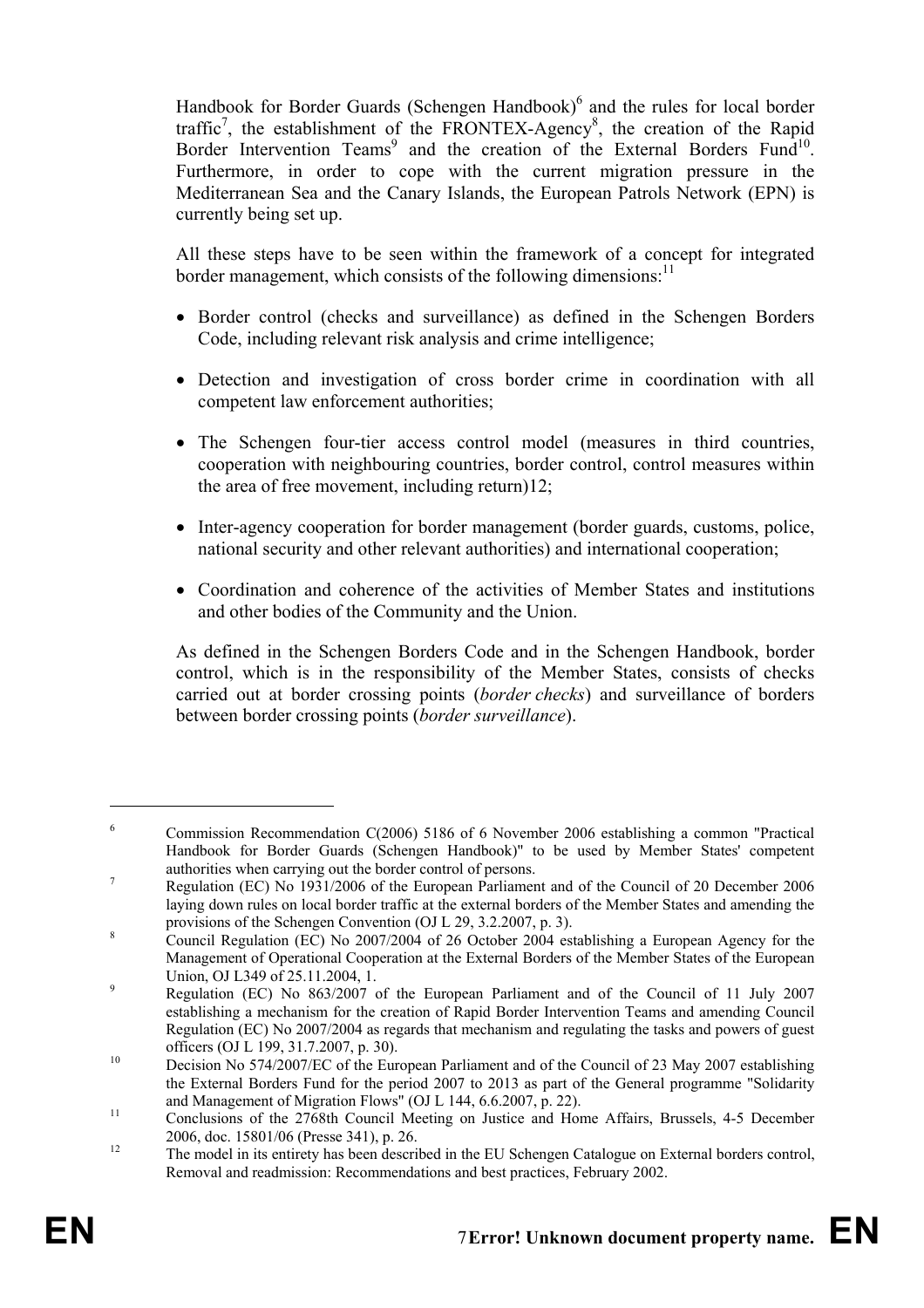Handbook for Border Guards (Schengen Handbook)[6] and the rules for local border traffic[7], the establishment of the FRONTEX-Agency[8], the creation of the Rapid Border Intervention Teams[9] and the creation of the External Borders Fund[10]. Furthermore, in order to cope with the current migration pressure in the Mediterranean Sea and the Canary Islands, the European Patrols Network (EPN) is currently being set up.

All these steps have to be seen within the framework of a concept for integrated border management, which consists of the following dimensions:[11]

- Border control (checks and surveillance) as defined in the Schengen Borders Code, including relevant risk analysis and crime intelligence;
- Detection and investigation of cross border crime in coordination with all competent law enforcement authorities;
- The Schengen four-tier access control model (measures in third countries, cooperation with neighbouring countries, border control, control measures within the area of free movement, including return)12;
- Inter-agency cooperation for border management (border guards, customs, police, national security and other relevant authorities) and international cooperation;
- Coordination and coherence of the activities of Member States and institutions and other bodies of the Community and the Union.

As defined in the Schengen Borders Code and in the Schengen Handbook, border control, which is in the responsibility of the Member States, consists of checks carried out at border crossing points (*border checks*) and surveillance of borders between border crossing points (*border surveillance*).

---

[6] Commission Recommendation C(2006) 5186 of 6 November 2006 establishing a common "Practical Handbook for Border Guards (Schengen Handbook)" to be used by Member States' competent authorities when carrying out the border control of persons.

[7] Regulation (EC) No 1931/2006 of the European Parliament and of the Council of 20 December 2006 laying down rules on local border traffic at the external borders of the Member States and amending the provisions of the Schengen Convention (OJ L 29, 3.2.2007, p. 3).

[8] Council Regulation (EC) No 2007/2004 of 26 October 2004 establishing a European Agency for the Management of Operational Cooperation at the External Borders of the Member States of the European Union, OJ L349 of 25.11.2004, 1.

[9] Regulation (EC) No 863/2007 of the European Parliament and of the Council of 11 July 2007 establishing a mechanism for the creation of Rapid Border Intervention Teams and amending Council Regulation (EC) No 2007/2004 as regards that mechanism and regulating the tasks and powers of guest officers (OJ L 199, 31.7.2007, p. 30).

[10] Decision No 574/2007/EC of the European Parliament and of the Council of 23 May 2007 establishing the External Borders Fund for the period 2007 to 2013 as part of the General programme "Solidarity and Management of Migration Flows" (OJ L 144, 6.6.2007, p. 22).

[11] Conclusions of the 2768th Council Meeting on Justice and Home Affairs, Brussels, 4-5 December 2006, doc. 15801/06 (Presse 341), p. 26.

[12] The model in its entirety has been described in the EU Schengen Catalogue on External borders control, Removal and readmission: Recommendations and best practices, February 2002.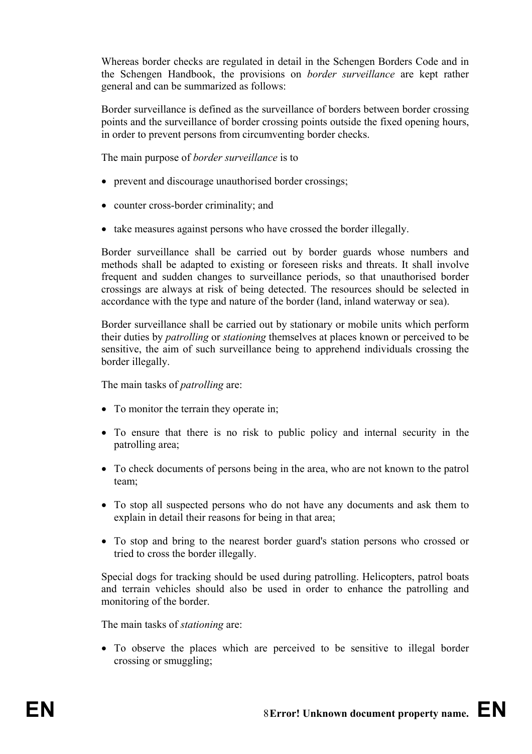Whereas border checks are regulated in detail in the Schengen Borders Code and in the Schengen Handbook, the provisions on *border surveillance* are kept rather general and can be summarized as follows:

Border surveillance is defined as the surveillance of borders between border crossing points and the surveillance of border crossing points outside the fixed opening hours, in order to prevent persons from circumventing border checks.

The main purpose of *border surveillance* is to

- prevent and discourage unauthorised border crossings;
- counter cross-border criminality; and
- take measures against persons who have crossed the border illegally.

Border surveillance shall be carried out by border guards whose numbers and methods shall be adapted to existing or foreseen risks and threats. It shall involve frequent and sudden changes to surveillance periods, so that unauthorised border crossings are always at risk of being detected. The resources should be selected in accordance with the type and nature of the border (land, inland waterway or sea).

Border surveillance shall be carried out by stationary or mobile units which perform their duties by *patrolling* or *stationing* themselves at places known or perceived to be sensitive, the aim of such surveillance being to apprehend individuals crossing the border illegally.

The main tasks of *patrolling* are:

- To monitor the terrain they operate in;
- To ensure that there is no risk to public policy and internal security in the patrolling area;
- To check documents of persons being in the area, who are not known to the patrol team;
- To stop all suspected persons who do not have any documents and ask them to explain in detail their reasons for being in that area;
- To stop and bring to the nearest border guard's station persons who crossed or tried to cross the border illegally.

Special dogs for tracking should be used during patrolling. Helicopters, patrol boats and terrain vehicles should also be used in order to enhance the patrolling and monitoring of the border.

The main tasks of *stationing* are:

- To observe the places which are perceived to be sensitive to illegal border crossing or smuggling;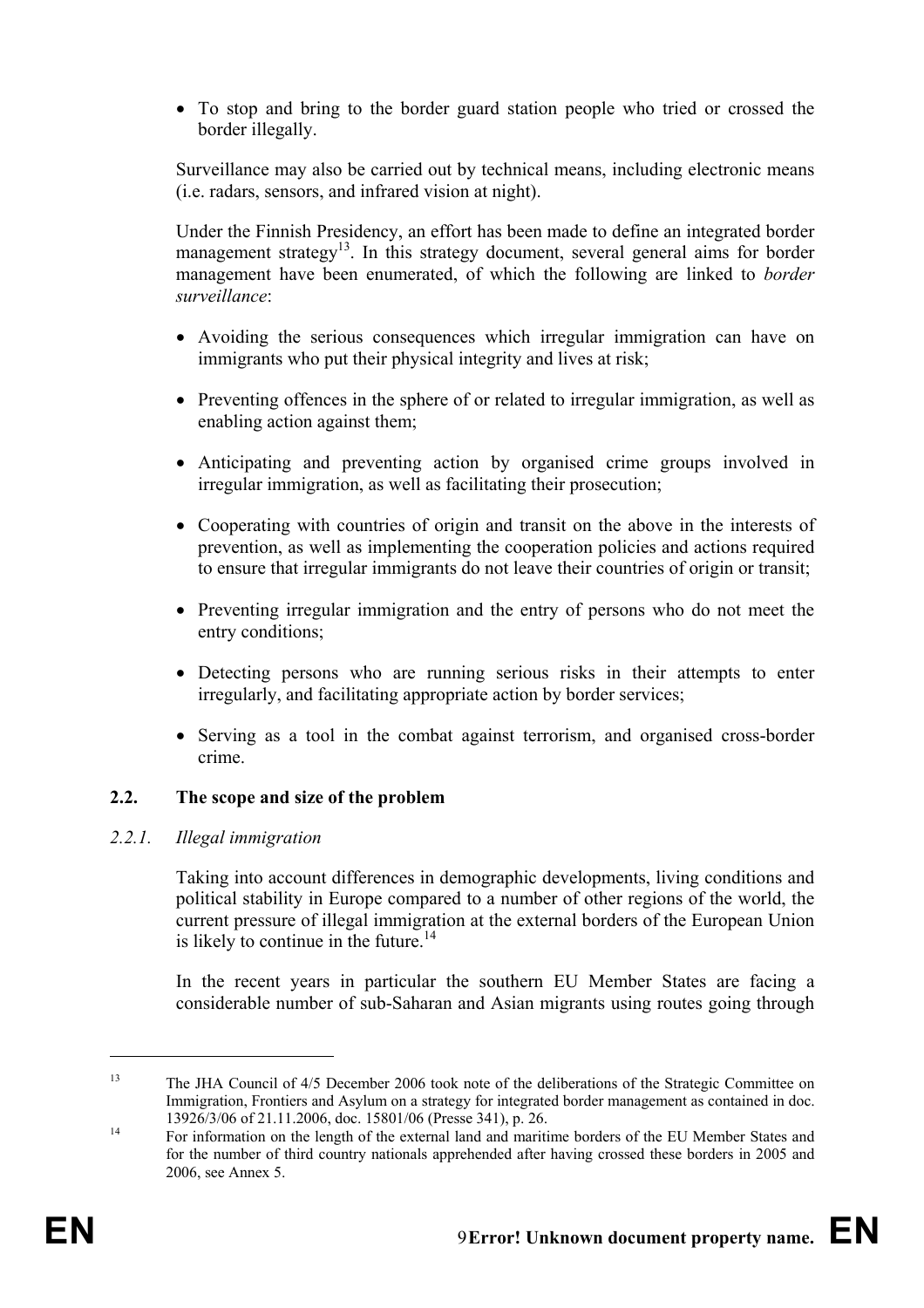- To stop and bring to the border guard station people who tried or crossed the border illegally.

Surveillance may also be carried out by technical means, including electronic means (i.e. radars, sensors, and infrared vision at night).

Under the Finnish Presidency, an effort has been made to define an integrated border management strategy[13]. In this strategy document, several general aims for border management have been enumerated, of which the following are linked to *border surveillance*:

- Avoiding the serious consequences which irregular immigration can have on immigrants who put their physical integrity and lives at risk;
- Preventing offences in the sphere of or related to irregular immigration, as well as enabling action against them;
- Anticipating and preventing action by organised crime groups involved in irregular immigration, as well as facilitating their prosecution;
- Cooperating with countries of origin and transit on the above in the interests of prevention, as well as implementing the cooperation policies and actions required to ensure that irregular immigrants do not leave their countries of origin or transit;
- Preventing irregular immigration and the entry of persons who do not meet the entry conditions;
- Detecting persons who are running serious risks in their attempts to enter irregularly, and facilitating appropriate action by border services;
- Serving as a tool in the combat against terrorism, and organised cross-border crime.

## 2.2. The scope and size of the problem

### *2.2.1. Illegal immigration*

Taking into account differences in demographic developments, living conditions and political stability in Europe compared to a number of other regions of the world, the current pressure of illegal immigration at the external borders of the European Union is likely to continue in the future.[14]

In the recent years in particular the southern EU Member States are facing a considerable number of sub-Saharan and Asian migrants using routes going through

---

[13] The JHA Council of 4/5 December 2006 took note of the deliberations of the Strategic Committee on Immigration, Frontiers and Asylum on a strategy for integrated border management as contained in doc. 13926/3/06 of 21.11.2006, doc. 15801/06 (Presse 341), p. 26.

[14] For information on the length of the external land and maritime borders of the EU Member States and for the number of third country nationals apprehended after having crossed these borders in 2005 and 2006, see Annex 5.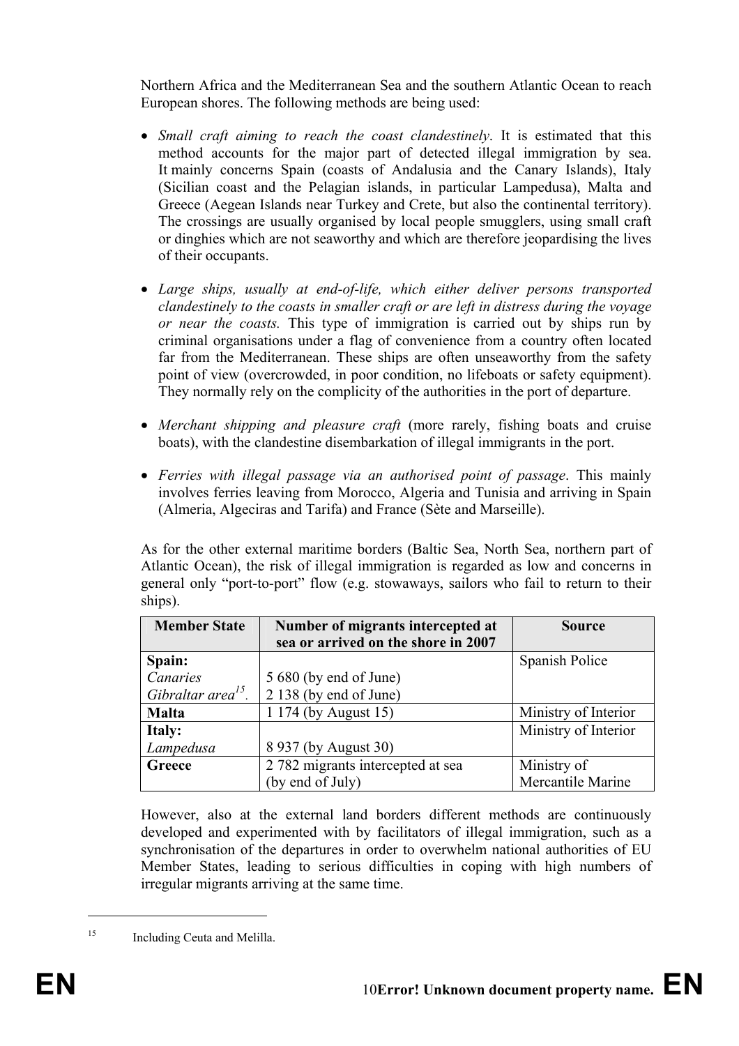Northern Africa and the Mediterranean Sea and the southern Atlantic Ocean to reach European shores. The following methods are being used:

- *Small craft aiming to reach the coast clandestinely*. It is estimated that this method accounts for the major part of detected illegal immigration by sea. It mainly concerns Spain (coasts of Andalusia and the Canary Islands), Italy (Sicilian coast and the Pelagian islands, in particular Lampedusa), Malta and Greece (Aegean Islands near Turkey and Crete, but also the continental territory). The crossings are usually organised by local people smugglers, using small craft or dinghies which are not seaworthy and which are therefore jeopardising the lives of their occupants.

- *Large ships, usually at end-of-life, which either deliver persons transported clandestinely to the coasts in smaller craft or are left in distress during the voyage or near the coasts.* This type of immigration is carried out by ships run by criminal organisations under a flag of convenience from a country often located far from the Mediterranean. These ships are often unseaworthy from the safety point of view (overcrowded, in poor condition, no lifeboats or safety equipment). They normally rely on the complicity of the authorities in the port of departure.

- *Merchant shipping and pleasure craft* (more rarely, fishing boats and cruise boats), with the clandestine disembarkation of illegal immigrants in the port.

- *Ferries with illegal passage via an authorised point of passage*. This mainly involves ferries leaving from Morocco, Algeria and Tunisia and arriving in Spain (Almeria, Algeciras and Tarifa) and France (Sète and Marseille).

As for the other external maritime borders (Baltic Sea, North Sea, northern part of Atlantic Ocean), the risk of illegal immigration is regarded as low and concerns in general only "port-to-port" flow (e.g. stowaways, sailors who fail to return to their ships).

| Member State | Number of migrants intercepted at sea or arrived on the shore in 2007 | Source |
|---|---|---|
| **Spain:**<br>*Canaries*<br>*Gibraltar area*[15]. | <br>5 680 (by end of June)<br>2 138 (by end of June) | Spanish Police |
| **Malta** | 1 174 (by August 15) | Ministry of Interior |
| **Italy:**<br>*Lampedusa* | <br>8 937 (by August 30) | Ministry of Interior |
| **Greece** | 2 782 migrants intercepted at sea (by end of July) | Ministry of Mercantile Marine |

However, also at the external land borders different methods are continuously developed and experimented with by facilitators of illegal immigration, such as a synchronisation of the departures in order to overwhelm national authorities of EU Member States, leading to serious difficulties in coping with high numbers of irregular migrants arriving at the same time.

[15] Including Ceuta and Melilla.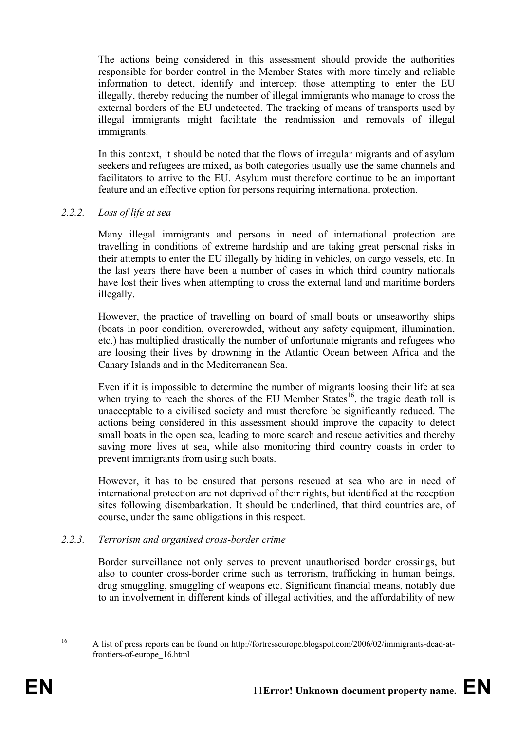The actions being considered in this assessment should provide the authorities responsible for border control in the Member States with more timely and reliable information to detect, identify and intercept those attempting to enter the EU illegally, thereby reducing the number of illegal immigrants who manage to cross the external borders of the EU undetected. The tracking of means of transports used by illegal immigrants might facilitate the readmission and removals of illegal immigrants.

In this context, it should be noted that the flows of irregular migrants and of asylum seekers and refugees are mixed, as both categories usually use the same channels and facilitators to arrive to the EU. Asylum must therefore continue to be an important feature and an effective option for persons requiring international protection.

### 2.2.2. *Loss of life at sea*

Many illegal immigrants and persons in need of international protection are travelling in conditions of extreme hardship and are taking great personal risks in their attempts to enter the EU illegally by hiding in vehicles, on cargo vessels, etc. In the last years there have been a number of cases in which third country nationals have lost their lives when attempting to cross the external land and maritime borders illegally.

However, the practice of travelling on board of small boats or unseaworthy ships (boats in poor condition, overcrowded, without any safety equipment, illumination, etc.) has multiplied drastically the number of unfortunate migrants and refugees who are loosing their lives by drowning in the Atlantic Ocean between Africa and the Canary Islands and in the Mediterranean Sea.

Even if it is impossible to determine the number of migrants loosing their life at sea when trying to reach the shores of the EU Member States[16], the tragic death toll is unacceptable to a civilised society and must therefore be significantly reduced. The actions being considered in this assessment should improve the capacity to detect small boats in the open sea, leading to more search and rescue activities and thereby saving more lives at sea, while also monitoring third country coasts in order to prevent immigrants from using such boats.

However, it has to be ensured that persons rescued at sea who are in need of international protection are not deprived of their rights, but identified at the reception sites following disembarkation. It should be underlined, that third countries are, of course, under the same obligations in this respect.

### 2.2.3. *Terrorism and organised cross-border crime*

Border surveillance not only serves to prevent unauthorised border crossings, but also to counter cross-border crime such as terrorism, trafficking in human beings, drug smuggling, smuggling of weapons etc. Significant financial means, notably due to an involvement in different kinds of illegal activities, and the affordability of new

---

[16] A list of press reports can be found on http://fortresseurope.blogspot.com/2006/02/immigrants-dead-at-frontiers-of-europe_16.html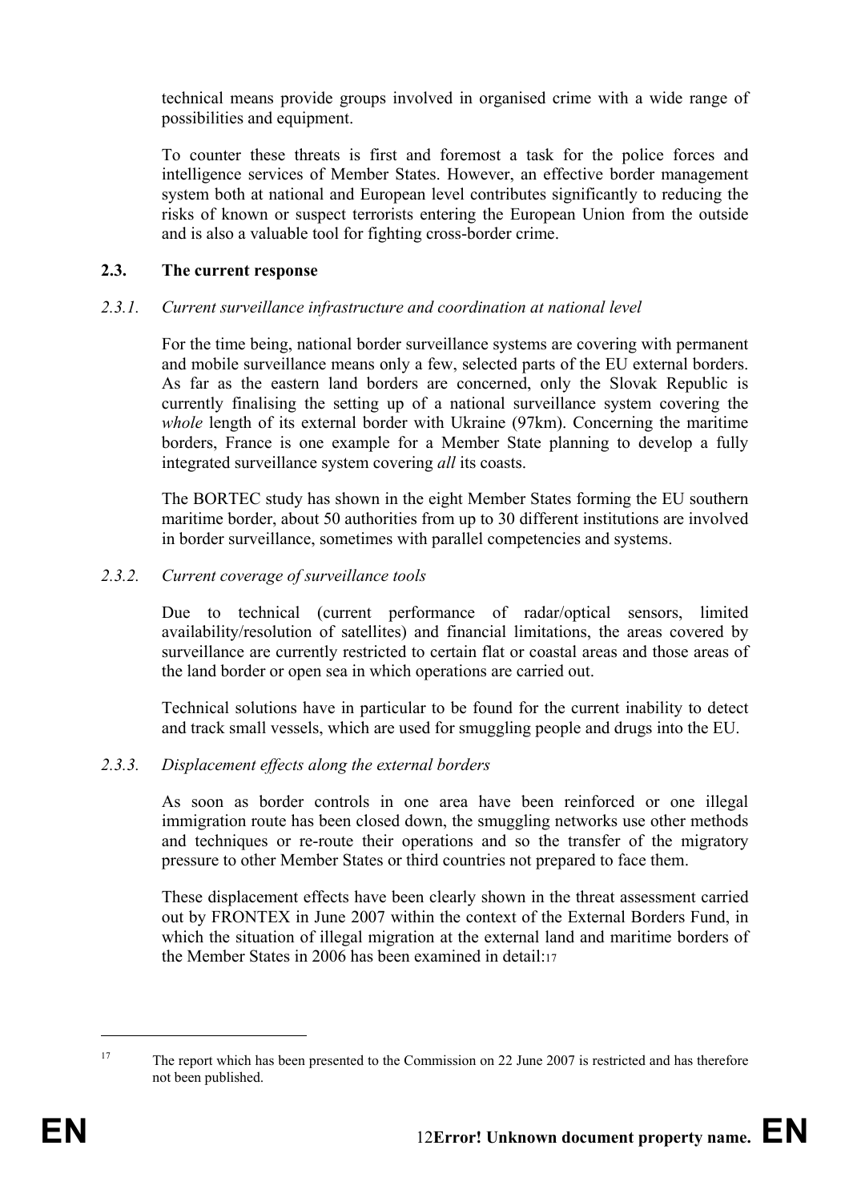technical means provide groups involved in organised crime with a wide range of possibilities and equipment.

To counter these threats is first and foremost a task for the police forces and intelligence services of Member States. However, an effective border management system both at national and European level contributes significantly to reducing the risks of known or suspect terrorists entering the European Union from the outside and is also a valuable tool for fighting cross-border crime.

### 2.3. The current response

#### *2.3.1. Current surveillance infrastructure and coordination at national level*

For the time being, national border surveillance systems are covering with permanent and mobile surveillance means only a few, selected parts of the EU external borders. As far as the eastern land borders are concerned, only the Slovak Republic is currently finalising the setting up of a national surveillance system covering the *whole* length of its external border with Ukraine (97km). Concerning the maritime borders, France is one example for a Member State planning to develop a fully integrated surveillance system covering *all* its coasts.

The BORTEC study has shown in the eight Member States forming the EU southern maritime border, about 50 authorities from up to 30 different institutions are involved in border surveillance, sometimes with parallel competencies and systems.

#### *2.3.2. Current coverage of surveillance tools*

Due to technical (current performance of radar/optical sensors, limited availability/resolution of satellites) and financial limitations, the areas covered by surveillance are currently restricted to certain flat or coastal areas and those areas of the land border or open sea in which operations are carried out.

Technical solutions have in particular to be found for the current inability to detect and track small vessels, which are used for smuggling people and drugs into the EU.

#### *2.3.3. Displacement effects along the external borders*

As soon as border controls in one area have been reinforced or one illegal immigration route has been closed down, the smuggling networks use other methods and techniques or re-route their operations and so the transfer of the migratory pressure to other Member States or third countries not prepared to face them.

These displacement effects have been clearly shown in the threat assessment carried out by FRONTEX in June 2007 within the context of the External Borders Fund, in which the situation of illegal migration at the external land and maritime borders of the Member States in 2006 has been examined in detail:[17]

---

[17] The report which has been presented to the Commission on 22 June 2007 is restricted and has therefore not been published.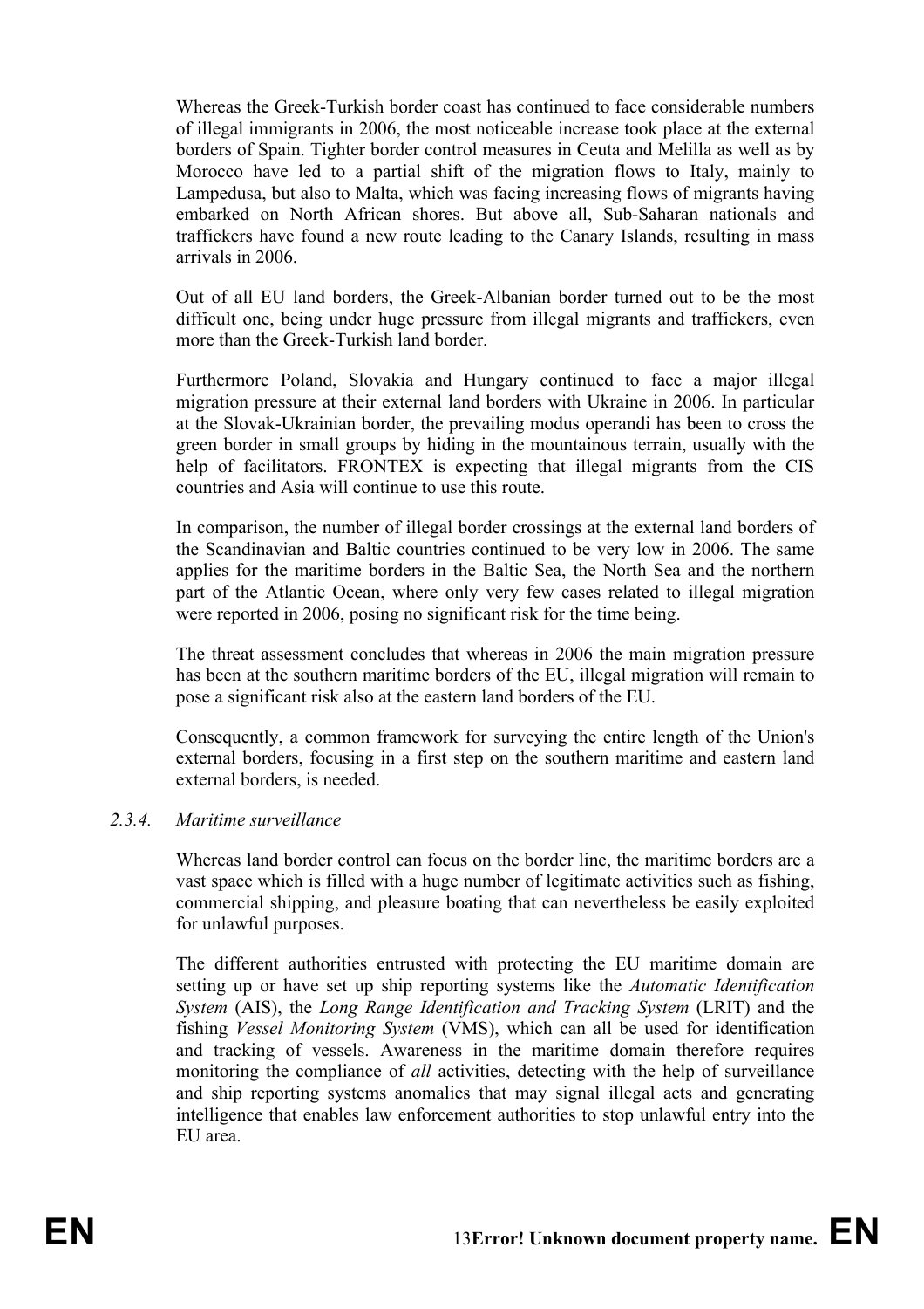Whereas the Greek-Turkish border coast has continued to face considerable numbers of illegal immigrants in 2006, the most noticeable increase took place at the external borders of Spain. Tighter border control measures in Ceuta and Melilla as well as by Morocco have led to a partial shift of the migration flows to Italy, mainly to Lampedusa, but also to Malta, which was facing increasing flows of migrants having embarked on North African shores. But above all, Sub-Saharan nationals and traffickers have found a new route leading to the Canary Islands, resulting in mass arrivals in 2006.

Out of all EU land borders, the Greek-Albanian border turned out to be the most difficult one, being under huge pressure from illegal migrants and traffickers, even more than the Greek-Turkish land border.

Furthermore Poland, Slovakia and Hungary continued to face a major illegal migration pressure at their external land borders with Ukraine in 2006. In particular at the Slovak-Ukrainian border, the prevailing modus operandi has been to cross the green border in small groups by hiding in the mountainous terrain, usually with the help of facilitators. FRONTEX is expecting that illegal migrants from the CIS countries and Asia will continue to use this route.

In comparison, the number of illegal border crossings at the external land borders of the Scandinavian and Baltic countries continued to be very low in 2006. The same applies for the maritime borders in the Baltic Sea, the North Sea and the northern part of the Atlantic Ocean, where only very few cases related to illegal migration were reported in 2006, posing no significant risk for the time being.

The threat assessment concludes that whereas in 2006 the main migration pressure has been at the southern maritime borders of the EU, illegal migration will remain to pose a significant risk also at the eastern land borders of the EU.

Consequently, a common framework for surveying the entire length of the Union's external borders, focusing in a first step on the southern maritime and eastern land external borders, is needed.

#### 2.3.4. *Maritime surveillance*

Whereas land border control can focus on the border line, the maritime borders are a vast space which is filled with a huge number of legitimate activities such as fishing, commercial shipping, and pleasure boating that can nevertheless be easily exploited for unlawful purposes.

The different authorities entrusted with protecting the EU maritime domain are setting up or have set up ship reporting systems like the *Automatic Identification System* (AIS), the *Long Range Identification and Tracking System* (LRIT) and the fishing *Vessel Monitoring System* (VMS), which can all be used for identification and tracking of vessels. Awareness in the maritime domain therefore requires monitoring the compliance of *all* activities, detecting with the help of surveillance and ship reporting systems anomalies that may signal illegal acts and generating intelligence that enables law enforcement authorities to stop unlawful entry into the EU area.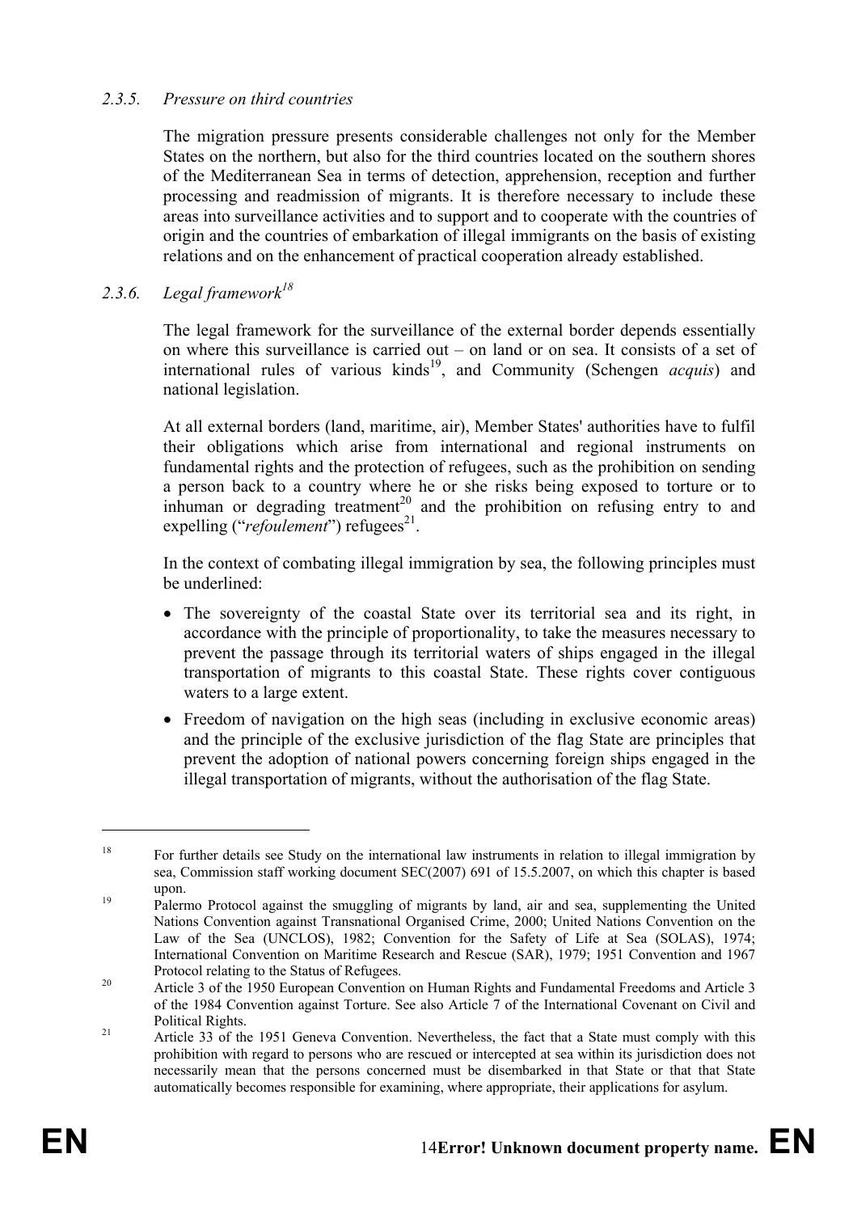#### *2.3.5. Pressure on third countries*

The migration pressure presents considerable challenges not only for the Member States on the northern, but also for the third countries located on the southern shores of the Mediterranean Sea in terms of detection, apprehension, reception and further processing and readmission of migrants. It is therefore necessary to include these areas into surveillance activities and to support and to cooperate with the countries of origin and the countries of embarkation of illegal immigrants on the basis of existing relations and on the enhancement of practical cooperation already established.

#### *2.3.6. Legal framework*[18]

The legal framework for the surveillance of the external border depends essentially on where this surveillance is carried out – on land or on sea. It consists of a set of international rules of various kinds[19], and Community (Schengen *acquis*) and national legislation.

At all external borders (land, maritime, air), Member States' authorities have to fulfil their obligations which arise from international and regional instruments on fundamental rights and the protection of refugees, such as the prohibition on sending a person back to a country where he or she risks being exposed to torture or to inhuman or degrading treatment[20] and the prohibition on refusing entry to and expelling ("*refoulement*") refugees[21].

In the context of combating illegal immigration by sea, the following principles must be underlined:

- The sovereignty of the coastal State over its territorial sea and its right, in accordance with the principle of proportionality, to take the measures necessary to prevent the passage through its territorial waters of ships engaged in the illegal transportation of migrants to this coastal State. These rights cover contiguous waters to a large extent.
- Freedom of navigation on the high seas (including in exclusive economic areas) and the principle of the exclusive jurisdiction of the flag State are principles that prevent the adoption of national powers concerning foreign ships engaged in the illegal transportation of migrants, without the authorisation of the flag State.

---

[18] For further details see Study on the international law instruments in relation to illegal immigration by sea, Commission staff working document SEC(2007) 691 of 15.5.2007, on which this chapter is based upon.

[19] Palermo Protocol against the smuggling of migrants by land, air and sea, supplementing the United Nations Convention against Transnational Organised Crime, 2000; United Nations Convention on the Law of the Sea (UNCLOS), 1982; Convention for the Safety of Life at Sea (SOLAS), 1974; International Convention on Maritime Research and Rescue (SAR), 1979; 1951 Convention and 1967 Protocol relating to the Status of Refugees.

[20] Article 3 of the 1950 European Convention on Human Rights and Fundamental Freedoms and Article 3 of the 1984 Convention against Torture. See also Article 7 of the International Covenant on Civil and Political Rights.

[21] Article 33 of the 1951 Geneva Convention. Nevertheless, the fact that a State must comply with this prohibition with regard to persons who are rescued or intercepted at sea within its jurisdiction does not necessarily mean that the persons concerned must be disembarked in that State or that that State automatically becomes responsible for examining, where appropriate, their applications for asylum.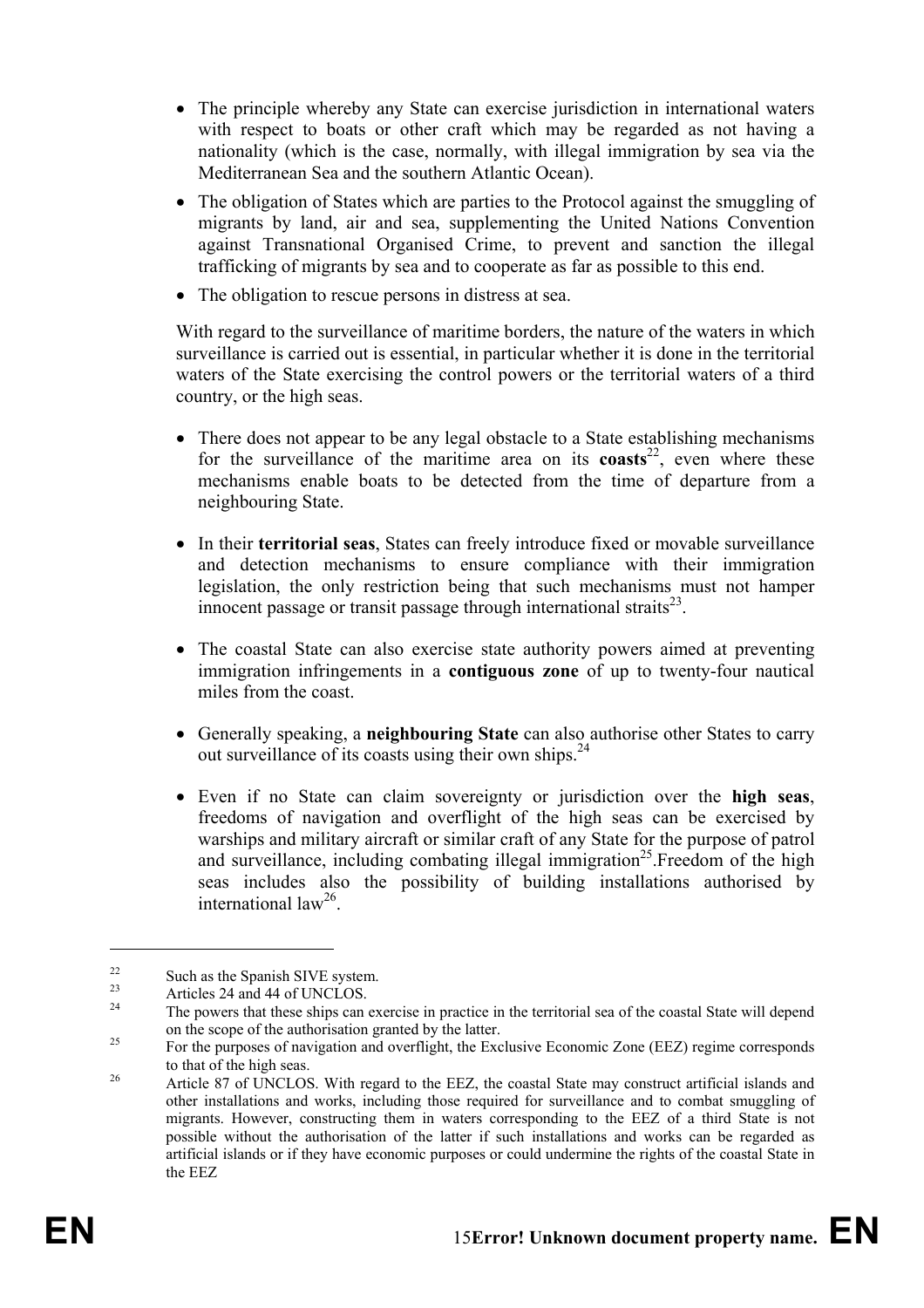- The principle whereby any State can exercise jurisdiction in international waters with respect to boats or other craft which may be regarded as not having a nationality (which is the case, normally, with illegal immigration by sea via the Mediterranean Sea and the southern Atlantic Ocean).
- The obligation of States which are parties to the Protocol against the smuggling of migrants by land, air and sea, supplementing the United Nations Convention against Transnational Organised Crime, to prevent and sanction the illegal trafficking of migrants by sea and to cooperate as far as possible to this end.
- The obligation to rescue persons in distress at sea.

With regard to the surveillance of maritime borders, the nature of the waters in which surveillance is carried out is essential, in particular whether it is done in the territorial waters of the State exercising the control powers or the territorial waters of a third country, or the high seas.

- There does not appear to be any legal obstacle to a State establishing mechanisms for the surveillance of the maritime area on its **coasts**[22], even where these mechanisms enable boats to be detected from the time of departure from a neighbouring State.

- In their **territorial seas**, States can freely introduce fixed or movable surveillance and detection mechanisms to ensure compliance with their immigration legislation, the only restriction being that such mechanisms must not hamper innocent passage or transit passage through international straits[23].

- The coastal State can also exercise state authority powers aimed at preventing immigration infringements in a **contiguous zone** of up to twenty-four nautical miles from the coast.

- Generally speaking, a **neighbouring State** can also authorise other States to carry out surveillance of its coasts using their own ships.[24]

- Even if no State can claim sovereignty or jurisdiction over the **high seas**, freedoms of navigation and overflight of the high seas can be exercised by warships and military aircraft or similar craft of any State for the purpose of patrol and surveillance, including combating illegal immigration[25].Freedom of the high seas includes also the possibility of building installations authorised by international law[26].

---

[22] Such as the Spanish SIVE system.

[23] Articles 24 and 44 of UNCLOS.

[24] The powers that these ships can exercise in practice in the territorial sea of the coastal State will depend on the scope of the authorisation granted by the latter.

[25] For the purposes of navigation and overflight, the Exclusive Economic Zone (EEZ) regime corresponds to that of the high seas.

[26] Article 87 of UNCLOS. With regard to the EEZ, the coastal State may construct artificial islands and other installations and works, including those required for surveillance and to combat smuggling of migrants. However, constructing them in waters corresponding to the EEZ of a third State is not possible without the authorisation of the latter if such installations and works can be regarded as artificial islands or if they have economic purposes or could undermine the rights of the coastal State in the EEZ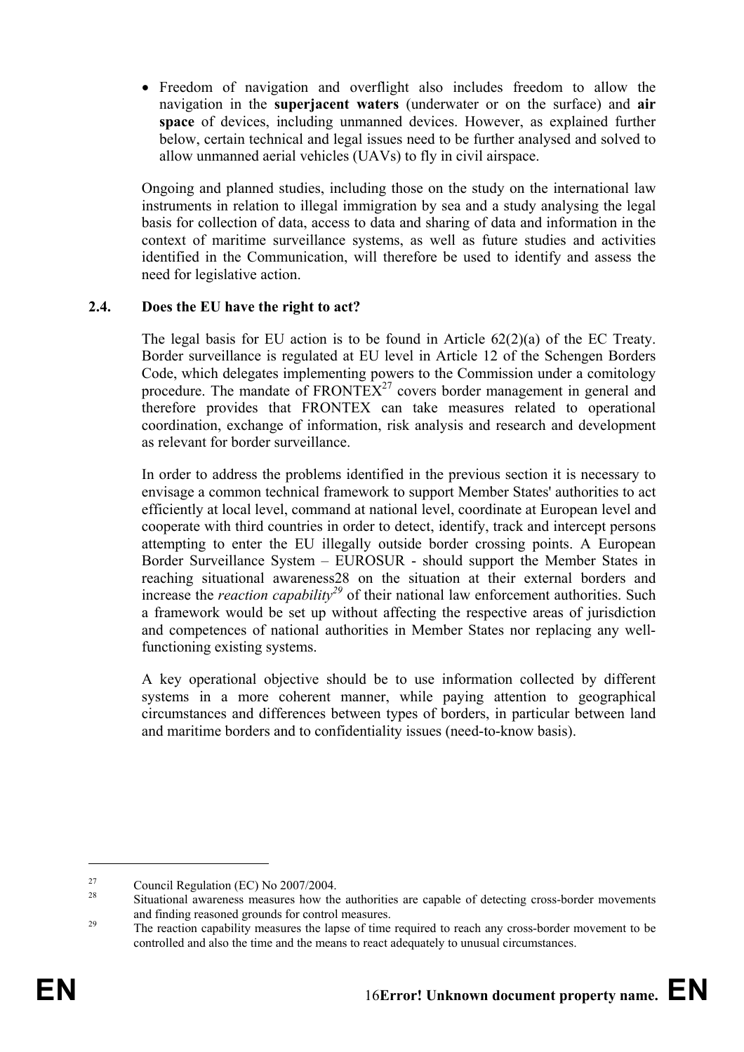- Freedom of navigation and overflight also includes freedom to allow the navigation in the **superjacent waters** (underwater or on the surface) and **air space** of devices, including unmanned devices. However, as explained further below, certain technical and legal issues need to be further analysed and solved to allow unmanned aerial vehicles (UAVs) to fly in civil airspace.

Ongoing and planned studies, including those on the study on the international law instruments in relation to illegal immigration by sea and a study analysing the legal basis for collection of data, access to data and sharing of data and information in the context of maritime surveillance systems, as well as future studies and activities identified in the Communication, will therefore be used to identify and assess the need for legislative action.

### 2.4. Does the EU have the right to act?

The legal basis for EU action is to be found in Article 62(2)(a) of the EC Treaty. Border surveillance is regulated at EU level in Article 12 of the Schengen Borders Code, which delegates implementing powers to the Commission under a comitology procedure. The mandate of FRONTEX[27] covers border management in general and therefore provides that FRONTEX can take measures related to operational coordination, exchange of information, risk analysis and research and development as relevant for border surveillance.

In order to address the problems identified in the previous section it is necessary to envisage a common technical framework to support Member States' authorities to act efficiently at local level, command at national level, coordinate at European level and cooperate with third countries in order to detect, identify, track and intercept persons attempting to enter the EU illegally outside border crossing points. A European Border Surveillance System – EUROSUR - should support the Member States in reaching situational awareness28 on the situation at their external borders and increase the *reaction capability*[29] of their national law enforcement authorities. Such a framework would be set up without affecting the respective areas of jurisdiction and competences of national authorities in Member States nor replacing any well-functioning existing systems.

A key operational objective should be to use information collected by different systems in a more coherent manner, while paying attention to geographical circumstances and differences between types of borders, in particular between land and maritime borders and to confidentiality issues (need-to-know basis).

---

[27] Council Regulation (EC) No 2007/2004.

[28] Situational awareness measures how the authorities are capable of detecting cross-border movements and finding reasoned grounds for control measures.

[29] The reaction capability measures the lapse of time required to reach any cross-border movement to be controlled and also the time and the means to react adequately to unusual circumstances.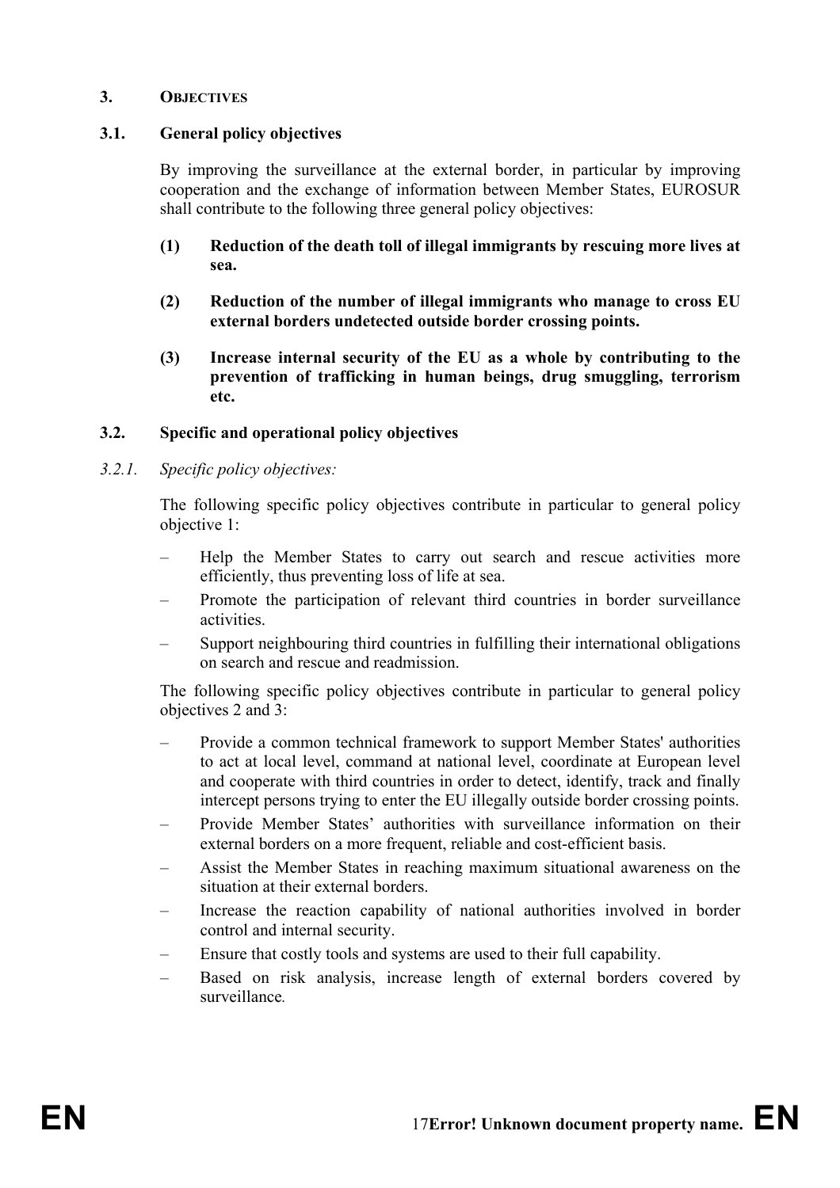## 3. OBJECTIVES

### 3.1. General policy objectives

By improving the surveillance at the external border, in particular by improving cooperation and the exchange of information between Member States, EUROSUR shall contribute to the following three general policy objectives:

**(1) Reduction of the death toll of illegal immigrants by rescuing more lives at sea.**

**(2) Reduction of the number of illegal immigrants who manage to cross EU external borders undetected outside border crossing points.**

**(3) Increase internal security of the EU as a whole by contributing to the prevention of trafficking in human beings, drug smuggling, terrorism etc.**

### 3.2. Specific and operational policy objectives

#### *3.2.1. Specific policy objectives:*

The following specific policy objectives contribute in particular to general policy objective 1:

- Help the Member States to carry out search and rescue activities more efficiently, thus preventing loss of life at sea.
- Promote the participation of relevant third countries in border surveillance activities.
- Support neighbouring third countries in fulfilling their international obligations on search and rescue and readmission.

The following specific policy objectives contribute in particular to general policy objectives 2 and 3:

- Provide a common technical framework to support Member States' authorities to act at local level, command at national level, coordinate at European level and cooperate with third countries in order to detect, identify, track and finally intercept persons trying to enter the EU illegally outside border crossing points.
- Provide Member States' authorities with surveillance information on their external borders on a more frequent, reliable and cost-efficient basis.
- Assist the Member States in reaching maximum situational awareness on the situation at their external borders.
- Increase the reaction capability of national authorities involved in border control and internal security.
- Ensure that costly tools and systems are used to their full capability.
- Based on risk analysis, increase length of external borders covered by surveillance.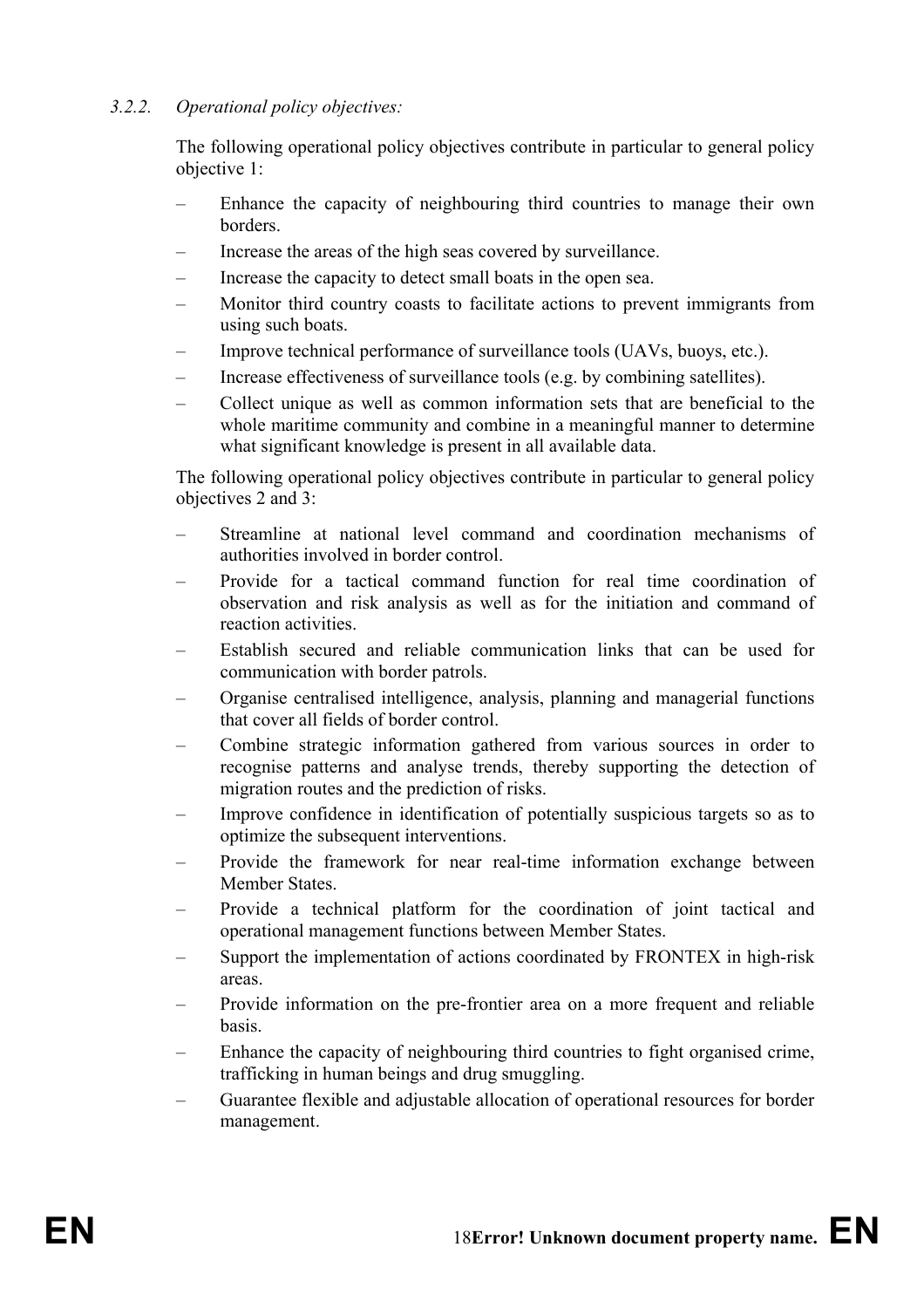### *3.2.2. Operational policy objectives:*

The following operational policy objectives contribute in particular to general policy objective 1:

- Enhance the capacity of neighbouring third countries to manage their own borders.
- Increase the areas of the high seas covered by surveillance.
- Increase the capacity to detect small boats in the open sea.
- Monitor third country coasts to facilitate actions to prevent immigrants from using such boats.
- Improve technical performance of surveillance tools (UAVs, buoys, etc.).
- Increase effectiveness of surveillance tools (e.g. by combining satellites).
- Collect unique as well as common information sets that are beneficial to the whole maritime community and combine in a meaningful manner to determine what significant knowledge is present in all available data.

The following operational policy objectives contribute in particular to general policy objectives 2 and 3:

- Streamline at national level command and coordination mechanisms of authorities involved in border control.
- Provide for a tactical command function for real time coordination of observation and risk analysis as well as for the initiation and command of reaction activities.
- Establish secured and reliable communication links that can be used for communication with border patrols.
- Organise centralised intelligence, analysis, planning and managerial functions that cover all fields of border control.
- Combine strategic information gathered from various sources in order to recognise patterns and analyse trends, thereby supporting the detection of migration routes and the prediction of risks.
- Improve confidence in identification of potentially suspicious targets so as to optimize the subsequent interventions.
- Provide the framework for near real-time information exchange between Member States.
- Provide a technical platform for the coordination of joint tactical and operational management functions between Member States.
- Support the implementation of actions coordinated by FRONTEX in high-risk areas.
- Provide information on the pre-frontier area on a more frequent and reliable basis.
- Enhance the capacity of neighbouring third countries to fight organised crime, trafficking in human beings and drug smuggling.
- Guarantee flexible and adjustable allocation of operational resources for border management.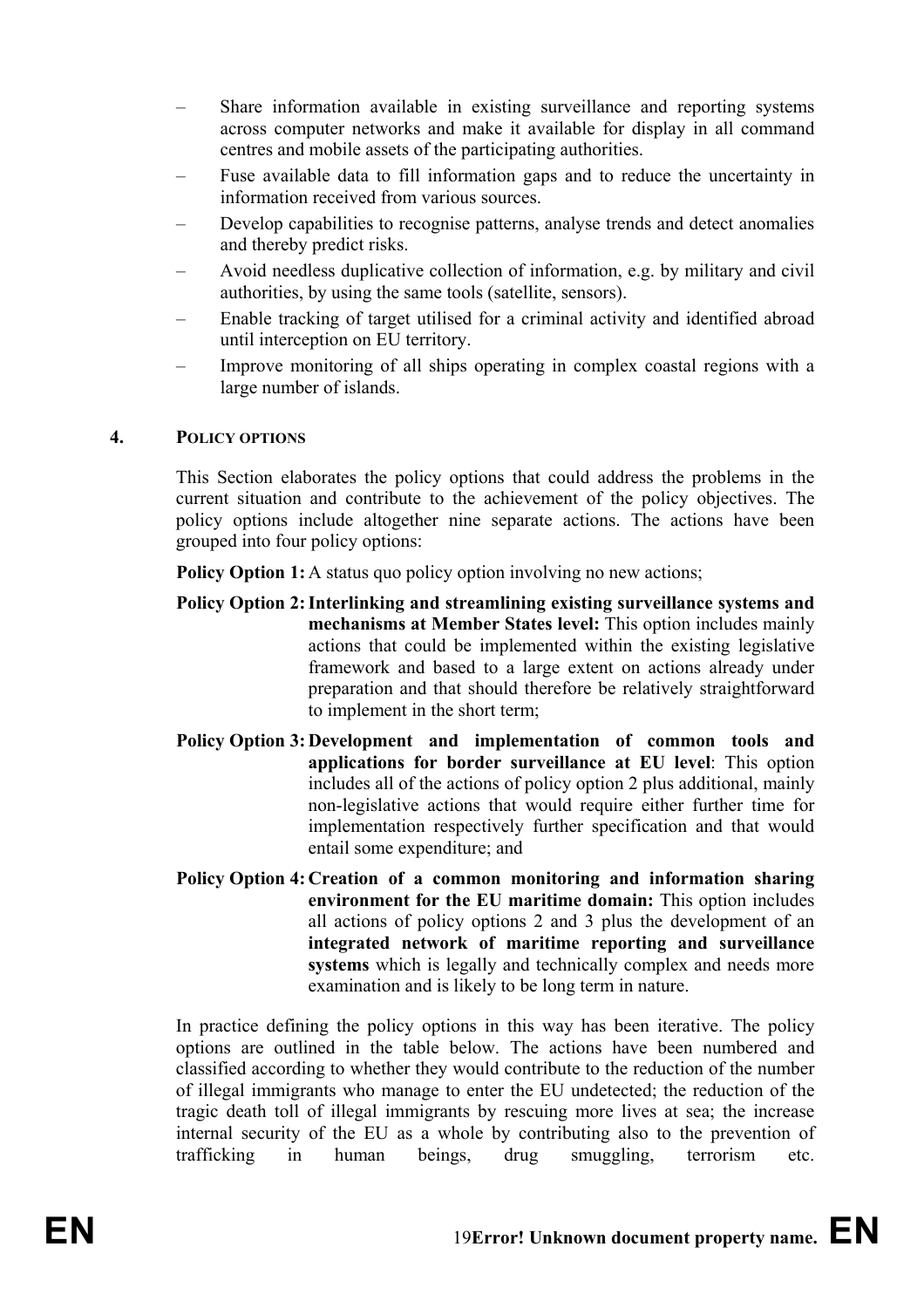- Share information available in existing surveillance and reporting systems across computer networks and make it available for display in all command centres and mobile assets of the participating authorities.
- Fuse available data to fill information gaps and to reduce the uncertainty in information received from various sources.
- Develop capabilities to recognise patterns, analyse trends and detect anomalies and thereby predict risks.
- Avoid needless duplicative collection of information, e.g. by military and civil authorities, by using the same tools (satellite, sensors).
- Enable tracking of target utilised for a criminal activity and identified abroad until interception on EU territory.
- Improve monitoring of all ships operating in complex coastal regions with a large number of islands.

## 4. POLICY OPTIONS

This Section elaborates the policy options that could address the problems in the current situation and contribute to the achievement of the policy objectives. The policy options include altogether nine separate actions. The actions have been grouped into four policy options:

**Policy Option 1:** A status quo policy option involving no new actions;

**Policy Option 2:** **Interlinking and streamlining existing surveillance systems and mechanisms at Member States level:** This option includes mainly actions that could be implemented within the existing legislative framework and based to a large extent on actions already under preparation and that should therefore be relatively straightforward to implement in the short term;

**Policy Option 3:** **Development and implementation of common tools and applications for border surveillance at EU level**: This option includes all of the actions of policy option 2 plus additional, mainly non-legislative actions that would require either further time for implementation respectively further specification and that would entail some expenditure; and

**Policy Option 4:** **Creation of a common monitoring and information sharing environment for the EU maritime domain:** This option includes all actions of policy options 2 and 3 plus the development of an **integrated network of maritime reporting and surveillance systems** which is legally and technically complex and needs more examination and is likely to be long term in nature.

In practice defining the policy options in this way has been iterative. The policy options are outlined in the table below. The actions have been numbered and classified according to whether they would contribute to the reduction of the number of illegal immigrants who manage to enter the EU undetected; the reduction of the tragic death toll of illegal immigrants by rescuing more lives at sea; the increase internal security of the EU as a whole by contributing also to the prevention of trafficking in human beings, drug smuggling, terrorism etc.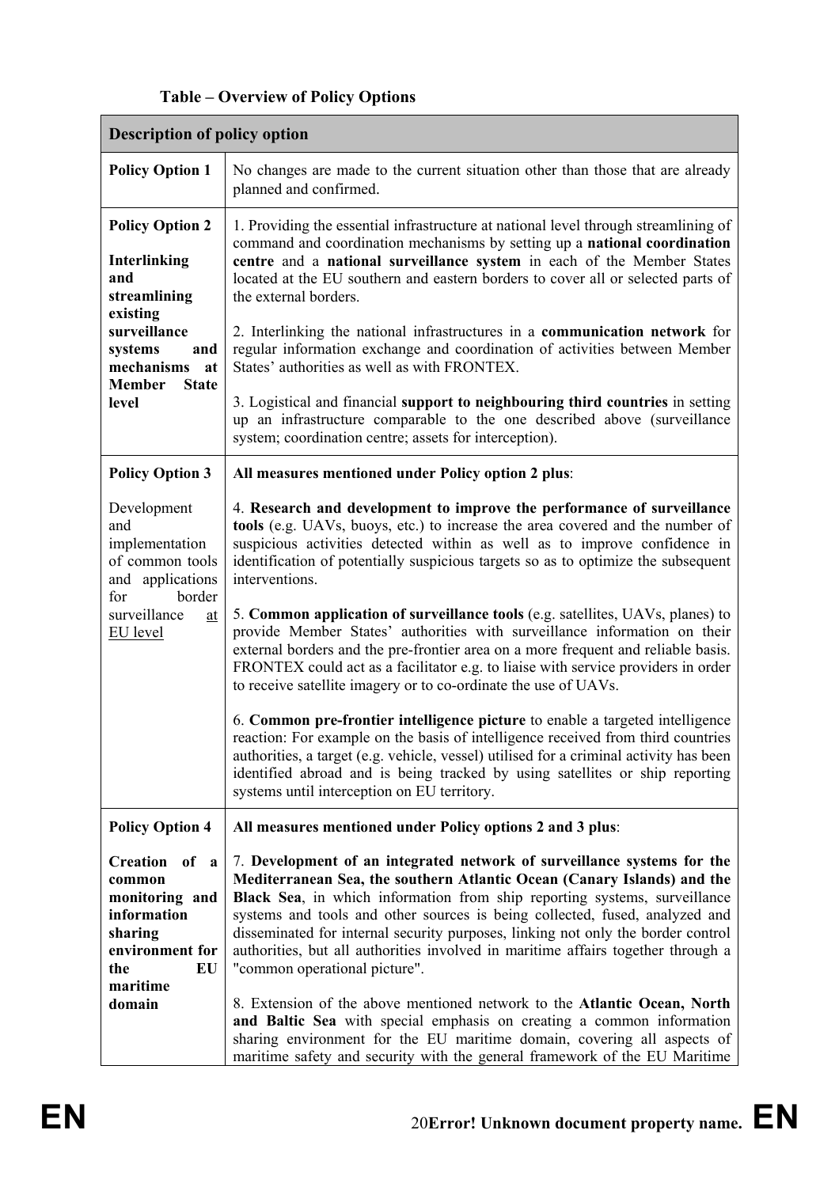**Table – Overview of Policy Options**

| Description of policy option | |
|---|---|
| **Policy Option 1** | No changes are made to the current situation other than those that are already planned and confirmed. |
| **Policy Option 2**<br><br>**Interlinking and streamlining existing surveillance systems and mechanisms at Member State level** | 1. Providing the essential infrastructure at national level through streamlining of command and coordination mechanisms by setting up a **national coordination centre** and a **national surveillance system** in each of the Member States located at the EU southern and eastern borders to cover all or selected parts of the external borders.<br><br>2. Interlinking the national infrastructures in a **communication network** for regular information exchange and coordination of activities between Member States' authorities as well as with FRONTEX.<br><br>3. Logistical and financial **support to neighbouring third countries** in setting up an infrastructure comparable to the one described above (surveillance system; coordination centre; assets for interception). |
| **Policy Option 3**<br><br>Development and implementation of common tools and applications for border surveillance at EU level | **All measures mentioned under Policy option 2 plus**:<br><br>4. **Research and development to improve the performance of surveillance tools** (e.g. UAVs, buoys, etc.) to increase the area covered and the number of suspicious activities detected within as well as to improve confidence in identification of potentially suspicious targets so as to optimize the subsequent interventions.<br><br>5. **Common application of surveillance tools** (e.g. satellites, UAVs, planes) to provide Member States' authorities with surveillance information on their external borders and the pre-frontier area on a more frequent and reliable basis. FRONTEX could act as a facilitator e.g. to liaise with service providers in order to receive satellite imagery or to co-ordinate the use of UAVs.<br><br>6. **Common pre-frontier intelligence picture** to enable a targeted intelligence reaction: For example on the basis of intelligence received from third countries authorities, a target (e.g. vehicle, vessel) utilised for a criminal activity has been identified abroad and is being tracked by using satellites or ship reporting systems until interception on EU territory. |
| **Policy Option 4**<br><br>**Creation of a common monitoring and information sharing environment for the EU maritime domain** | **All measures mentioned under Policy options 2 and 3 plus**:<br><br>7. **Development of an integrated network of surveillance systems for the Mediterranean Sea, the southern Atlantic Ocean (Canary Islands) and the Black Sea**, in which information from ship reporting systems, surveillance systems and tools and other sources is being collected, fused, analyzed and disseminated for internal security purposes, linking not only the border control authorities, but all authorities involved in maritime affairs together through a "common operational picture".<br><br>8. Extension of the above mentioned network to the **Atlantic Ocean, North and Baltic Sea** with special emphasis on creating a common information sharing environment for the EU maritime domain, covering all aspects of maritime safety and security with the general framework of the EU Maritime |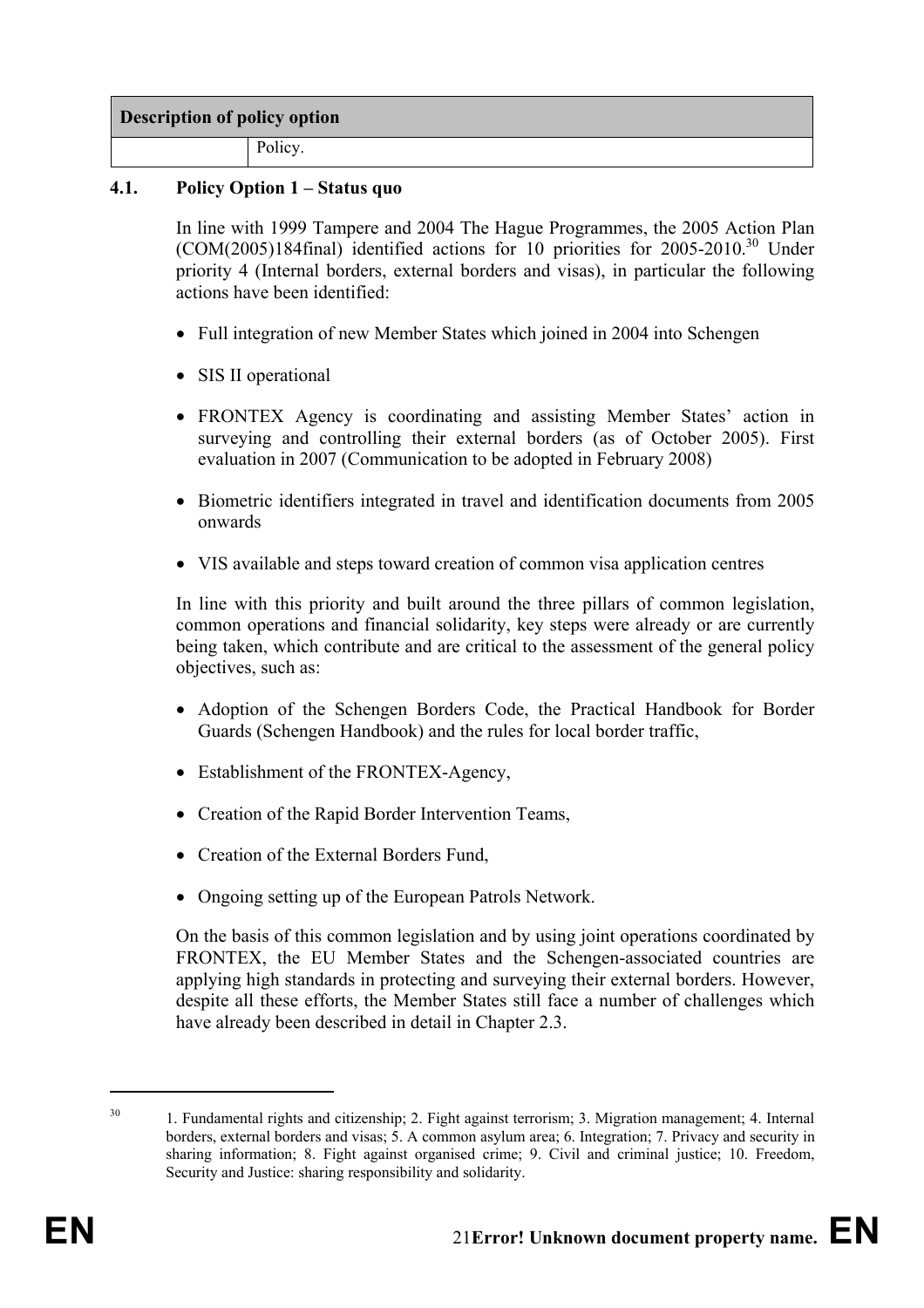| Description of policy option | |
|---|---|
| | Policy. |

### 4.1. Policy Option 1 – Status quo

In line with 1999 Tampere and 2004 The Hague Programmes, the 2005 Action Plan (COM(2005)184final) identified actions for 10 priorities for 2005-2010.[30] Under priority 4 (Internal borders, external borders and visas), in particular the following actions have been identified:

- Full integration of new Member States which joined in 2004 into Schengen
- SIS II operational
- FRONTEX Agency is coordinating and assisting Member States' action in surveying and controlling their external borders (as of October 2005). First evaluation in 2007 (Communication to be adopted in February 2008)
- Biometric identifiers integrated in travel and identification documents from 2005 onwards
- VIS available and steps toward creation of common visa application centres

In line with this priority and built around the three pillars of common legislation, common operations and financial solidarity, key steps were already or are currently being taken, which contribute and are critical to the assessment of the general policy objectives, such as:

- Adoption of the Schengen Borders Code, the Practical Handbook for Border Guards (Schengen Handbook) and the rules for local border traffic,
- Establishment of the FRONTEX-Agency,
- Creation of the Rapid Border Intervention Teams,
- Creation of the External Borders Fund,
- Ongoing setting up of the European Patrols Network.

On the basis of this common legislation and by using joint operations coordinated by FRONTEX, the EU Member States and the Schengen-associated countries are applying high standards in protecting and surveying their external borders. However, despite all these efforts, the Member States still face a number of challenges which have already been described in detail in Chapter 2.3.

[30] 1. Fundamental rights and citizenship; 2. Fight against terrorism; 3. Migration management; 4. Internal borders, external borders and visas; 5. A common asylum area; 6. Integration; 7. Privacy and security in sharing information; 8. Fight against organised crime; 9. Civil and criminal justice; 10. Freedom, Security and Justice: sharing responsibility and solidarity.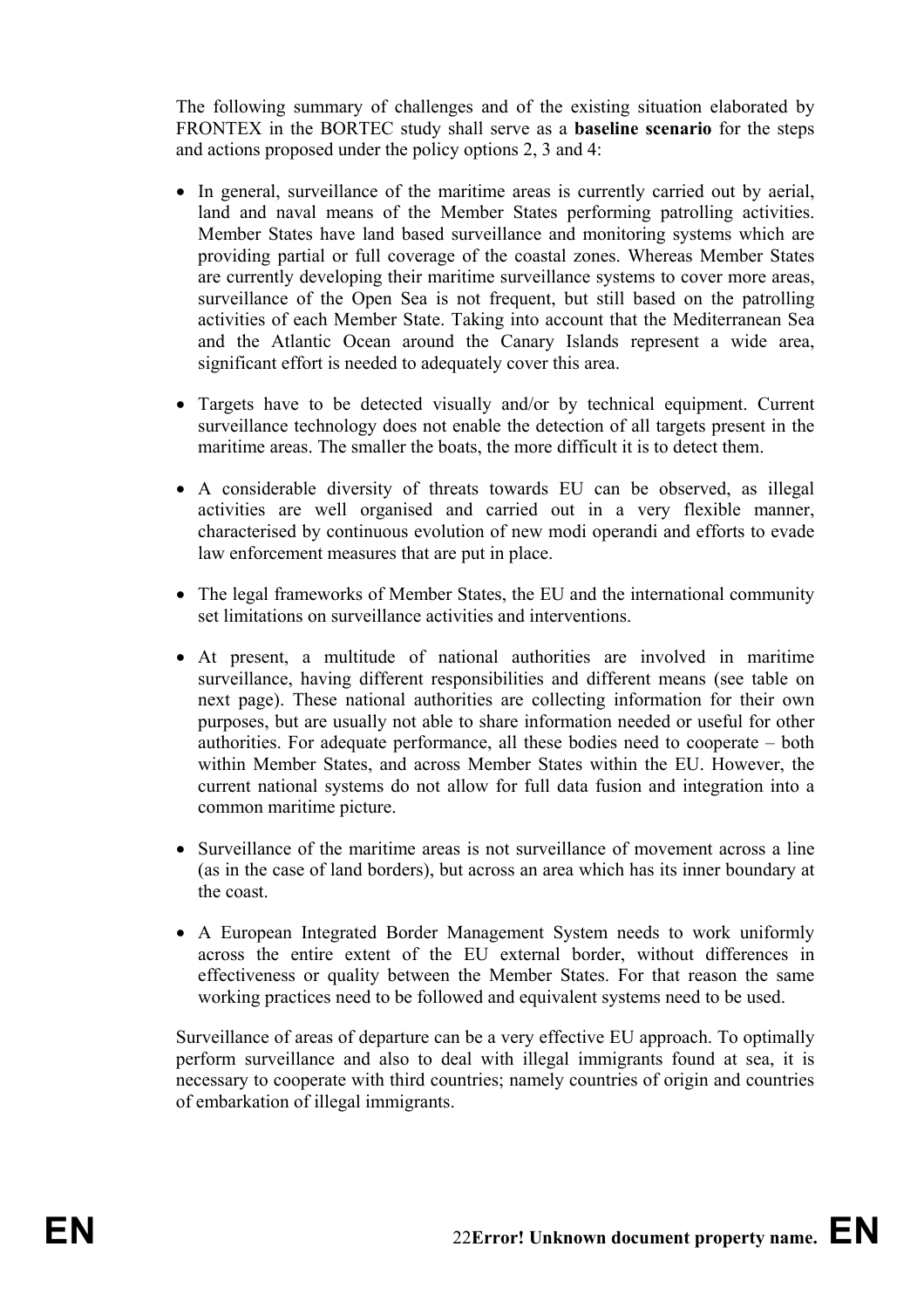The following summary of challenges and of the existing situation elaborated by FRONTEX in the BORTEC study shall serve as a **baseline scenario** for the steps and actions proposed under the policy options 2, 3 and 4:

- In general, surveillance of the maritime areas is currently carried out by aerial, land and naval means of the Member States performing patrolling activities. Member States have land based surveillance and monitoring systems which are providing partial or full coverage of the coastal zones. Whereas Member States are currently developing their maritime surveillance systems to cover more areas, surveillance of the Open Sea is not frequent, but still based on the patrolling activities of each Member State. Taking into account that the Mediterranean Sea and the Atlantic Ocean around the Canary Islands represent a wide area, significant effort is needed to adequately cover this area.

- Targets have to be detected visually and/or by technical equipment. Current surveillance technology does not enable the detection of all targets present in the maritime areas. The smaller the boats, the more difficult it is to detect them.

- A considerable diversity of threats towards EU can be observed, as illegal activities are well organised and carried out in a very flexible manner, characterised by continuous evolution of new modi operandi and efforts to evade law enforcement measures that are put in place.

- The legal frameworks of Member States, the EU and the international community set limitations on surveillance activities and interventions.

- At present, a multitude of national authorities are involved in maritime surveillance, having different responsibilities and different means (see table on next page). These national authorities are collecting information for their own purposes, but are usually not able to share information needed or useful for other authorities. For adequate performance, all these bodies need to cooperate – both within Member States, and across Member States within the EU. However, the current national systems do not allow for full data fusion and integration into a common maritime picture.

- Surveillance of the maritime areas is not surveillance of movement across a line (as in the case of land borders), but across an area which has its inner boundary at the coast.

- A European Integrated Border Management System needs to work uniformly across the entire extent of the EU external border, without differences in effectiveness or quality between the Member States. For that reason the same working practices need to be followed and equivalent systems need to be used.

Surveillance of areas of departure can be a very effective EU approach. To optimally perform surveillance and also to deal with illegal immigrants found at sea, it is necessary to cooperate with third countries; namely countries of origin and countries of embarkation of illegal immigrants.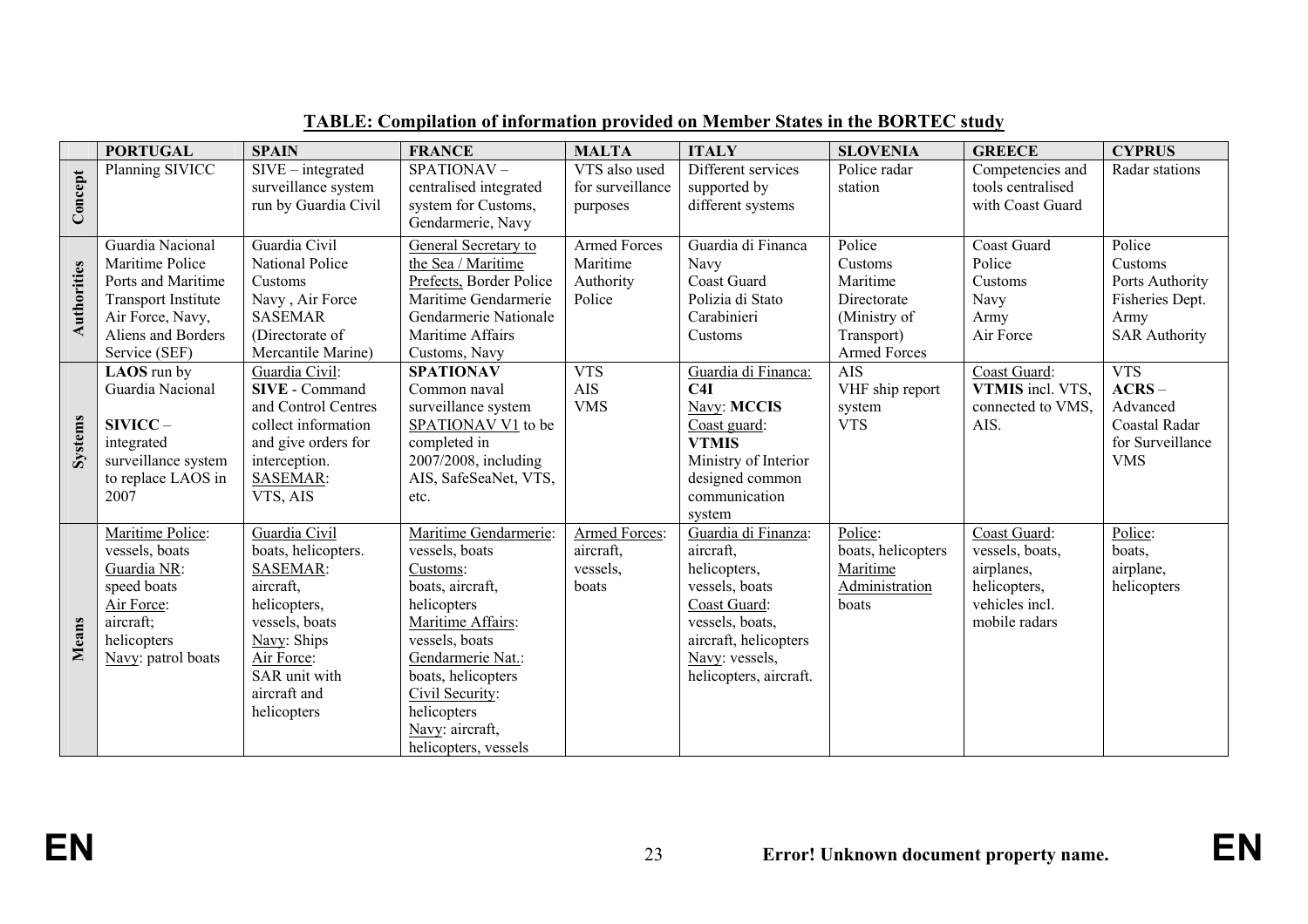**TABLE: Compilation of information provided on Member States in the BORTEC study**

| | PORTUGAL | SPAIN | FRANCE | MALTA | ITALY | SLOVENIA | GREECE | CYPRUS |
|---|---|---|---|---|---|---|---|---|
| **Concept** | Planning SIVICC | SIVE – integrated surveillance system run by Guardia Civil | SPATIONAV – centralised integrated system for Customs, Gendarmerie, Navy | VTS also used for surveillance purposes | Different services supported by different systems | Police radar station | Competencies and tools centralised with Coast Guard | Radar stations |
| **Authorities** | Guardia Nacional<br>Maritime Police<br>Ports and Maritime Transport Institute<br>Air Force, Navy,<br>Aliens and Borders Service (SEF) | Guardia Civil<br>National Police<br>Customs<br>Navy , Air Force<br>SASEMAR (Directorate of Mercantile Marine) | General Secretary to the Sea / Maritime Prefects, Border Police<br>Maritime Gendarmerie<br>Gendarmerie Nationale<br>Maritime Affairs<br>Customs, Navy | Armed Forces<br>Maritime Authority<br>Police | Guardia di Financa<br>Navy<br>Coast Guard<br>Polizia di Stato<br>Carabinieri<br>Customs | Police<br>Customs<br>Maritime Directorate (Ministry of Transport)<br>Armed Forces | Coast Guard<br>Police<br>Customs<br>Navy<br>Army<br>Air Force | Police<br>Customs<br>Ports Authority<br>Fisheries Dept.<br>Army<br>SAR Authority |
| **Systems** | **LAOS** run by Guardia Nacional<br><br>**SIVICC** – integrated surveillance system to replace LAOS in 2007 | Guardia Civil:<br>**SIVE** - Command and Control Centres collect information and give orders for interception.<br>SASEMAR:<br>VTS, AIS | **SPATIONAV**<br>Common naval surveillance system<br>SPATIONAV V1 to be completed in 2007/2008, including AIS, SafeSeaNet, VTS, etc. | VTS<br>AIS<br>VMS | Guardia di Financa:<br>**C4I**<br>Navy: **MCCIS**<br>Coast guard:<br>**VTMIS**<br>Ministry of Interior designed common communication system | AIS<br>VHF ship report system<br>VTS | Coast Guard:<br>**VTMIS** incl. VTS, connected to VMS, AIS. | VTS<br>**ACRS** – Advanced Coastal Radar for Surveillance<br>VMS |
| **Means** | Maritime Police:<br>vessels, boats<br>Guardia NR:<br>speed boats<br>Air Force:<br>aircraft;<br>helicopters<br>Navy: patrol boats | Guardia Civil<br>boats, helicopters.<br>SASEMAR:<br>aircraft,<br>helicopters,<br>vessels, boats<br>Navy: Ships<br>Air Force:<br>SAR unit with aircraft and helicopters | Maritime Gendarmerie:<br>vessels, boats<br>Customs:<br>boats, aircraft, helicopters<br>Maritime Affairs:<br>vessels, boats<br>Gendarmerie Nat.:<br>boats, helicopters<br>Civil Security:<br>helicopters<br>Navy: aircraft, helicopters, vessels | Armed Forces:<br>aircraft,<br>vessels,<br>boats | Guardia di Finanza:<br>aircraft,<br>helicopters,<br>vessels, boats<br>Coast Guard:<br>vessels, boats,<br>aircraft, helicopters<br>Navy: vessels,<br>helicopters, aircraft. | Police:<br>boats, helicopters<br>Maritime Administration<br>boats | Coast Guard:<br>vessels, boats,<br>airplanes,<br>helicopters,<br>vehicles incl. mobile radars | Police:<br>boats,<br>airplane,<br>helicopters |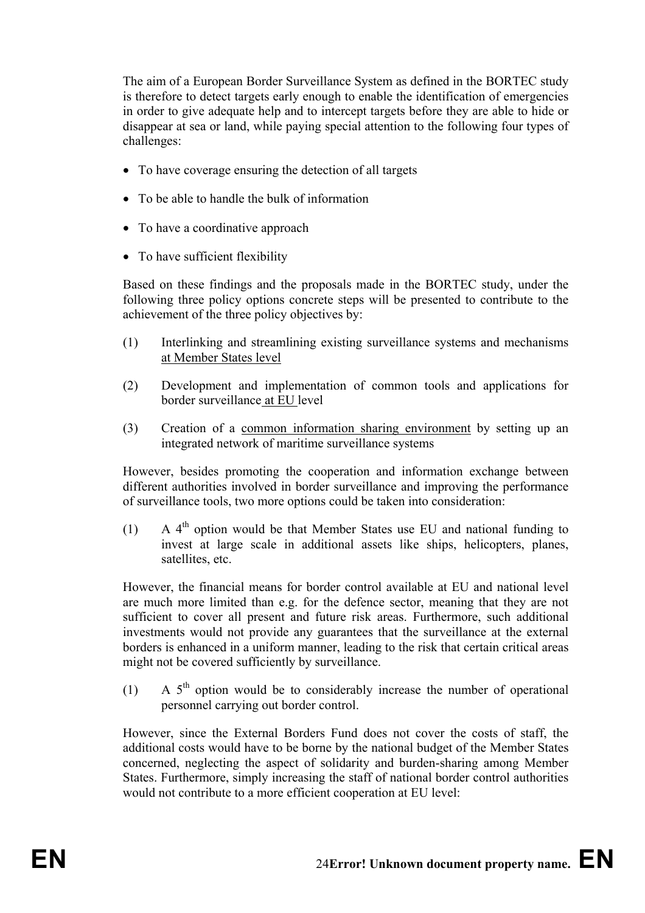The aim of a European Border Surveillance System as defined in the BORTEC study is therefore to detect targets early enough to enable the identification of emergencies in order to give adequate help and to intercept targets before they are able to hide or disappear at sea or land, while paying special attention to the following four types of challenges:

- To have coverage ensuring the detection of all targets
- To be able to handle the bulk of information
- To have a coordinative approach
- To have sufficient flexibility

Based on these findings and the proposals made in the BORTEC study, under the following three policy options concrete steps will be presented to contribute to the achievement of the three policy objectives by:

(1) Interlinking and streamlining existing surveillance systems and mechanisms <u>at Member States level</u>

(2) Development and implementation of common tools and applications for border surveillance <u>at EU</u> level

(3) Creation of a <u>common information sharing environment</u> by setting up an integrated network of maritime surveillance systems

However, besides promoting the cooperation and information exchange between different authorities involved in border surveillance and improving the performance of surveillance tools, two more options could be taken into consideration:

(1) A 4th option would be that Member States use EU and national funding to invest at large scale in additional assets like ships, helicopters, planes, satellites, etc.

However, the financial means for border control available at EU and national level are much more limited than e.g. for the defence sector, meaning that they are not sufficient to cover all present and future risk areas. Furthermore, such additional investments would not provide any guarantees that the surveillance at the external borders is enhanced in a uniform manner, leading to the risk that certain critical areas might not be covered sufficiently by surveillance.

(1) A 5th option would be to considerably increase the number of operational personnel carrying out border control.

However, since the External Borders Fund does not cover the costs of staff, the additional costs would have to be borne by the national budget of the Member States concerned, neglecting the aspect of solidarity and burden-sharing among Member States. Furthermore, simply increasing the staff of national border control authorities would not contribute to a more efficient cooperation at EU level: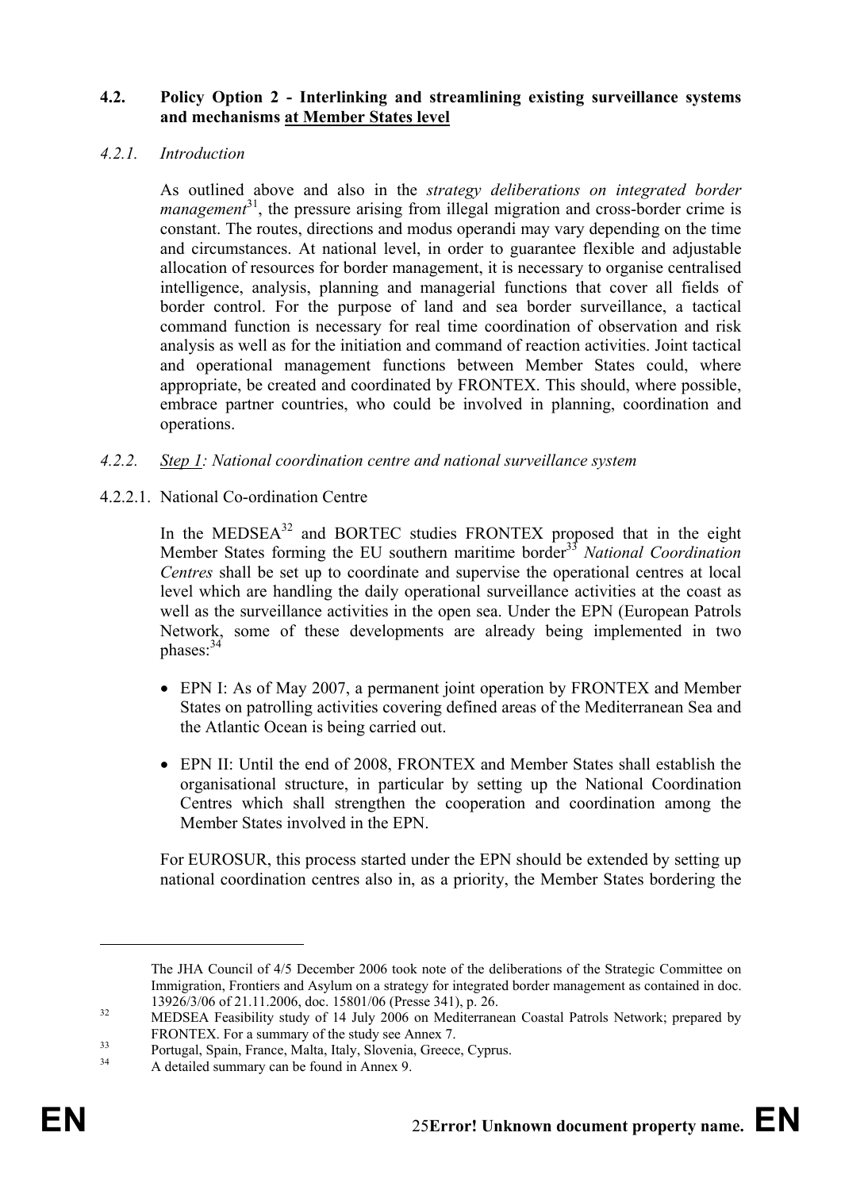### 4.2. Policy Option 2 - Interlinking and streamlining existing surveillance systems and mechanisms at Member States level

#### *4.2.1. Introduction*

As outlined above and also in the *strategy deliberations on integrated border management*[31], the pressure arising from illegal migration and cross-border crime is constant. The routes, directions and modus operandi may vary depending on the time and circumstances. At national level, in order to guarantee flexible and adjustable allocation of resources for border management, it is necessary to organise centralised intelligence, analysis, planning and managerial functions that cover all fields of border control. For the purpose of land and sea border surveillance, a tactical command function is necessary for real time coordination of observation and risk analysis as well as for the initiation and command of reaction activities. Joint tactical and operational management functions between Member States could, where appropriate, be created and coordinated by FRONTEX. This should, where possible, embrace partner countries, who could be involved in planning, coordination and operations.

#### *4.2.2. Step 1: National coordination centre and national surveillance system*

##### 4.2.2.1. National Co-ordination Centre

In the MEDSEA[32] and BORTEC studies FRONTEX proposed that in the eight Member States forming the EU southern maritime border[33] *National Coordination Centres* shall be set up to coordinate and supervise the operational centres at local level which are handling the daily operational surveillance activities at the coast as well as the surveillance activities in the open sea. Under the EPN (European Patrols Network, some of these developments are already being implemented in two phases:[34]

- EPN I: As of May 2007, a permanent joint operation by FRONTEX and Member States on patrolling activities covering defined areas of the Mediterranean Sea and the Atlantic Ocean is being carried out.
- EPN II: Until the end of 2008, FRONTEX and Member States shall establish the organisational structure, in particular by setting up the National Coordination Centres which shall strengthen the cooperation and coordination among the Member States involved in the EPN.

For EUROSUR, this process started under the EPN should be extended by setting up national coordination centres also in, as a priority, the Member States bordering the

---

The JHA Council of 4/5 December 2006 took note of the deliberations of the Strategic Committee on Immigration, Frontiers and Asylum on a strategy for integrated border management as contained in doc. 13926/3/06 of 21.11.2006, doc. 15801/06 (Presse 341), p. 26.

[32] MEDSEA Feasibility study of 14 July 2006 on Mediterranean Coastal Patrols Network; prepared by FRONTEX. For a summary of the study see Annex 7.

[33] Portugal, Spain, France, Malta, Italy, Slovenia, Greece, Cyprus.

[34] A detailed summary can be found in Annex 9.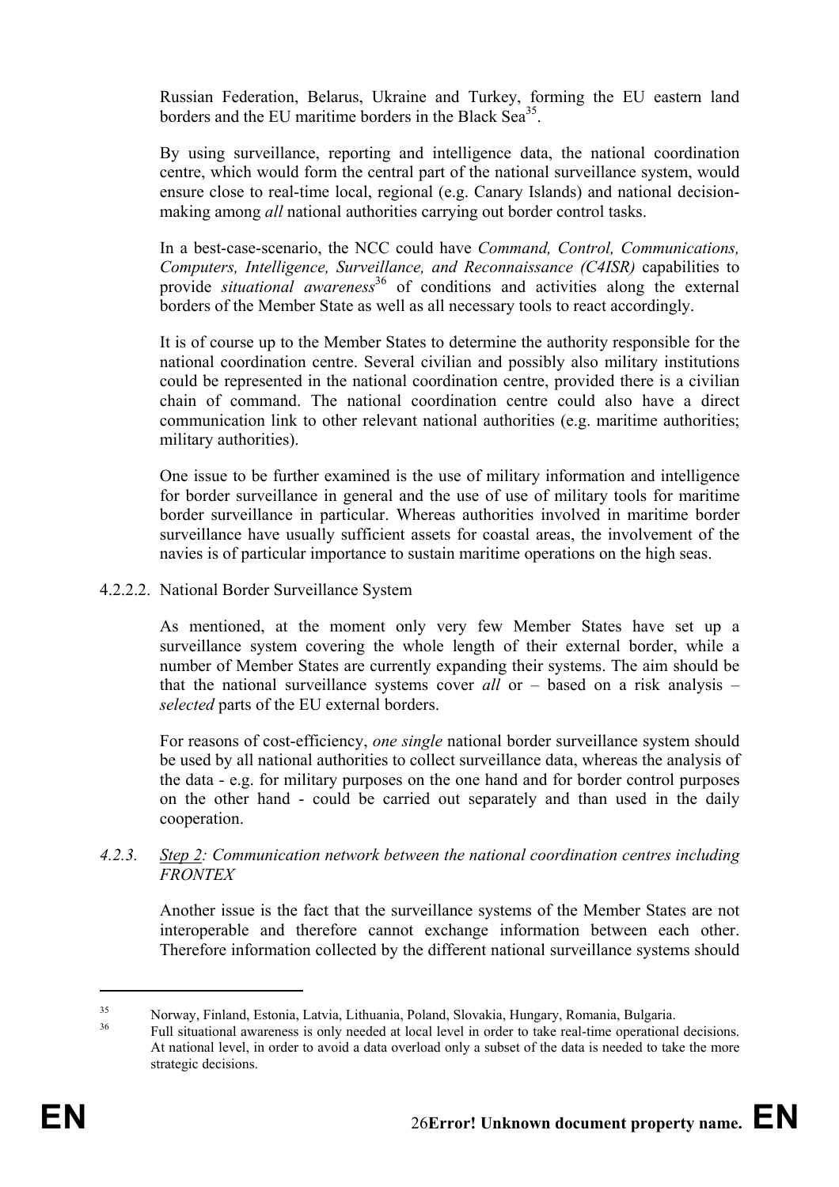Russian Federation, Belarus, Ukraine and Turkey, forming the EU eastern land borders and the EU maritime borders in the Black Sea[35].

By using surveillance, reporting and intelligence data, the national coordination centre, which would form the central part of the national surveillance system, would ensure close to real-time local, regional (e.g. Canary Islands) and national decision-making among *all* national authorities carrying out border control tasks.

In a best-case-scenario, the NCC could have *Command, Control, Communications, Computers, Intelligence, Surveillance, and Reconnaissance (C4ISR)* capabilities to provide *situational awareness*[36] of conditions and activities along the external borders of the Member State as well as all necessary tools to react accordingly.

It is of course up to the Member States to determine the authority responsible for the national coordination centre. Several civilian and possibly also military institutions could be represented in the national coordination centre, provided there is a civilian chain of command. The national coordination centre could also have a direct communication link to other relevant national authorities (e.g. maritime authorities; military authorities).

One issue to be further examined is the use of military information and intelligence for border surveillance in general and the use of use of military tools for maritime border surveillance in particular. Whereas authorities involved in maritime border surveillance have usually sufficient assets for coastal areas, the involvement of the navies is of particular importance to sustain maritime operations on the high seas.

4.2.2.2. National Border Surveillance System

As mentioned, at the moment only very few Member States have set up a surveillance system covering the whole length of their external border, while a number of Member States are currently expanding their systems. The aim should be that the national surveillance systems cover *all* or – based on a risk analysis – *selected* parts of the EU external borders.

For reasons of cost-efficiency, *one single* national border surveillance system should be used by all national authorities to collect surveillance data, whereas the analysis of the data - e.g. for military purposes on the one hand and for border control purposes on the other hand - could be carried out separately and than used in the daily cooperation.

### *4.2.3. Step 2: Communication network between the national coordination centres including FRONTEX*

Another issue is the fact that the surveillance systems of the Member States are not interoperable and therefore cannot exchange information between each other. Therefore information collected by the different national surveillance systems should

---

[35] Norway, Finland, Estonia, Latvia, Lithuania, Poland, Slovakia, Hungary, Romania, Bulgaria.

[36] Full situational awareness is only needed at local level in order to take real-time operational decisions. At national level, in order to avoid a data overload only a subset of the data is needed to take the more strategic decisions.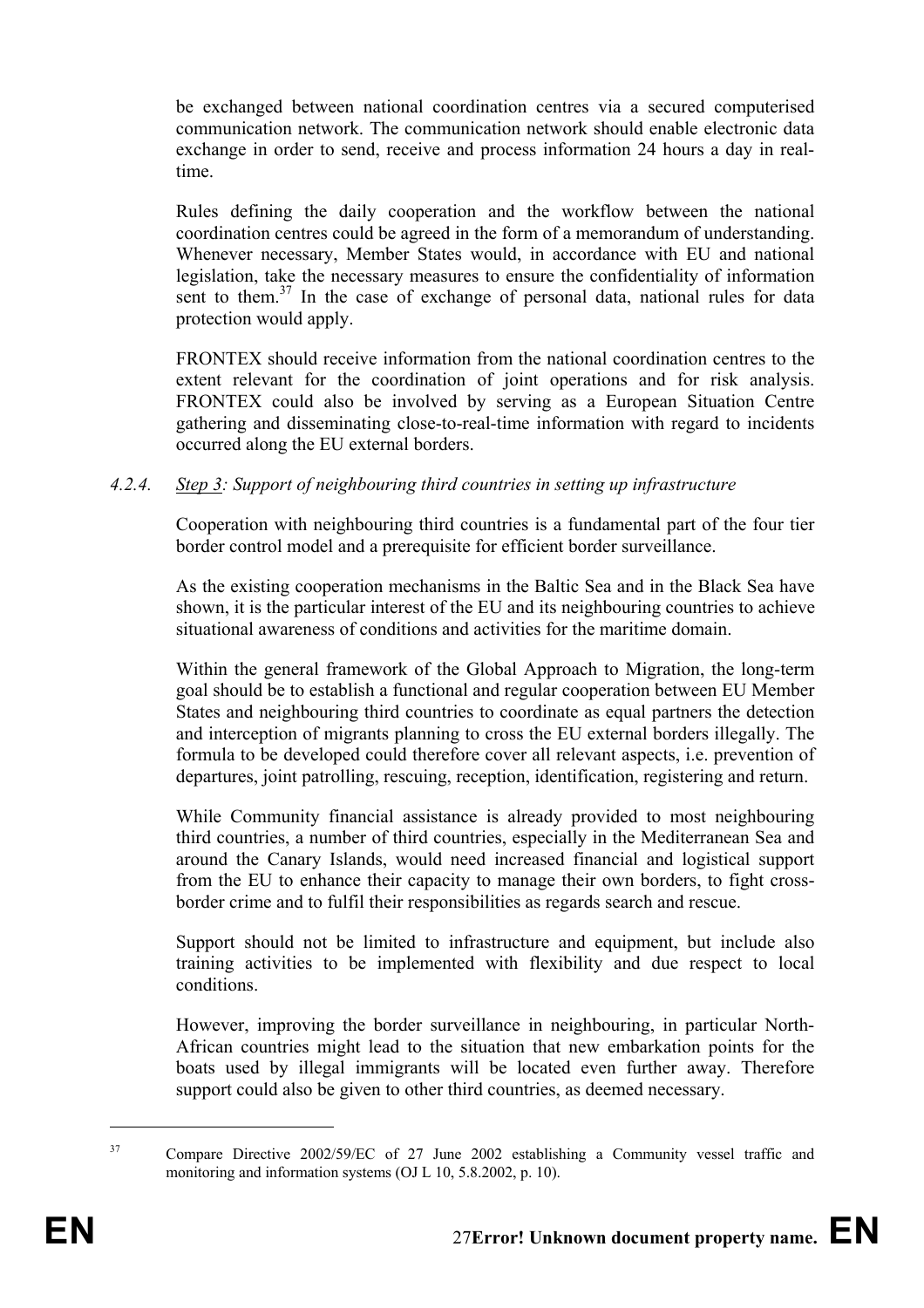be exchanged between national coordination centres via a secured computerised communication network. The communication network should enable electronic data exchange in order to send, receive and process information 24 hours a day in real-time.

Rules defining the daily cooperation and the workflow between the national coordination centres could be agreed in the form of a memorandum of understanding. Whenever necessary, Member States would, in accordance with EU and national legislation, take the necessary measures to ensure the confidentiality of information sent to them.[37] In the case of exchange of personal data, national rules for data protection would apply.

FRONTEX should receive information from the national coordination centres to the extent relevant for the coordination of joint operations and for risk analysis. FRONTEX could also be involved by serving as a European Situation Centre gathering and disseminating close-to-real-time information with regard to incidents occurred along the EU external borders.

#### *4.2.4. Step 3: Support of neighbouring third countries in setting up infrastructure*

Cooperation with neighbouring third countries is a fundamental part of the four tier border control model and a prerequisite for efficient border surveillance.

As the existing cooperation mechanisms in the Baltic Sea and in the Black Sea have shown, it is the particular interest of the EU and its neighbouring countries to achieve situational awareness of conditions and activities for the maritime domain.

Within the general framework of the Global Approach to Migration, the long-term goal should be to establish a functional and regular cooperation between EU Member States and neighbouring third countries to coordinate as equal partners the detection and interception of migrants planning to cross the EU external borders illegally. The formula to be developed could therefore cover all relevant aspects, i.e. prevention of departures, joint patrolling, rescuing, reception, identification, registering and return.

While Community financial assistance is already provided to most neighbouring third countries, a number of third countries, especially in the Mediterranean Sea and around the Canary Islands, would need increased financial and logistical support from the EU to enhance their capacity to manage their own borders, to fight cross-border crime and to fulfil their responsibilities as regards search and rescue.

Support should not be limited to infrastructure and equipment, but include also training activities to be implemented with flexibility and due respect to local conditions.

However, improving the border surveillance in neighbouring, in particular North-African countries might lead to the situation that new embarkation points for the boats used by illegal immigrants will be located even further away. Therefore support could also be given to other third countries, as deemed necessary.

---

[37] Compare Directive 2002/59/EC of 27 June 2002 establishing a Community vessel traffic and monitoring and information systems (OJ L 10, 5.8.2002, p. 10).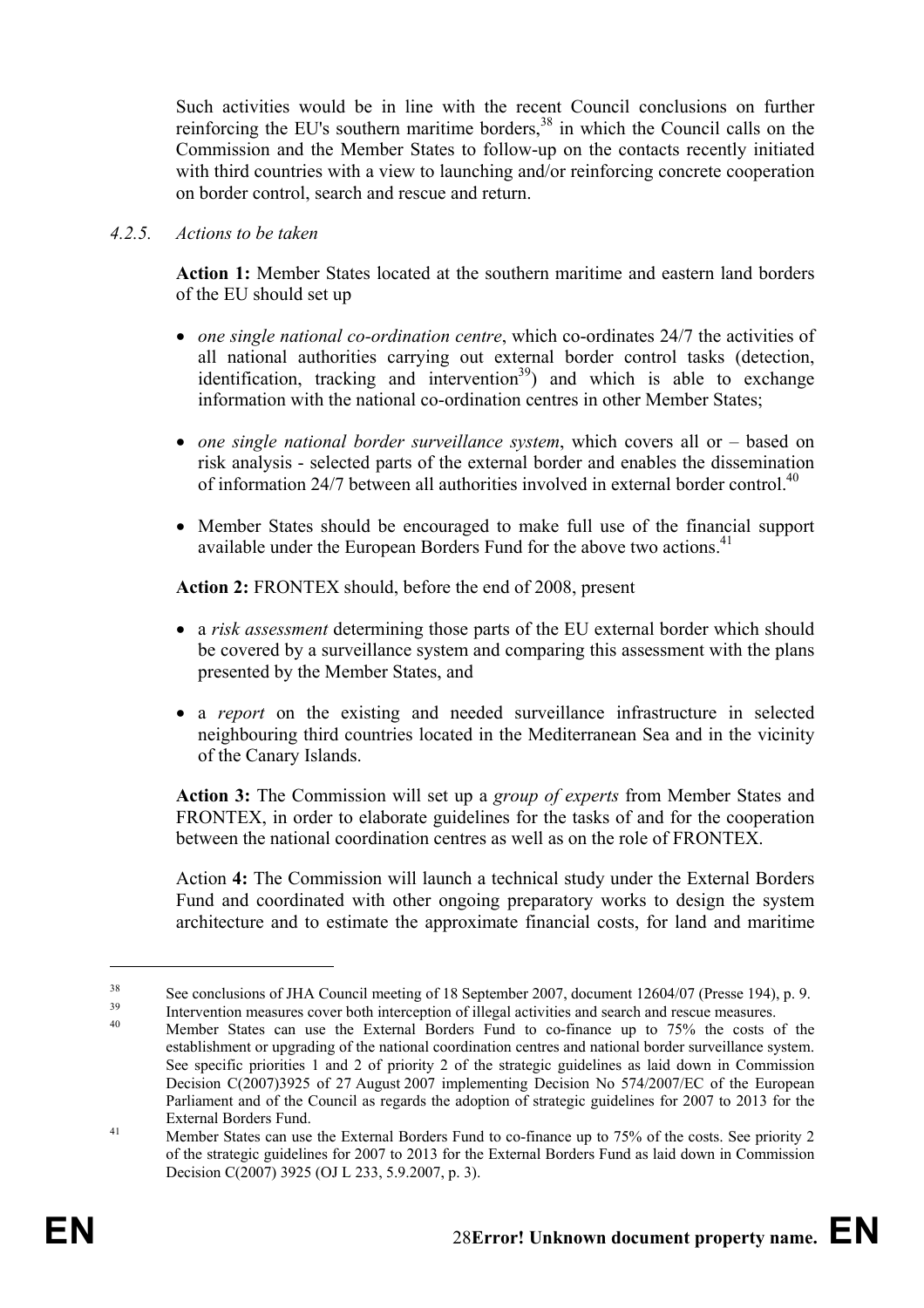Such activities would be in line with the recent Council conclusions on further reinforcing the EU's southern maritime borders,[38] in which the Council calls on the Commission and the Member States to follow-up on the contacts recently initiated with third countries with a view to launching and/or reinforcing concrete cooperation on border control, search and rescue and return.

#### 4.2.5. *Actions to be taken*

**Action 1:** Member States located at the southern maritime and eastern land borders of the EU should set up

- *one single national co-ordination centre*, which co-ordinates 24/7 the activities of all national authorities carrying out external border control tasks (detection, identification, tracking and intervention[39]) and which is able to exchange information with the national co-ordination centres in other Member States;
- *one single national border surveillance system*, which covers all or – based on risk analysis - selected parts of the external border and enables the dissemination of information 24/7 between all authorities involved in external border control.[40]
- Member States should be encouraged to make full use of the financial support available under the European Borders Fund for the above two actions.[41]

**Action 2:** FRONTEX should, before the end of 2008, present

- a *risk assessment* determining those parts of the EU external border which should be covered by a surveillance system and comparing this assessment with the plans presented by the Member States, and
- a *report* on the existing and needed surveillance infrastructure in selected neighbouring third countries located in the Mediterranean Sea and in the vicinity of the Canary Islands.

**Action 3:** The Commission will set up a *group of experts* from Member States and FRONTEX, in order to elaborate guidelines for the tasks of and for the cooperation between the national coordination centres as well as on the role of FRONTEX.

Action **4:** The Commission will launch a technical study under the External Borders Fund and coordinated with other ongoing preparatory works to design the system architecture and to estimate the approximate financial costs, for land and maritime

---

[38] See conclusions of JHA Council meeting of 18 September 2007, document 12604/07 (Presse 194), p. 9.

[39] Intervention measures cover both interception of illegal activities and search and rescue measures.

[40] Member States can use the External Borders Fund to co-finance up to 75% the costs of the establishment or upgrading of the national coordination centres and national border surveillance system. See specific priorities 1 and 2 of priority 2 of the strategic guidelines as laid down in Commission Decision C(2007)3925 of 27 August 2007 implementing Decision No 574/2007/EC of the European Parliament and of the Council as regards the adoption of strategic guidelines for 2007 to 2013 for the External Borders Fund.

[41] Member States can use the External Borders Fund to co-finance up to 75% of the costs. See priority 2 of the strategic guidelines for 2007 to 2013 for the External Borders Fund as laid down in Commission Decision C(2007) 3925 (OJ L 233, 5.9.2007, p. 3).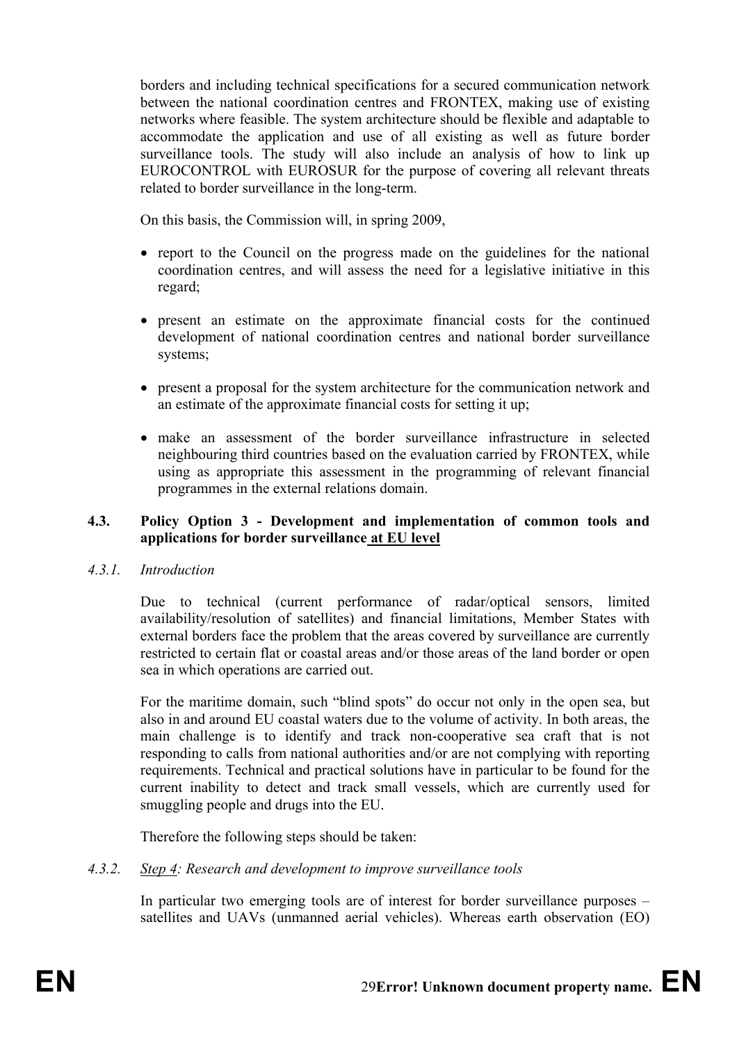borders and including technical specifications for a secured communication network between the national coordination centres and FRONTEX, making use of existing networks where feasible. The system architecture should be flexible and adaptable to accommodate the application and use of all existing as well as future border surveillance tools. The study will also include an analysis of how to link up EUROCONTROL with EUROSUR for the purpose of covering all relevant threats related to border surveillance in the long-term.

On this basis, the Commission will, in spring 2009,

- report to the Council on the progress made on the guidelines for the national coordination centres, and will assess the need for a legislative initiative in this regard;
- present an estimate on the approximate financial costs for the continued development of national coordination centres and national border surveillance systems;
- present a proposal for the system architecture for the communication network and an estimate of the approximate financial costs for setting it up;
- make an assessment of the border surveillance infrastructure in selected neighbouring third countries based on the evaluation carried by FRONTEX, while using as appropriate this assessment in the programming of relevant financial programmes in the external relations domain.

### 4.3. Policy Option 3 - Development and implementation of common tools and applications for border surveillance at EU level

#### *4.3.1. Introduction*

Due to technical (current performance of radar/optical sensors, limited availability/resolution of satellites) and financial limitations, Member States with external borders face the problem that the areas covered by surveillance are currently restricted to certain flat or coastal areas and/or those areas of the land border or open sea in which operations are carried out.

For the maritime domain, such "blind spots" do occur not only in the open sea, but also in and around EU coastal waters due to the volume of activity. In both areas, the main challenge is to identify and track non-cooperative sea craft that is not responding to calls from national authorities and/or are not complying with reporting requirements. Technical and practical solutions have in particular to be found for the current inability to detect and track small vessels, which are currently used for smuggling people and drugs into the EU.

Therefore the following steps should be taken:

#### *4.3.2. Step 4: Research and development to improve surveillance tools*

In particular two emerging tools are of interest for border surveillance purposes – satellites and UAVs (unmanned aerial vehicles). Whereas earth observation (EO)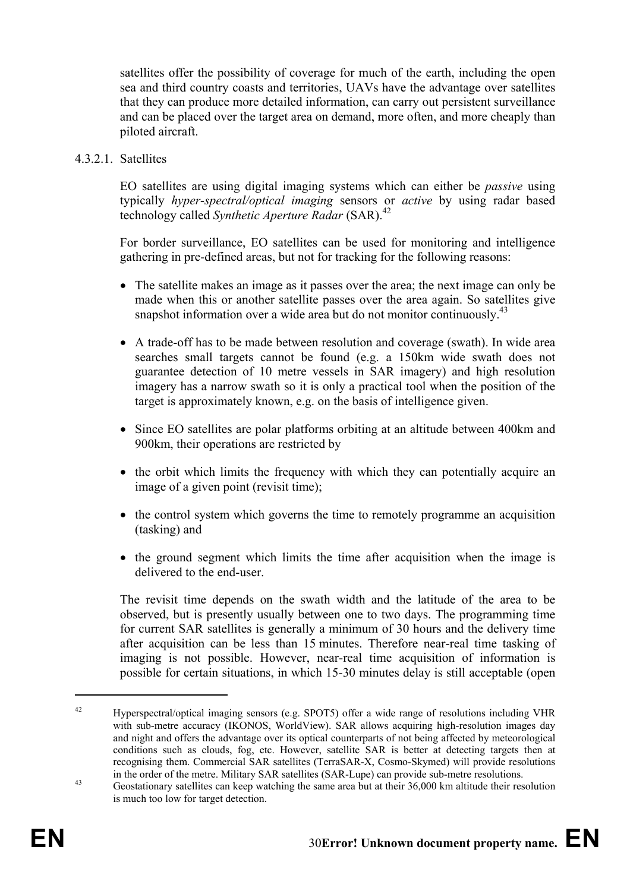satellites offer the possibility of coverage for much of the earth, including the open sea and third country coasts and territories, UAVs have the advantage over satellites that they can produce more detailed information, can carry out persistent surveillance and can be placed over the target area on demand, more often, and more cheaply than piloted aircraft.

#### 4.3.2.1. Satellites

EO satellites are using digital imaging systems which can either be *passive* using typically *hyper-spectral/optical imaging* sensors or *active* by using radar based technology called *Synthetic Aperture Radar* (SAR).[42]

For border surveillance, EO satellites can be used for monitoring and intelligence gathering in pre-defined areas, but not for tracking for the following reasons:

- The satellite makes an image as it passes over the area; the next image can only be made when this or another satellite passes over the area again. So satellites give snapshot information over a wide area but do not monitor continuously.[43]
- A trade-off has to be made between resolution and coverage (swath). In wide area searches small targets cannot be found (e.g. a 150km wide swath does not guarantee detection of 10 metre vessels in SAR imagery) and high resolution imagery has a narrow swath so it is only a practical tool when the position of the target is approximately known, e.g. on the basis of intelligence given.
- Since EO satellites are polar platforms orbiting at an altitude between 400km and 900km, their operations are restricted by
- the orbit which limits the frequency with which they can potentially acquire an image of a given point (revisit time);
- the control system which governs the time to remotely programme an acquisition (tasking) and
- the ground segment which limits the time after acquisition when the image is delivered to the end-user.

The revisit time depends on the swath width and the latitude of the area to be observed, but is presently usually between one to two days. The programming time for current SAR satellites is generally a minimum of 30 hours and the delivery time after acquisition can be less than 15 minutes. Therefore near-real time tasking of imaging is not possible. However, near-real time acquisition of information is possible for certain situations, in which 15-30 minutes delay is still acceptable (open

---

[42] Hyperspectral/optical imaging sensors (e.g. SPOT5) offer a wide range of resolutions including VHR with sub-metre accuracy (IKONOS, WorldView). SAR allows acquiring high-resolution images day and night and offers the advantage over its optical counterparts of not being affected by meteorological conditions such as clouds, fog, etc. However, satellite SAR is better at detecting targets then at recognising them. Commercial SAR satellites (TerraSAR-X, Cosmo-Skymed) will provide resolutions in the order of the metre. Military SAR satellites (SAR-Lupe) can provide sub-metre resolutions.

[43] Geostationary satellites can keep watching the same area but at their 36,000 km altitude their resolution is much too low for target detection.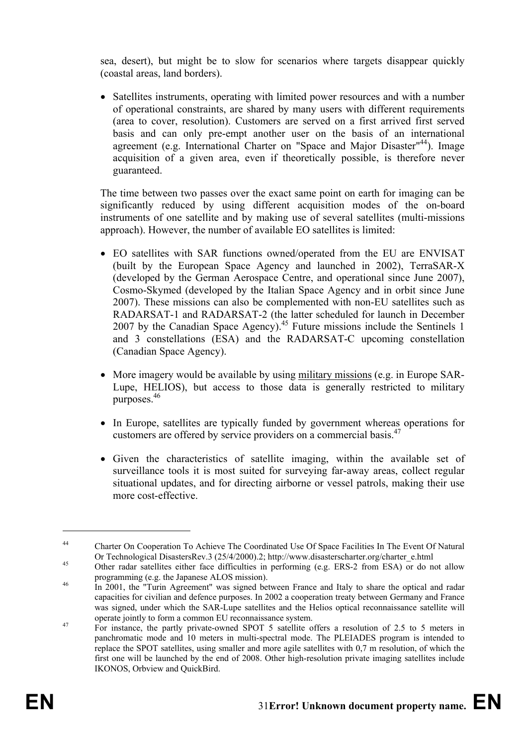sea, desert), but might be to slow for scenarios where targets disappear quickly (coastal areas, land borders).

- Satellites instruments, operating with limited power resources and with a number of operational constraints, are shared by many users with different requirements (area to cover, resolution). Customers are served on a first arrived first served basis and can only pre-empt another user on the basis of an international agreement (e.g. International Charter on "Space and Major Disaster"[44]). Image acquisition of a given area, even if theoretically possible, is therefore never guaranteed.

The time between two passes over the exact same point on earth for imaging can be significantly reduced by using different acquisition modes of the on-board instruments of one satellite and by making use of several satellites (multi-missions approach). However, the number of available EO satellites is limited:

- EO satellites with SAR functions owned/operated from the EU are ENVISAT (built by the European Space Agency and launched in 2002), TerraSAR-X (developed by the German Aerospace Centre, and operational since June 2007), Cosmo-Skymed (developed by the Italian Space Agency and in orbit since June 2007). These missions can also be complemented with non-EU satellites such as RADARSAT-1 and RADARSAT-2 (the latter scheduled for launch in December 2007 by the Canadian Space Agency).[45] Future missions include the Sentinels 1 and 3 constellations (ESA) and the RADARSAT-C upcoming constellation (Canadian Space Agency).

- More imagery would be available by using military missions (e.g. in Europe SAR-Lupe, HELIOS), but access to those data is generally restricted to military purposes.[46]

- In Europe, satellites are typically funded by government whereas operations for customers are offered by service providers on a commercial basis.[47]

- Given the characteristics of satellite imaging, within the available set of surveillance tools it is most suited for surveying far-away areas, collect regular situational updates, and for directing airborne or vessel patrols, making their use more cost-effective.

---

[44] Charter On Cooperation To Achieve The Coordinated Use Of Space Facilities In The Event Of Natural Or Technological DisastersRev.3 (25/4/2000).2; http://www.disasterscharter.org/charter_e.html

[45] Other radar satellites either face difficulties in performing (e.g. ERS-2 from ESA) or do not allow programming (e.g. the Japanese ALOS mission).

[46] In 2001, the "Turin Agreement" was signed between France and Italy to share the optical and radar capacities for civilian and defence purposes. In 2002 a cooperation treaty between Germany and France was signed, under which the SAR-Lupe satellites and the Helios optical reconnaissance satellite will operate jointly to form a common EU reconnaissance system.

[47] For instance, the partly private-owned SPOT 5 satellite offers a resolution of 2.5 to 5 meters in panchromatic mode and 10 meters in multi-spectral mode. The PLEIADES program is intended to replace the SPOT satellites, using smaller and more agile satellites with 0,7 m resolution, of which the first one will be launched by the end of 2008. Other high-resolution private imaging satellites include IKONOS, Orbview and QuickBird.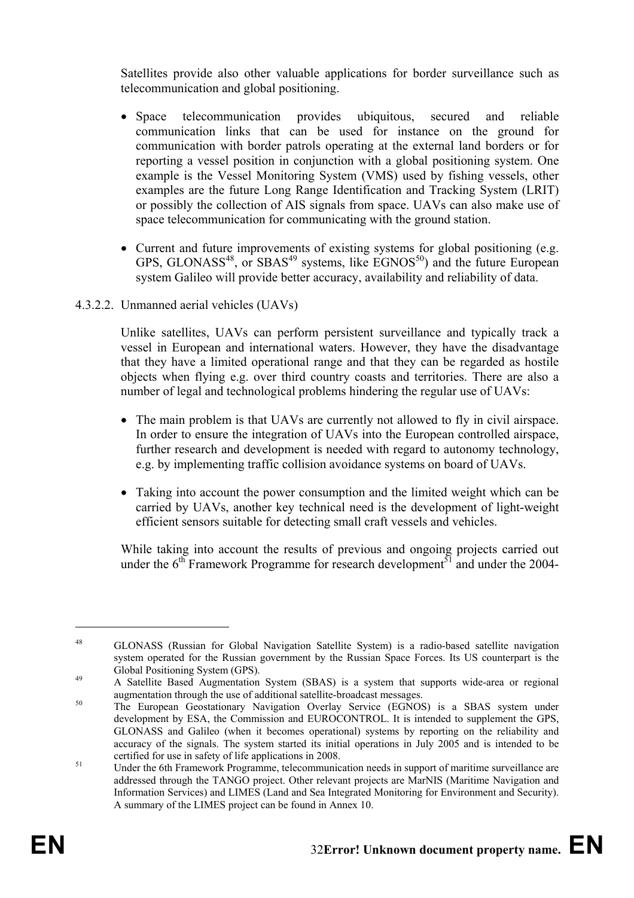Satellites provide also other valuable applications for border surveillance such as telecommunication and global positioning.

- Space telecommunication provides ubiquitous, secured and reliable communication links that can be used for instance on the ground for communication with border patrols operating at the external land borders or for reporting a vessel position in conjunction with a global positioning system. One example is the Vessel Monitoring System (VMS) used by fishing vessels, other examples are the future Long Range Identification and Tracking System (LRIT) or possibly the collection of AIS signals from space. UAVs can also make use of space telecommunication for communicating with the ground station.
- Current and future improvements of existing systems for global positioning (e.g. GPS, GLONASS[48], or SBAS[49] systems, like EGNOS[50]) and the future European system Galileo will provide better accuracy, availability and reliability of data.

#### 4.3.2.2. Unmanned aerial vehicles (UAVs)

Unlike satellites, UAVs can perform persistent surveillance and typically track a vessel in European and international waters. However, they have the disadvantage that they have a limited operational range and that they can be regarded as hostile objects when flying e.g. over third country coasts and territories. There are also a number of legal and technological problems hindering the regular use of UAVs:

- The main problem is that UAVs are currently not allowed to fly in civil airspace. In order to ensure the integration of UAVs into the European controlled airspace, further research and development is needed with regard to autonomy technology, e.g. by implementing traffic collision avoidance systems on board of UAVs.
- Taking into account the power consumption and the limited weight which can be carried by UAVs, another key technical need is the development of light-weight efficient sensors suitable for detecting small craft vessels and vehicles.

While taking into account the results of previous and ongoing projects carried out under the 6th Framework Programme for research development[51] and under the 2004-

---

[48] GLONASS (Russian for Global Navigation Satellite System) is a radio-based satellite navigation system operated for the Russian government by the Russian Space Forces. Its US counterpart is the Global Positioning System (GPS).

[49] A Satellite Based Augmentation System (SBAS) is a system that supports wide-area or regional augmentation through the use of additional satellite-broadcast messages.

[50] The European Geostationary Navigation Overlay Service (EGNOS) is a SBAS system under development by ESA, the Commission and EUROCONTROL. It is intended to supplement the GPS, GLONASS and Galileo (when it becomes operational) systems by reporting on the reliability and accuracy of the signals. The system started its initial operations in July 2005 and is intended to be certified for use in safety of life applications in 2008.

[51] Under the 6th Framework Programme, telecommunication needs in support of maritime surveillance are addressed through the TANGO project. Other relevant projects are MarNIS (Maritime Navigation and Information Services) and LIMES (Land and Sea Integrated Monitoring for Environment and Security). A summary of the LIMES project can be found in Annex 10.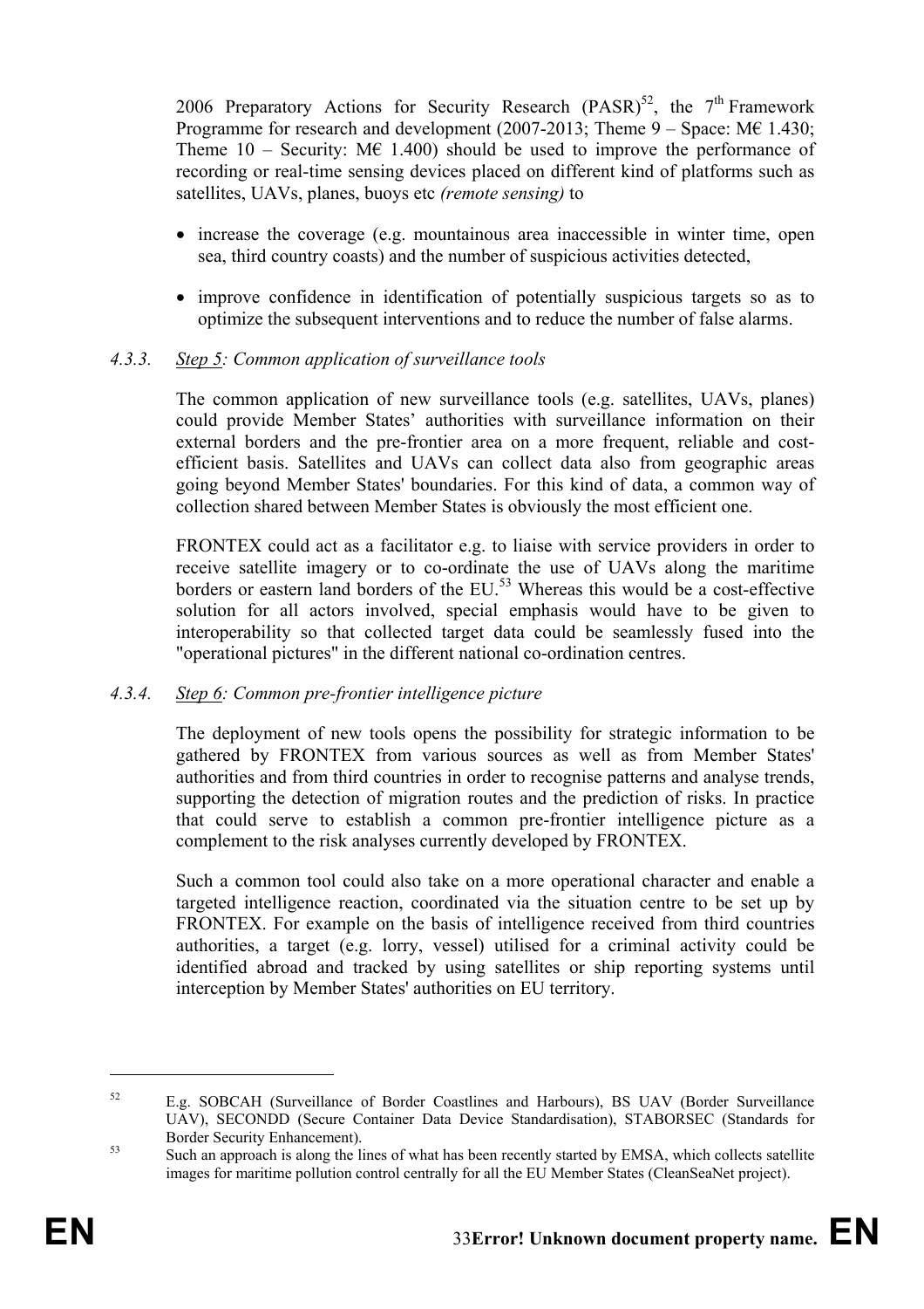2006 Preparatory Actions for Security Research (PASR)[52], the 7[th] Framework Programme for research and development (2007-2013; Theme 9 – Space: M€ 1.430; Theme 10 – Security: M€ 1.400) should be used to improve the performance of recording or real-time sensing devices placed on different kind of platforms such as satellites, UAVs, planes, buoys etc *(remote sensing)* to

- increase the coverage (e.g. mountainous area inaccessible in winter time, open sea, third country coasts) and the number of suspicious activities detected,
- improve confidence in identification of potentially suspicious targets so as to optimize the subsequent interventions and to reduce the number of false alarms.

### 4.3.3. *Step 5: Common application of surveillance tools*

The common application of new surveillance tools (e.g. satellites, UAVs, planes) could provide Member States' authorities with surveillance information on their external borders and the pre-frontier area on a more frequent, reliable and cost-efficient basis. Satellites and UAVs can collect data also from geographic areas going beyond Member States' boundaries. For this kind of data, a common way of collection shared between Member States is obviously the most efficient one.

FRONTEX could act as a facilitator e.g. to liaise with service providers in order to receive satellite imagery or to co-ordinate the use of UAVs along the maritime borders or eastern land borders of the EU.[53] Whereas this would be a cost-effective solution for all actors involved, special emphasis would have to be given to interoperability so that collected target data could be seamlessly fused into the "operational pictures" in the different national co-ordination centres.

### 4.3.4. *Step 6: Common pre-frontier intelligence picture*

The deployment of new tools opens the possibility for strategic information to be gathered by FRONTEX from various sources as well as from Member States' authorities and from third countries in order to recognise patterns and analyse trends, supporting the detection of migration routes and the prediction of risks. In practice that could serve to establish a common pre-frontier intelligence picture as a complement to the risk analyses currently developed by FRONTEX.

Such a common tool could also take on a more operational character and enable a targeted intelligence reaction, coordinated via the situation centre to be set up by FRONTEX. For example on the basis of intelligence received from third countries authorities, a target (e.g. lorry, vessel) utilised for a criminal activity could be identified abroad and tracked by using satellites or ship reporting systems until interception by Member States' authorities on EU territory.

---

[52] E.g. SOBCAH (Surveillance of Border Coastlines and Harbours), BS UAV (Border Surveillance UAV), SECONDD (Secure Container Data Device Standardisation), STABORSEC (Standards for Border Security Enhancement).

[53] Such an approach is along the lines of what has been recently started by EMSA, which collects satellite images for maritime pollution control centrally for all the EU Member States (CleanSeaNet project).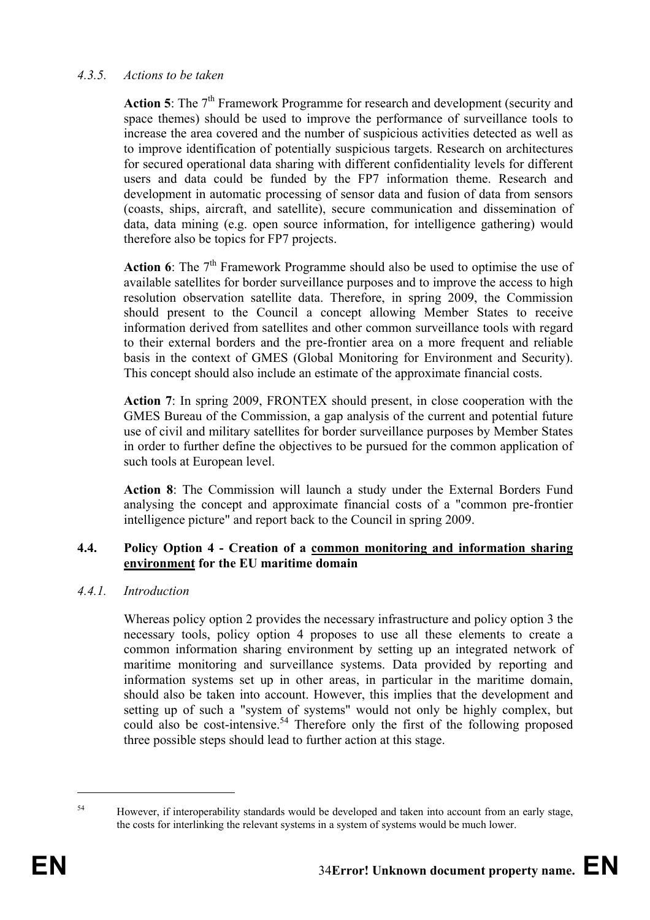#### *4.3.5. Actions to be taken*

**Action 5**: The 7th Framework Programme for research and development (security and space themes) should be used to improve the performance of surveillance tools to increase the area covered and the number of suspicious activities detected as well as to improve identification of potentially suspicious targets. Research on architectures for secured operational data sharing with different confidentiality levels for different users and data could be funded by the FP7 information theme. Research and development in automatic processing of sensor data and fusion of data from sensors (coasts, ships, aircraft, and satellite), secure communication and dissemination of data, data mining (e.g. open source information, for intelligence gathering) would therefore also be topics for FP7 projects.

**Action 6**: The 7th Framework Programme should also be used to optimise the use of available satellites for border surveillance purposes and to improve the access to high resolution observation satellite data. Therefore, in spring 2009, the Commission should present to the Council a concept allowing Member States to receive information derived from satellites and other common surveillance tools with regard to their external borders and the pre-frontier area on a more frequent and reliable basis in the context of GMES (Global Monitoring for Environment and Security). This concept should also include an estimate of the approximate financial costs.

**Action 7**: In spring 2009, FRONTEX should present, in close cooperation with the GMES Bureau of the Commission, a gap analysis of the current and potential future use of civil and military satellites for border surveillance purposes by Member States in order to further define the objectives to be pursued for the common application of such tools at European level.

**Action 8**: The Commission will launch a study under the External Borders Fund analysing the concept and approximate financial costs of a "common pre-frontier intelligence picture" and report back to the Council in spring 2009.

### 4.4. Policy Option 4 - Creation of a common monitoring and information sharing environment for the EU maritime domain

#### *4.4.1. Introduction*

Whereas policy option 2 provides the necessary infrastructure and policy option 3 the necessary tools, policy option 4 proposes to use all these elements to create a common information sharing environment by setting up an integrated network of maritime monitoring and surveillance systems. Data provided by reporting and information systems set up in other areas, in particular in the maritime domain, should also be taken into account. However, this implies that the development and setting up of such a "system of systems" would not only be highly complex, but could also be cost-intensive.[54] Therefore only the first of the following proposed three possible steps should lead to further action at this stage.

---

[54] However, if interoperability standards would be developed and taken into account from an early stage, the costs for interlinking the relevant systems in a system of systems would be much lower.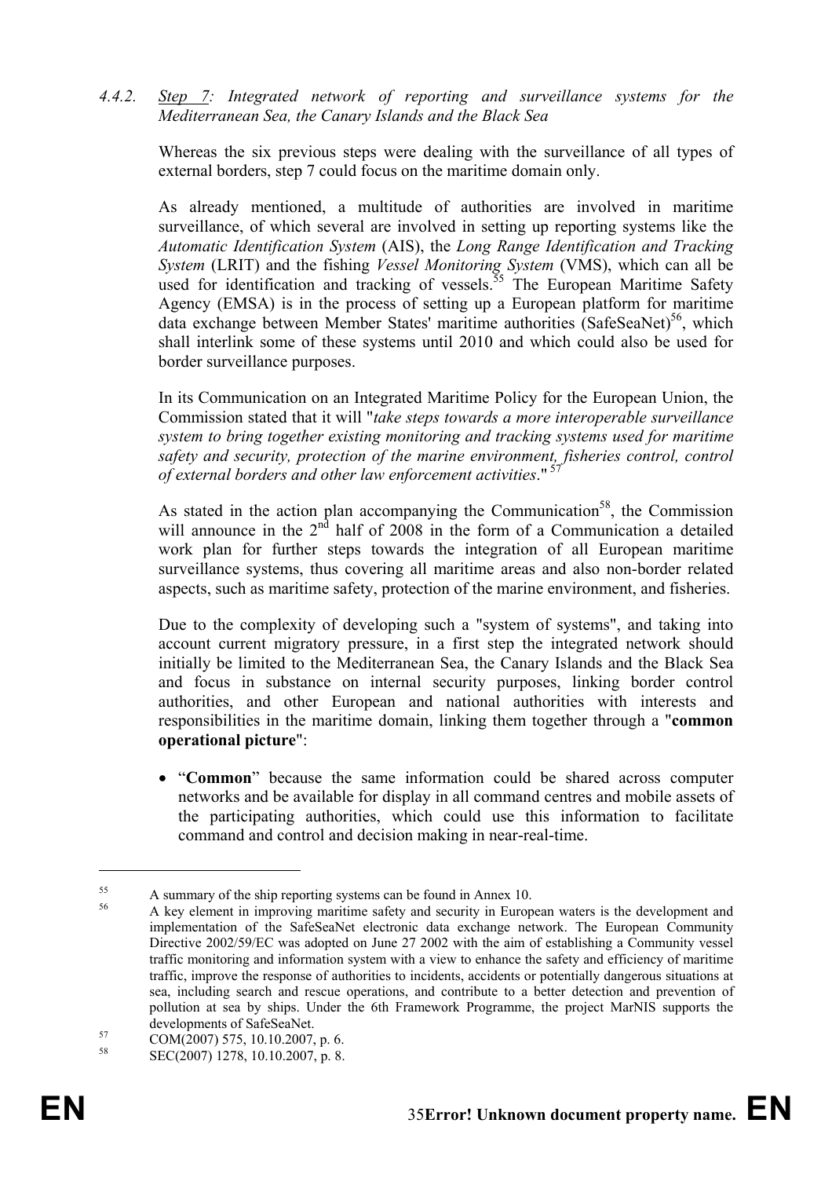#### 4.4.2. *Step 7: Integrated network of reporting and surveillance systems for the Mediterranean Sea, the Canary Islands and the Black Sea*

Whereas the six previous steps were dealing with the surveillance of all types of external borders, step 7 could focus on the maritime domain only.

As already mentioned, a multitude of authorities are involved in maritime surveillance, of which several are involved in setting up reporting systems like the *Automatic Identification System* (AIS), the *Long Range Identification and Tracking System* (LRIT) and the fishing *Vessel Monitoring System* (VMS), which can all be used for identification and tracking of vessels.[55] The European Maritime Safety Agency (EMSA) is in the process of setting up a European platform for maritime data exchange between Member States' maritime authorities (SafeSeaNet)[56], which shall interlink some of these systems until 2010 and which could also be used for border surveillance purposes.

In its Communication on an Integrated Maritime Policy for the European Union, the Commission stated that it will "*take steps towards a more interoperable surveillance system to bring together existing monitoring and tracking systems used for maritime safety and security, protection of the marine environment, fisheries control, control of external borders and other law enforcement activities*."[57]

As stated in the action plan accompanying the Communication[58], the Commission will announce in the 2nd half of 2008 in the form of a Communication a detailed work plan for further steps towards the integration of all European maritime surveillance systems, thus covering all maritime areas and also non-border related aspects, such as maritime safety, protection of the marine environment, and fisheries.

Due to the complexity of developing such a "system of systems", and taking into account current migratory pressure, in a first step the integrated network should initially be limited to the Mediterranean Sea, the Canary Islands and the Black Sea and focus in substance on internal security purposes, linking border control authorities, and other European and national authorities with interests and responsibilities in the maritime domain, linking them together through a "**common operational picture**":

- "**Common**" because the same information could be shared across computer networks and be available for display in all command centres and mobile assets of the participating authorities, which could use this information to facilitate command and control and decision making in near-real-time.

---

[55] A summary of the ship reporting systems can be found in Annex 10.

[56] A key element in improving maritime safety and security in European waters is the development and implementation of the SafeSeaNet electronic data exchange network. The European Community Directive 2002/59/EC was adopted on June 27 2002 with the aim of establishing a Community vessel traffic monitoring and information system with a view to enhance the safety and efficiency of maritime traffic, improve the response of authorities to incidents, accidents or potentially dangerous situations at sea, including search and rescue operations, and contribute to a better detection and prevention of pollution at sea by ships. Under the 6th Framework Programme, the project MarNIS supports the developments of SafeSeaNet.

[57] COM(2007) 575, 10.10.2007, p. 6.

[58] SEC(2007) 1278, 10.10.2007, p. 8.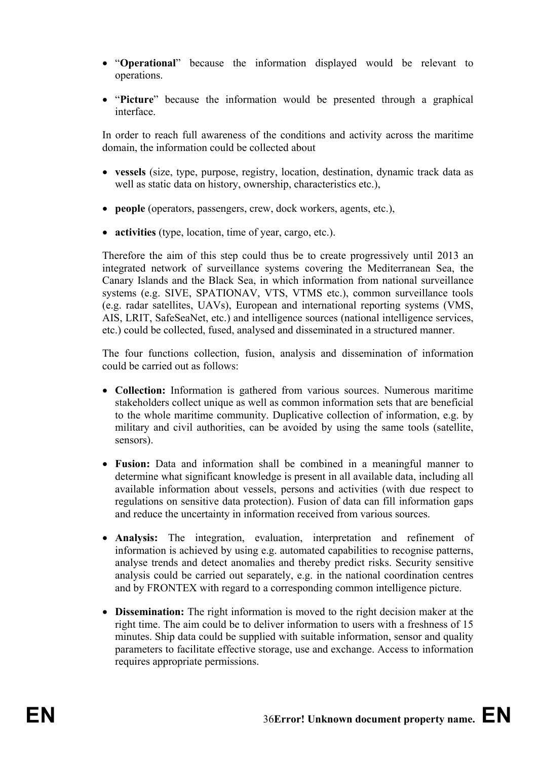- "**Operational**" because the information displayed would be relevant to operations.

- "**Picture**" because the information would be presented through a graphical interface.

In order to reach full awareness of the conditions and activity across the maritime domain, the information could be collected about

- **vessels** (size, type, purpose, registry, location, destination, dynamic track data as well as static data on history, ownership, characteristics etc.),

- **people** (operators, passengers, crew, dock workers, agents, etc.),

- **activities** (type, location, time of year, cargo, etc.).

Therefore the aim of this step could thus be to create progressively until 2013 an integrated network of surveillance systems covering the Mediterranean Sea, the Canary Islands and the Black Sea, in which information from national surveillance systems (e.g. SIVE, SPATIONAV, VTS, VTMS etc.), common surveillance tools (e.g. radar satellites, UAVs), European and international reporting systems (VMS, AIS, LRIT, SafeSeaNet, etc.) and intelligence sources (national intelligence services, etc.) could be collected, fused, analysed and disseminated in a structured manner.

The four functions collection, fusion, analysis and dissemination of information could be carried out as follows:

- **Collection:** Information is gathered from various sources. Numerous maritime stakeholders collect unique as well as common information sets that are beneficial to the whole maritime community. Duplicative collection of information, e.g. by military and civil authorities, can be avoided by using the same tools (satellite, sensors).

- **Fusion:** Data and information shall be combined in a meaningful manner to determine what significant knowledge is present in all available data, including all available information about vessels, persons and activities (with due respect to regulations on sensitive data protection). Fusion of data can fill information gaps and reduce the uncertainty in information received from various sources.

- **Analysis:** The integration, evaluation, interpretation and refinement of information is achieved by using e.g. automated capabilities to recognise patterns, analyse trends and detect anomalies and thereby predict risks. Security sensitive analysis could be carried out separately, e.g. in the national coordination centres and by FRONTEX with regard to a corresponding common intelligence picture.

- **Dissemination:** The right information is moved to the right decision maker at the right time. The aim could be to deliver information to users with a freshness of 15 minutes. Ship data could be supplied with suitable information, sensor and quality parameters to facilitate effective storage, use and exchange. Access to information requires appropriate permissions.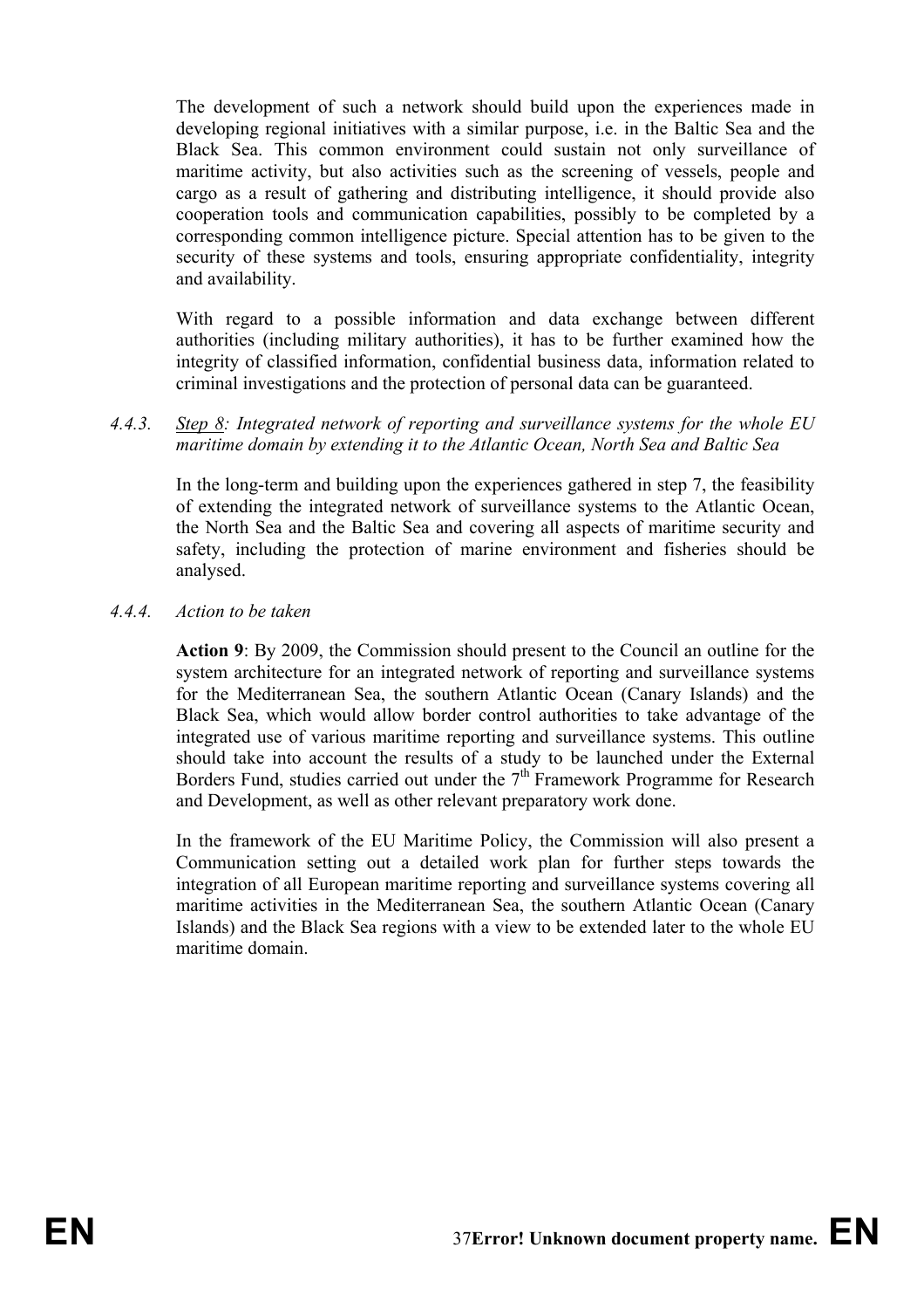The development of such a network should build upon the experiences made in developing regional initiatives with a similar purpose, i.e. in the Baltic Sea and the Black Sea. This common environment could sustain not only surveillance of maritime activity, but also activities such as the screening of vessels, people and cargo as a result of gathering and distributing intelligence, it should provide also cooperation tools and communication capabilities, possibly to be completed by a corresponding common intelligence picture. Special attention has to be given to the security of these systems and tools, ensuring appropriate confidentiality, integrity and availability.

With regard to a possible information and data exchange between different authorities (including military authorities), it has to be further examined how the integrity of classified information, confidential business data, information related to criminal investigations and the protection of personal data can be guaranteed.

#### 4.4.3. *Step 8: Integrated network of reporting and surveillance systems for the whole EU maritime domain by extending it to the Atlantic Ocean, North Sea and Baltic Sea*

In the long-term and building upon the experiences gathered in step 7, the feasibility of extending the integrated network of surveillance systems to the Atlantic Ocean, the North Sea and the Baltic Sea and covering all aspects of maritime security and safety, including the protection of marine environment and fisheries should be analysed.

#### 4.4.4. *Action to be taken*

**Action 9**: By 2009, the Commission should present to the Council an outline for the system architecture for an integrated network of reporting and surveillance systems for the Mediterranean Sea, the southern Atlantic Ocean (Canary Islands) and the Black Sea, which would allow border control authorities to take advantage of the integrated use of various maritime reporting and surveillance systems. This outline should take into account the results of a study to be launched under the External Borders Fund, studies carried out under the 7th Framework Programme for Research and Development, as well as other relevant preparatory work done.

In the framework of the EU Maritime Policy, the Commission will also present a Communication setting out a detailed work plan for further steps towards the integration of all European maritime reporting and surveillance systems covering all maritime activities in the Mediterranean Sea, the southern Atlantic Ocean (Canary Islands) and the Black Sea regions with a view to be extended later to the whole EU maritime domain.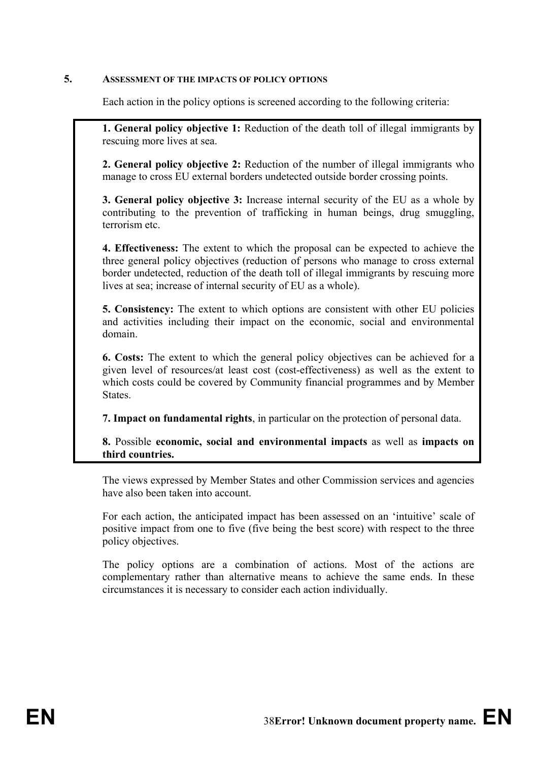## 5. ASSESSMENT OF THE IMPACTS OF POLICY OPTIONS

Each action in the policy options is screened according to the following criteria:

**1. General policy objective 1:** Reduction of the death toll of illegal immigrants by rescuing more lives at sea.

**2. General policy objective 2:** Reduction of the number of illegal immigrants who manage to cross EU external borders undetected outside border crossing points.

**3. General policy objective 3:** Increase internal security of the EU as a whole by contributing to the prevention of trafficking in human beings, drug smuggling, terrorism etc.

**4. Effectiveness:** The extent to which the proposal can be expected to achieve the three general policy objectives (reduction of persons who manage to cross external border undetected, reduction of the death toll of illegal immigrants by rescuing more lives at sea; increase of internal security of EU as a whole).

**5. Consistency:** The extent to which options are consistent with other EU policies and activities including their impact on the economic, social and environmental domain.

**6. Costs:** The extent to which the general policy objectives can be achieved for a given level of resources/at least cost (cost-effectiveness) as well as the extent to which costs could be covered by Community financial programmes and by Member States.

**7. Impact on fundamental rights**, in particular on the protection of personal data.

**8.** Possible **economic, social and environmental impacts** as well as **impacts on third countries.**

The views expressed by Member States and other Commission services and agencies have also been taken into account.

For each action, the anticipated impact has been assessed on an 'intuitive' scale of positive impact from one to five (five being the best score) with respect to the three policy objectives.

The policy options are a combination of actions. Most of the actions are complementary rather than alternative means to achieve the same ends. In these circumstances it is necessary to consider each action individually.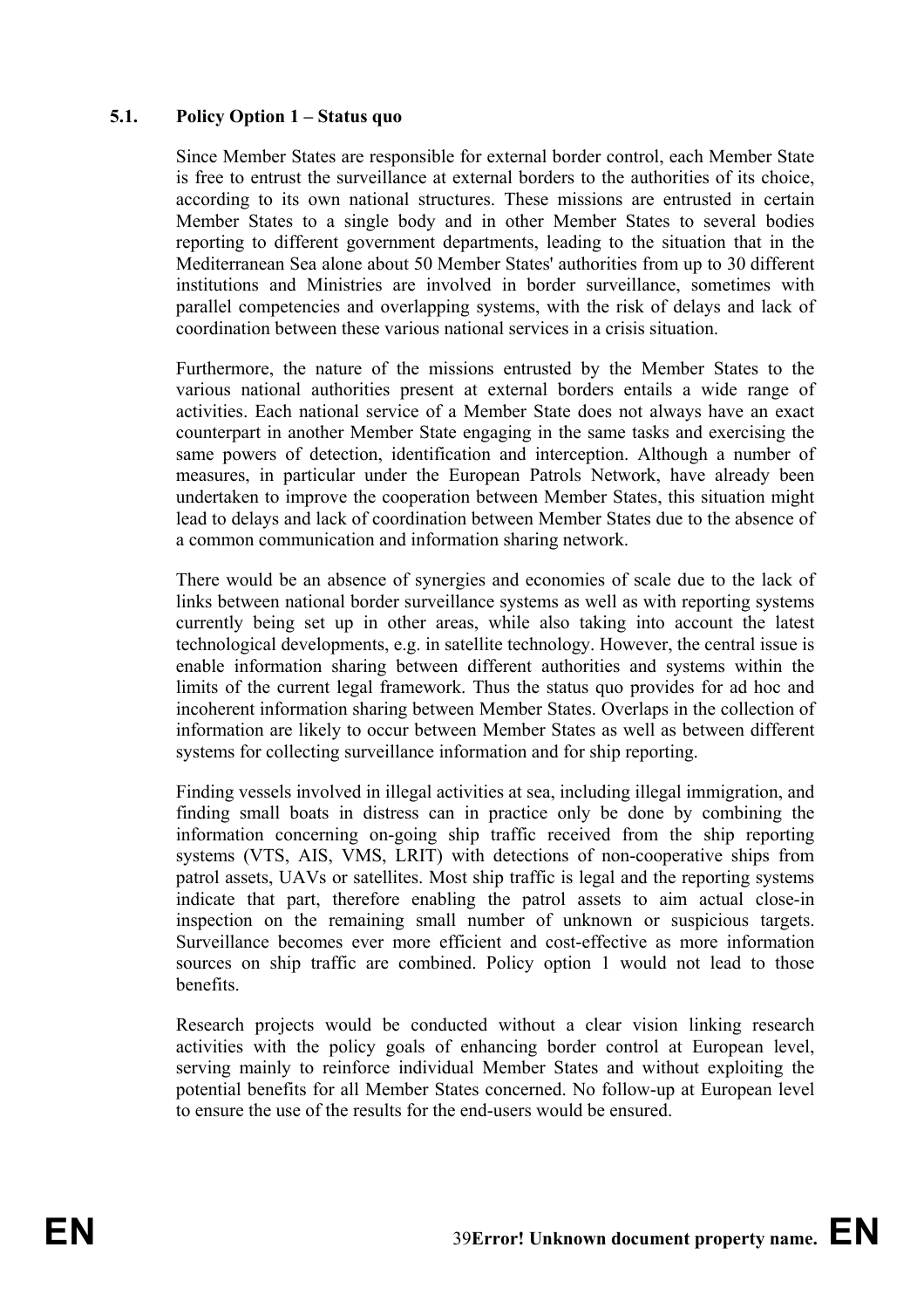### 5.1. Policy Option 1 – Status quo

Since Member States are responsible for external border control, each Member State is free to entrust the surveillance at external borders to the authorities of its choice, according to its own national structures. These missions are entrusted in certain Member States to a single body and in other Member States to several bodies reporting to different government departments, leading to the situation that in the Mediterranean Sea alone about 50 Member States' authorities from up to 30 different institutions and Ministries are involved in border surveillance, sometimes with parallel competencies and overlapping systems, with the risk of delays and lack of coordination between these various national services in a crisis situation.

Furthermore, the nature of the missions entrusted by the Member States to the various national authorities present at external borders entails a wide range of activities. Each national service of a Member State does not always have an exact counterpart in another Member State engaging in the same tasks and exercising the same powers of detection, identification and interception. Although a number of measures, in particular under the European Patrols Network, have already been undertaken to improve the cooperation between Member States, this situation might lead to delays and lack of coordination between Member States due to the absence of a common communication and information sharing network.

There would be an absence of synergies and economies of scale due to the lack of links between national border surveillance systems as well as with reporting systems currently being set up in other areas, while also taking into account the latest technological developments, e.g. in satellite technology. However, the central issue is enable information sharing between different authorities and systems within the limits of the current legal framework. Thus the status quo provides for ad hoc and incoherent information sharing between Member States. Overlaps in the collection of information are likely to occur between Member States as well as between different systems for collecting surveillance information and for ship reporting.

Finding vessels involved in illegal activities at sea, including illegal immigration, and finding small boats in distress can in practice only be done by combining the information concerning on-going ship traffic received from the ship reporting systems (VTS, AIS, VMS, LRIT) with detections of non-cooperative ships from patrol assets, UAVs or satellites. Most ship traffic is legal and the reporting systems indicate that part, therefore enabling the patrol assets to aim actual close-in inspection on the remaining small number of unknown or suspicious targets. Surveillance becomes ever more efficient and cost-effective as more information sources on ship traffic are combined. Policy option 1 would not lead to those benefits.

Research projects would be conducted without a clear vision linking research activities with the policy goals of enhancing border control at European level, serving mainly to reinforce individual Member States and without exploiting the potential benefits for all Member States concerned. No follow-up at European level to ensure the use of the results for the end-users would be ensured.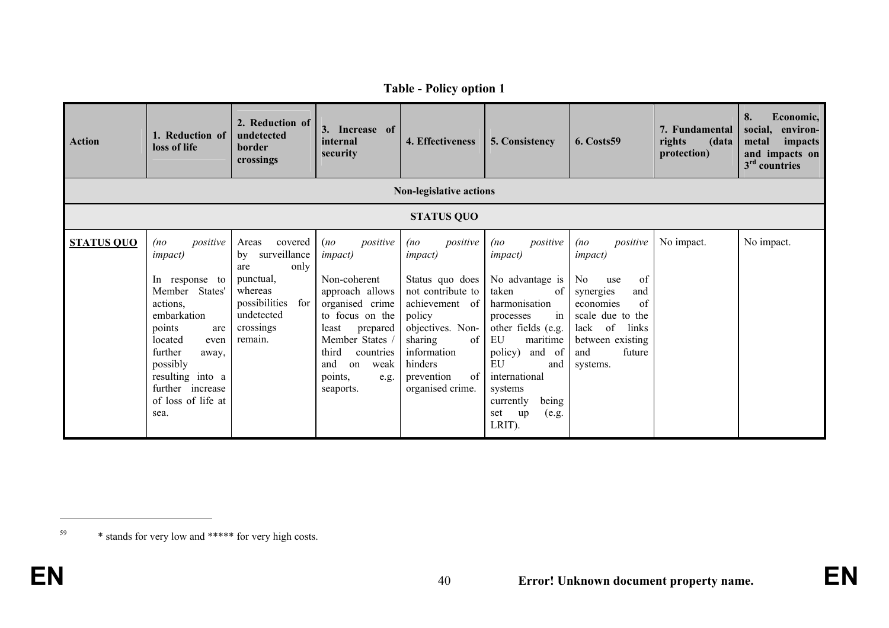**Table - Policy option 1**

| Action | 1. Reduction of loss of life | 2. Reduction of undetected border crossings | 3. Increase of internal security | 4. Effectiveness | 5. Consistency | 6. Costs[59] | 7. Fundamental rights (data protection) | 8. Economic, social, environmetal impacts and impacts on 3rd countries |
|---|---|---|---|---|---|---|---|---|
| **Non-legislative actions** | | | | | | | | |
| **STATUS QUO** | | | | | | | | |
| **STATUS QUO** | *(no positive impact)* In response to Member States' actions, embarkation points are located even further away, possibly resulting into a further increase of loss of life at sea. | Areas covered by surveillance are only punctual, whereas possibilities for undetected crossings remain. | (*no positive impact)* Non-coherent approach allows organised crime to focus on the least prepared Member States / third countries and on weak points, e.g. seaports. | *(no positive impact)* Status quo does not contribute to achievement of policy objectives. Non-sharing of information hinders prevention of organised crime. | *(no positive impact)* No advantage is taken of harmonisation processes in other fields (e.g. EU maritime policy) and of EU and international systems currently being set up (e.g. LRIT). | *(no positive impact)* No use of synergies and economies of scale due to the lack of links between existing and future systems. | No impact. | No impact. |

[59] * stands for very low and ***** for very high costs.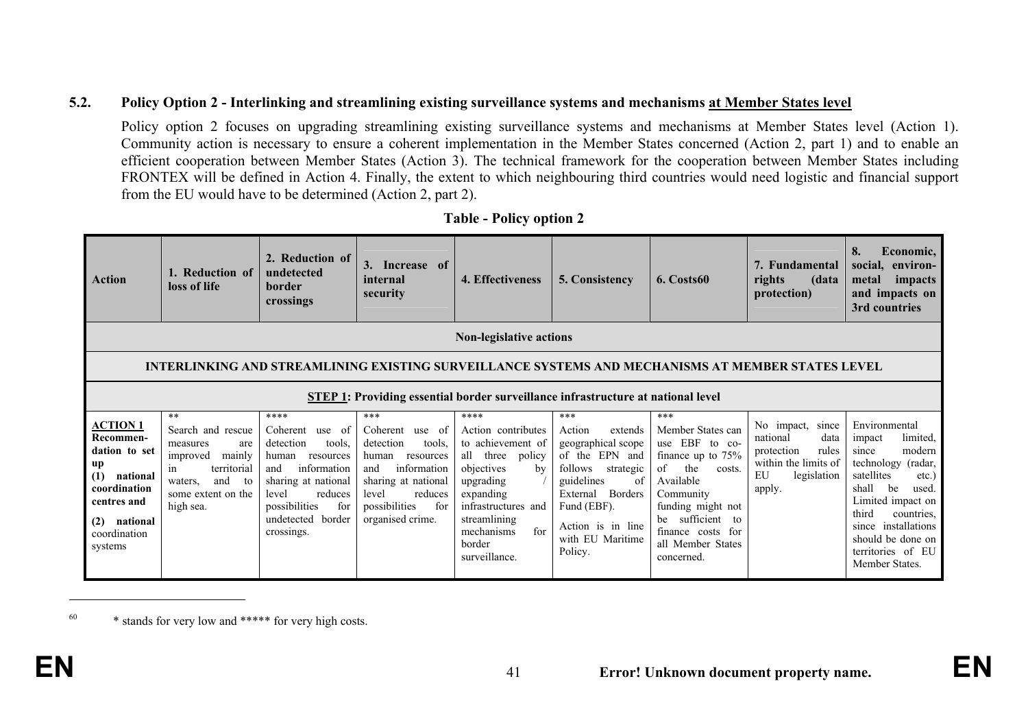### 5.2. Policy Option 2 - Interlinking and streamlining existing surveillance systems and mechanisms at Member States level

Policy option 2 focuses on upgrading streamlining existing surveillance systems and mechanisms at Member States level (Action 1). Community action is necessary to ensure a coherent implementation in the Member States concerned (Action 2, part 1) and to enable an efficient cooperation between Member States (Action 3). The technical framework for the cooperation between Member States including FRONTEX will be defined in Action 4. Finally, the extent to which neighbouring third countries would need logistic and financial support from the EU would have to be determined (Action 2, part 2).

**Table - Policy option 2**

| Action | 1. Reduction of loss of life | 2. Reduction of undetected border crossings | 3. Increase of internal security | 4. Effectiveness | 5. Consistency | 6. Costs[60] | 7. Fundamental rights (data protection) | 8. Economic, social, environmetal impacts and impacts on 3rd countries |
|---|---|---|---|---|---|---|---|---|
| **Non-legislative actions** | | | | | | | | |
| **INTERLINKING AND STREAMLINING EXISTING SURVEILLANCE SYSTEMS AND MECHANISMS AT MEMBER STATES LEVEL** | | | | | | | | |
| **STEP 1: Providing essential border surveillance infrastructure at national level** | | | | | | | | |
| **ACTION 1 Recommendation to set up (1) national coordination centres and (2) national** coordination systems | ** Search and rescue measures are improved mainly in territorial waters, and to some extent on the high sea. | **** Coherent use of detection tools, human resources and information sharing at national level reduces possibilities for undetected border crossings. | *** Coherent use of detection tools, human resources and information sharing at national level reduces possibilities for organised crime. | **** Action contributes to achievement of all three policy objectives by upgrading / expanding infrastructures and streamlining mechanisms for border surveillance. | *** Action extends geographical scope of the EPN and follows strategic guidelines of External Borders Fund (EBF). Action is in line with EU Maritime Policy. | *** Member States can use EBF to co-finance up to 75% of the costs. Available Community funding might not be sufficient to finance costs for all Member States concerned. | No impact, since national data protection rules within the limits of EU legislation apply. | Environmental impact limited, since modern technology (radar, satellites etc.) shall be used. Limited impact on third countries, since installations should be done on territories of EU Member States. |

[60] * stands for very low and ***** for very high costs.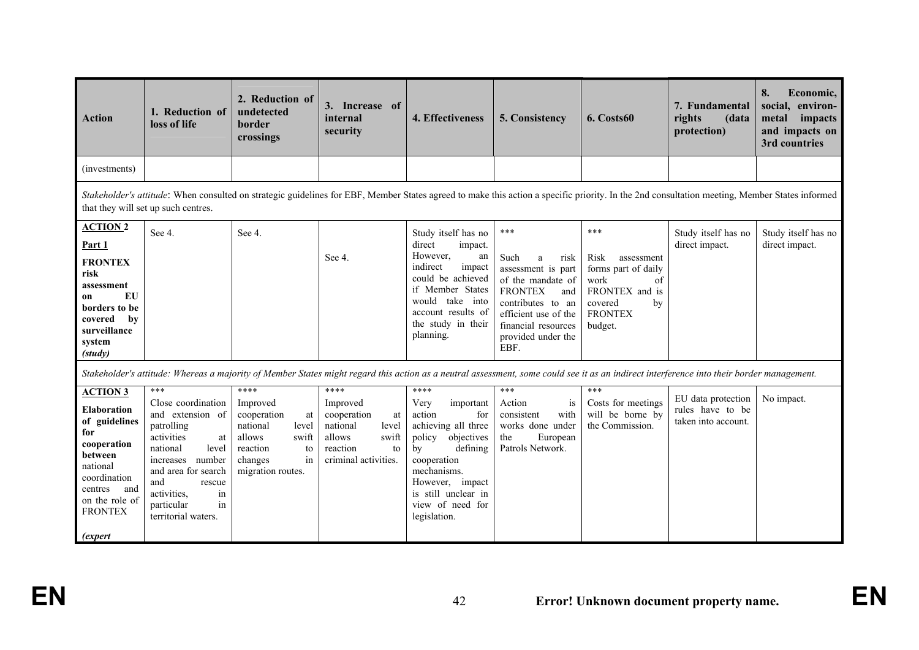| Action | 1. Reduction of loss of life | 2. Reduction of undetected border crossings | 3. Increase of internal security | 4. Effectiveness | 5. Consistency | 6. Costs60 | 7. Fundamental rights (data protection) | 8. Economic, social, environmetal impacts and impacts on 3rd countries |
|---|---|---|---|---|---|---|---|---|
| (investments) | | | | | | | | |
| *Stakeholder's attitude*: When consulted on strategic guidelines for EBF, Member States agreed to make this action a specific priority. In the 2nd consultation meeting, Member States informed that they will set up such centres. | | | | | | | | |
| **ACTION 2** **Part 1** **FRONTEX risk assessment on EU borders to be covered by surveillance system** ***(study)*** | See 4. | See 4. | See 4. | Study itself has no direct impact. However, an indirect impact could be achieved if Member States would take into account results of the study in their planning. | *** Such a risk assessment is part of the mandate of FRONTEX and contributes to an efficient use of the financial resources provided under the EBF. | *** Risk assessment forms part of daily work of FRONTEX and is covered by FRONTEX budget. | Study itself has no direct impact. | Study itself has no direct impact. |
| *Stakeholder's attitude: Whereas a majority of Member States might regard this action as a neutral assessment, some could see it as an indirect interference into their border management.* | | | | | | | | |
| **ACTION 3** **Elaboration of guidelines for cooperation between** national coordination centres and on the role of FRONTEX ***(expert*** | *** Close coordination and extension of patrolling activities at national level increases number and area for search and rescue activities, in particular in territorial waters. | **** Improved cooperation at national level allows swift reaction to changes in migration routes. | **** Improved cooperation at national level allows swift reaction to criminal activities. | **** Very important action for achieving all three policy objectives by defining cooperation mechanisms. However, impact is still unclear in view of need for legislation. | *** Action is consistent with works done under the European Patrols Network. | *** Costs for meetings will be borne by the Commission. | EU data protection rules have to be taken into account. | No impact. |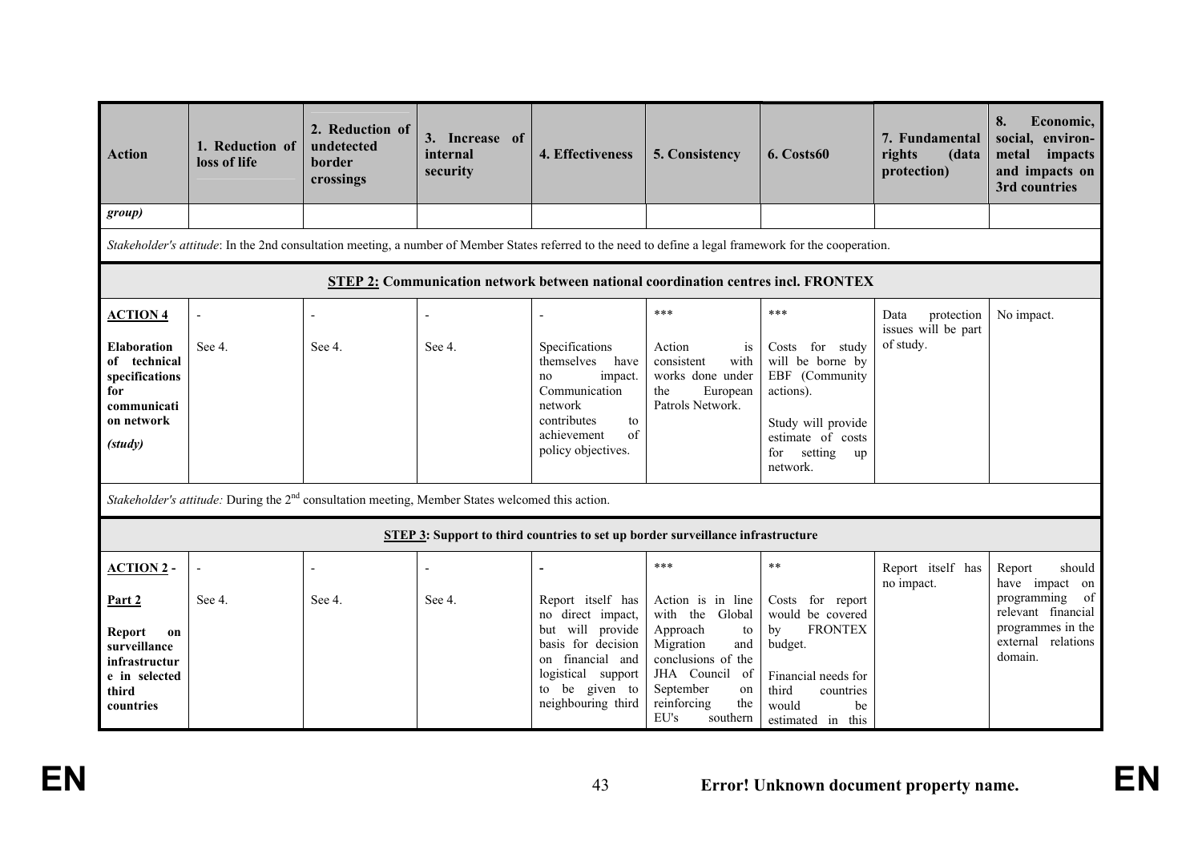| Action | 1. Reduction of loss of life | 2. Reduction of undetected border crossings | 3. Increase of internal security | 4. Effectiveness | 5. Consistency | 6. Costs60 | 7. Fundamental rights (data protection) | 8. Economic, social, environmetal impacts and impacts on 3rd countries |
|---|---|---|---|---|---|---|---|---|
| *group)* | | | | | | | | |
| *Stakeholder's attitude*: In the 2nd consultation meeting, a number of Member States referred to the need to define a legal framework for the cooperation. | | | | | | | | |
| **STEP 2: Communication network between national coordination centres incl. FRONTEX** | | | | | | | | |
| **ACTION 4** <br><br> **Elaboration of technical specifications for communication network** <br><br> ***(study)*** | - <br><br> See 4. | - <br><br> See 4. | - <br><br> See 4. | - <br><br> Specifications themselves have no impact. Communication network contributes to achievement of policy objectives. | *** <br><br> Action is consistent with works done under the European Patrols Network. | *** <br><br> Costs for study will be borne by EBF (Community actions). <br><br> Study will provide estimate of costs for setting up network. | Data protection issues will be part of study. | No impact. |
| *Stakeholder's attitude:* During the 2[nd] consultation meeting, Member States welcomed this action. | | | | | | | | |
| **STEP 3: Support to third countries to set up border surveillance infrastructure** | | | | | | | | |
| **ACTION 2 -** <br><br> **Part 2** <br><br> **Report on surveillance infrastructure in selected third countries** | - <br><br> See 4. | - <br><br> See 4. | - <br><br> See 4. | **-** <br><br> Report itself has no direct impact, but will provide basis for decision on financial and logistical support to be given to neighbouring third | *** <br><br> Action is in line with the Global Approach to Migration and conclusions of the JHA Council of September on reinforcing the EU's southern | ** <br><br> Costs for report would be covered by FRONTEX budget. <br><br> Financial needs for third countries would be estimated in this | Report itself has no impact. | Report should have impact on programming of relevant financial programmes in the external relations domain. |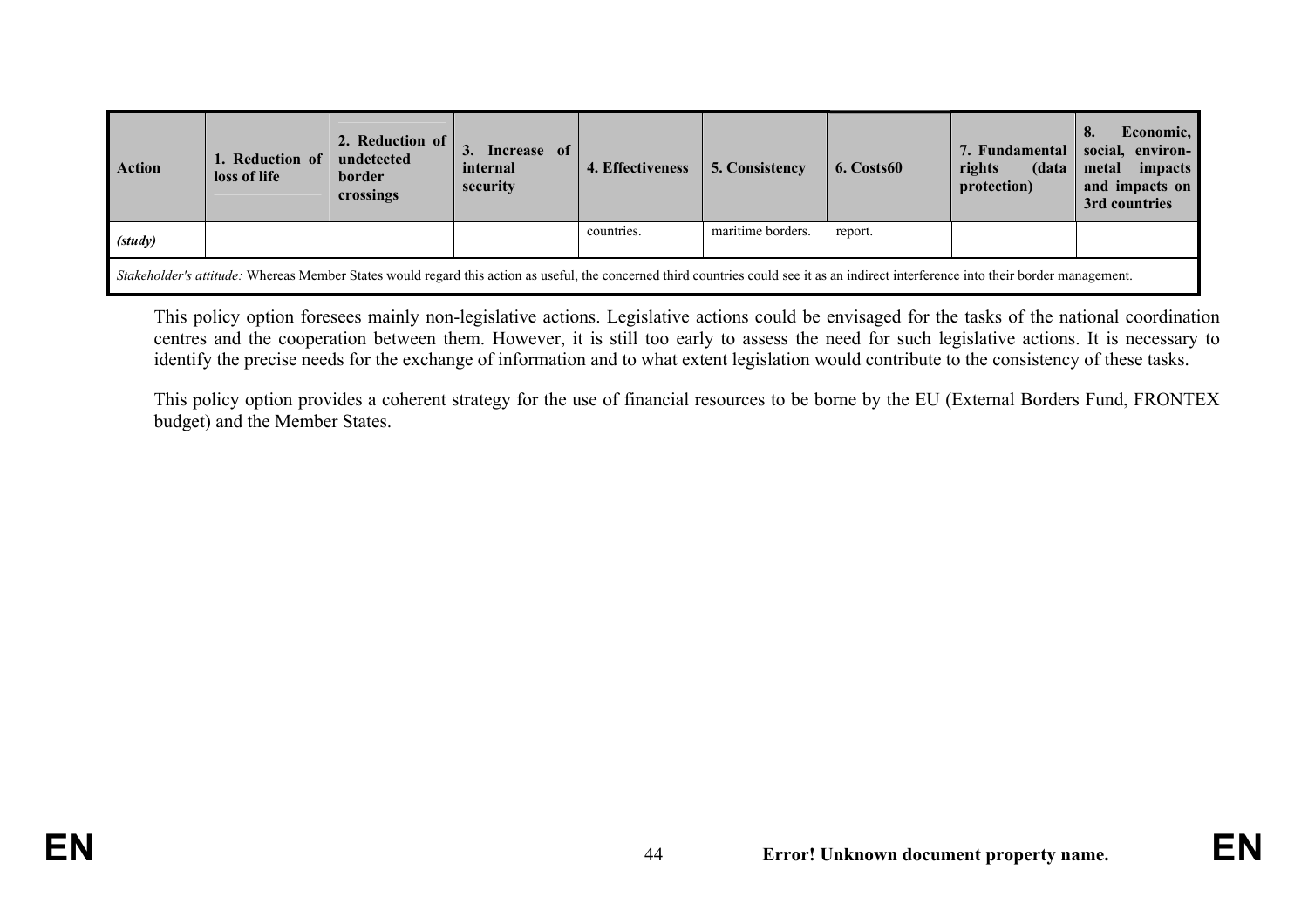| Action | 1. Reduction of loss of life | 2. Reduction of undetected border crossings | 3. Increase of internal security | 4. Effectiveness | 5. Consistency | 6. Costs60 | 7. Fundamental rights (data protection) | 8. Economic, social, environ-metal impacts and impacts on 3rd countries |
|---|---|---|---|---|---|---|---|---|
| *(study)* | | | | countries. | maritime borders. | report. | | |
| *Stakeholder's attitude:* Whereas Member States would regard this action as useful, the concerned third countries could see it as an indirect interference into their border management. | | | | | | | | |

This policy option foresees mainly non-legislative actions. Legislative actions could be envisaged for the tasks of the national coordination centres and the cooperation between them. However, it is still too early to assess the need for such legislative actions. It is necessary to identify the precise needs for the exchange of information and to what extent legislation would contribute to the consistency of these tasks.

This policy option provides a coherent strategy for the use of financial resources to be borne by the EU (External Borders Fund, FRONTEX budget) and the Member States.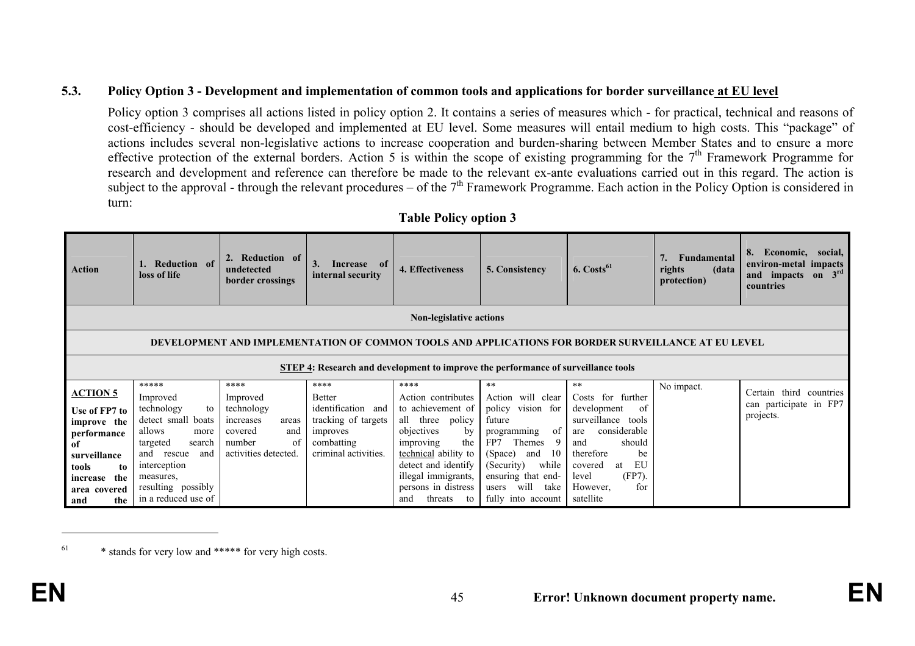### 5.3. Policy Option 3 - Development and implementation of common tools and applications for border surveillance at EU level

Policy option 3 comprises all actions listed in policy option 2. It contains a series of measures which - for practical, technical and reasons of cost-efficiency - should be developed and implemented at EU level. Some measures will entail medium to high costs. This "package" of actions includes several non-legislative actions to increase cooperation and burden-sharing between Member States and to ensure a more effective protection of the external borders. Action 5 is within the scope of existing programming for the 7th Framework Programme for research and development and reference can therefore be made to the relevant ex-ante evaluations carried out in this regard. The action is subject to the approval - through the relevant procedures – of the 7th Framework Programme. Each action in the Policy Option is considered in turn:

**Table Policy option 3**

| Action | 1. Reduction of loss of life | 2. Reduction of undetected border crossings | 3. Increase of internal security | 4. Effectiveness | 5. Consistency | 6. Costs[61] | 7. Fundamental rights (data protection) | 8. Economic, social, environ-metal impacts and impacts on 3rd countries |
|---|---|---|---|---|---|---|---|---|
| **Non-legislative actions** | | | | | | | | |
| **DEVELOPMENT AND IMPLEMENTATION OF COMMON TOOLS AND APPLICATIONS FOR BORDER SURVEILLANCE AT EU LEVEL** | | | | | | | | |
| **STEP 4: Research and development to improve the performance of surveillance tools** | | | | | | | | |
| **ACTION 5** **Use of FP7 to improve the performance of surveillance tools to increase the area covered and the** | ***** Improved technology to detect small boats allows more targeted search and rescue and interception measures, resulting possibly in a reduced use of | **** Improved technology increases areas covered and number of activities detected. | **** Better identification and tracking of targets improves combatting criminal activities. | **** Action contributes to achievement of all three policy objectives by improving the technical ability to detect and identify illegal immigrants, persons in distress and threats to | ** Action will clear policy vision for future programming of FP7 Themes 9 (Space) and 10 (Security) while ensuring that end-users will take fully into account | ** Costs for further development of surveillance tools are considerable and should therefore be covered at EU level (FP7). However, for satellite | No impact. | Certain third countries can participate in FP7 projects. |

[61] * stands for very low and ***** for very high costs.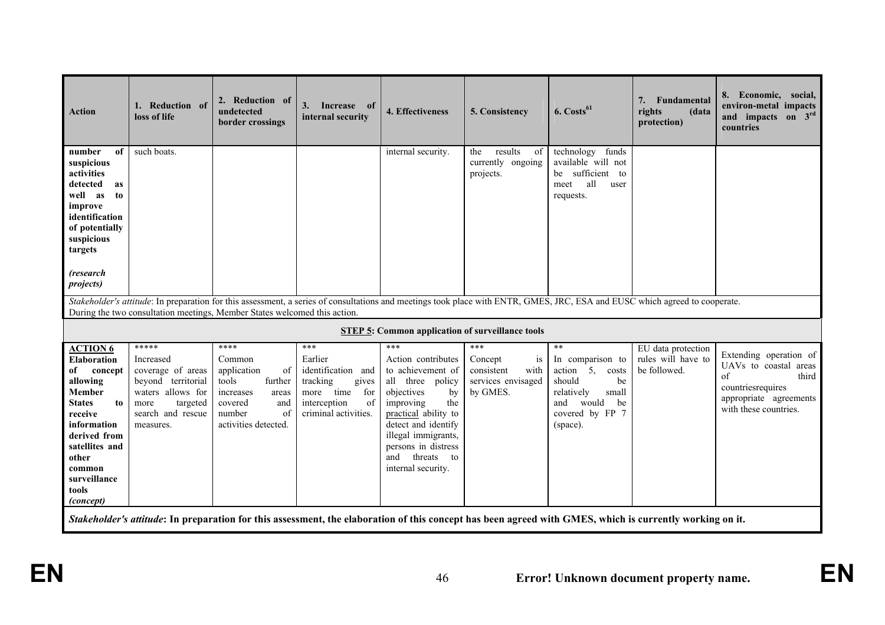| Action | 1. Reduction of loss of life | 2. Reduction of undetected border crossings | 3. Increase of internal security | 4. Effectiveness | 5. Consistency | 6. Costs[61] | 7. Fundamental rights (data protection) | 8. Economic, social, environ-metal impacts and impacts on 3rd countries |
|---|---|---|---|---|---|---|---|---|
| **number of suspicious activities detected as well as to improve identification of potentially suspicious targets** <br><br>***(research projects)*** | such boats. | | | internal security. | the results of currently ongoing projects. | technology funds available will not be sufficient to meet all user requests. | | |
| *Stakeholder's attitude*: In preparation for this assessment, a series of consultations and meetings took place with ENTR, GMES, JRC, ESA and EUSC which agreed to cooperate. During the two consultation meetings, Member States welcomed this action. | | | | | | | | |
| **STEP 5: Common application of surveillance tools** | | | | | | | | |
| **ACTION 6 Elaboration of concept allowing Member States to receive information derived from satellites and other common surveillance tools** ***(concept)*** | ***** Increased coverage of areas beyond territorial waters allows for more targeted search and rescue measures. | **** Common application of tools further increases areas covered and number of activities detected. | *** Earlier identification and tracking gives more time for interception of criminal activities. | *** Action contributes to achievement of all three policy objectives by improving the practical ability to detect and identify illegal immigrants, persons in distress and threats to internal security. | *** Concept is consistent with services envisaged by GMES. | ** In comparison to action 5, costs should be relatively small and would be covered by FP 7 (space). | EU data protection rules will have to be followed. | Extending operation of UAVs to coastal areas of third countriesrequires appropriate agreements with these countries. |
| ***Stakeholder's attitude*: In preparation for this assessment, the elaboration of this concept has been agreed with GMES, which is currently working on it.** | | | | | | | | |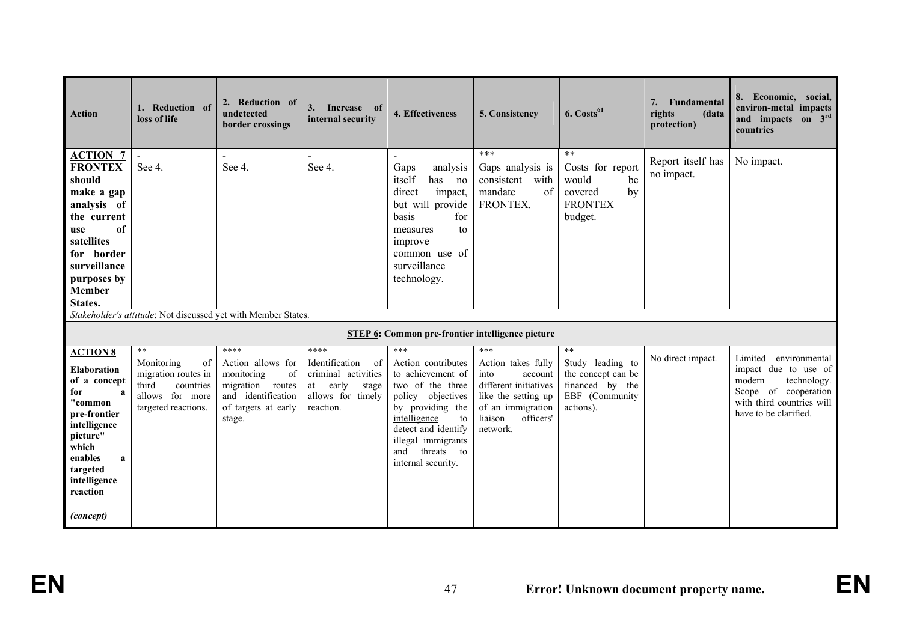| Action | 1. Reduction of loss of life | 2. Reduction of undetected border crossings | 3. Increase of internal security | 4. Effectiveness | 5. Consistency | 6. Costs[61] | 7. Fundamental rights (data protection) | 8. Economic, social, environ-metal impacts and impacts on 3rd countries |
|---|---|---|---|---|---|---|---|---|
| **ACTION 7** **FRONTEX should make a gap analysis of the current use of satellites for border surveillance purposes by Member States.** | - See 4. | - See 4. | - See 4. | - Gaps analysis itself has no direct impact, but will provide basis for measures to improve common use of surveillance technology. | *** Gaps analysis is consistent with mandate of FRONTEX. | ** Costs for report would be covered by FRONTEX budget. | Report itself has no impact. | No impact. |
| *Stakeholder's attitude*: Not discussed yet with Member States. | | | | | | | | |
| **STEP 6: Common pre-frontier intelligence picture** | | | | | | | | |
| **ACTION 8** **Elaboration of a concept for a "common pre-frontier intelligence picture" which enables a targeted intelligence reaction** *(concept)* | ** Monitoring of migration routes in third countries allows for more targeted reactions. | **** Action allows for monitoring of migration routes and identification of targets at early stage. | **** Identification of criminal activities at early stage allows for timely reaction. | *** Action contributes to achievement of two of the three policy objectives by providing the intelligence to detect and identify illegal immigrants and threats to internal security. | *** Action takes fully into account different initiatives like the setting up of an immigration liaison officers' network. | ** Study leading to the concept can be financed by the EBF (Community actions). | No direct impact. | Limited environmental impact due to use of modern technology. Scope of cooperation with third countries will have to be clarified. |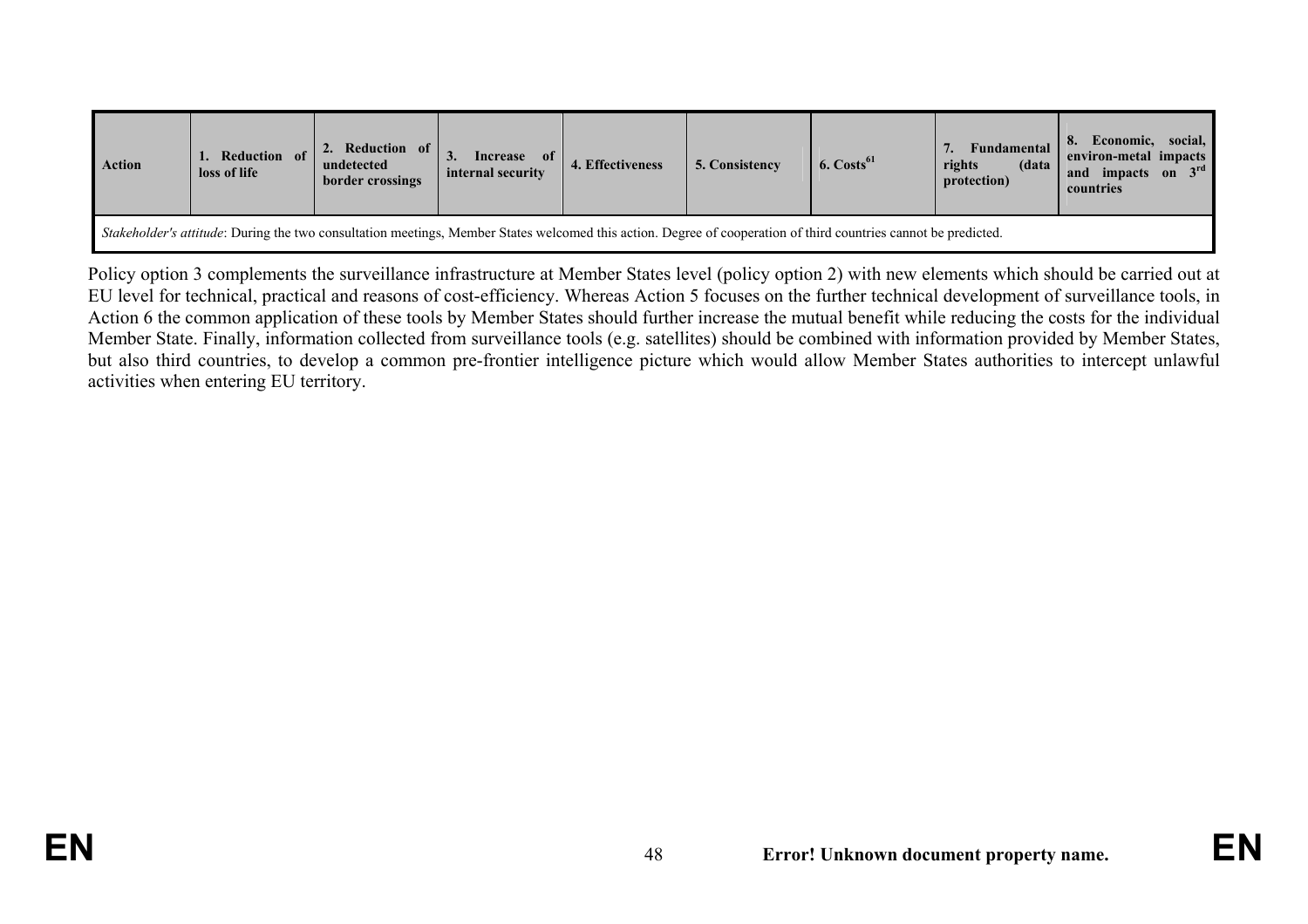| Action | 1. Reduction of loss of life | 2. Reduction of undetected border crossings | 3. Increase of internal security | 4. Effectiveness | 5. Consistency | 6. Costs[61] | 7. Fundamental rights (data protection) | 8. Economic, social, environ-metal impacts and impacts on 3rd countries |
|---|---|---|---|---|---|---|---|---|
| *Stakeholder's attitude*: During the two consultation meetings, Member States welcomed this action. Degree of cooperation of third countries cannot be predicted. | | | | | | | | |

Policy option 3 complements the surveillance infrastructure at Member States level (policy option 2) with new elements which should be carried out at EU level for technical, practical and reasons of cost-efficiency. Whereas Action 5 focuses on the further technical development of surveillance tools, in Action 6 the common application of these tools by Member States should further increase the mutual benefit while reducing the costs for the individual Member State. Finally, information collected from surveillance tools (e.g. satellites) should be combined with information provided by Member States, but also third countries, to develop a common pre-frontier intelligence picture which would allow Member States authorities to intercept unlawful activities when entering EU territory.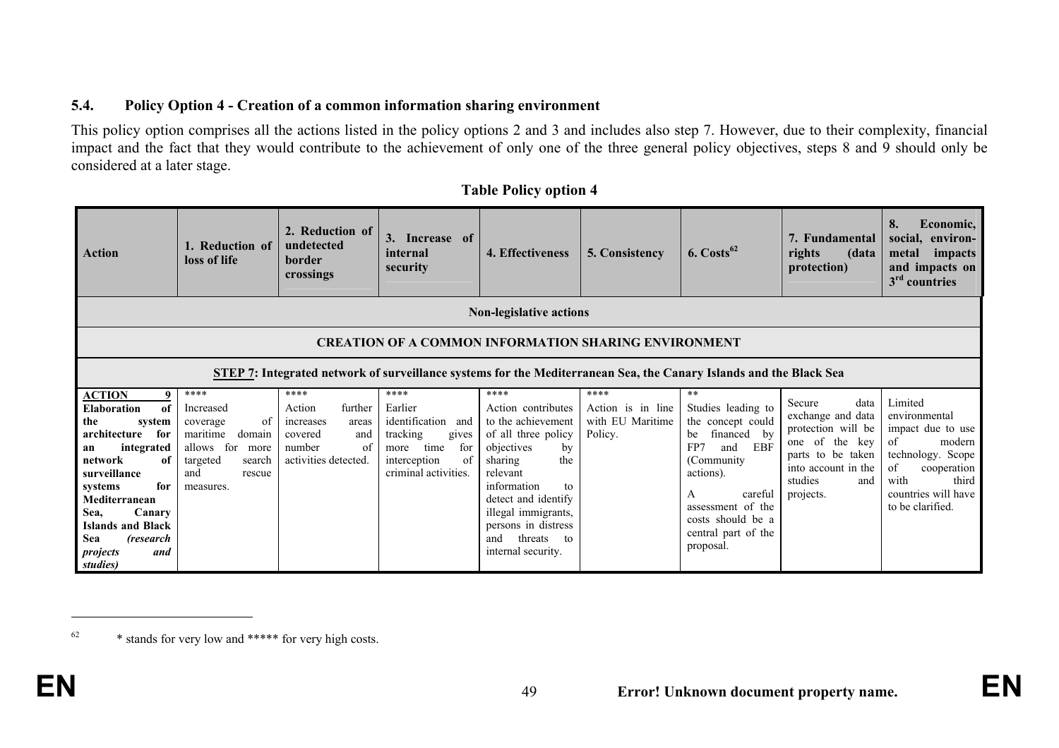### 5.4. Policy Option 4 - Creation of a common information sharing environment

This policy option comprises all the actions listed in the policy options 2 and 3 and includes also step 7. However, due to their complexity, financial impact and the fact that they would contribute to the achievement of only one of the three general policy objectives, steps 8 and 9 should only be considered at a later stage.

**Table Policy option 4**

| **Action** | **1. Reduction of loss of life** | **2. Reduction of undetected border crossings** | **3. Increase of internal security** | **4. Effectiveness** | **5. Consistency** | **6. Costs**[62] | **7. Fundamental rights (data protection)** | **8. Economic, social, environmetal impacts and impacts on 3rd countries** |
|---|---|---|---|---|---|---|---|---|
| **Non-legislative actions** | | | | | | | | |
| **CREATION OF A COMMON INFORMATION SHARING ENVIRONMENT** | | | | | | | | |
| **STEP 7: Integrated network of surveillance systems for the Mediterranean Sea, the Canary Islands and the Black Sea** | | | | | | | | |
| **ACTION 9 Elaboration of the system architecture for an integrated network of surveillance systems for Mediterranean Sea, Canary Islands and Black Sea *(research projects and studies)*** | **** Increased coverage of maritime domain allows for more targeted search and rescue measures. | **** Action further increases areas covered and number of activities detected. | **** Earlier identification and tracking gives more time for interception of criminal activities. | **** Action contributes to the achievement of all three policy objectives by sharing the relevant information to detect and identify illegal immigrants, persons in distress and threats to internal security. | **** Action is in line with EU Maritime Policy. | ** Studies leading to the concept could be financed by FP7 and EBF (Community actions). A careful assessment of the costs should be a central part of the proposal. | Secure data exchange and data protection will be one of the key parts to be taken into account in the studies and projects. | Limited environmental impact due to use of modern technology. Scope of cooperation with third countries will have to be clarified. |

---

[62] * stands for very low and ***** for very high costs.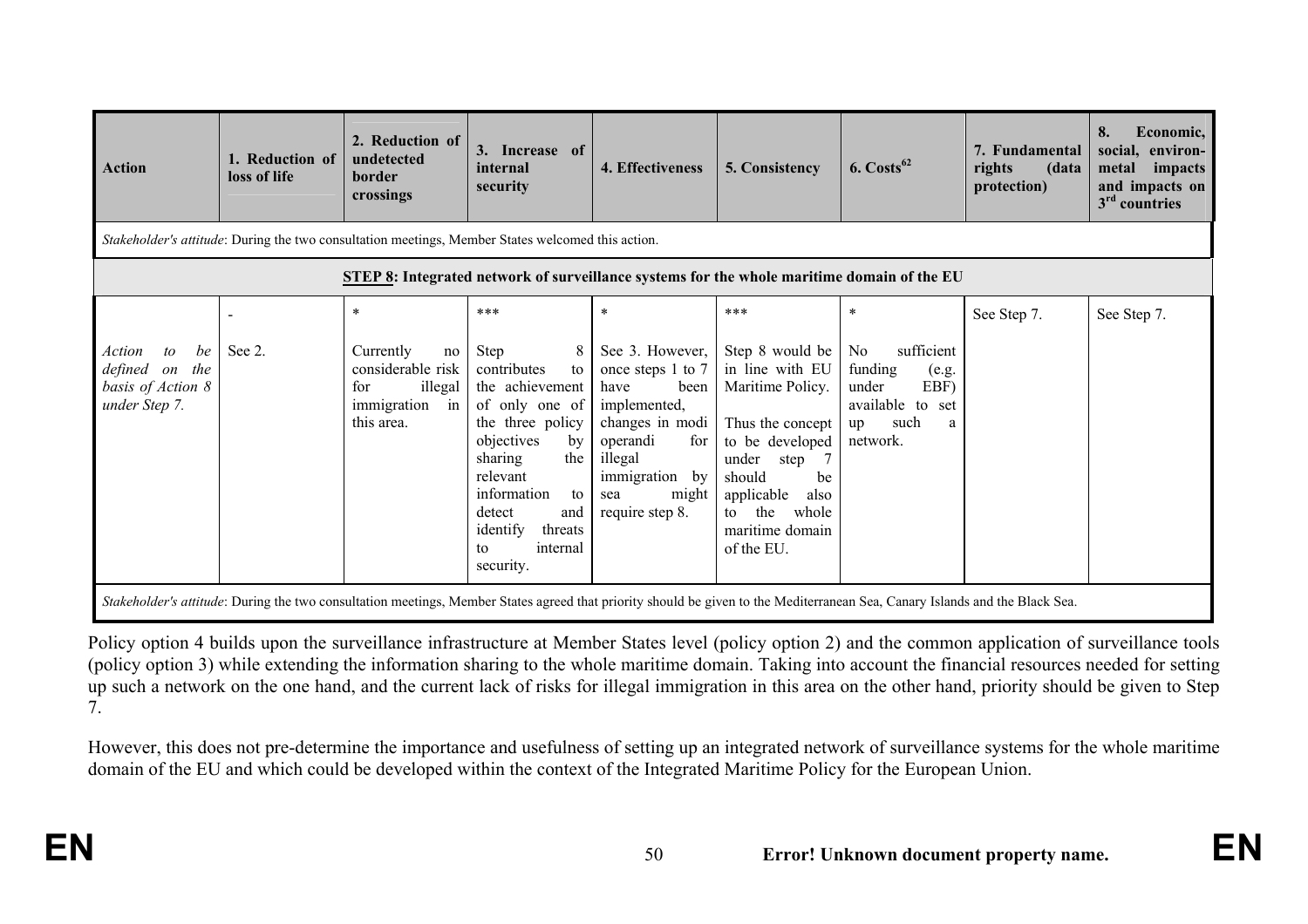| Action | 1. Reduction of loss of life | 2. Reduction of undetected border crossings | 3. Increase of internal security | 4. Effectiveness | 5. Consistency | 6. Costs[62] | 7. Fundamental rights (data protection) | 8. Economic, social, environmental impacts and impacts on 3rd countries |
|---|---|---|---|---|---|---|---|---|
| *Stakeholder's attitude*: During the two consultation meetings, Member States welcomed this action. | | | | | | | | |
| **STEP 8: Integrated network of surveillance systems for the whole maritime domain of the EU** | | | | | | | | |
| *Action to be defined on the basis of Action 8 under Step 7.* | - <br> See 2. | * <br> Currently no considerable risk for illegal immigration in this area. | *** <br> Step 8 contributes to the achievement of only one of the three policy objectives by sharing the relevant information to detect and identify threats to internal security. | * <br> See 3. However, once steps 1 to 7 have been implemented, changes in modi operandi for illegal immigration by sea might require step 8. | *** <br> Step 8 would be in line with EU Maritime Policy. <br> Thus the concept to be developed under step 7 should be applicable also to the whole maritime domain of the EU. | * <br> No sufficient funding (e.g. under EBF) available to set up such a network. | See Step 7. | See Step 7. |
| *Stakeholder's attitude*: During the two consultation meetings, Member States agreed that priority should be given to the Mediterranean Sea, Canary Islands and the Black Sea. | | | | | | | | |

Policy option 4 builds upon the surveillance infrastructure at Member States level (policy option 2) and the common application of surveillance tools (policy option 3) while extending the information sharing to the whole maritime domain. Taking into account the financial resources needed for setting up such a network on the one hand, and the current lack of risks for illegal immigration in this area on the other hand, priority should be given to Step 7.

However, this does not pre-determine the importance and usefulness of setting up an integrated network of surveillance systems for the whole maritime domain of the EU and which could be developed within the context of the Integrated Maritime Policy for the European Union.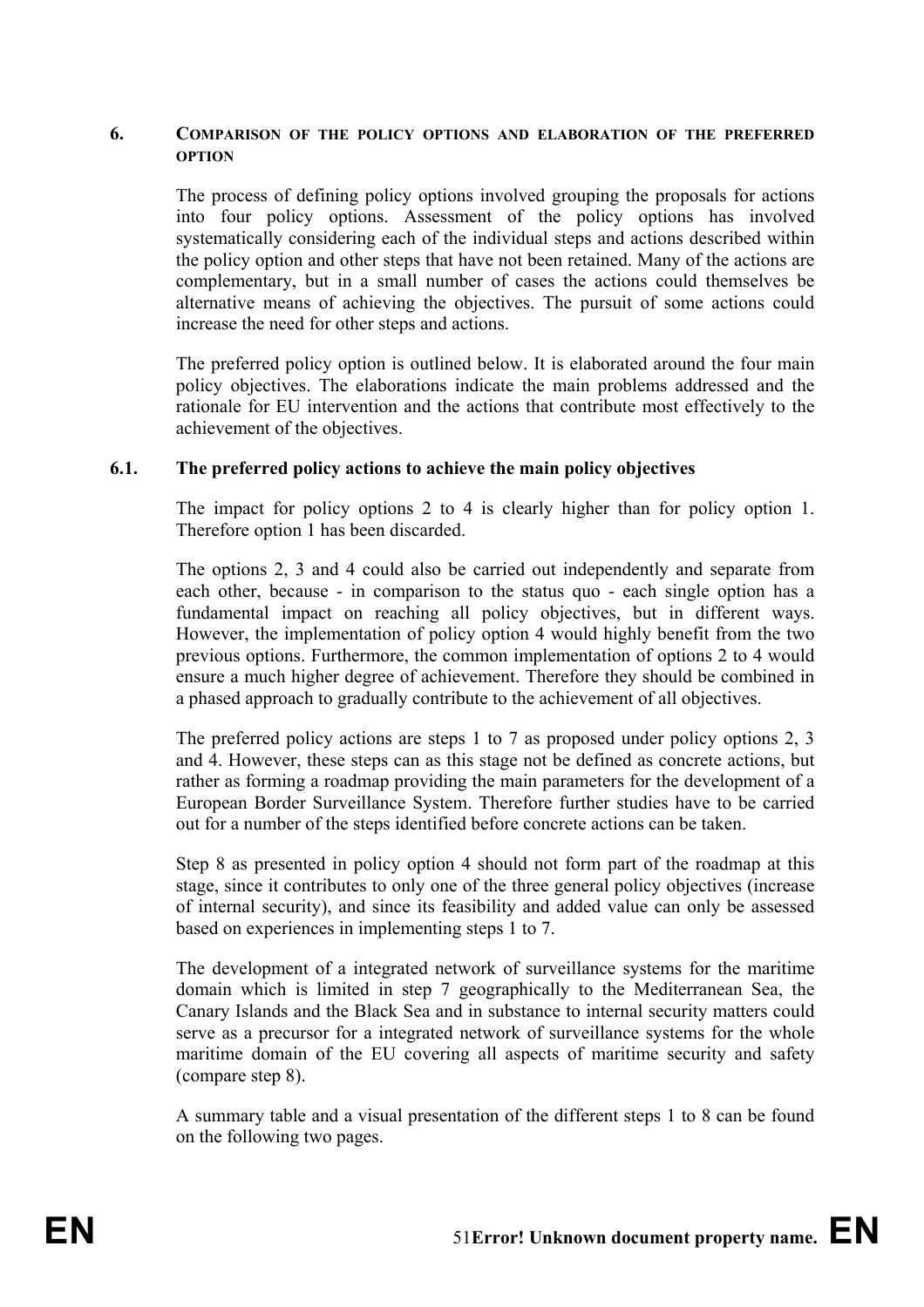## 6. COMPARISON OF THE POLICY OPTIONS AND ELABORATION OF THE PREFERRED OPTION

The process of defining policy options involved grouping the proposals for actions into four policy options. Assessment of the policy options has involved systematically considering each of the individual steps and actions described within the policy option and other steps that have not been retained. Many of the actions are complementary, but in a small number of cases the actions could themselves be alternative means of achieving the objectives. The pursuit of some actions could increase the need for other steps and actions.

The preferred policy option is outlined below. It is elaborated around the four main policy objectives. The elaborations indicate the main problems addressed and the rationale for EU intervention and the actions that contribute most effectively to the achievement of the objectives.

### 6.1. The preferred policy actions to achieve the main policy objectives

The impact for policy options 2 to 4 is clearly higher than for policy option 1. Therefore option 1 has been discarded.

The options 2, 3 and 4 could also be carried out independently and separate from each other, because - in comparison to the status quo - each single option has a fundamental impact on reaching all policy objectives, but in different ways. However, the implementation of policy option 4 would highly benefit from the two previous options. Furthermore, the common implementation of options 2 to 4 would ensure a much higher degree of achievement. Therefore they should be combined in a phased approach to gradually contribute to the achievement of all objectives.

The preferred policy actions are steps 1 to 7 as proposed under policy options 2, 3 and 4. However, these steps can as this stage not be defined as concrete actions, but rather as forming a roadmap providing the main parameters for the development of a European Border Surveillance System. Therefore further studies have to be carried out for a number of the steps identified before concrete actions can be taken.

Step 8 as presented in policy option 4 should not form part of the roadmap at this stage, since it contributes to only one of the three general policy objectives (increase of internal security), and since its feasibility and added value can only be assessed based on experiences in implementing steps 1 to 7.

The development of a integrated network of surveillance systems for the maritime domain which is limited in step 7 geographically to the Mediterranean Sea, the Canary Islands and the Black Sea and in substance to internal security matters could serve as a precursor for a integrated network of surveillance systems for the whole maritime domain of the EU covering all aspects of maritime security and safety (compare step 8).

A summary table and a visual presentation of the different steps 1 to 8 can be found on the following two pages.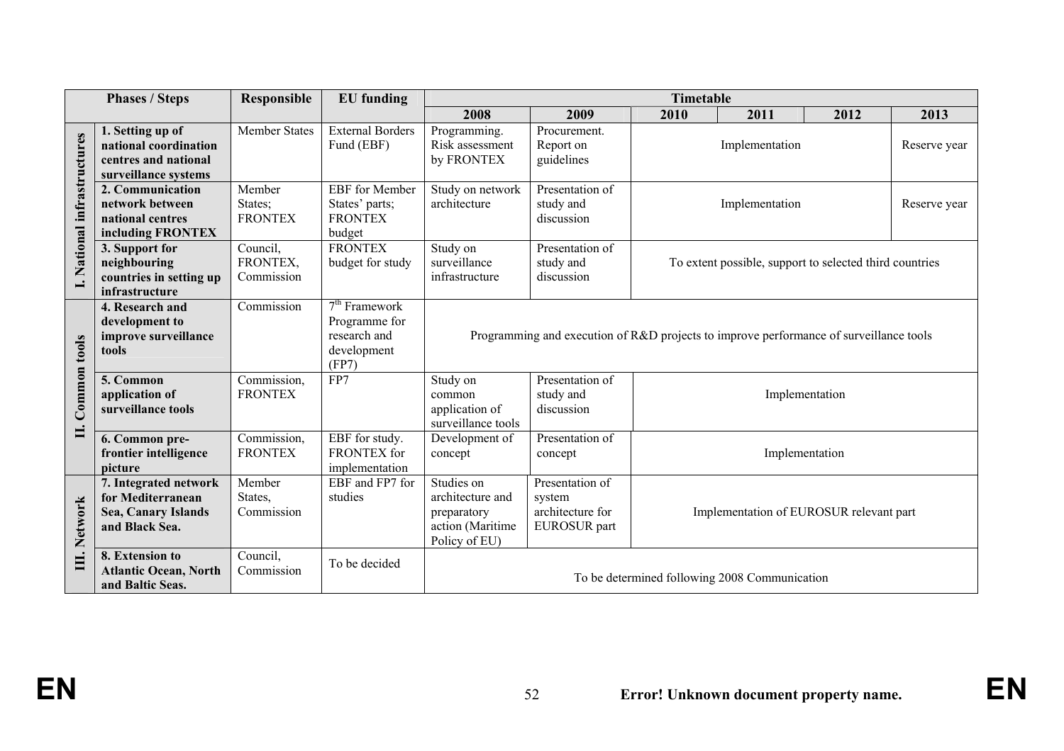| Phases / Steps | | Responsible | EU funding | Timetable | | | | | |
|---|---|---|---|---|---|---|---|---|---|
| | | | | 2008 | 2009 | 2010 | 2011 | 2012 | 2013 |
| I. National infrastructures | **1. Setting up of national coordination centres and national surveillance systems** | Member States | External Borders Fund (EBF) | Programming. Risk assessment by FRONTEX | Procurement. Report on guidelines | Implementation | | | Reserve year |
| | **2. Communication network between national centres including FRONTEX** | Member States; FRONTEX | EBF for Member States' parts; FRONTEX budget | Study on network architecture | Presentation of study and discussion | Implementation | | | Reserve year |
| | **3. Support for neighbouring countries in setting up infrastructure** | Council, FRONTEX, Commission | FRONTEX budget for study | Study on surveillance infrastructure | Presentation of study and discussion | To extent possible, support to selected third countries | | | |
| II. Common tools | **4. Research and development to improve surveillance tools** | Commission | 7th Framework Programme for research and development (FP7) | Programming and execution of R&D projects to improve performance of surveillance tools | | | | | |
| | **5. Common application of surveillance tools** | Commission, FRONTEX | FP7 | Study on common application of surveillance tools | Presentation of study and discussion | Implementation | | | |
| | **6. Common pre-frontier intelligence picture** | Commission, FRONTEX | EBF for study. FRONTEX for implementation | Development of concept | Presentation of concept | Implementation | | | |
| III. Network | **7. Integrated network for Mediterranean Sea, Canary Islands and Black Sea.** | Member States, Commission | EBF and FP7 for studies | Studies on architecture and preparatory action (Maritime Policy of EU) | Presentation of system architecture for EUROSUR part | Implementation of EUROSUR relevant part | | | |
| | **8. Extension to Atlantic Ocean, North and Baltic Seas.** | Council, Commission | To be decided | To be determined following 2008 Communication | | | | | |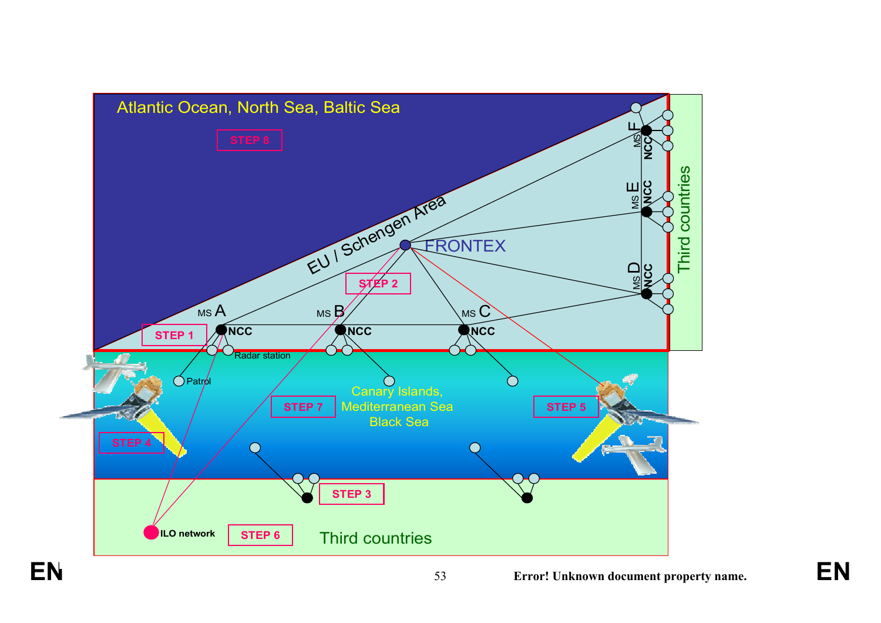Atlantic Ocean, North Sea, Baltic Sea

STEP 8

EU / Schengen Area

FRONTEX

STEP 2

MS A NCC

MS B NCC

MS C NCC

MS D NCC

MS E NCC

MS F NCC

Third countries

STEP 1

Radar station

Patrol

Canary Islands, Mediterranean Sea Black Sea

STEP 7

STEP 5

STEP 4

STEP 3

ILO network

STEP 6

Third countries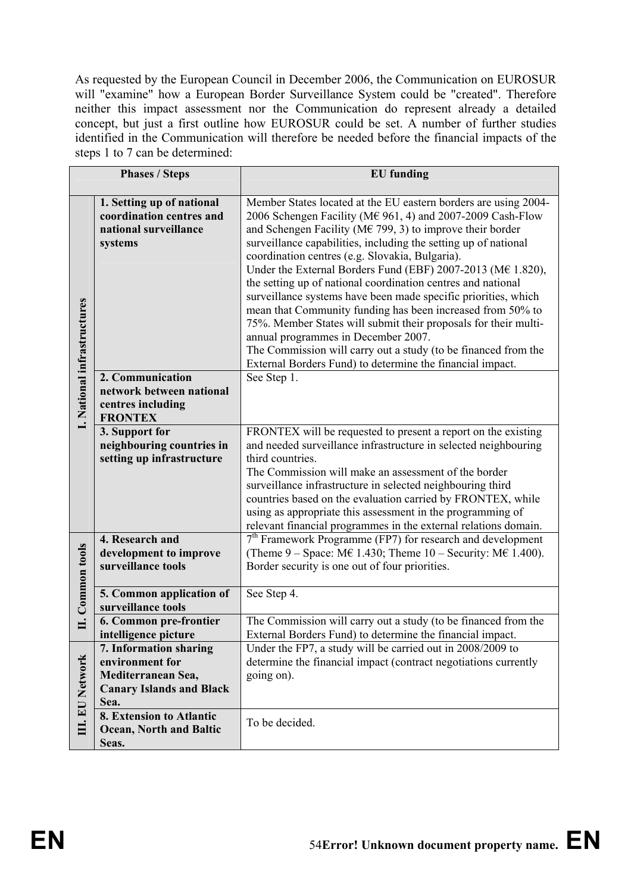As requested by the European Council in December 2006, the Communication on EUROSUR will "examine" how a European Border Surveillance System could be "created". Therefore neither this impact assessment nor the Communication do represent already a detailed concept, but just a first outline how EUROSUR could be set. A number of further studies identified in the Communication will therefore be needed before the financial impacts of the steps 1 to 7 can be determined:

| Phases / Steps | | EU funding |
|---|---|---|
| **I. National infrastructures** | **1. Setting up of national coordination centres and national surveillance systems** | Member States located at the EU eastern borders are using 2004-2006 Schengen Facility (M€ 961, 4) and 2007-2009 Cash-Flow and Schengen Facility (M€ 799, 3) to improve their border surveillance capabilities, including the setting up of national coordination centres (e.g. Slovakia, Bulgaria). Under the External Borders Fund (EBF) 2007-2013 (M€ 1.820), the setting up of national coordination centres and national surveillance systems have been made specific priorities, which mean that Community funding has been increased from 50% to 75%. Member States will submit their proposals for their multi-annual programmes in December 2007. The Commission will carry out a study (to be financed from the External Borders Fund) to determine the financial impact. |
| | **2. Communication network between national centres including FRONTEX** | See Step 1. |
| | **3. Support for neighbouring countries in setting up infrastructure** | FRONTEX will be requested to present a report on the existing and needed surveillance infrastructure in selected neighbouring third countries. The Commission will make an assessment of the border surveillance infrastructure in selected neighbouring third countries based on the evaluation carried by FRONTEX, while using as appropriate this assessment in the programming of relevant financial programmes in the external relations domain. |
| **II. Common tools** | **4. Research and development to improve surveillance tools** | 7th Framework Programme (FP7) for research and development (Theme 9 – Space: M€ 1.430; Theme 10 – Security: M€ 1.400). Border security is one out of four priorities. |
| | **5. Common application of surveillance tools** | See Step 4. |
| | **6. Common pre-frontier intelligence picture** | The Commission will carry out a study (to be financed from the External Borders Fund) to determine the financial impact. |
| **III. EU Network** | **7. Information sharing environment for Mediterranean Sea, Canary Islands and Black Sea.** | Under the FP7, a study will be carried out in 2008/2009 to determine the financial impact (contract negotiations currently going on). |
| | **8. Extension to Atlantic Ocean, North and Baltic Seas.** | To be decided. |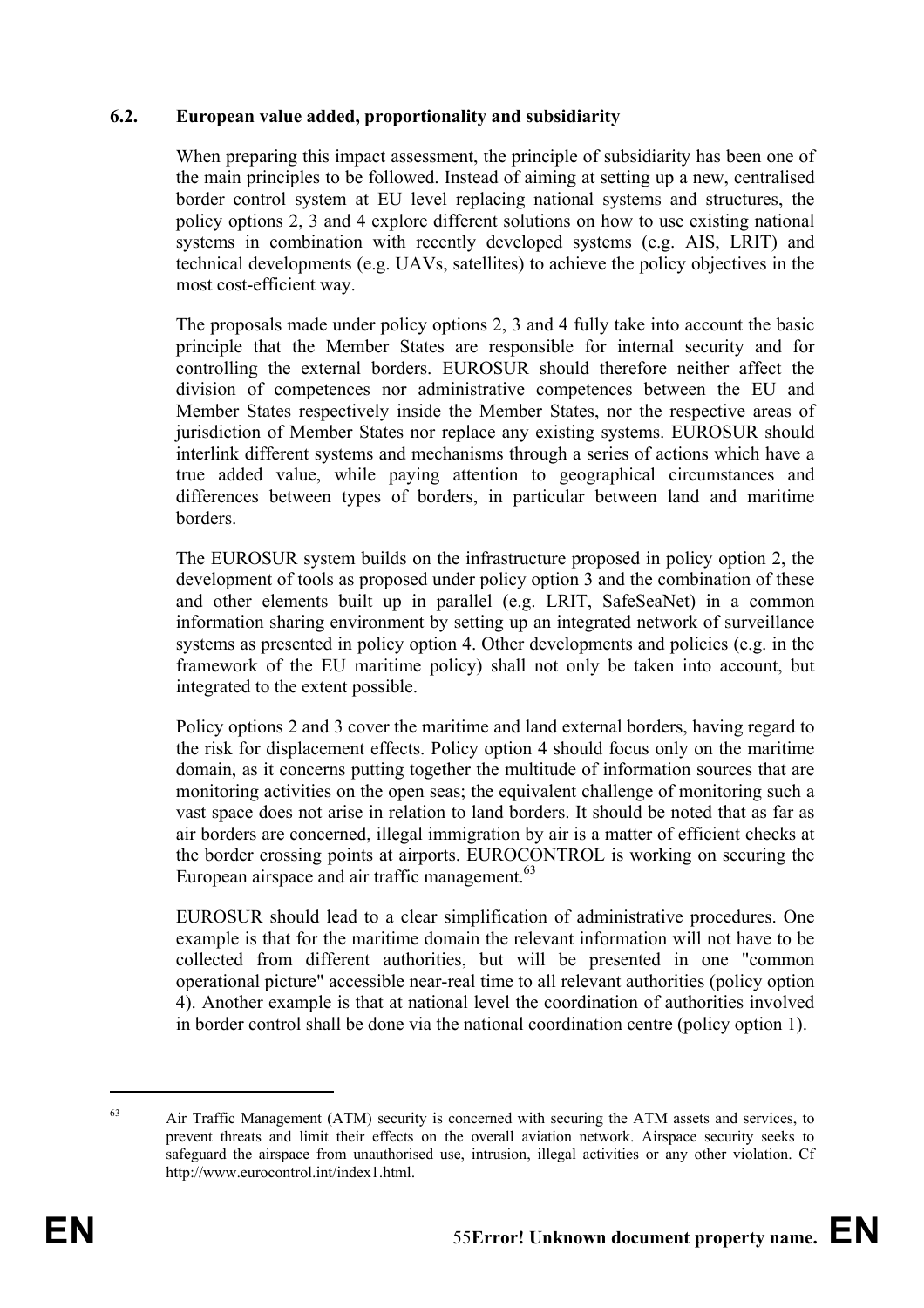### 6.2. European value added, proportionality and subsidiarity

When preparing this impact assessment, the principle of subsidiarity has been one of the main principles to be followed. Instead of aiming at setting up a new, centralised border control system at EU level replacing national systems and structures, the policy options 2, 3 and 4 explore different solutions on how to use existing national systems in combination with recently developed systems (e.g. AIS, LRIT) and technical developments (e.g. UAVs, satellites) to achieve the policy objectives in the most cost-efficient way.

The proposals made under policy options 2, 3 and 4 fully take into account the basic principle that the Member States are responsible for internal security and for controlling the external borders. EUROSUR should therefore neither affect the division of competences nor administrative competences between the EU and Member States respectively inside the Member States, nor the respective areas of jurisdiction of Member States nor replace any existing systems. EUROSUR should interlink different systems and mechanisms through a series of actions which have a true added value, while paying attention to geographical circumstances and differences between types of borders, in particular between land and maritime borders.

The EUROSUR system builds on the infrastructure proposed in policy option 2, the development of tools as proposed under policy option 3 and the combination of these and other elements built up in parallel (e.g. LRIT, SafeSeaNet) in a common information sharing environment by setting up an integrated network of surveillance systems as presented in policy option 4. Other developments and policies (e.g. in the framework of the EU maritime policy) shall not only be taken into account, but integrated to the extent possible.

Policy options 2 and 3 cover the maritime and land external borders, having regard to the risk for displacement effects. Policy option 4 should focus only on the maritime domain, as it concerns putting together the multitude of information sources that are monitoring activities on the open seas; the equivalent challenge of monitoring such a vast space does not arise in relation to land borders. It should be noted that as far as air borders are concerned, illegal immigration by air is a matter of efficient checks at the border crossing points at airports. EUROCONTROL is working on securing the European airspace and air traffic management.[63]

EUROSUR should lead to a clear simplification of administrative procedures. One example is that for the maritime domain the relevant information will not have to be collected from different authorities, but will be presented in one "common operational picture" accessible near-real time to all relevant authorities (policy option 4). Another example is that at national level the coordination of authorities involved in border control shall be done via the national coordination centre (policy option 1).

---

[63] Air Traffic Management (ATM) security is concerned with securing the ATM assets and services, to prevent threats and limit their effects on the overall aviation network. Airspace security seeks to safeguard the airspace from unauthorised use, intrusion, illegal activities or any other violation. Cf http://www.eurocontrol.int/index1.html.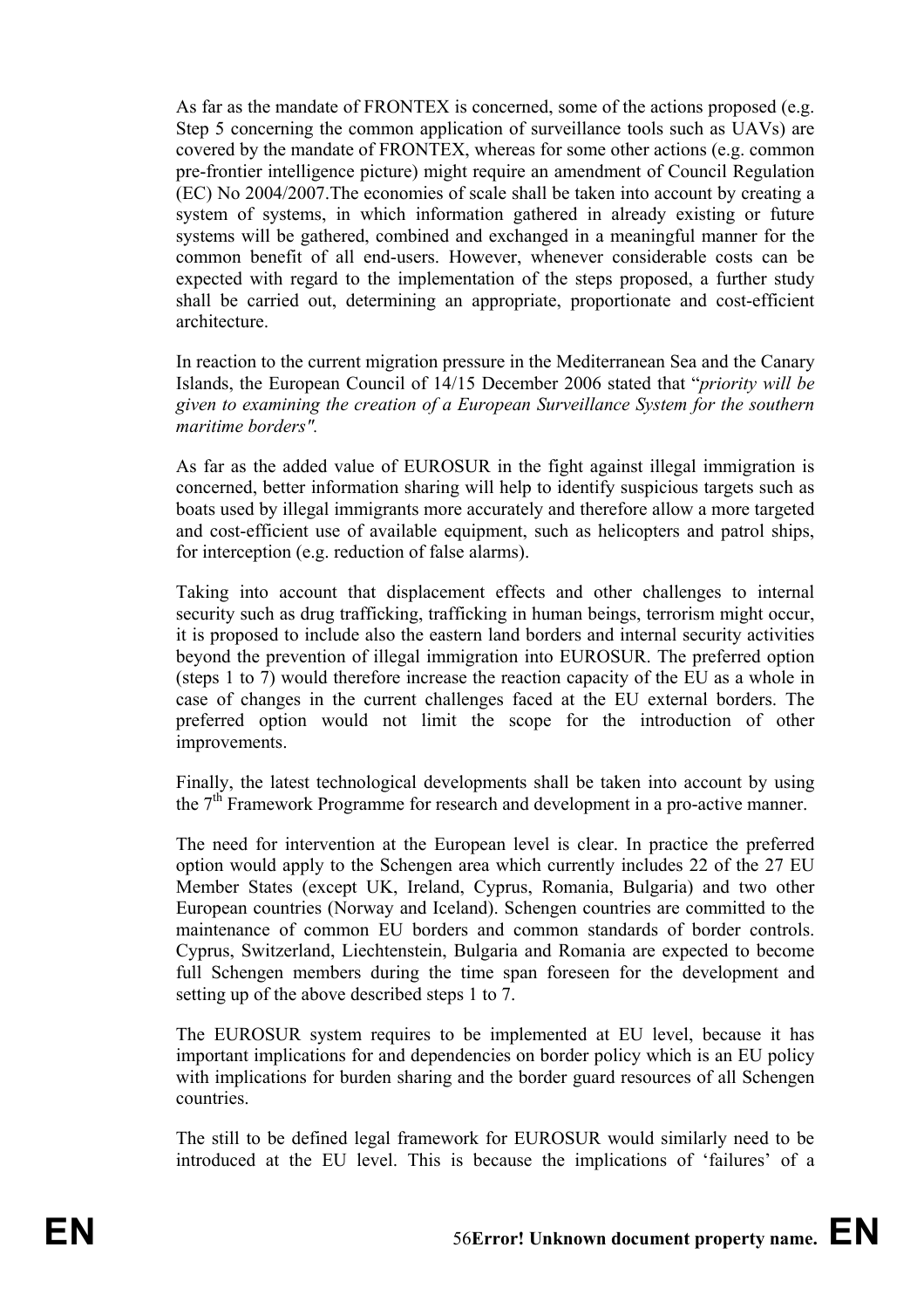As far as the mandate of FRONTEX is concerned, some of the actions proposed (e.g. Step 5 concerning the common application of surveillance tools such as UAVs) are covered by the mandate of FRONTEX, whereas for some other actions (e.g. common pre-frontier intelligence picture) might require an amendment of Council Regulation (EC) No 2004/2007.The economies of scale shall be taken into account by creating a system of systems, in which information gathered in already existing or future systems will be gathered, combined and exchanged in a meaningful manner for the common benefit of all end-users. However, whenever considerable costs can be expected with regard to the implementation of the steps proposed, a further study shall be carried out, determining an appropriate, proportionate and cost-efficient architecture.

In reaction to the current migration pressure in the Mediterranean Sea and the Canary Islands, the European Council of 14/15 December 2006 stated that "*priority will be given to examining the creation of a European Surveillance System for the southern maritime borders".*

As far as the added value of EUROSUR in the fight against illegal immigration is concerned, better information sharing will help to identify suspicious targets such as boats used by illegal immigrants more accurately and therefore allow a more targeted and cost-efficient use of available equipment, such as helicopters and patrol ships, for interception (e.g. reduction of false alarms).

Taking into account that displacement effects and other challenges to internal security such as drug trafficking, trafficking in human beings, terrorism might occur, it is proposed to include also the eastern land borders and internal security activities beyond the prevention of illegal immigration into EUROSUR. The preferred option (steps 1 to 7) would therefore increase the reaction capacity of the EU as a whole in case of changes in the current challenges faced at the EU external borders. The preferred option would not limit the scope for the introduction of other improvements.

Finally, the latest technological developments shall be taken into account by using the 7th Framework Programme for research and development in a pro-active manner.

The need for intervention at the European level is clear. In practice the preferred option would apply to the Schengen area which currently includes 22 of the 27 EU Member States (except UK, Ireland, Cyprus, Romania, Bulgaria) and two other European countries (Norway and Iceland). Schengen countries are committed to the maintenance of common EU borders and common standards of border controls. Cyprus, Switzerland, Liechtenstein, Bulgaria and Romania are expected to become full Schengen members during the time span foreseen for the development and setting up of the above described steps 1 to 7.

The EUROSUR system requires to be implemented at EU level, because it has important implications for and dependencies on border policy which is an EU policy with implications for burden sharing and the border guard resources of all Schengen countries.

The still to be defined legal framework for EUROSUR would similarly need to be introduced at the EU level. This is because the implications of 'failures' of a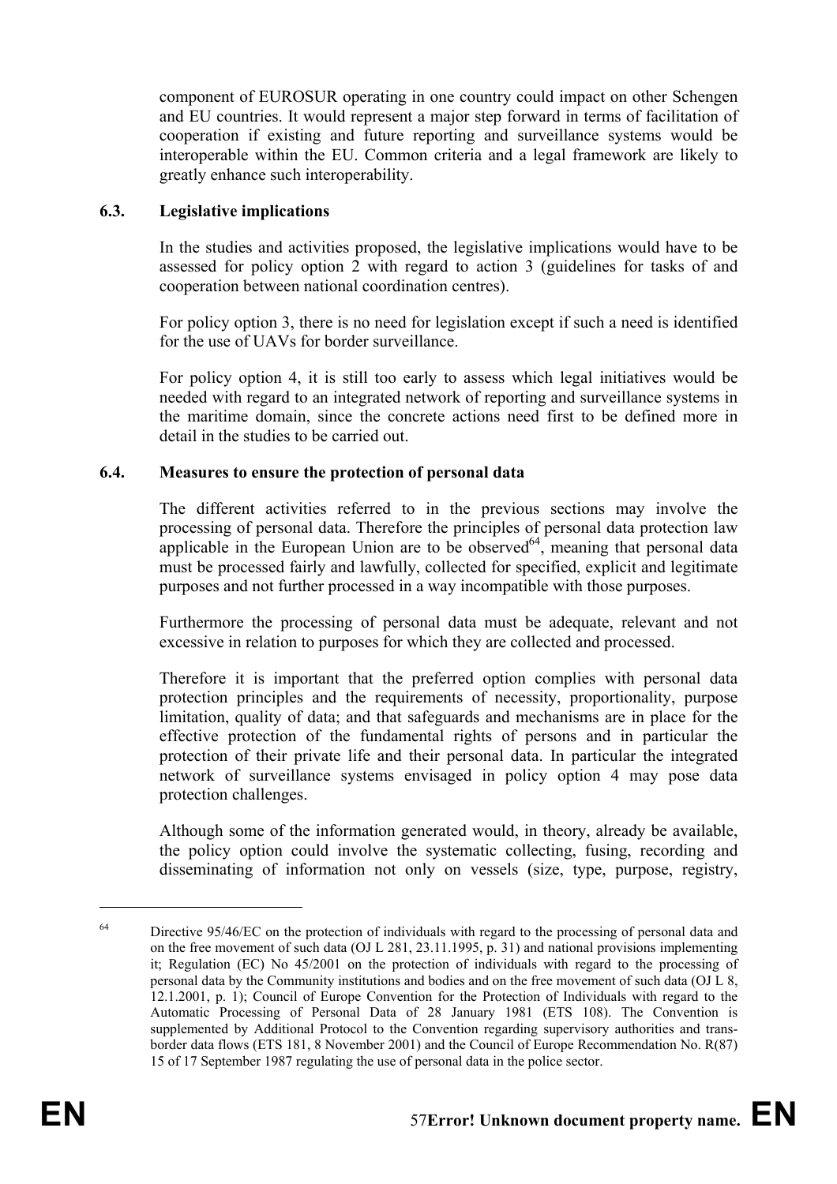component of EUROSUR operating in one country could impact on other Schengen and EU countries. It would represent a major step forward in terms of facilitation of cooperation if existing and future reporting and surveillance systems would be interoperable within the EU. Common criteria and a legal framework are likely to greatly enhance such interoperability.

### 6.3. Legislative implications

In the studies and activities proposed, the legislative implications would have to be assessed for policy option 2 with regard to action 3 (guidelines for tasks of and cooperation between national coordination centres).

For policy option 3, there is no need for legislation except if such a need is identified for the use of UAVs for border surveillance.

For policy option 4, it is still too early to assess which legal initiatives would be needed with regard to an integrated network of reporting and surveillance systems in the maritime domain, since the concrete actions need first to be defined more in detail in the studies to be carried out.

### 6.4. Measures to ensure the protection of personal data

The different activities referred to in the previous sections may involve the processing of personal data. Therefore the principles of personal data protection law applicable in the European Union are to be observed[64], meaning that personal data must be processed fairly and lawfully, collected for specified, explicit and legitimate purposes and not further processed in a way incompatible with those purposes.

Furthermore the processing of personal data must be adequate, relevant and not excessive in relation to purposes for which they are collected and processed.

Therefore it is important that the preferred option complies with personal data protection principles and the requirements of necessity, proportionality, purpose limitation, quality of data; and that safeguards and mechanisms are in place for the effective protection of the fundamental rights of persons and in particular the protection of their private life and their personal data. In particular the integrated network of surveillance systems envisaged in policy option 4 may pose data protection challenges.

Although some of the information generated would, in theory, already be available, the policy option could involve the systematic collecting, fusing, recording and disseminating of information not only on vessels (size, type, purpose, registry,

---

[64] Directive 95/46/EC on the protection of individuals with regard to the processing of personal data and on the free movement of such data (OJ L 281, 23.11.1995, p. 31) and national provisions implementing it; Regulation (EC) No 45/2001 on the protection of individuals with regard to the processing of personal data by the Community institutions and bodies and on the free movement of such data (OJ L 8, 12.1.2001, p. 1); Council of Europe Convention for the Protection of Individuals with regard to the Automatic Processing of Personal Data of 28 January 1981 (ETS 108). The Convention is supplemented by Additional Protocol to the Convention regarding supervisory authorities and trans-border data flows (ETS 181, 8 November 2001) and the Council of Europe Recommendation No. R(87) 15 of 17 September 1987 regulating the use of personal data in the police sector.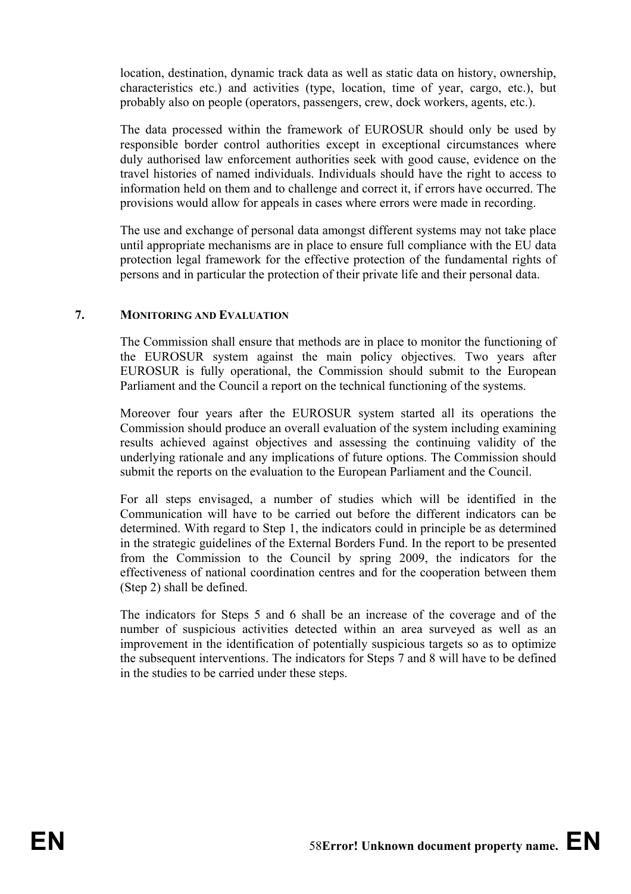location, destination, dynamic track data as well as static data on history, ownership, characteristics etc.) and activities (type, location, time of year, cargo, etc.), but probably also on people (operators, passengers, crew, dock workers, agents, etc.).

The data processed within the framework of EUROSUR should only be used by responsible border control authorities except in exceptional circumstances where duly authorised law enforcement authorities seek with good cause, evidence on the travel histories of named individuals. Individuals should have the right to access to information held on them and to challenge and correct it, if errors have occurred. The provisions would allow for appeals in cases where errors were made in recording.

The use and exchange of personal data amongst different systems may not take place until appropriate mechanisms are in place to ensure full compliance with the EU data protection legal framework for the effective protection of the fundamental rights of persons and in particular the protection of their private life and their personal data.

## 7. MONITORING AND EVALUATION

The Commission shall ensure that methods are in place to monitor the functioning of the EUROSUR system against the main policy objectives. Two years after EUROSUR is fully operational, the Commission should submit to the European Parliament and the Council a report on the technical functioning of the systems.

Moreover four years after the EUROSUR system started all its operations the Commission should produce an overall evaluation of the system including examining results achieved against objectives and assessing the continuing validity of the underlying rationale and any implications of future options. The Commission should submit the reports on the evaluation to the European Parliament and the Council.

For all steps envisaged, a number of studies which will be identified in the Communication will have to be carried out before the different indicators can be determined. With regard to Step 1, the indicators could in principle be as determined in the strategic guidelines of the External Borders Fund. In the report to be presented from the Commission to the Council by spring 2009, the indicators for the effectiveness of national coordination centres and for the cooperation between them (Step 2) shall be defined.

The indicators for Steps 5 and 6 shall be an increase of the coverage and of the number of suspicious activities detected within an area surveyed as well as an improvement in the identification of potentially suspicious targets so as to optimize the subsequent interventions. The indicators for Steps 7 and 8 will have to be defined in the studies to be carried under these steps.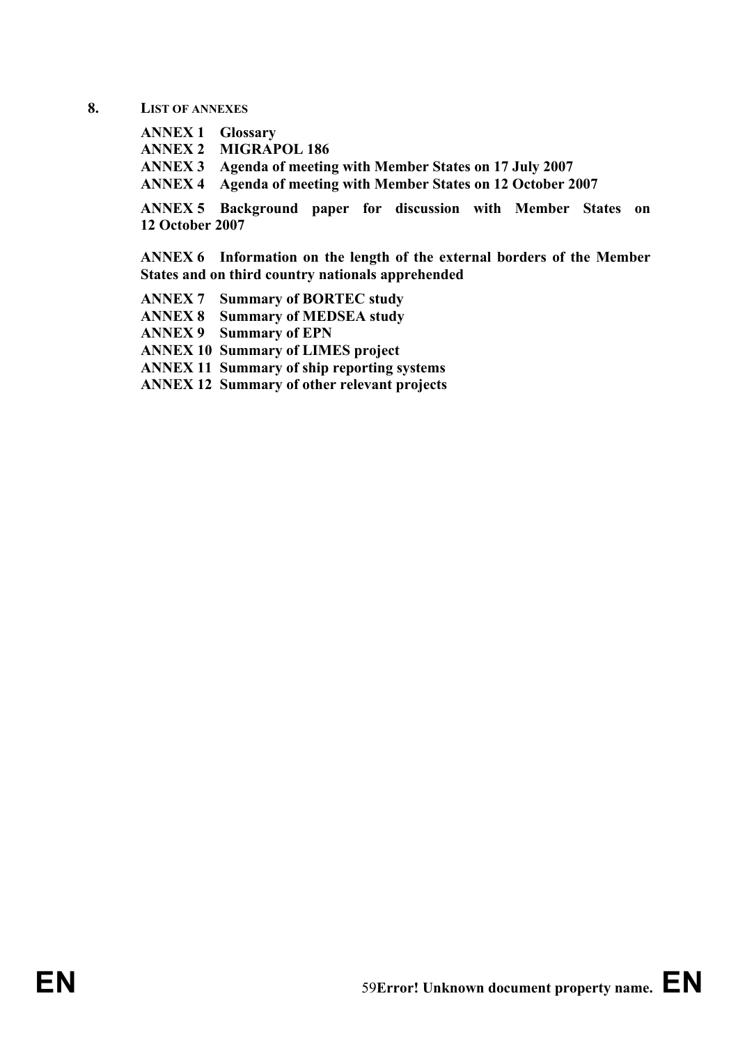## 8. LIST OF ANNEXES

**ANNEX 1 Glossary**
**ANNEX 2 MIGRAPOL 186**
**ANNEX 3 Agenda of meeting with Member States on 17 July 2007**
**ANNEX 4 Agenda of meeting with Member States on 12 October 2007**

**ANNEX 5 Background paper for discussion with Member States on 12 October 2007**

**ANNEX 6 Information on the length of the external borders of the Member States and on third country nationals apprehended**

**ANNEX 7 Summary of BORTEC study**
**ANNEX 8 Summary of MEDSEA study**
**ANNEX 9 Summary of EPN**
**ANNEX 10 Summary of LIMES project**
**ANNEX 11 Summary of ship reporting systems**
**ANNEX 12 Summary of other relevant projects**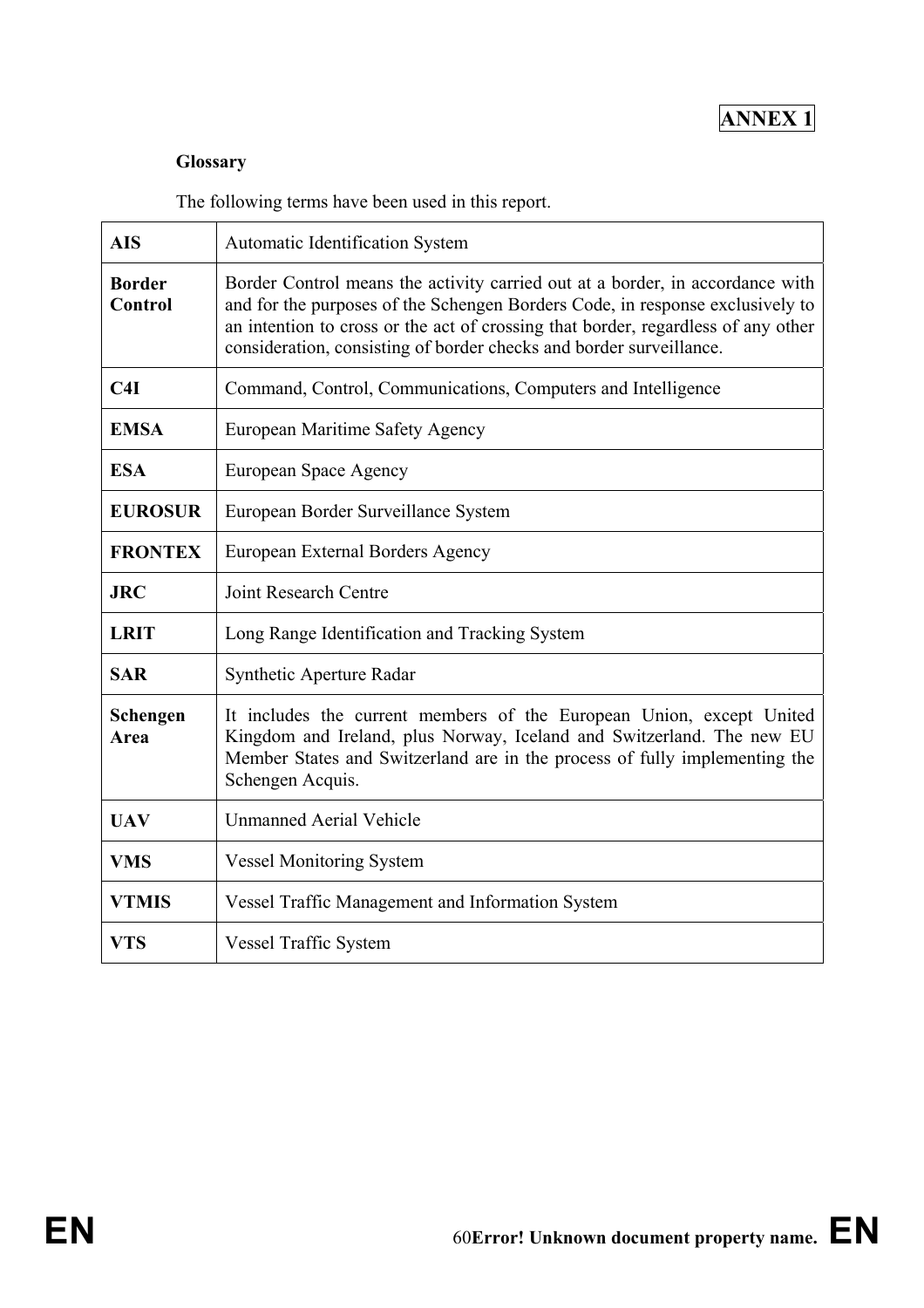**ANNEX 1**

**Glossary**

The following terms have been used in this report.

| | |
|---|---|
| **AIS** | Automatic Identification System |
| **Border Control** | Border Control means the activity carried out at a border, in accordance with and for the purposes of the Schengen Borders Code, in response exclusively to an intention to cross or the act of crossing that border, regardless of any other consideration, consisting of border checks and border surveillance. |
| **C4I** | Command, Control, Communications, Computers and Intelligence |
| **EMSA** | European Maritime Safety Agency |
| **ESA** | European Space Agency |
| **EUROSUR** | European Border Surveillance System |
| **FRONTEX** | European External Borders Agency |
| **JRC** | Joint Research Centre |
| **LRIT** | Long Range Identification and Tracking System |
| **SAR** | Synthetic Aperture Radar |
| **Schengen Area** | It includes the current members of the European Union, except United Kingdom and Ireland, plus Norway, Iceland and Switzerland. The new EU Member States and Switzerland are in the process of fully implementing the Schengen Acquis. |
| **UAV** | Unmanned Aerial Vehicle |
| **VMS** | Vessel Monitoring System |
| **VTMIS** | Vessel Traffic Management and Information System |
| **VTS** | Vessel Traffic System |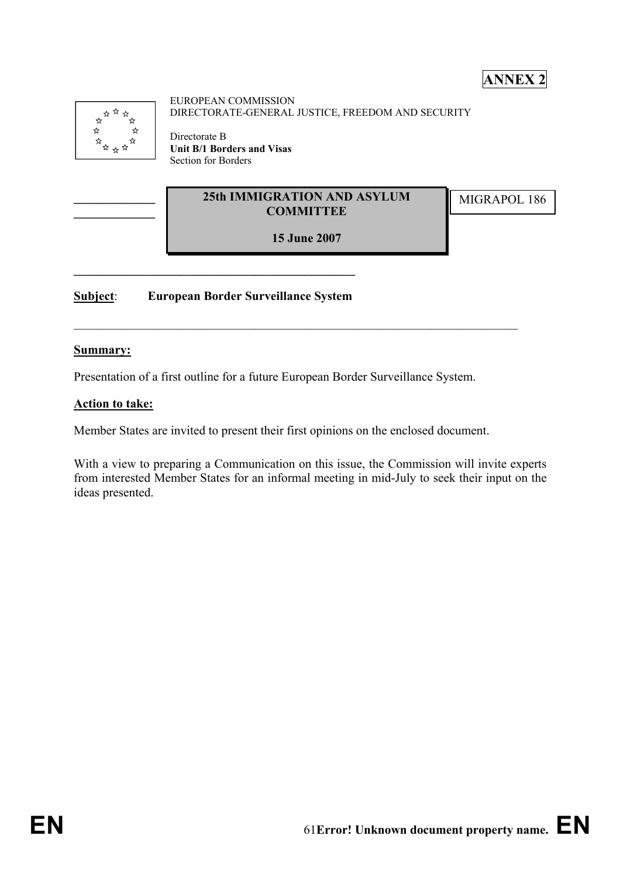**ANNEX 2**

EUROPEAN COMMISSION
DIRECTORATE-GENERAL JUSTICE, FREEDOM AND SECURITY

Directorate B
**Unit B/1 Borders and Visas**
Section for Borders

**25th IMMIGRATION AND ASYLUM COMMITTEE**

**15 June 2007**

MIGRAPOL 186

**Subject**: **European Border Surveillance System**

**Summary:**

Presentation of a first outline for a future European Border Surveillance System.

**Action to take:**

Member States are invited to present their first opinions on the enclosed document.

With a view to preparing a Communication on this issue, the Commission will invite experts from interested Member States for an informal meeting in mid-July to seek their input on the ideas presented.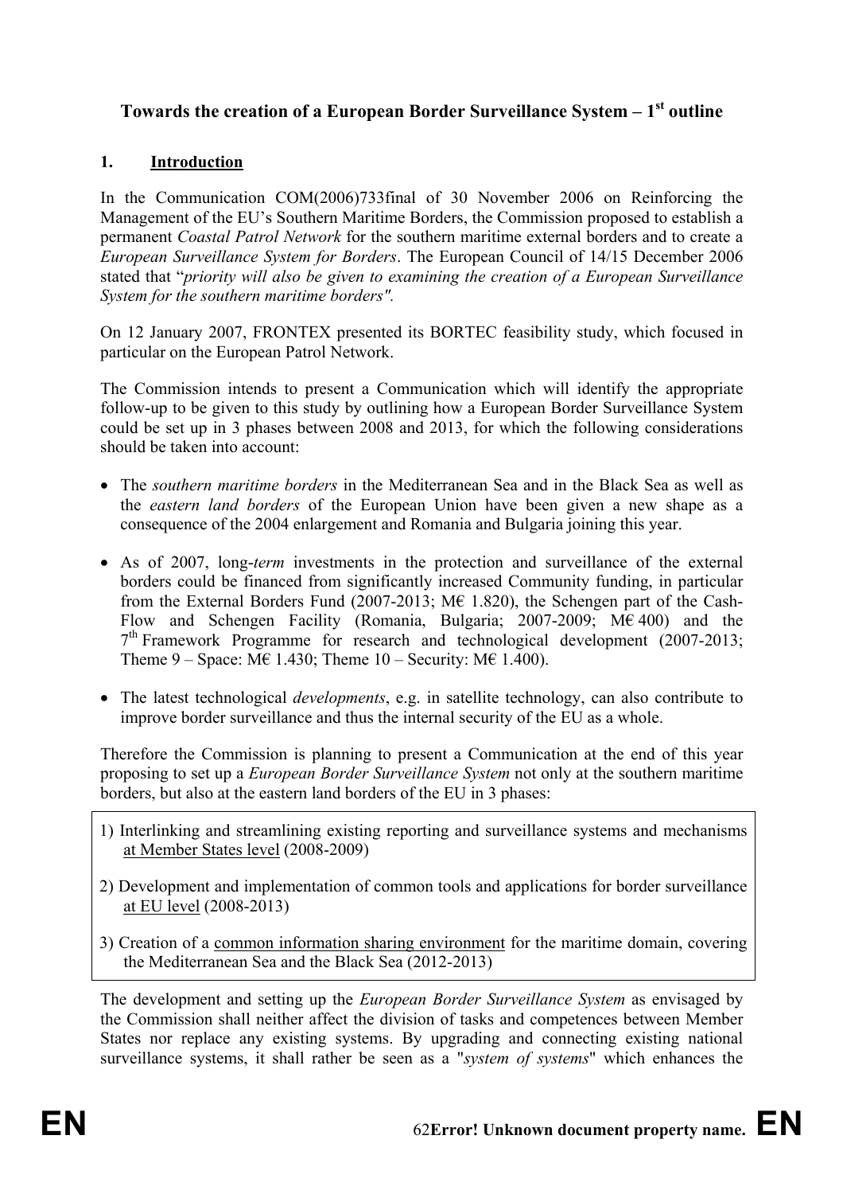# Towards the creation of a European Border Surveillance System – 1st outline

## 1. Introduction

In the Communication COM(2006)733final of 30 November 2006 on Reinforcing the Management of the EU's Southern Maritime Borders, the Commission proposed to establish a permanent *Coastal Patrol Network* for the southern maritime external borders and to create a *European Surveillance System for Borders*. The European Council of 14/15 December 2006 stated that "*priority will also be given to examining the creation of a European Surveillance System for the southern maritime borders".*

On 12 January 2007, FRONTEX presented its BORTEC feasibility study, which focused in particular on the European Patrol Network.

The Commission intends to present a Communication which will identify the appropriate follow-up to be given to this study by outlining how a European Border Surveillance System could be set up in 3 phases between 2008 and 2013, for which the following considerations should be taken into account:

- The *southern maritime borders* in the Mediterranean Sea and in the Black Sea as well as the *eastern land borders* of the European Union have been given a new shape as a consequence of the 2004 enlargement and Romania and Bulgaria joining this year.
- As of 2007, long-*term* investments in the protection and surveillance of the external borders could be financed from significantly increased Community funding, in particular from the External Borders Fund (2007-2013; M€ 1.820), the Schengen part of the Cash-Flow and Schengen Facility (Romania, Bulgaria; 2007-2009; M€ 400) and the 7th Framework Programme for research and technological development (2007-2013; Theme 9 – Space: M€ 1.430; Theme 10 – Security: M€ 1.400).
- The latest technological *developments*, e.g. in satellite technology, can also contribute to improve border surveillance and thus the internal security of the EU as a whole.

Therefore the Commission is planning to present a Communication at the end of this year proposing to set up a *European Border Surveillance System* not only at the southern maritime borders, but also at the eastern land borders of the EU in 3 phases:

1) Interlinking and streamlining existing reporting and surveillance systems and mechanisms at Member States level (2008-2009)

2) Development and implementation of common tools and applications for border surveillance at EU level (2008-2013)

3) Creation of a common information sharing environment for the maritime domain, covering the Mediterranean Sea and the Black Sea (2012-2013)

The development and setting up the *European Border Surveillance System* as envisaged by the Commission shall neither affect the division of tasks and competences between Member States nor replace any existing systems. By upgrading and connecting existing national surveillance systems, it shall rather be seen as a "*system of systems*" which enhances the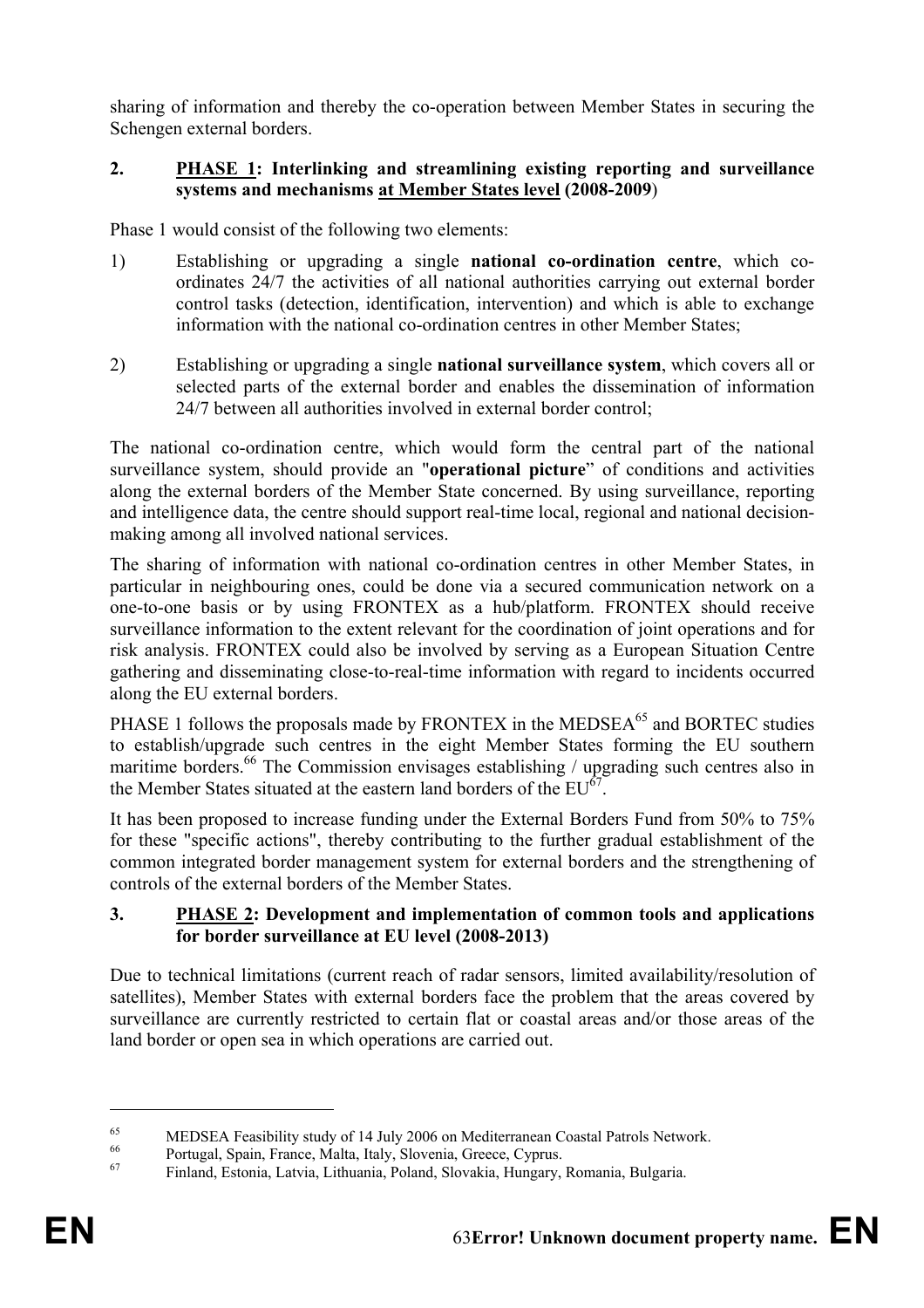sharing of information and thereby the co-operation between Member States in securing the Schengen external borders.

## 2. PHASE 1: Interlinking and streamlining existing reporting and surveillance systems and mechanisms at Member States level (2008-2009)

Phase 1 would consist of the following two elements:

1) Establishing or upgrading a single **national co-ordination centre**, which co-ordinates 24/7 the activities of all national authorities carrying out external border control tasks (detection, identification, intervention) and which is able to exchange information with the national co-ordination centres in other Member States;

2) Establishing or upgrading a single **national surveillance system**, which covers all or selected parts of the external border and enables the dissemination of information 24/7 between all authorities involved in external border control;

The national co-ordination centre, which would form the central part of the national surveillance system, should provide an "**operational picture**" of conditions and activities along the external borders of the Member State concerned. By using surveillance, reporting and intelligence data, the centre should support real-time local, regional and national decision-making among all involved national services.

The sharing of information with national co-ordination centres in other Member States, in particular in neighbouring ones, could be done via a secured communication network on a one-to-one basis or by using FRONTEX as a hub/platform. FRONTEX should receive surveillance information to the extent relevant for the coordination of joint operations and for risk analysis. FRONTEX could also be involved by serving as a European Situation Centre gathering and disseminating close-to-real-time information with regard to incidents occurred along the EU external borders.

PHASE 1 follows the proposals made by FRONTEX in the MEDSEA[65] and BORTEC studies to establish/upgrade such centres in the eight Member States forming the EU southern maritime borders.[66] The Commission envisages establishing / upgrading such centres also in the Member States situated at the eastern land borders of the EU[67].

It has been proposed to increase funding under the External Borders Fund from 50% to 75% for these "specific actions", thereby contributing to the further gradual establishment of the common integrated border management system for external borders and the strengthening of controls of the external borders of the Member States.

## 3. PHASE 2: Development and implementation of common tools and applications for border surveillance at EU level (2008-2013)

Due to technical limitations (current reach of radar sensors, limited availability/resolution of satellites), Member States with external borders face the problem that the areas covered by surveillance are currently restricted to certain flat or coastal areas and/or those areas of the land border or open sea in which operations are carried out.

---

[65] MEDSEA Feasibility study of 14 July 2006 on Mediterranean Coastal Patrols Network.

[66] Portugal, Spain, France, Malta, Italy, Slovenia, Greece, Cyprus.

[67] Finland, Estonia, Latvia, Lithuania, Poland, Slovakia, Hungary, Romania, Bulgaria.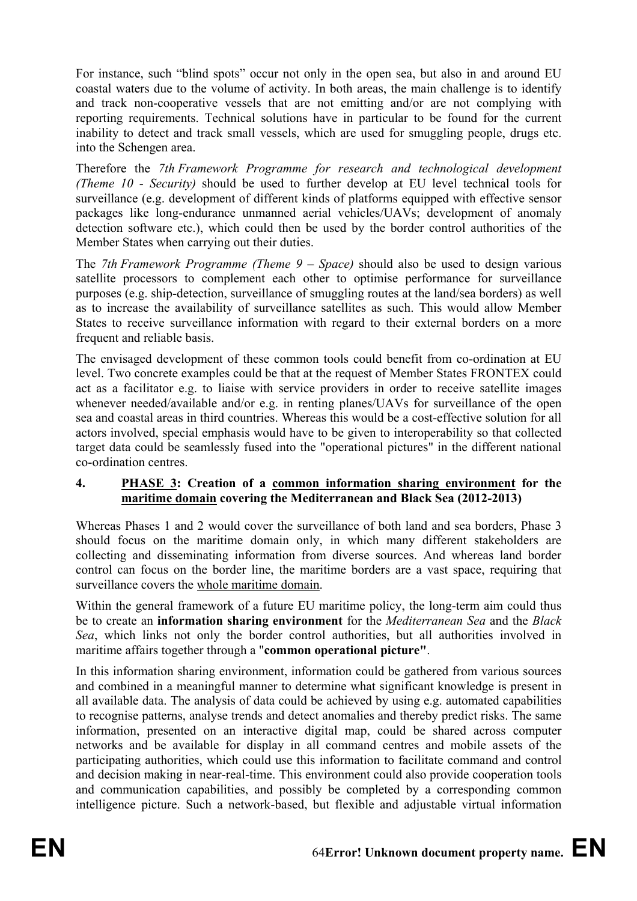For instance, such "blind spots" occur not only in the open sea, but also in and around EU coastal waters due to the volume of activity. In both areas, the main challenge is to identify and track non-cooperative vessels that are not emitting and/or are not complying with reporting requirements. Technical solutions have in particular to be found for the current inability to detect and track small vessels, which are used for smuggling people, drugs etc. into the Schengen area.

Therefore the *7th Framework Programme for research and technological development (Theme 10 - Security)* should be used to further develop at EU level technical tools for surveillance (e.g. development of different kinds of platforms equipped with effective sensor packages like long-endurance unmanned aerial vehicles/UAVs; development of anomaly detection software etc.), which could then be used by the border control authorities of the Member States when carrying out their duties.

The *7th Framework Programme (Theme 9 – Space)* should also be used to design various satellite processors to complement each other to optimise performance for surveillance purposes (e.g. ship-detection, surveillance of smuggling routes at the land/sea borders) as well as to increase the availability of surveillance satellites as such. This would allow Member States to receive surveillance information with regard to their external borders on a more frequent and reliable basis.

The envisaged development of these common tools could benefit from co-ordination at EU level. Two concrete examples could be that at the request of Member States FRONTEX could act as a facilitator e.g. to liaise with service providers in order to receive satellite images whenever needed/available and/or e.g. in renting planes/UAVs for surveillance of the open sea and coastal areas in third countries. Whereas this would be a cost-effective solution for all actors involved, special emphasis would have to be given to interoperability so that collected target data could be seamlessly fused into the "operational pictures" in the different national co-ordination centres.

## 4. PHASE 3: Creation of a common information sharing environment for the maritime domain covering the Mediterranean and Black Sea (2012-2013)

Whereas Phases 1 and 2 would cover the surveillance of both land and sea borders, Phase 3 should focus on the maritime domain only, in which many different stakeholders are collecting and disseminating information from diverse sources. And whereas land border control can focus on the border line, the maritime borders are a vast space, requiring that surveillance covers the whole maritime domain.

Within the general framework of a future EU maritime policy, the long-term aim could thus be to create an **information sharing environment** for the *Mediterranean Sea* and the *Black Sea*, which links not only the border control authorities, but all authorities involved in maritime affairs together through a "**common operational picture"**.

In this information sharing environment, information could be gathered from various sources and combined in a meaningful manner to determine what significant knowledge is present in all available data. The analysis of data could be achieved by using e.g. automated capabilities to recognise patterns, analyse trends and detect anomalies and thereby predict risks. The same information, presented on an interactive digital map, could be shared across computer networks and be available for display in all command centres and mobile assets of the participating authorities, which could use this information to facilitate command and control and decision making in near-real-time. This environment could also provide cooperation tools and communication capabilities, and possibly be completed by a corresponding common intelligence picture. Such a network-based, but flexible and adjustable virtual information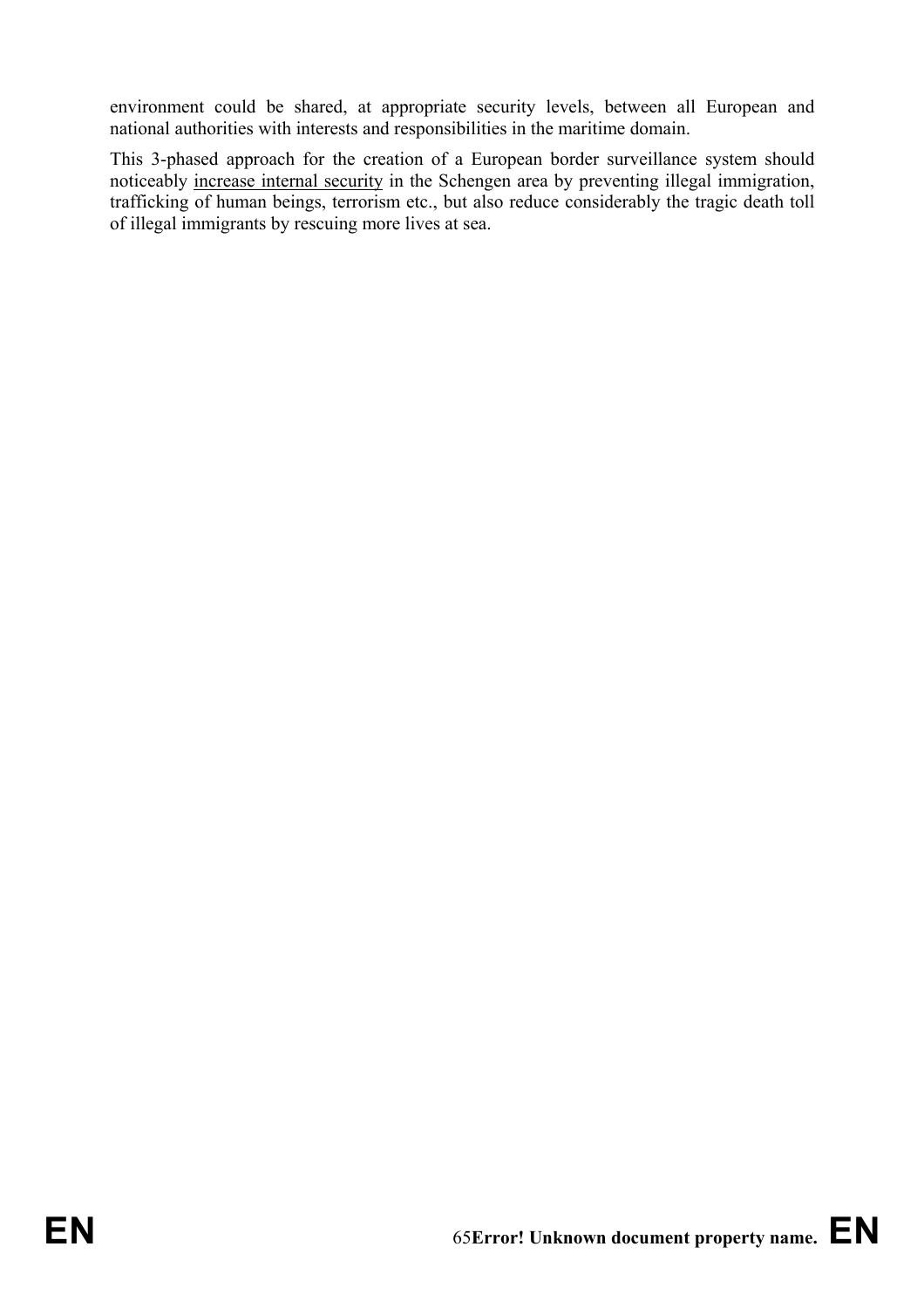environment could be shared, at appropriate security levels, between all European and national authorities with interests and responsibilities in the maritime domain.

This 3-phased approach for the creation of a European border surveillance system should noticeably <u>increase internal security</u> in the Schengen area by preventing illegal immigration, trafficking of human beings, terrorism etc., but also reduce considerably the tragic death toll of illegal immigrants by rescuing more lives at sea.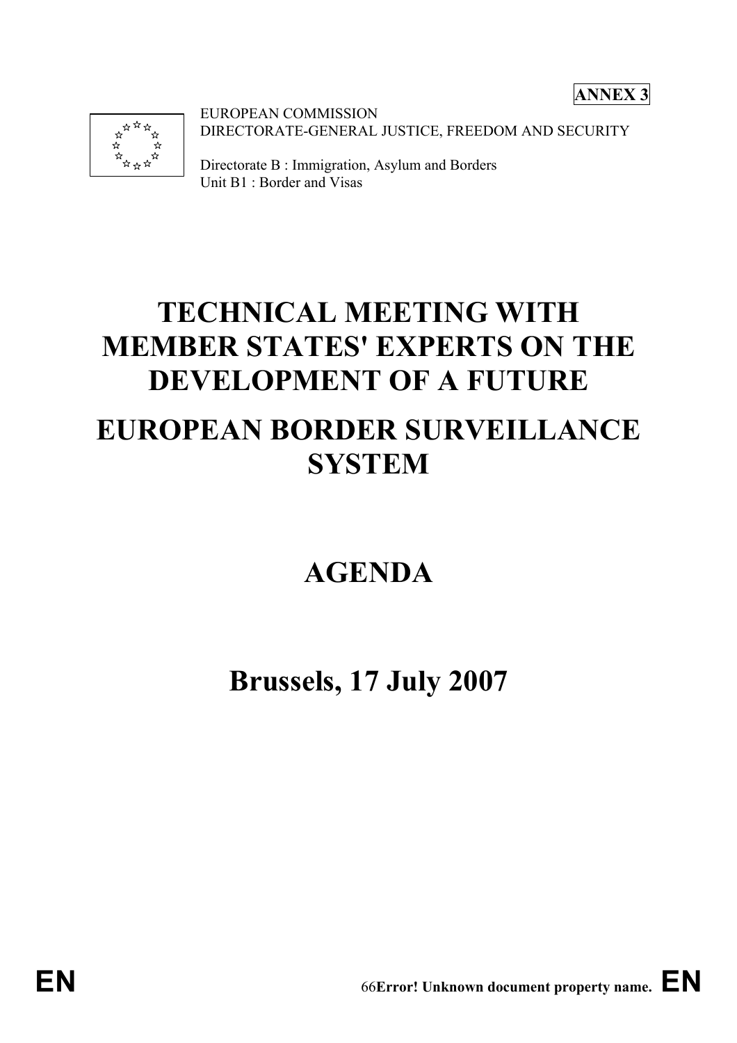**ANNEX 3**

EUROPEAN COMMISSION
DIRECTORATE-GENERAL JUSTICE, FREEDOM AND SECURITY

Directorate B : Immigration, Asylum and Borders
Unit B1 : Border and Visas

# TECHNICAL MEETING WITH MEMBER STATES' EXPERTS ON THE DEVELOPMENT OF A FUTURE

# EUROPEAN BORDER SURVEILLANCE SYSTEM

# AGENDA

# Brussels, 17 July 2007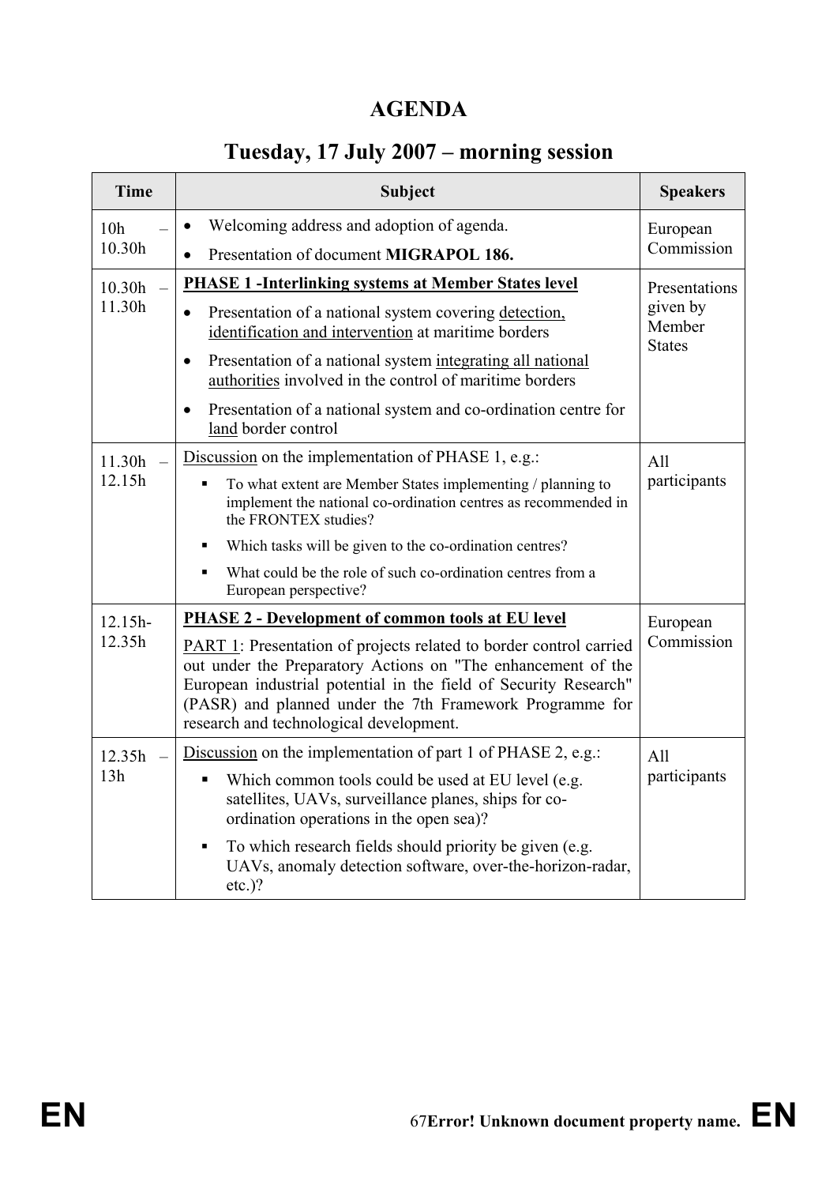# AGENDA

## Tuesday, 17 July 2007 – morning session

| Time | Subject | Speakers |
|---|---|---|
| 10h – 10.30h | • Welcoming address and adoption of agenda.<br>• Presentation of document **MIGRAPOL 186.** | European Commission |
| 10.30h – 11.30h | **PHASE 1 -Interlinking systems at Member States level**<br>• Presentation of a national system covering detection, identification and intervention at maritime borders<br>• Presentation of a national system integrating all national authorities involved in the control of maritime borders<br>• Presentation of a national system and co-ordination centre for land border control | Presentations given by Member States |
| 11.30h – 12.15h | Discussion on the implementation of PHASE 1, e.g.:<br>▪ To what extent are Member States implementing / planning to implement the national co-ordination centres as recommended in the FRONTEX studies?<br>▪ Which tasks will be given to the co-ordination centres?<br>▪ What could be the role of such co-ordination centres from a European perspective? | All participants |
| 12.15h- 12.35h | **PHASE 2 - Development of common tools at EU level**<br>PART 1: Presentation of projects related to border control carried out under the Preparatory Actions on "The enhancement of the European industrial potential in the field of Security Research" (PASR) and planned under the 7th Framework Programme for research and technological development. | European Commission |
| 12.35h – 13h | Discussion on the implementation of part 1 of PHASE 2, e.g.:<br>▪ Which common tools could be used at EU level (e.g. satellites, UAVs, surveillance planes, ships for co-ordination operations in the open sea)?<br>▪ To which research fields should priority be given (e.g. UAVs, anomaly detection software, over-the-horizon-radar, etc.)? | All participants |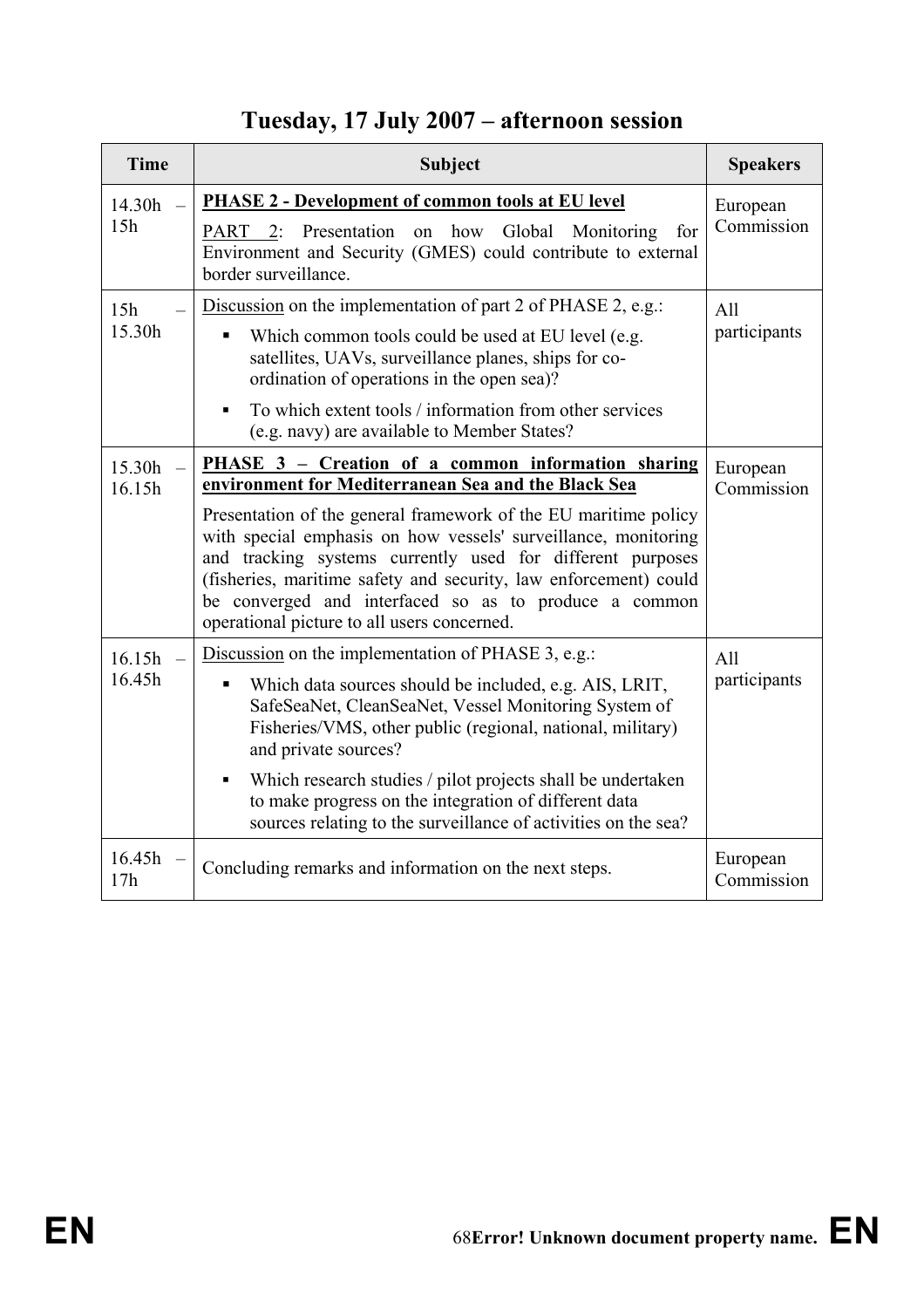## Tuesday, 17 July 2007 – afternoon session

| Time | Subject | Speakers |
|---|---|---|
| 14.30h – 15h | **PHASE 2 - Development of common tools at EU level**<br>PART 2: Presentation on how Global Monitoring for Environment and Security (GMES) could contribute to external border surveillance. | European Commission |
| 15h – 15.30h | Discussion on the implementation of part 2 of PHASE 2, e.g.:<br>▪ Which common tools could be used at EU level (e.g. satellites, UAVs, surveillance planes, ships for co-ordination of operations in the open sea)?<br>▪ To which extent tools / information from other services (e.g. navy) are available to Member States? | All participants |
| 15.30h – 16.15h | **PHASE 3 – Creation of a common information sharing environment for Mediterranean Sea and the Black Sea**<br>Presentation of the general framework of the EU maritime policy with special emphasis on how vessels' surveillance, monitoring and tracking systems currently used for different purposes (fisheries, maritime safety and security, law enforcement) could be converged and interfaced so as to produce a common operational picture to all users concerned. | European Commission |
| 16.15h – 16.45h | Discussion on the implementation of PHASE 3, e.g.:<br>▪ Which data sources should be included, e.g. AIS, LRIT, SafeSeaNet, CleanSeaNet, Vessel Monitoring System of Fisheries/VMS, other public (regional, national, military) and private sources?<br>▪ Which research studies / pilot projects shall be undertaken to make progress on the integration of different data sources relating to the surveillance of activities on the sea? | All participants |
| 16.45h – 17h | Concluding remarks and information on the next steps. | European Commission |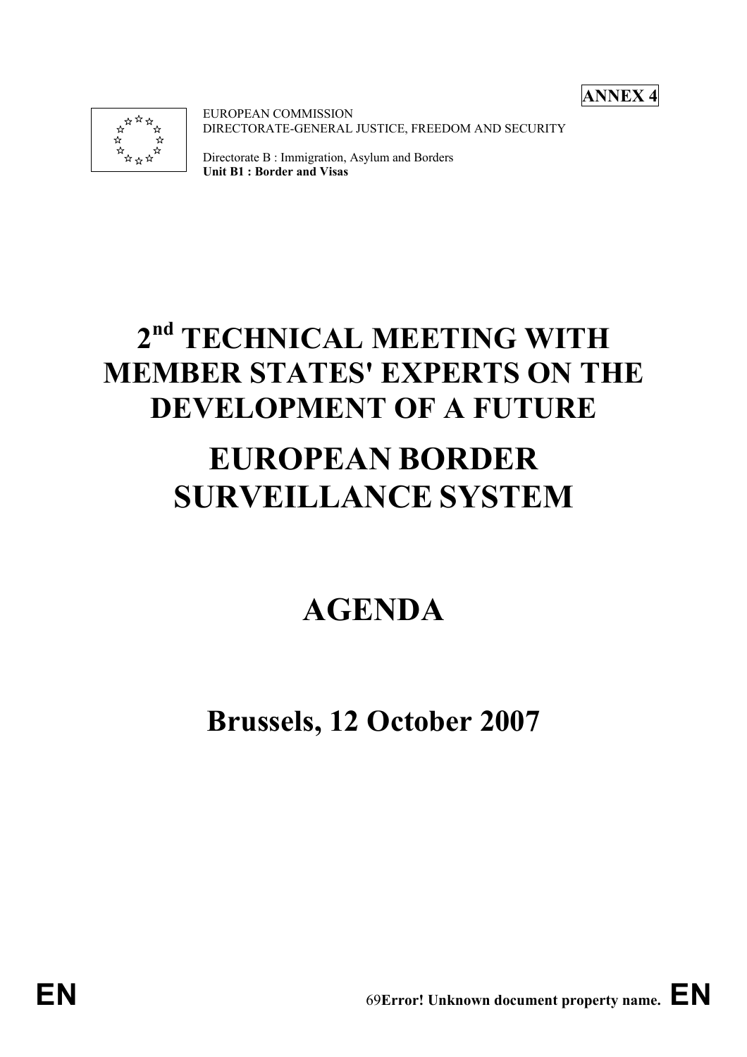**ANNEX 4**

EUROPEAN COMMISSION
DIRECTORATE-GENERAL JUSTICE, FREEDOM AND SECURITY

Directorate B : Immigration, Asylum and Borders
**Unit B1 : Border and Visas**

# 2nd TECHNICAL MEETING WITH MEMBER STATES' EXPERTS ON THE DEVELOPMENT OF A FUTURE

# EUROPEAN BORDER SURVEILLANCE SYSTEM

# AGENDA

## Brussels, 12 October 2007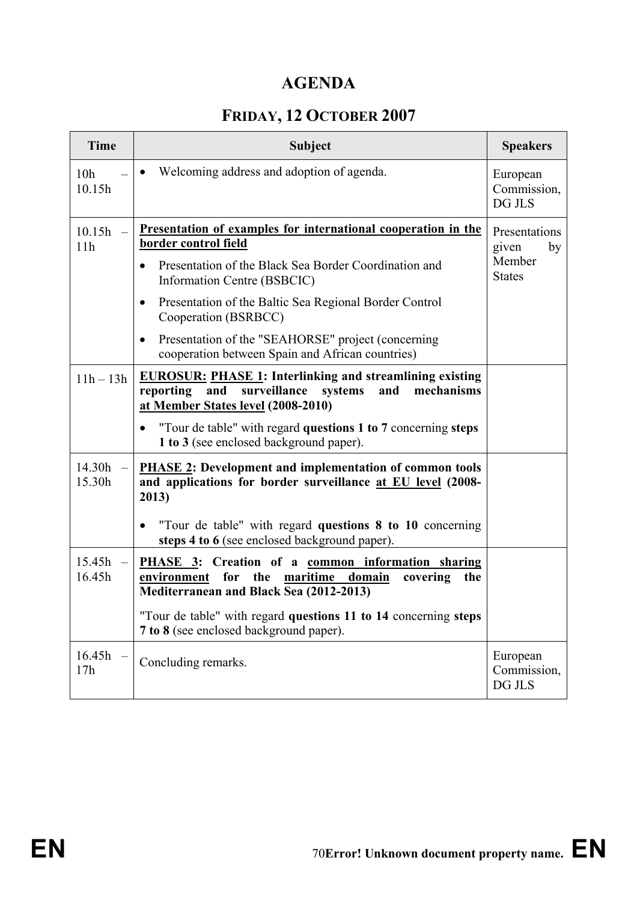# AGENDA

## FRIDAY, 12 OCTOBER 2007

| Time | Subject | Speakers |
|---|---|---|
| 10h – 10.15h | • Welcoming address and adoption of agenda. | European Commission, DG JLS |
| 10.15h – 11h | **Presentation of examples for international cooperation in the border control field**<br>• Presentation of the Black Sea Border Coordination and Information Centre (BSBCIC)<br>• Presentation of the Baltic Sea Regional Border Control Cooperation (BSRBCC)<br>• Presentation of the "SEAHORSE" project (concerning cooperation between Spain and African countries) | Presentations given by Member States |
| 11h – 13h | **EUROSUR: PHASE 1: Interlinking and streamlining existing reporting and surveillance systems and mechanisms at Member States level (2008-2010)**<br>• "Tour de table" with regard **questions 1 to 7** concerning **steps 1 to 3** (see enclosed background paper). | |
| 14.30h – 15.30h | **PHASE 2: Development and implementation of common tools and applications for border surveillance at EU level (2008-2013)**<br>• "Tour de table" with regard **questions 8 to 10** concerning **steps 4 to 6** (see enclosed background paper). | |
| 15.45h – 16.45h | **PHASE 3: Creation of a common information sharing environment for the maritime domain covering the Mediterranean and Black Sea (2012-2013)**<br>"Tour de table" with regard **questions 11 to 14** concerning **steps 7 to 8** (see enclosed background paper). | |
| 16.45h – 17h | Concluding remarks. | European Commission, DG JLS |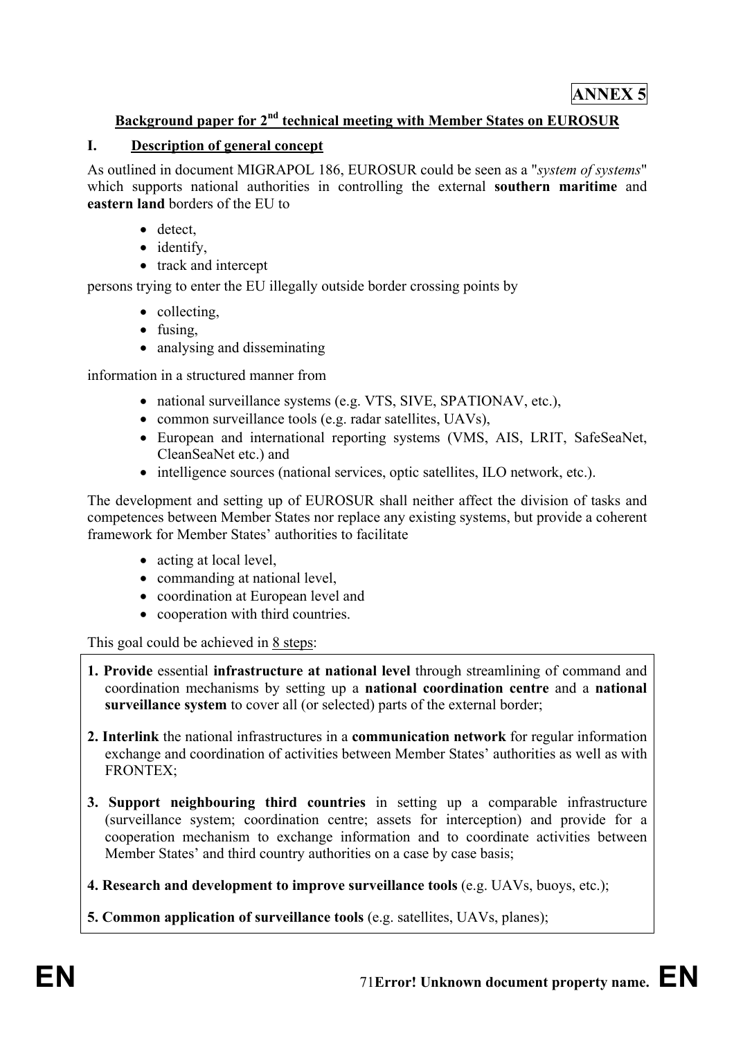**ANNEX 5**

## Background paper for 2nd technical meeting with Member States on EUROSUR

### I. Description of general concept

As outlined in document MIGRAPOL 186, EUROSUR could be seen as a "*system of systems*" which supports national authorities in controlling the external **southern maritime** and **eastern land** borders of the EU to

- detect,
- identify,
- track and intercept

persons trying to enter the EU illegally outside border crossing points by

- collecting,
- fusing,
- analysing and disseminating

information in a structured manner from

- national surveillance systems (e.g. VTS, SIVE, SPATIONAV, etc.),
- common surveillance tools (e.g. radar satellites, UAVs),
- European and international reporting systems (VMS, AIS, LRIT, SafeSeaNet, CleanSeaNet etc.) and
- intelligence sources (national services, optic satellites, ILO network, etc.).

The development and setting up of EUROSUR shall neither affect the division of tasks and competences between Member States nor replace any existing systems, but provide a coherent framework for Member States' authorities to facilitate

- acting at local level,
- commanding at national level,
- coordination at European level and
- cooperation with third countries.

This goal could be achieved in 8 steps:

1. **Provide** essential **infrastructure at national level** through streamlining of command and coordination mechanisms by setting up a **national coordination centre** and a **national surveillance system** to cover all (or selected) parts of the external border;

2. **Interlink** the national infrastructures in a **communication network** for regular information exchange and coordination of activities between Member States' authorities as well as with FRONTEX;

3. **Support neighbouring third countries** in setting up a comparable infrastructure (surveillance system; coordination centre; assets for interception) and provide for a cooperation mechanism to exchange information and to coordinate activities between Member States' and third country authorities on a case by case basis;

4. **Research and development to improve surveillance tools** (e.g. UAVs, buoys, etc.);

5. **Common application of surveillance tools** (e.g. satellites, UAVs, planes);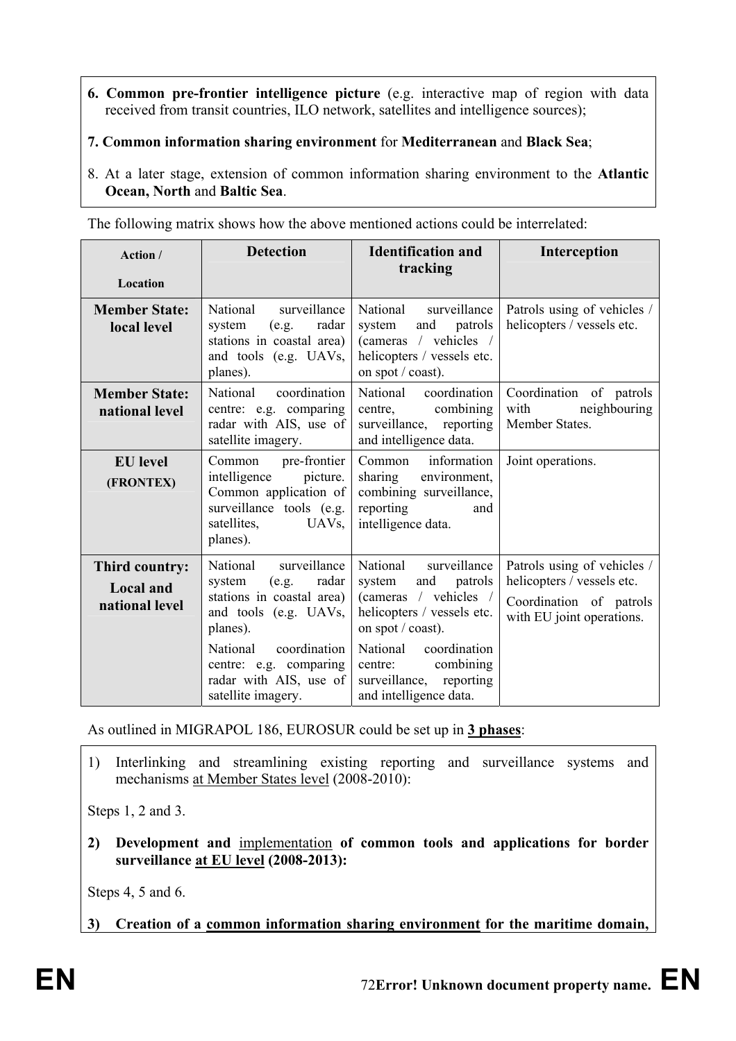6. **Common pre-frontier intelligence picture** (e.g. interactive map of region with data received from transit countries, ILO network, satellites and intelligence sources);

**7. Common information sharing environment** for **Mediterranean** and **Black Sea**;

8. At a later stage, extension of common information sharing environment to the **Atlantic Ocean, North** and **Baltic Sea**.

The following matrix shows how the above mentioned actions could be interrelated:

| **Action / Location** | **Detection** | **Identification and tracking** | **Interception** |
|---|---|---|---|
| **Member State: local level** | National surveillance system (e.g. radar stations in coastal area) and tools (e.g. UAVs, planes). | National surveillance system and patrols (cameras / vehicles / helicopters / vessels etc. on spot / coast). | Patrols using of vehicles / helicopters / vessels etc. |
| **Member State: national level** | National coordination centre: e.g. comparing radar with AIS, use of satellite imagery. | National coordination centre, combining surveillance, reporting and intelligence data. | Coordination of patrols with neighbouring Member States. |
| **EU level (FRONTEX)** | Common pre-frontier intelligence picture. Common application of surveillance tools (e.g. satellites, UAVs, planes). | Common information sharing environment, combining surveillance, reporting and intelligence data. | Joint operations. |
| **Third country: Local and national level** | National surveillance system (e.g. radar stations in coastal area) and tools (e.g. UAVs, planes). National coordination centre: e.g. comparing radar with AIS, use of satellite imagery. | National surveillance system and patrols (cameras / vehicles / helicopters / vessels etc. on spot / coast). National coordination centre: combining surveillance, reporting and intelligence data. | Patrols using of vehicles / helicopters / vessels etc. Coordination of patrols with EU joint operations. |

As outlined in MIGRAPOL 186, EUROSUR could be set up in **3 phases**:

1) Interlinking and streamlining existing reporting and surveillance systems and mechanisms at Member States level (2008-2010):

Steps 1, 2 and 3.

2) **Development and** implementation **of common tools and applications for border surveillance at EU level (2008-2013):**

Steps 4, 5 and 6.

3) **Creation of a common information sharing environment for the maritime domain,**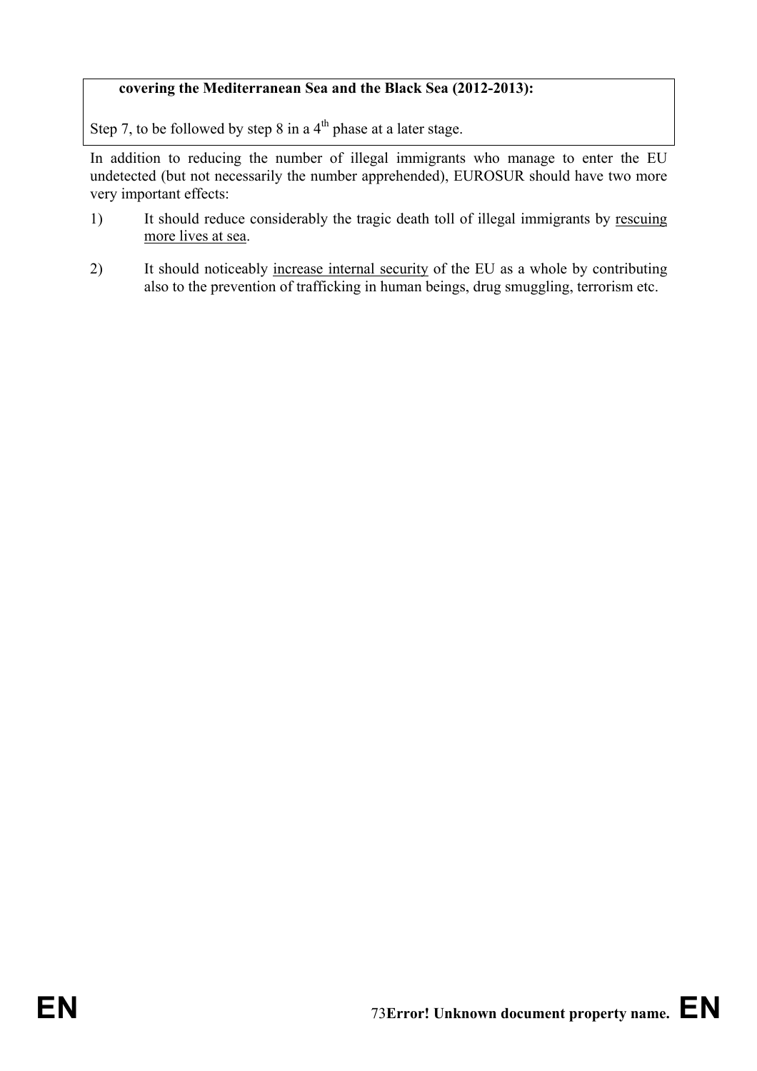**covering the Mediterranean Sea and the Black Sea (2012-2013):**

Step 7, to be followed by step 8 in a 4th phase at a later stage.

In addition to reducing the number of illegal immigrants who manage to enter the EU undetected (but not necessarily the number apprehended), EUROSUR should have two more very important effects:

1) It should reduce considerably the tragic death toll of illegal immigrants by rescuing more lives at sea.

2) It should noticeably increase internal security of the EU as a whole by contributing also to the prevention of trafficking in human beings, drug smuggling, terrorism etc.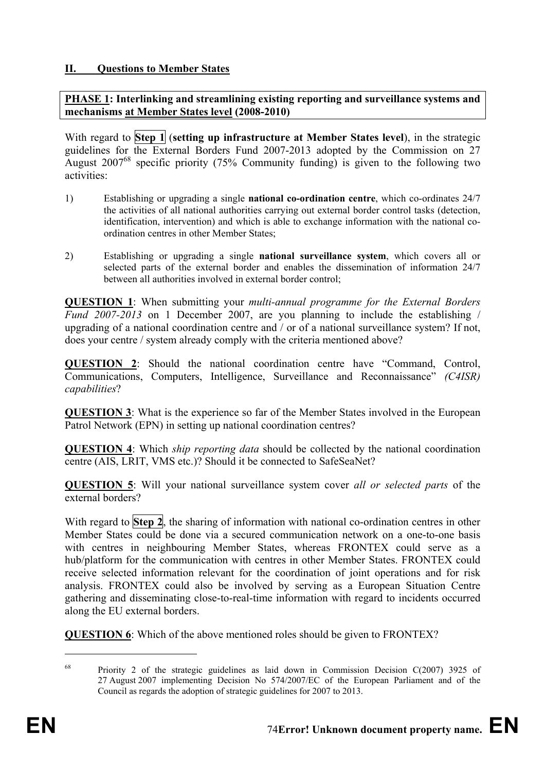## II. Questions to Member States

**PHASE 1: Interlinking and streamlining existing reporting and surveillance systems and mechanisms at Member States level (2008-2010)**

With regard to **Step 1** (**setting up infrastructure at Member States level**), in the strategic guidelines for the External Borders Fund 2007-2013 adopted by the Commission on 27 August 2007[68] specific priority (75% Community funding) is given to the following two activities:

1) Establishing or upgrading a single **national co-ordination centre**, which co-ordinates 24/7 the activities of all national authorities carrying out external border control tasks (detection, identification, intervention) and which is able to exchange information with the national co-ordination centres in other Member States;

2) Establishing or upgrading a single **national surveillance system**, which covers all or selected parts of the external border and enables the dissemination of information 24/7 between all authorities involved in external border control;

**QUESTION 1**: When submitting your *multi-annual programme for the External Borders Fund 2007-2013* on 1 December 2007, are you planning to include the establishing / upgrading of a national coordination centre and / or of a national surveillance system? If not, does your centre / system already comply with the criteria mentioned above?

**QUESTION 2**: Should the national coordination centre have "Command, Control, Communications, Computers, Intelligence, Surveillance and Reconnaissance" *(C4ISR) capabilities*?

**QUESTION 3**: What is the experience so far of the Member States involved in the European Patrol Network (EPN) in setting up national coordination centres?

**QUESTION 4**: Which *ship reporting data* should be collected by the national coordination centre (AIS, LRIT, VMS etc.)? Should it be connected to SafeSeaNet?

**QUESTION 5**: Will your national surveillance system cover *all or selected parts* of the external borders?

With regard to **Step 2**, the sharing of information with national co-ordination centres in other Member States could be done via a secured communication network on a one-to-one basis with centres in neighbouring Member States, whereas FRONTEX could serve as a hub/platform for the communication with centres in other Member States. FRONTEX could receive selected information relevant for the coordination of joint operations and for risk analysis. FRONTEX could also be involved by serving as a European Situation Centre gathering and disseminating close-to-real-time information with regard to incidents occurred along the EU external borders.

**QUESTION 6**: Which of the above mentioned roles should be given to FRONTEX?

[68] Priority 2 of the strategic guidelines as laid down in Commission Decision C(2007) 3925 of 27 August 2007 implementing Decision No 574/2007/EC of the European Parliament and of the Council as regards the adoption of strategic guidelines for 2007 to 2013.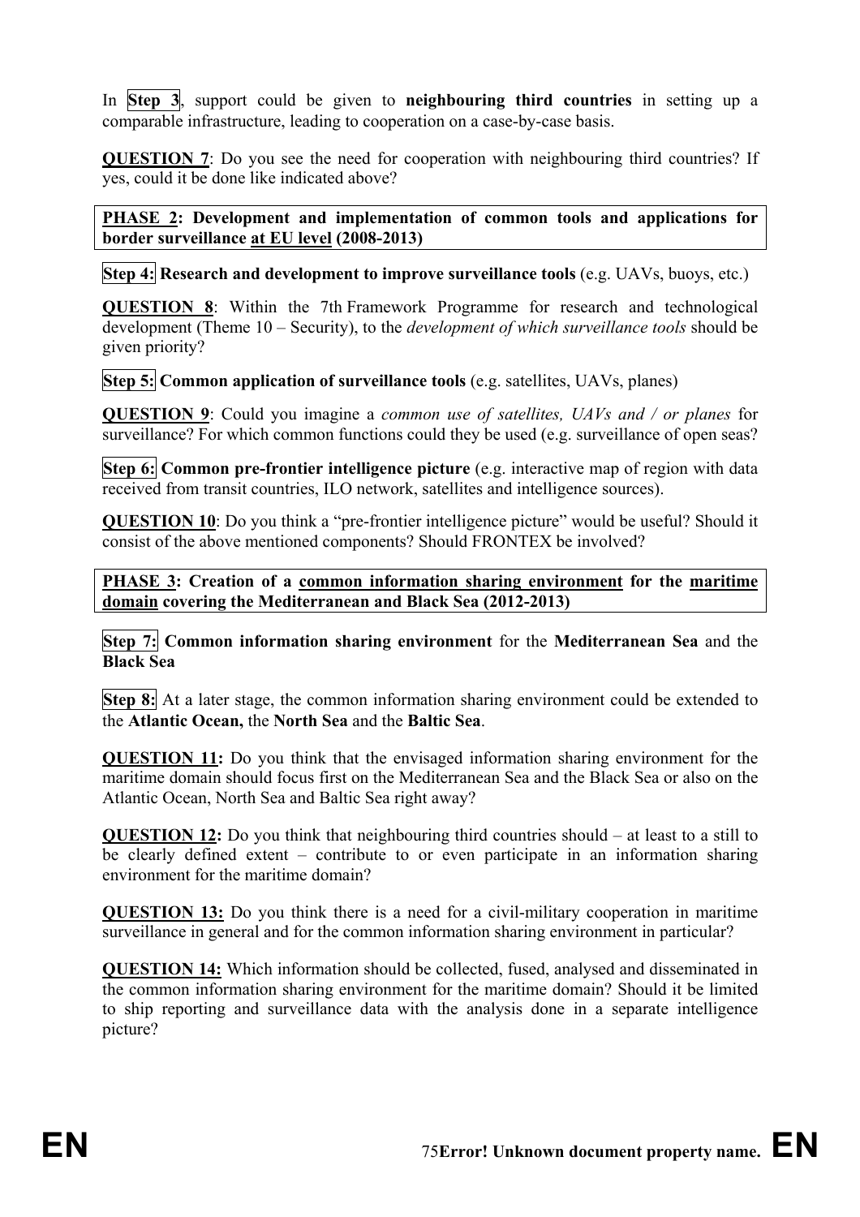In **Step 3**, support could be given to **neighbouring third countries** in setting up a comparable infrastructure, leading to cooperation on a case-by-case basis.

**QUESTION 7**: Do you see the need for cooperation with neighbouring third countries? If yes, could it be done like indicated above?

**PHASE 2: Development and implementation of common tools and applications for border surveillance at EU level (2008-2013)**

**Step 4:** **Research and development to improve surveillance tools** (e.g. UAVs, buoys, etc.)

**QUESTION 8**: Within the 7th Framework Programme for research and technological development (Theme 10 – Security), to the *development of which surveillance tools* should be given priority?

**Step 5:** **Common application of surveillance tools** (e.g. satellites, UAVs, planes)

**QUESTION 9**: Could you imagine a *common use of satellites, UAVs and / or planes* for surveillance? For which common functions could they be used (e.g. surveillance of open seas?

**Step 6:** **Common pre-frontier intelligence picture** (e.g. interactive map of region with data received from transit countries, ILO network, satellites and intelligence sources).

**QUESTION 10**: Do you think a "pre-frontier intelligence picture" would be useful? Should it consist of the above mentioned components? Should FRONTEX be involved?

**PHASE 3: Creation of a common information sharing environment for the maritime domain covering the Mediterranean and Black Sea (2012-2013)**

**Step 7:** **Common information sharing environment** for the **Mediterranean Sea** and the **Black Sea**

**Step 8:** At a later stage, the common information sharing environment could be extended to the **Atlantic Ocean,** the **North Sea** and the **Baltic Sea**.

**QUESTION 11:** Do you think that the envisaged information sharing environment for the maritime domain should focus first on the Mediterranean Sea and the Black Sea or also on the Atlantic Ocean, North Sea and Baltic Sea right away?

**QUESTION 12:** Do you think that neighbouring third countries should – at least to a still to be clearly defined extent – contribute to or even participate in an information sharing environment for the maritime domain?

**QUESTION 13:** Do you think there is a need for a civil-military cooperation in maritime surveillance in general and for the common information sharing environment in particular?

**QUESTION 14:** Which information should be collected, fused, analysed and disseminated in the common information sharing environment for the maritime domain? Should it be limited to ship reporting and surveillance data with the analysis done in a separate intelligence picture?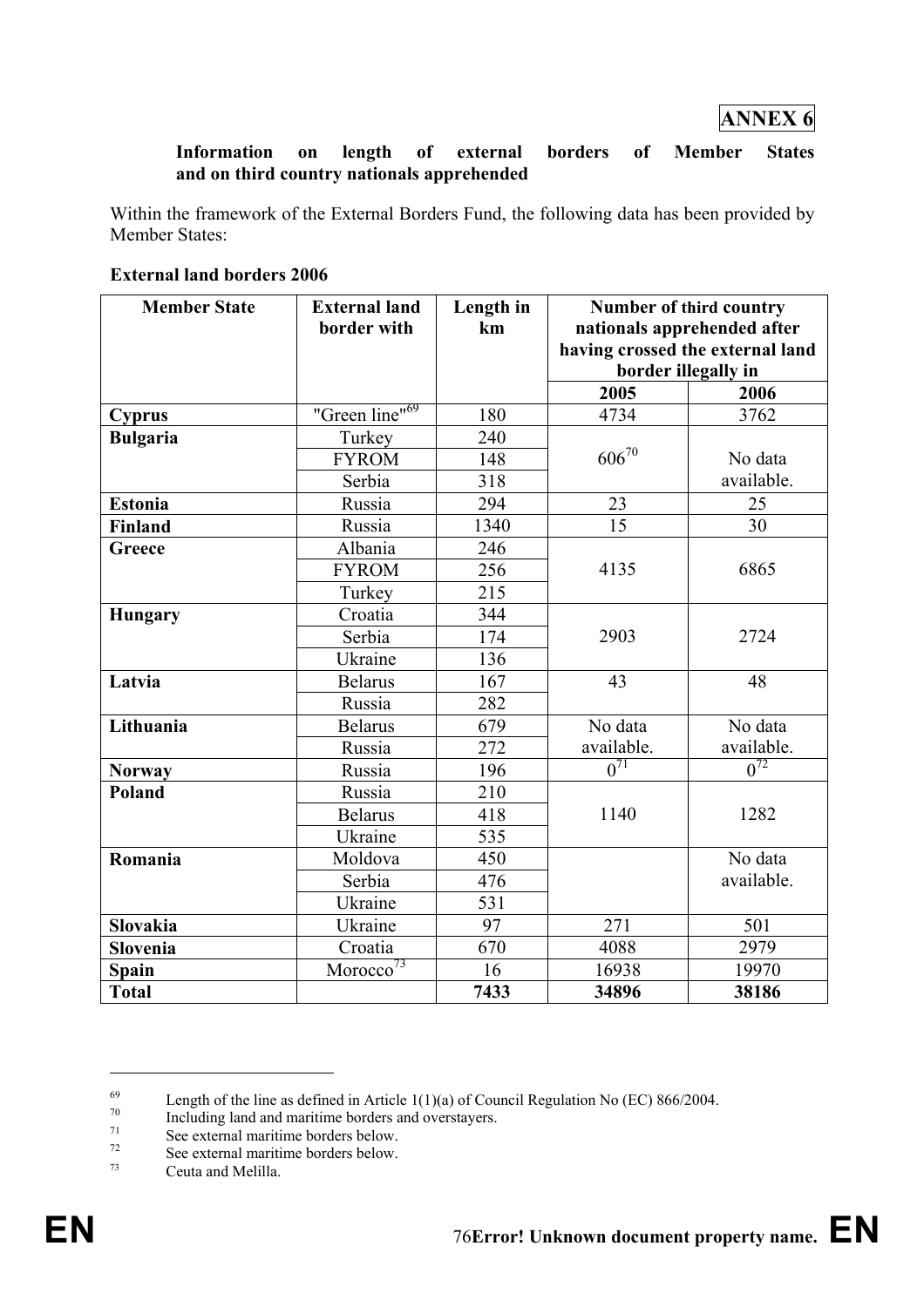**ANNEX 6**

**Information on length of external borders of Member States and on third country nationals apprehended**

Within the framework of the External Borders Fund, the following data has been provided by Member States:

**External land borders 2006**

| Member State | External land border with | Length in km | Number of third country nationals apprehended after having crossed the external land border illegally in | |
|---|---|---|---|---|
| | | | 2005 | 2006 |
| **Cyprus** | "Green line"[69] | 180 | 4734 | 3762 |
| **Bulgaria** | Turkey | 240 | 606[70] | No data available. |
| | FYROM | 148 | | |
| | Serbia | 318 | | |
| **Estonia** | Russia | 294 | 23 | 25 |
| **Finland** | Russia | 1340 | 15 | 30 |
| **Greece** | Albania | 246 | 4135 | 6865 |
| | FYROM | 256 | | |
| | Turkey | 215 | | |
| **Hungary** | Croatia | 344 | 2903 | 2724 |
| | Serbia | 174 | | |
| | Ukraine | 136 | | |
| **Latvia** | Belarus | 167 | 43 | 48 |
| | Russia | 282 | | |
| **Lithuania** | Belarus | 679 | No data available. | No data available. |
| | Russia | 272 | | |
| **Norway** | Russia | 196 | 0[71] | 0[72] |
| **Poland** | Russia | 210 | 1140 | 1282 |
| | Belarus | 418 | | |
| | Ukraine | 535 | | |
| **Romania** | Moldova | 450 | | No data available. |
| | Serbia | 476 | | |
| | Ukraine | 531 | | |
| **Slovakia** | Ukraine | 97 | 271 | 501 |
| **Slovenia** | Croatia | 670 | 4088 | 2979 |
| **Spain** | Morocco[73] | 16 | 16938 | 19970 |
| **Total** | | **7433** | **34896** | **38186** |

[69] Length of the line as defined in Article 1(1)(a) of Council Regulation No (EC) 866/2004.
[70] Including land and maritime borders and overstayers.
[71] See external maritime borders below.
[72] See external maritime borders below.
[73] Ceuta and Melilla.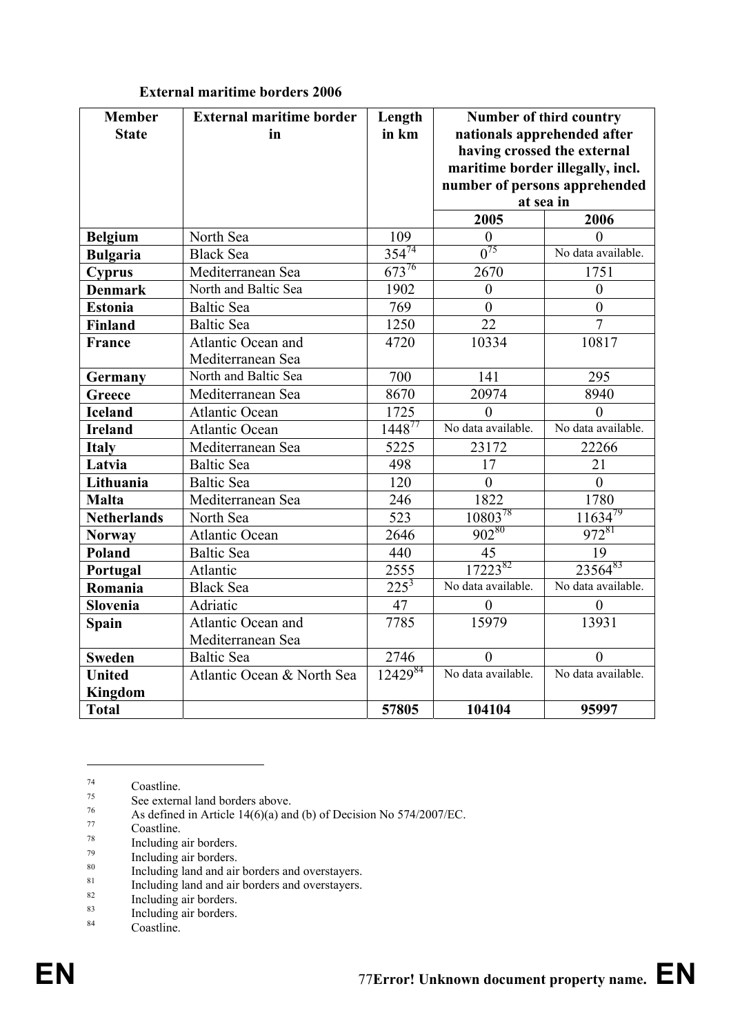**External maritime borders 2006**

| Member State | External maritime border in | Length in km | Number of third country nationals apprehended after having crossed the external maritime border illegally, incl. number of persons apprehended at sea in | |
|---|---|---|---|---|
| | | | 2005 | 2006 |
| **Belgium** | North Sea | 109 | 0 | 0 |
| **Bulgaria** | Black Sea | 354[74] | 0[75] | No data available. |
| **Cyprus** | Mediterranean Sea | 673[76] | 2670 | 1751 |
| **Denmark** | North and Baltic Sea | 1902 | 0 | 0 |
| **Estonia** | Baltic Sea | 769 | 0 | 0 |
| **Finland** | Baltic Sea | 1250 | 22 | 7 |
| **France** | Atlantic Ocean and Mediterranean Sea | 4720 | 10334 | 10817 |
| **Germany** | North and Baltic Sea | 700 | 141 | 295 |
| **Greece** | Mediterranean Sea | 8670 | 20974 | 8940 |
| **Iceland** | Atlantic Ocean | 1725 | 0 | 0 |
| **Ireland** | Atlantic Ocean | 1448[77] | No data available. | No data available. |
| **Italy** | Mediterranean Sea | 5225 | 23172 | 22266 |
| **Latvia** | Baltic Sea | 498 | 17 | 21 |
| **Lithuania** | Baltic Sea | 120 | 0 | 0 |
| **Malta** | Mediterranean Sea | 246 | 1822 | 1780 |
| **Netherlands** | North Sea | 523 | 10803[78] | 11634[79] |
| **Norway** | Atlantic Ocean | 2646 | 902[80] | 972[81] |
| **Poland** | Baltic Sea | 440 | 45 | 19 |
| **Portugal** | Atlantic | 2555 | 17223[82] | 23564[83] |
| **Romania** | Black Sea | 225[3] | No data available. | No data available. |
| **Slovenia** | Adriatic | 47 | 0 | 0 |
| **Spain** | Atlantic Ocean and Mediterranean Sea | 7785 | 15979 | 13931 |
| **Sweden** | Baltic Sea | 2746 | 0 | 0 |
| **United Kingdom** | Atlantic Ocean & North Sea | 12429[84] | No data available. | No data available. |
| **Total** | | **57805** | **104104** | **95997** |

---

[74] Coastline.

[75] See external land borders above.

[76] As defined in Article 14(6)(a) and (b) of Decision No 574/2007/EC.

[77] Coastline.

[78] Including air borders.

[79] Including air borders.

[80] Including land and air borders and overstayers.

[81] Including land and air borders and overstayers.

[82] Including air borders.

[83] Including air borders.

[84] Coastline.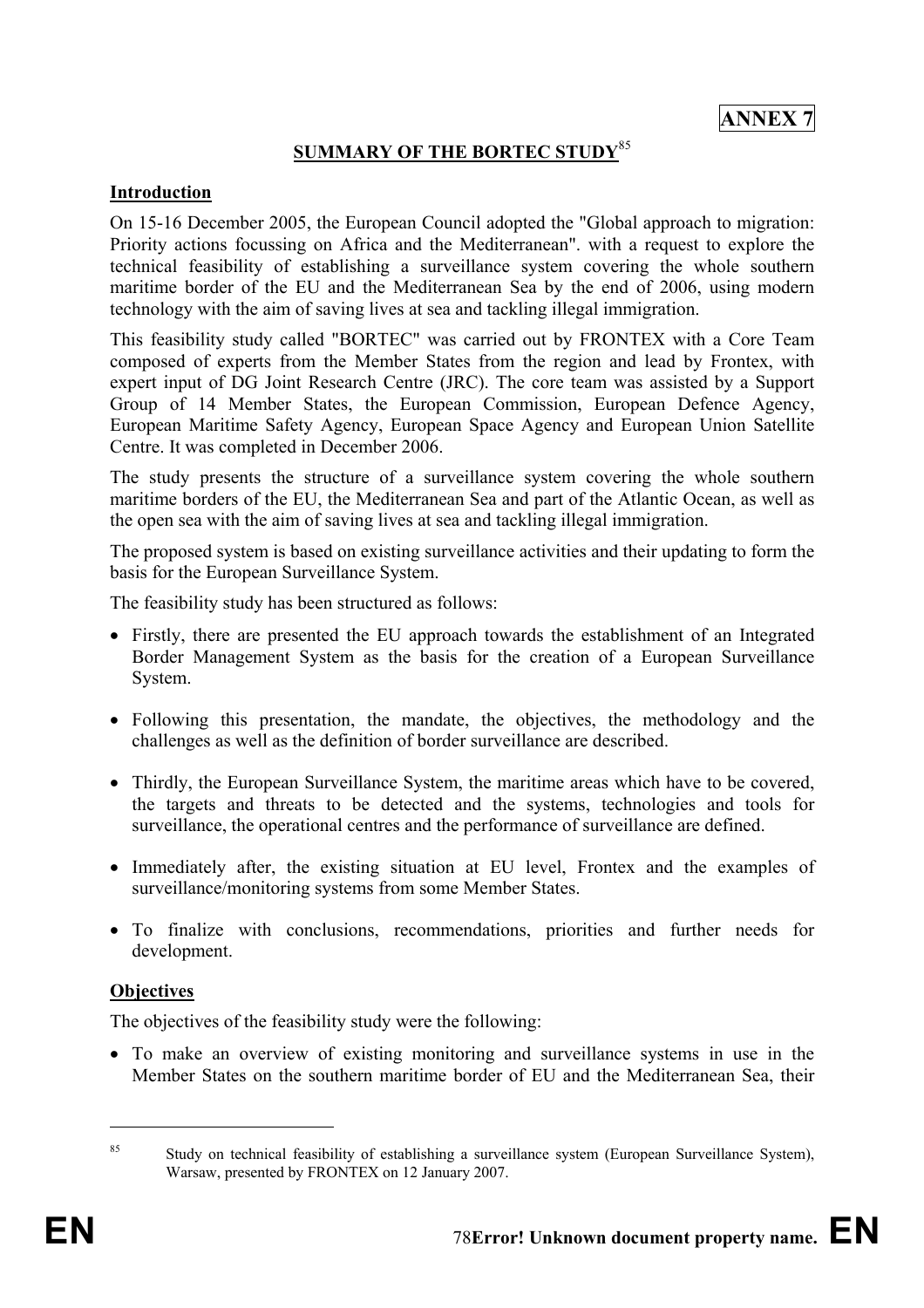**ANNEX 7**

## SUMMARY OF THE BORTEC STUDY[85]

### Introduction

On 15-16 December 2005, the European Council adopted the "Global approach to migration: Priority actions focussing on Africa and the Mediterranean". with a request to explore the technical feasibility of establishing a surveillance system covering the whole southern maritime border of the EU and the Mediterranean Sea by the end of 2006, using modern technology with the aim of saving lives at sea and tackling illegal immigration.

This feasibility study called "BORTEC" was carried out by FRONTEX with a Core Team composed of experts from the Member States from the region and lead by Frontex, with expert input of DG Joint Research Centre (JRC). The core team was assisted by a Support Group of 14 Member States, the European Commission, European Defence Agency, European Maritime Safety Agency, European Space Agency and European Union Satellite Centre. It was completed in December 2006.

The study presents the structure of a surveillance system covering the whole southern maritime borders of the EU, the Mediterranean Sea and part of the Atlantic Ocean, as well as the open sea with the aim of saving lives at sea and tackling illegal immigration.

The proposed system is based on existing surveillance activities and their updating to form the basis for the European Surveillance System.

The feasibility study has been structured as follows:

- Firstly, there are presented the EU approach towards the establishment of an Integrated Border Management System as the basis for the creation of a European Surveillance System.
- Following this presentation, the mandate, the objectives, the methodology and the challenges as well as the definition of border surveillance are described.
- Thirdly, the European Surveillance System, the maritime areas which have to be covered, the targets and threats to be detected and the systems, technologies and tools for surveillance, the operational centres and the performance of surveillance are defined.
- Immediately after, the existing situation at EU level, Frontex and the examples of surveillance/monitoring systems from some Member States.
- To finalize with conclusions, recommendations, priorities and further needs for development.

### Objectives

The objectives of the feasibility study were the following:

- To make an overview of existing monitoring and surveillance systems in use in the Member States on the southern maritime border of EU and the Mediterranean Sea, their

[85] Study on technical feasibility of establishing a surveillance system (European Surveillance System), Warsaw, presented by FRONTEX on 12 January 2007.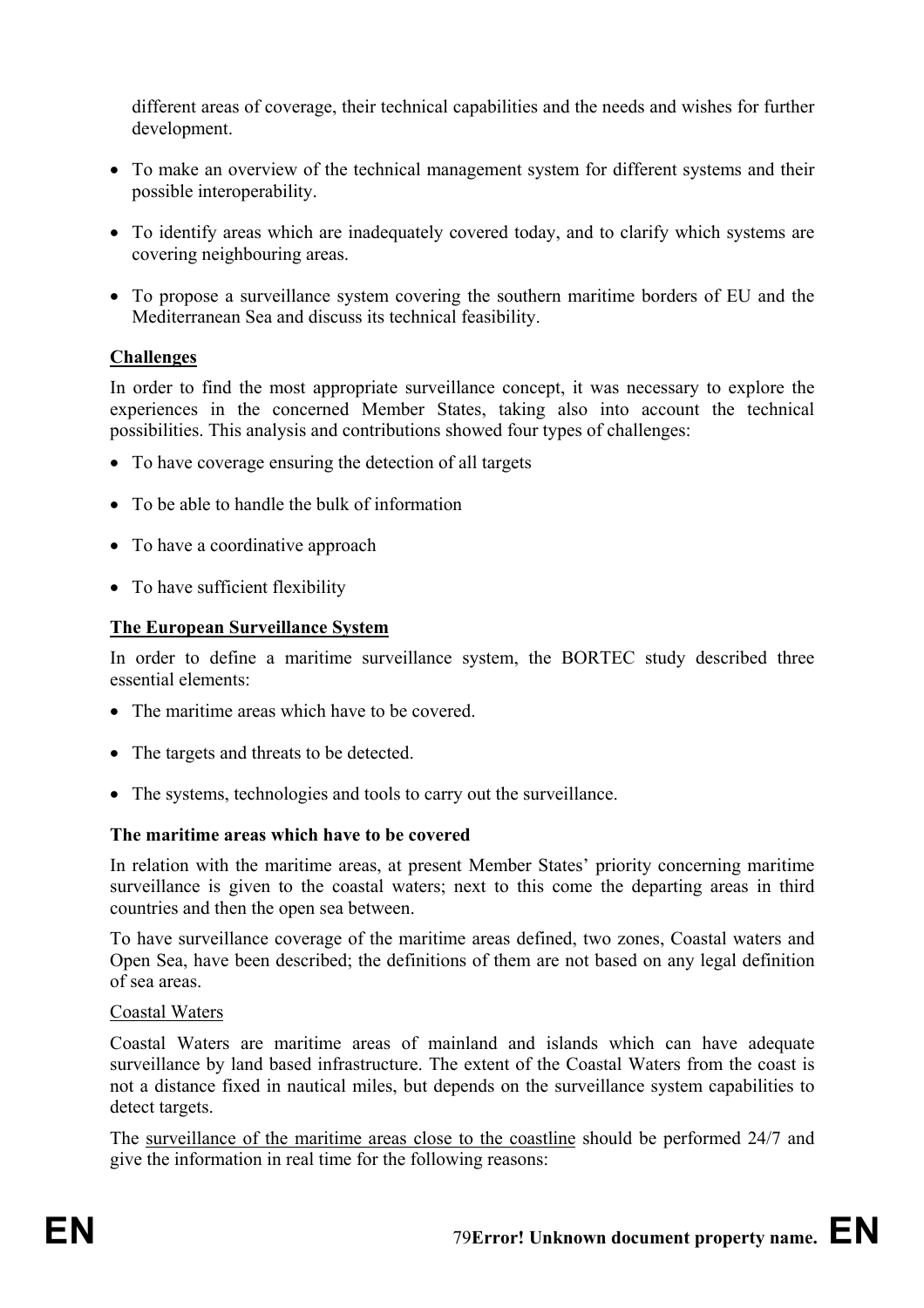different areas of coverage, their technical capabilities and the needs and wishes for further development.

- To make an overview of the technical management system for different systems and their possible interoperability.
- To identify areas which are inadequately covered today, and to clarify which systems are covering neighbouring areas.
- To propose a surveillance system covering the southern maritime borders of EU and the Mediterranean Sea and discuss its technical feasibility.

**Challenges**

In order to find the most appropriate surveillance concept, it was necessary to explore the experiences in the concerned Member States, taking also into account the technical possibilities. This analysis and contributions showed four types of challenges:

- To have coverage ensuring the detection of all targets
- To be able to handle the bulk of information
- To have a coordinative approach
- To have sufficient flexibility

**The European Surveillance System**

In order to define a maritime surveillance system, the BORTEC study described three essential elements:

- The maritime areas which have to be covered.
- The targets and threats to be detected.
- The systems, technologies and tools to carry out the surveillance.

**The maritime areas which have to be covered**

In relation with the maritime areas, at present Member States' priority concerning maritime surveillance is given to the coastal waters; next to this come the departing areas in third countries and then the open sea between.

To have surveillance coverage of the maritime areas defined, two zones, Coastal waters and Open Sea, have been described; the definitions of them are not based on any legal definition of sea areas.

Coastal Waters

Coastal Waters are maritime areas of mainland and islands which can have adequate surveillance by land based infrastructure. The extent of the Coastal Waters from the coast is not a distance fixed in nautical miles, but depends on the surveillance system capabilities to detect targets.

The surveillance of the maritime areas close to the coastline should be performed 24/7 and give the information in real time for the following reasons: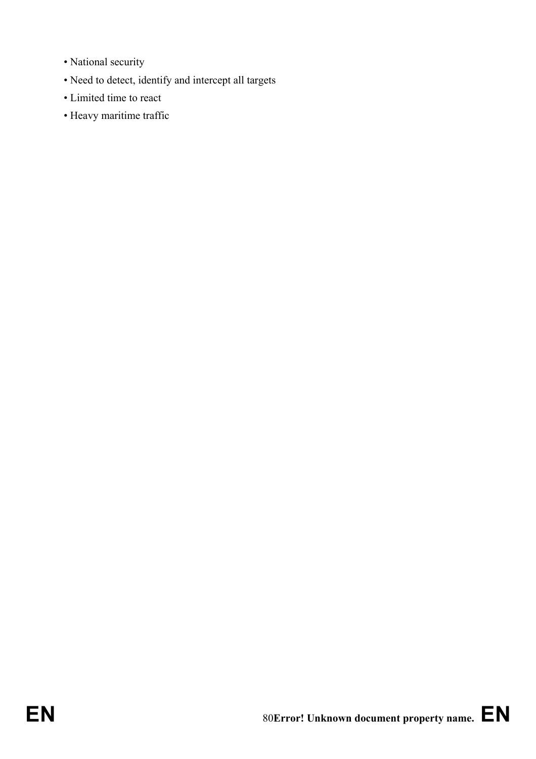- National security
- Need to detect, identify and intercept all targets
- Limited time to react
- Heavy maritime traffic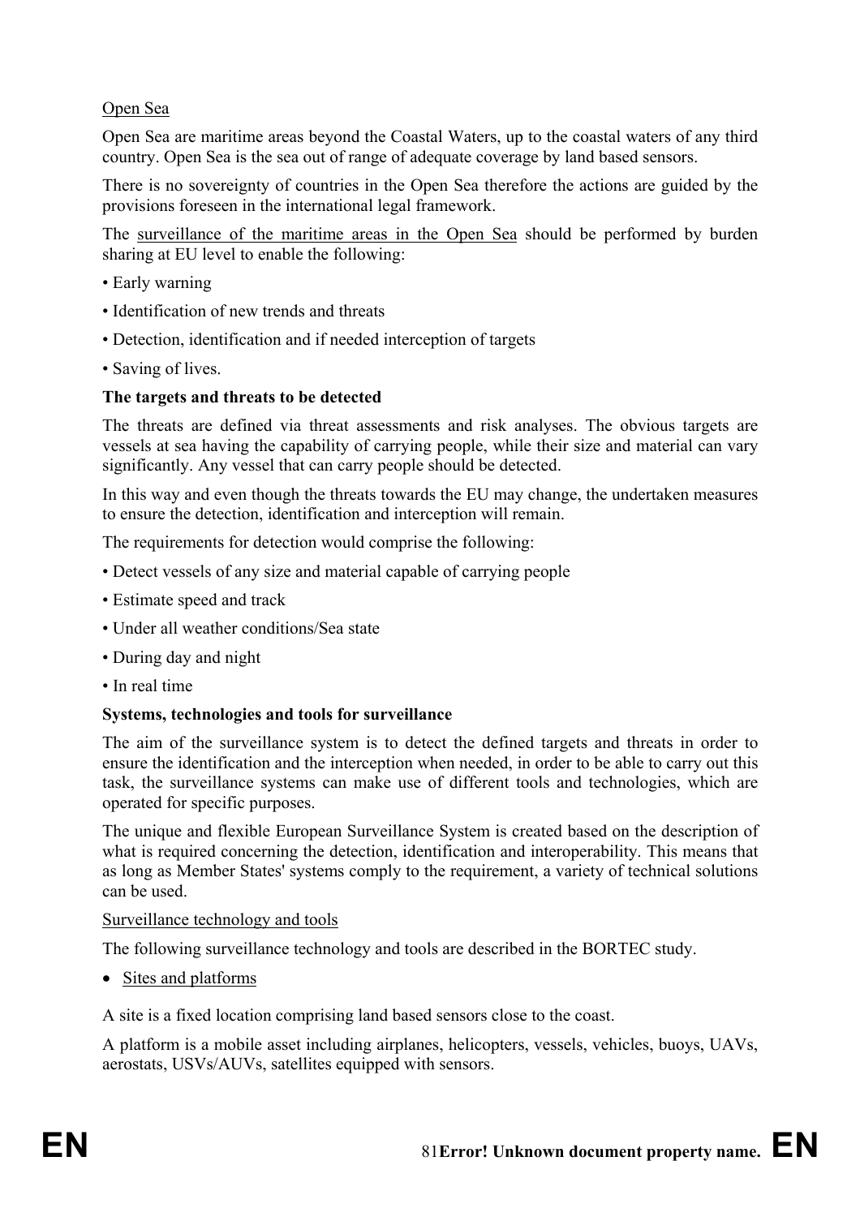Open Sea

Open Sea are maritime areas beyond the Coastal Waters, up to the coastal waters of any third country. Open Sea is the sea out of range of adequate coverage by land based sensors.

There is no sovereignty of countries in the Open Sea therefore the actions are guided by the provisions foreseen in the international legal framework.

The surveillance of the maritime areas in the Open Sea should be performed by burden sharing at EU level to enable the following:

- Early warning
- Identification of new trends and threats
- Detection, identification and if needed interception of targets
- Saving of lives.

**The targets and threats to be detected**

The threats are defined via threat assessments and risk analyses. The obvious targets are vessels at sea having the capability of carrying people, while their size and material can vary significantly. Any vessel that can carry people should be detected.

In this way and even though the threats towards the EU may change, the undertaken measures to ensure the detection, identification and interception will remain.

The requirements for detection would comprise the following:

- Detect vessels of any size and material capable of carrying people
- Estimate speed and track
- Under all weather conditions/Sea state
- During day and night
- In real time

**Systems, technologies and tools for surveillance**

The aim of the surveillance system is to detect the defined targets and threats in order to ensure the identification and the interception when needed, in order to be able to carry out this task, the surveillance systems can make use of different tools and technologies, which are operated for specific purposes.

The unique and flexible European Surveillance System is created based on the description of what is required concerning the detection, identification and interoperability. This means that as long as Member States' systems comply to the requirement, a variety of technical solutions can be used.

Surveillance technology and tools

The following surveillance technology and tools are described in the BORTEC study.

- Sites and platforms

A site is a fixed location comprising land based sensors close to the coast.

A platform is a mobile asset including airplanes, helicopters, vessels, vehicles, buoys, UAVs, aerostats, USVs/AUVs, satellites equipped with sensors.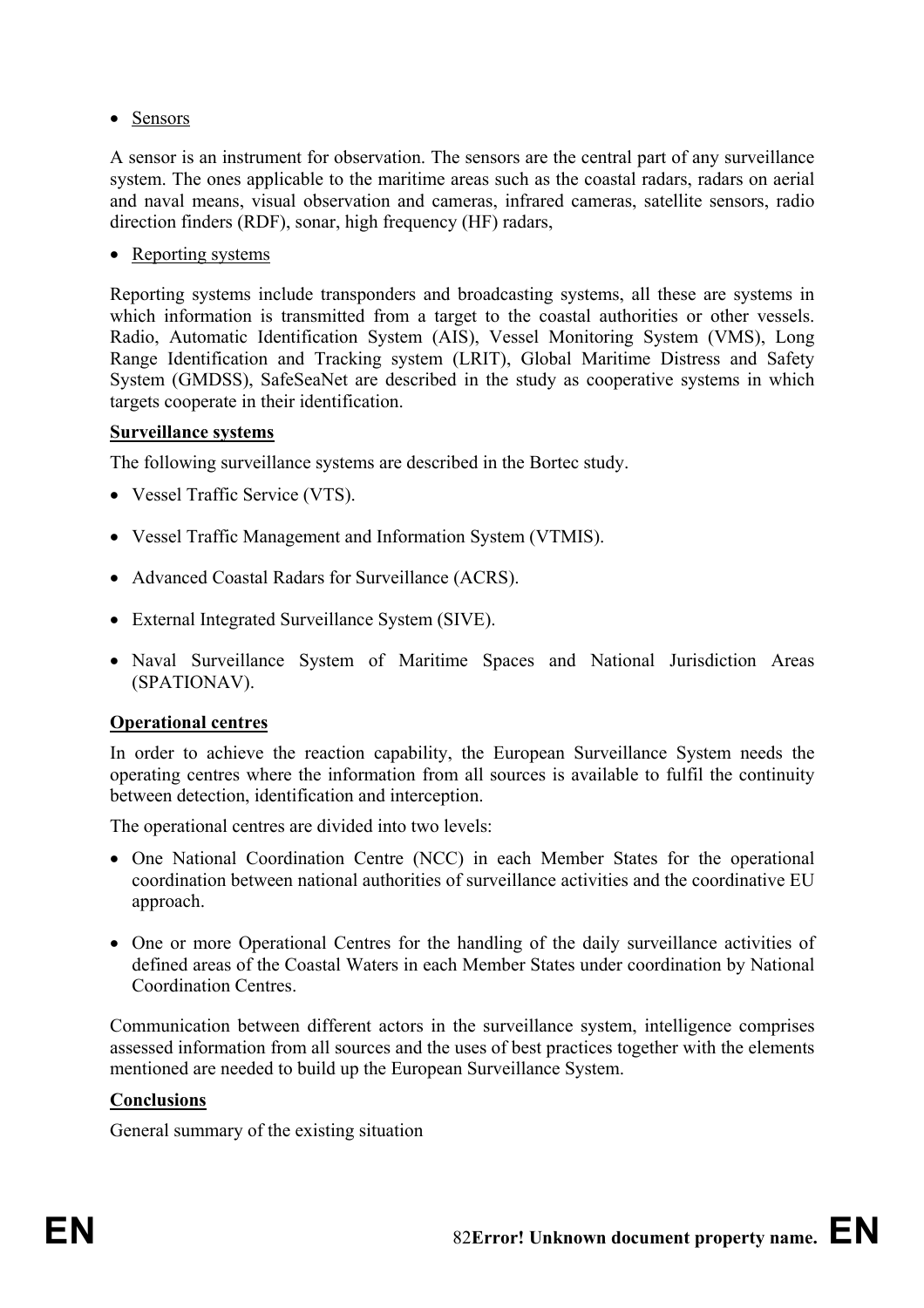- Sensors

A sensor is an instrument for observation. The sensors are the central part of any surveillance system. The ones applicable to the maritime areas such as the coastal radars, radars on aerial and naval means, visual observation and cameras, infrared cameras, satellite sensors, radio direction finders (RDF), sonar, high frequency (HF) radars,

- Reporting systems

Reporting systems include transponders and broadcasting systems, all these are systems in which information is transmitted from a target to the coastal authorities or other vessels. Radio, Automatic Identification System (AIS), Vessel Monitoring System (VMS), Long Range Identification and Tracking system (LRIT), Global Maritime Distress and Safety System (GMDSS), SafeSeaNet are described in the study as cooperative systems in which targets cooperate in their identification.

**Surveillance systems**

The following surveillance systems are described in the Bortec study.

- Vessel Traffic Service (VTS).
- Vessel Traffic Management and Information System (VTMIS).
- Advanced Coastal Radars for Surveillance (ACRS).
- External Integrated Surveillance System (SIVE).
- Naval Surveillance System of Maritime Spaces and National Jurisdiction Areas (SPATIONAV).

**Operational centres**

In order to achieve the reaction capability, the European Surveillance System needs the operating centres where the information from all sources is available to fulfil the continuity between detection, identification and interception.

The operational centres are divided into two levels:

- One National Coordination Centre (NCC) in each Member States for the operational coordination between national authorities of surveillance activities and the coordinative EU approach.
- One or more Operational Centres for the handling of the daily surveillance activities of defined areas of the Coastal Waters in each Member States under coordination by National Coordination Centres.

Communication between different actors in the surveillance system, intelligence comprises assessed information from all sources and the uses of best practices together with the elements mentioned are needed to build up the European Surveillance System.

**Conclusions**

General summary of the existing situation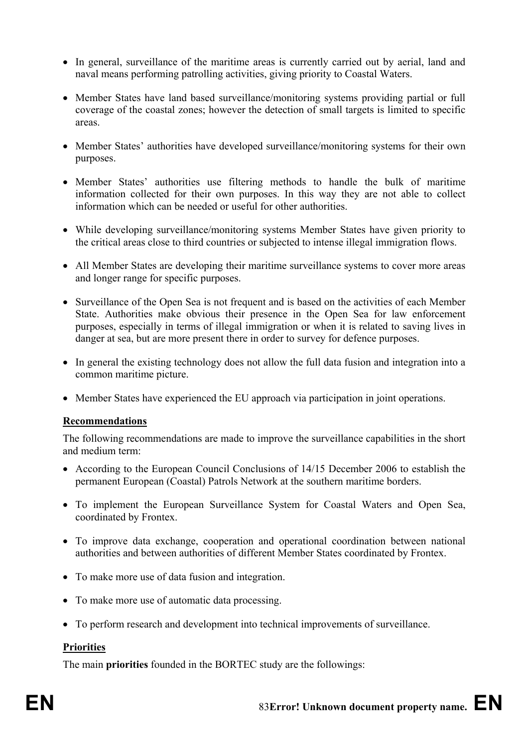- In general, surveillance of the maritime areas is currently carried out by aerial, land and naval means performing patrolling activities, giving priority to Coastal Waters.
- Member States have land based surveillance/monitoring systems providing partial or full coverage of the coastal zones; however the detection of small targets is limited to specific areas.
- Member States' authorities have developed surveillance/monitoring systems for their own purposes.
- Member States' authorities use filtering methods to handle the bulk of maritime information collected for their own purposes. In this way they are not able to collect information which can be needed or useful for other authorities.
- While developing surveillance/monitoring systems Member States have given priority to the critical areas close to third countries or subjected to intense illegal immigration flows.
- All Member States are developing their maritime surveillance systems to cover more areas and longer range for specific purposes.
- Surveillance of the Open Sea is not frequent and is based on the activities of each Member State. Authorities make obvious their presence in the Open Sea for law enforcement purposes, especially in terms of illegal immigration or when it is related to saving lives in danger at sea, but are more present there in order to survey for defence purposes.
- In general the existing technology does not allow the full data fusion and integration into a common maritime picture.
- Member States have experienced the EU approach via participation in joint operations.

**Recommendations**

The following recommendations are made to improve the surveillance capabilities in the short and medium term:

- According to the European Council Conclusions of 14/15 December 2006 to establish the permanent European (Coastal) Patrols Network at the southern maritime borders.
- To implement the European Surveillance System for Coastal Waters and Open Sea, coordinated by Frontex.
- To improve data exchange, cooperation and operational coordination between national authorities and between authorities of different Member States coordinated by Frontex.
- To make more use of data fusion and integration.
- To make more use of automatic data processing.
- To perform research and development into technical improvements of surveillance.

**Priorities**

The main **priorities** founded in the BORTEC study are the followings: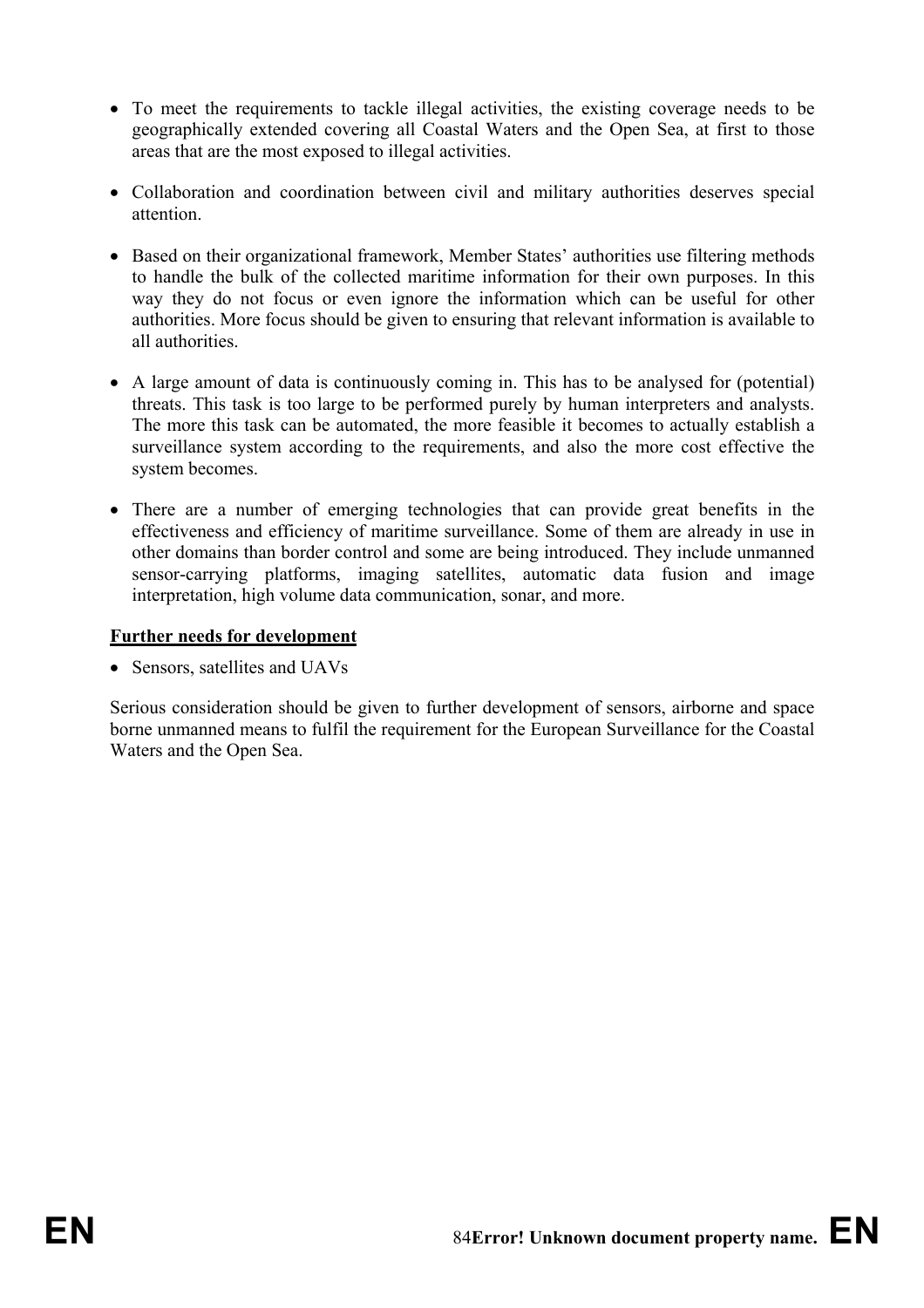- To meet the requirements to tackle illegal activities, the existing coverage needs to be geographically extended covering all Coastal Waters and the Open Sea, at first to those areas that are the most exposed to illegal activities.

- Collaboration and coordination between civil and military authorities deserves special attention.

- Based on their organizational framework, Member States' authorities use filtering methods to handle the bulk of the collected maritime information for their own purposes. In this way they do not focus or even ignore the information which can be useful for other authorities. More focus should be given to ensuring that relevant information is available to all authorities.

- A large amount of data is continuously coming in. This has to be analysed for (potential) threats. This task is too large to be performed purely by human interpreters and analysts. The more this task can be automated, the more feasible it becomes to actually establish a surveillance system according to the requirements, and also the more cost effective the system becomes.

- There are a number of emerging technologies that can provide great benefits in the effectiveness and efficiency of maritime surveillance. Some of them are already in use in other domains than border control and some are being introduced. They include unmanned sensor-carrying platforms, imaging satellites, automatic data fusion and image interpretation, high volume data communication, sonar, and more.

**Further needs for development**

- Sensors, satellites and UAVs

Serious consideration should be given to further development of sensors, airborne and space borne unmanned means to fulfil the requirement for the European Surveillance for the Coastal Waters and the Open Sea.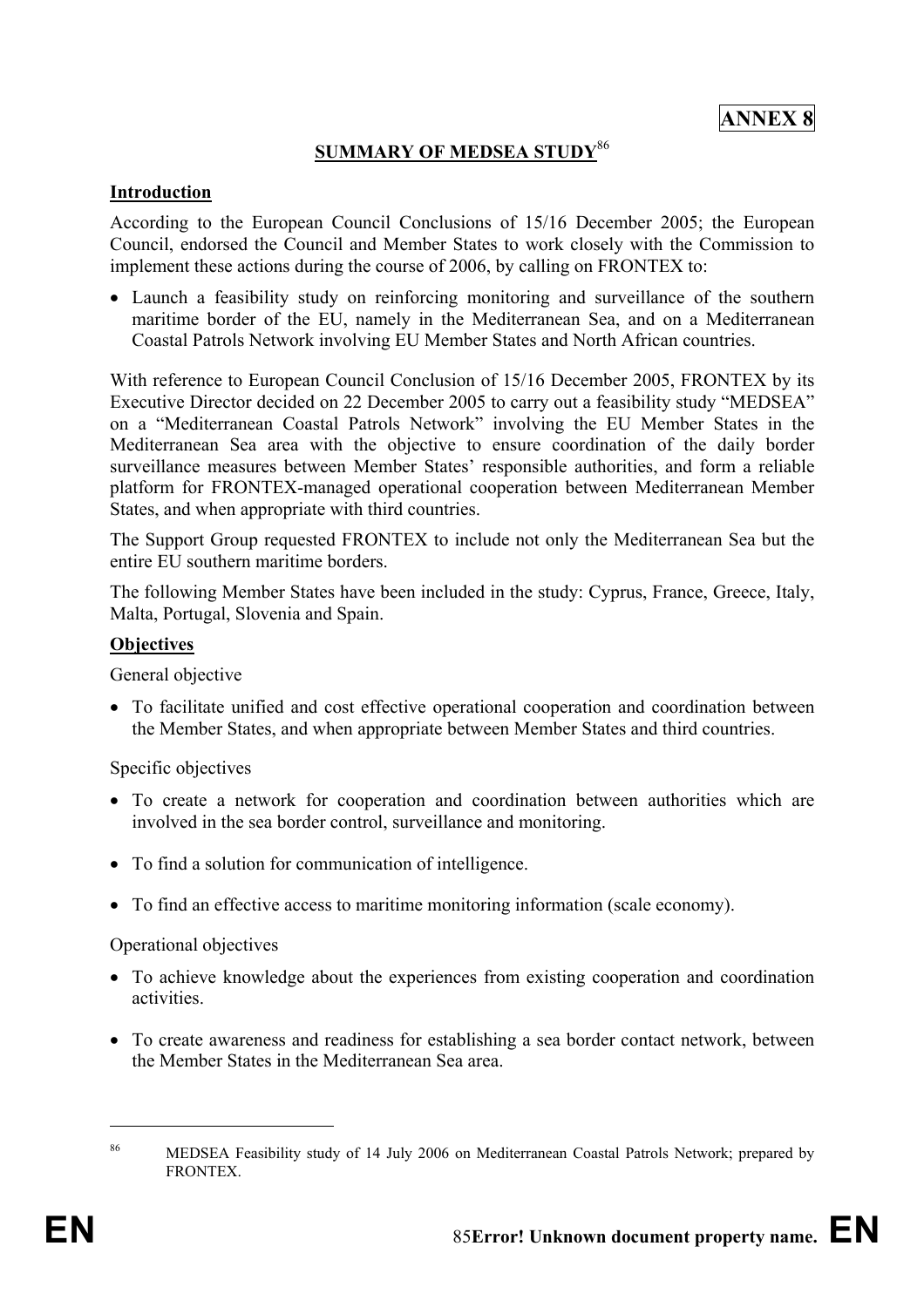**ANNEX 8**

## SUMMARY OF MEDSEA STUDY[86]

### Introduction

According to the European Council Conclusions of 15/16 December 2005; the European Council, endorsed the Council and Member States to work closely with the Commission to implement these actions during the course of 2006, by calling on FRONTEX to:

- Launch a feasibility study on reinforcing monitoring and surveillance of the southern maritime border of the EU, namely in the Mediterranean Sea, and on a Mediterranean Coastal Patrols Network involving EU Member States and North African countries.

With reference to European Council Conclusion of 15/16 December 2005, FRONTEX by its Executive Director decided on 22 December 2005 to carry out a feasibility study "MEDSEA" on a "Mediterranean Coastal Patrols Network" involving the EU Member States in the Mediterranean Sea area with the objective to ensure coordination of the daily border surveillance measures between Member States' responsible authorities, and form a reliable platform for FRONTEX-managed operational cooperation between Mediterranean Member States, and when appropriate with third countries.

The Support Group requested FRONTEX to include not only the Mediterranean Sea but the entire EU southern maritime borders.

The following Member States have been included in the study: Cyprus, France, Greece, Italy, Malta, Portugal, Slovenia and Spain.

### Objectives

General objective

- To facilitate unified and cost effective operational cooperation and coordination between the Member States, and when appropriate between Member States and third countries.

Specific objectives

- To create a network for cooperation and coordination between authorities which are involved in the sea border control, surveillance and monitoring.
- To find a solution for communication of intelligence.
- To find an effective access to maritime monitoring information (scale economy).

Operational objectives

- To achieve knowledge about the experiences from existing cooperation and coordination activities.
- To create awareness and readiness for establishing a sea border contact network, between the Member States in the Mediterranean Sea area.

---

[86] MEDSEA Feasibility study of 14 July 2006 on Mediterranean Coastal Patrols Network; prepared by FRONTEX.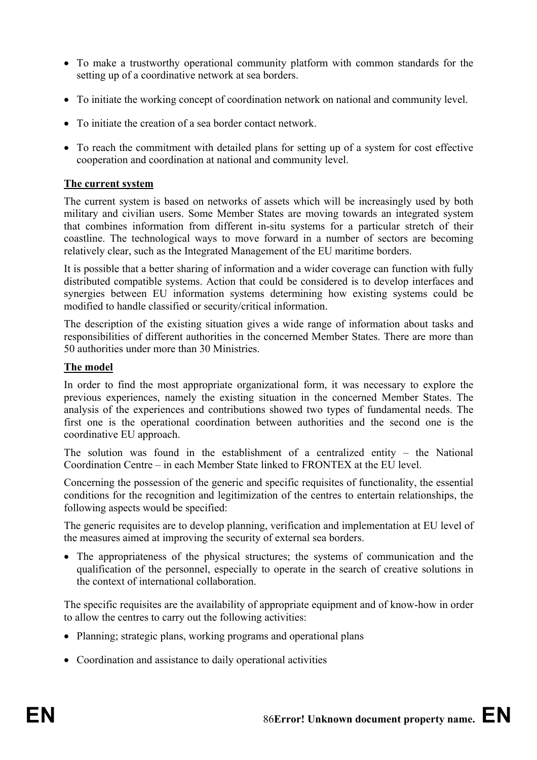- To make a trustworthy operational community platform with common standards for the setting up of a coordinative network at sea borders.

- To initiate the working concept of coordination network on national and community level.

- To initiate the creation of a sea border contact network.

- To reach the commitment with detailed plans for setting up of a system for cost effective cooperation and coordination at national and community level.

**The current system**

The current system is based on networks of assets which will be increasingly used by both military and civilian users. Some Member States are moving towards an integrated system that combines information from different in-situ systems for a particular stretch of their coastline. The technological ways to move forward in a number of sectors are becoming relatively clear, such as the Integrated Management of the EU maritime borders.

It is possible that a better sharing of information and a wider coverage can function with fully distributed compatible systems. Action that could be considered is to develop interfaces and synergies between EU information systems determining how existing systems could be modified to handle classified or security/critical information.

The description of the existing situation gives a wide range of information about tasks and responsibilities of different authorities in the concerned Member States. There are more than 50 authorities under more than 30 Ministries.

**The model**

In order to find the most appropriate organizational form, it was necessary to explore the previous experiences, namely the existing situation in the concerned Member States. The analysis of the experiences and contributions showed two types of fundamental needs. The first one is the operational coordination between authorities and the second one is the coordinative EU approach.

The solution was found in the establishment of a centralized entity – the National Coordination Centre – in each Member State linked to FRONTEX at the EU level.

Concerning the possession of the generic and specific requisites of functionality, the essential conditions for the recognition and legitimization of the centres to entertain relationships, the following aspects would be specified:

The generic requisites are to develop planning, verification and implementation at EU level of the measures aimed at improving the security of external sea borders.

- The appropriateness of the physical structures; the systems of communication and the qualification of the personnel, especially to operate in the search of creative solutions in the context of international collaboration.

The specific requisites are the availability of appropriate equipment and of know-how in order to allow the centres to carry out the following activities:

- Planning; strategic plans, working programs and operational plans

- Coordination and assistance to daily operational activities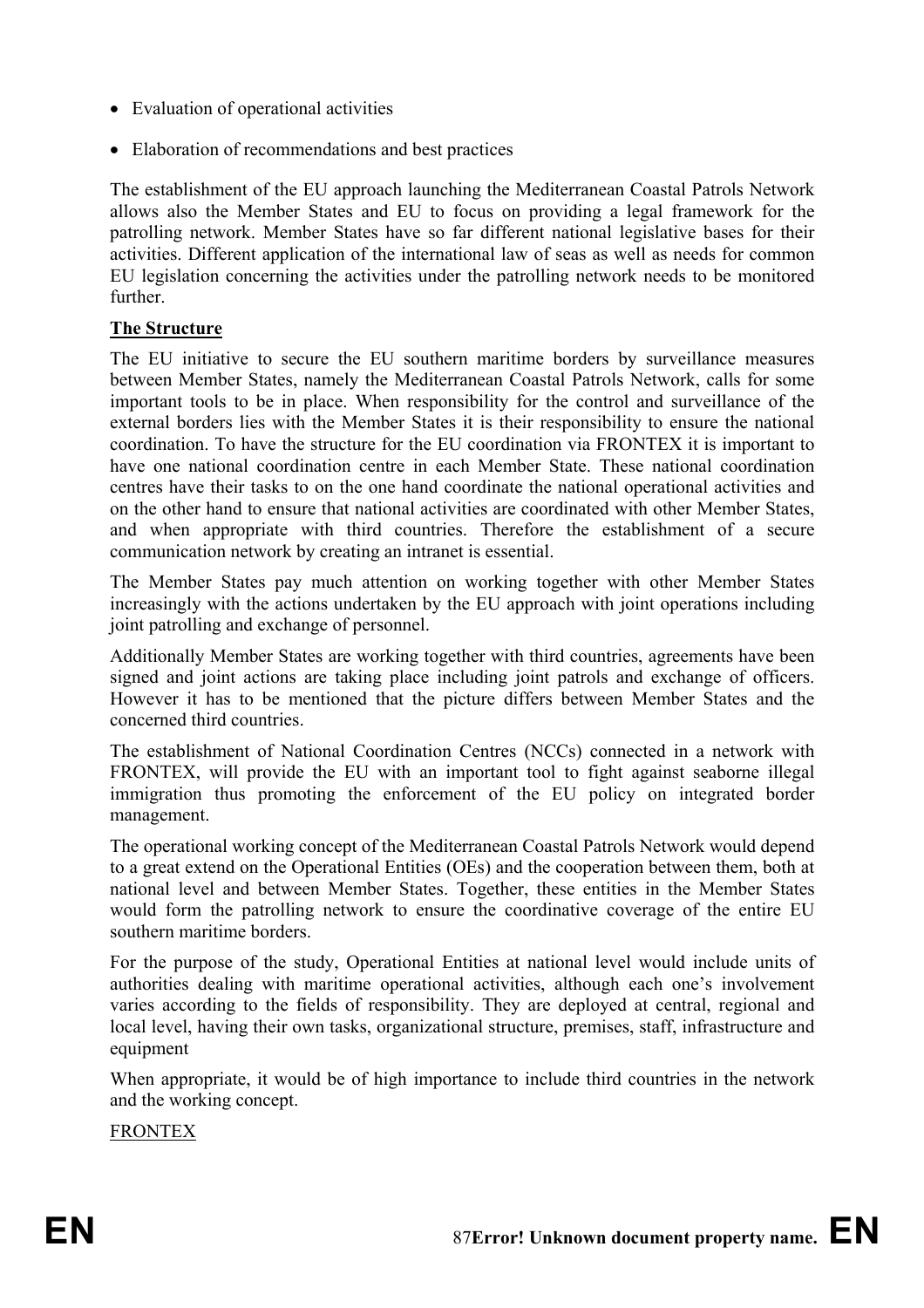- Evaluation of operational activities
- Elaboration of recommendations and best practices

The establishment of the EU approach launching the Mediterranean Coastal Patrols Network allows also the Member States and EU to focus on providing a legal framework for the patrolling network. Member States have so far different national legislative bases for their activities. Different application of the international law of seas as well as needs for common EU legislation concerning the activities under the patrolling network needs to be monitored further.

**<u>The Structure</u>**

The EU initiative to secure the EU southern maritime borders by surveillance measures between Member States, namely the Mediterranean Coastal Patrols Network, calls for some important tools to be in place. When responsibility for the control and surveillance of the external borders lies with the Member States it is their responsibility to ensure the national coordination. To have the structure for the EU coordination via FRONTEX it is important to have one national coordination centre in each Member State. These national coordination centres have their tasks to on the one hand coordinate the national operational activities and on the other hand to ensure that national activities are coordinated with other Member States, and when appropriate with third countries. Therefore the establishment of a secure communication network by creating an intranet is essential.

The Member States pay much attention on working together with other Member States increasingly with the actions undertaken by the EU approach with joint operations including joint patrolling and exchange of personnel.

Additionally Member States are working together with third countries, agreements have been signed and joint actions are taking place including joint patrols and exchange of officers. However it has to be mentioned that the picture differs between Member States and the concerned third countries.

The establishment of National Coordination Centres (NCCs) connected in a network with FRONTEX, will provide the EU with an important tool to fight against seaborne illegal immigration thus promoting the enforcement of the EU policy on integrated border management.

The operational working concept of the Mediterranean Coastal Patrols Network would depend to a great extend on the Operational Entities (OEs) and the cooperation between them, both at national level and between Member States. Together, these entities in the Member States would form the patrolling network to ensure the coordinative coverage of the entire EU southern maritime borders.

For the purpose of the study, Operational Entities at national level would include units of authorities dealing with maritime operational activities, although each one's involvement varies according to the fields of responsibility. They are deployed at central, regional and local level, having their own tasks, organizational structure, premises, staff, infrastructure and equipment

When appropriate, it would be of high importance to include third countries in the network and the working concept.

<u>FRONTEX</u>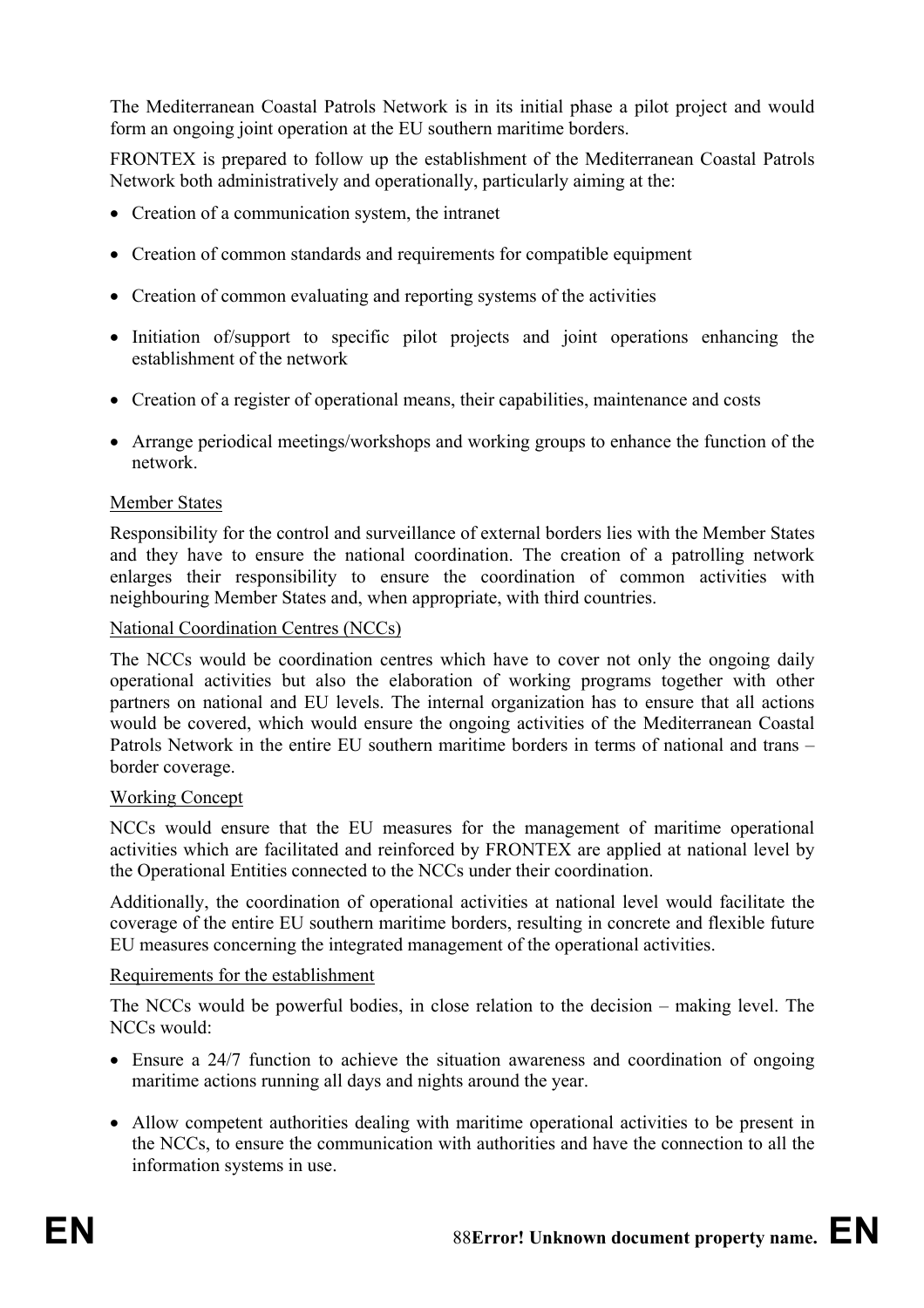The Mediterranean Coastal Patrols Network is in its initial phase a pilot project and would form an ongoing joint operation at the EU southern maritime borders.

FRONTEX is prepared to follow up the establishment of the Mediterranean Coastal Patrols Network both administratively and operationally, particularly aiming at the:

- Creation of a communication system, the intranet
- Creation of common standards and requirements for compatible equipment
- Creation of common evaluating and reporting systems of the activities
- Initiation of/support to specific pilot projects and joint operations enhancing the establishment of the network
- Creation of a register of operational means, their capabilities, maintenance and costs
- Arrange periodical meetings/workshops and working groups to enhance the function of the network.

Member States

Responsibility for the control and surveillance of external borders lies with the Member States and they have to ensure the national coordination. The creation of a patrolling network enlarges their responsibility to ensure the coordination of common activities with neighbouring Member States and, when appropriate, with third countries.

National Coordination Centres (NCCs)

The NCCs would be coordination centres which have to cover not only the ongoing daily operational activities but also the elaboration of working programs together with other partners on national and EU levels. The internal organization has to ensure that all actions would be covered, which would ensure the ongoing activities of the Mediterranean Coastal Patrols Network in the entire EU southern maritime borders in terms of national and trans – border coverage.

Working Concept

NCCs would ensure that the EU measures for the management of maritime operational activities which are facilitated and reinforced by FRONTEX are applied at national level by the Operational Entities connected to the NCCs under their coordination.

Additionally, the coordination of operational activities at national level would facilitate the coverage of the entire EU southern maritime borders, resulting in concrete and flexible future EU measures concerning the integrated management of the operational activities.

Requirements for the establishment

The NCCs would be powerful bodies, in close relation to the decision – making level. The NCCs would:

- Ensure a 24/7 function to achieve the situation awareness and coordination of ongoing maritime actions running all days and nights around the year.
- Allow competent authorities dealing with maritime operational activities to be present in the NCCs, to ensure the communication with authorities and have the connection to all the information systems in use.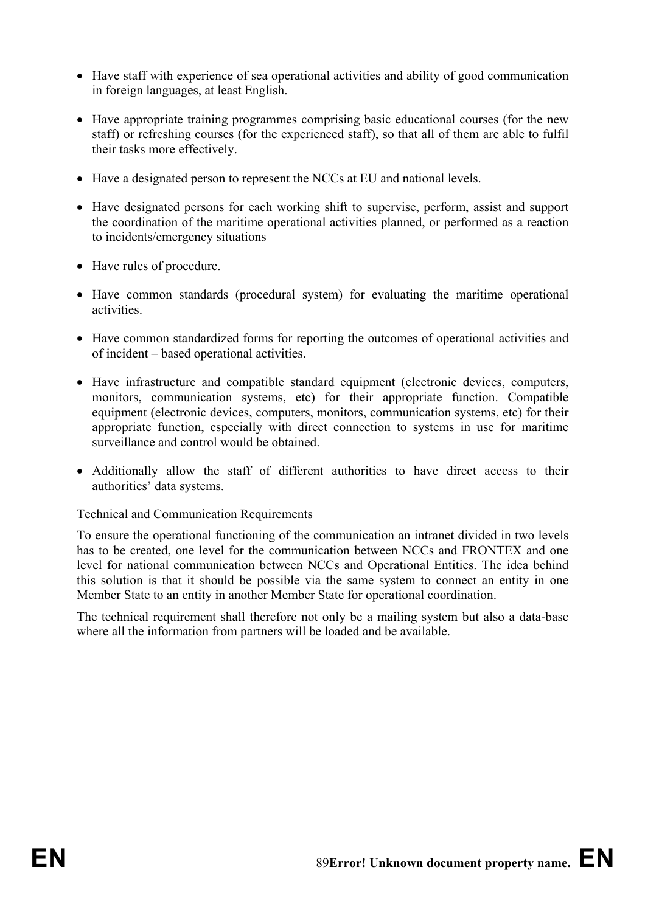- Have staff with experience of sea operational activities and ability of good communication in foreign languages, at least English.

- Have appropriate training programmes comprising basic educational courses (for the new staff) or refreshing courses (for the experienced staff), so that all of them are able to fulfil their tasks more effectively.

- Have a designated person to represent the NCCs at EU and national levels.

- Have designated persons for each working shift to supervise, perform, assist and support the coordination of the maritime operational activities planned, or performed as a reaction to incidents/emergency situations

- Have rules of procedure.

- Have common standards (procedural system) for evaluating the maritime operational activities.

- Have common standardized forms for reporting the outcomes of operational activities and of incident – based operational activities.

- Have infrastructure and compatible standard equipment (electronic devices, computers, monitors, communication systems, etc) for their appropriate function. Compatible equipment (electronic devices, computers, monitors, communication systems, etc) for their appropriate function, especially with direct connection to systems in use for maritime surveillance and control would be obtained.

- Additionally allow the staff of different authorities to have direct access to their authorities' data systems.

Technical and Communication Requirements

To ensure the operational functioning of the communication an intranet divided in two levels has to be created, one level for the communication between NCCs and FRONTEX and one level for national communication between NCCs and Operational Entities. The idea behind this solution is that it should be possible via the same system to connect an entity in one Member State to an entity in another Member State for operational coordination.

The technical requirement shall therefore not only be a mailing system but also a data-base where all the information from partners will be loaded and be available.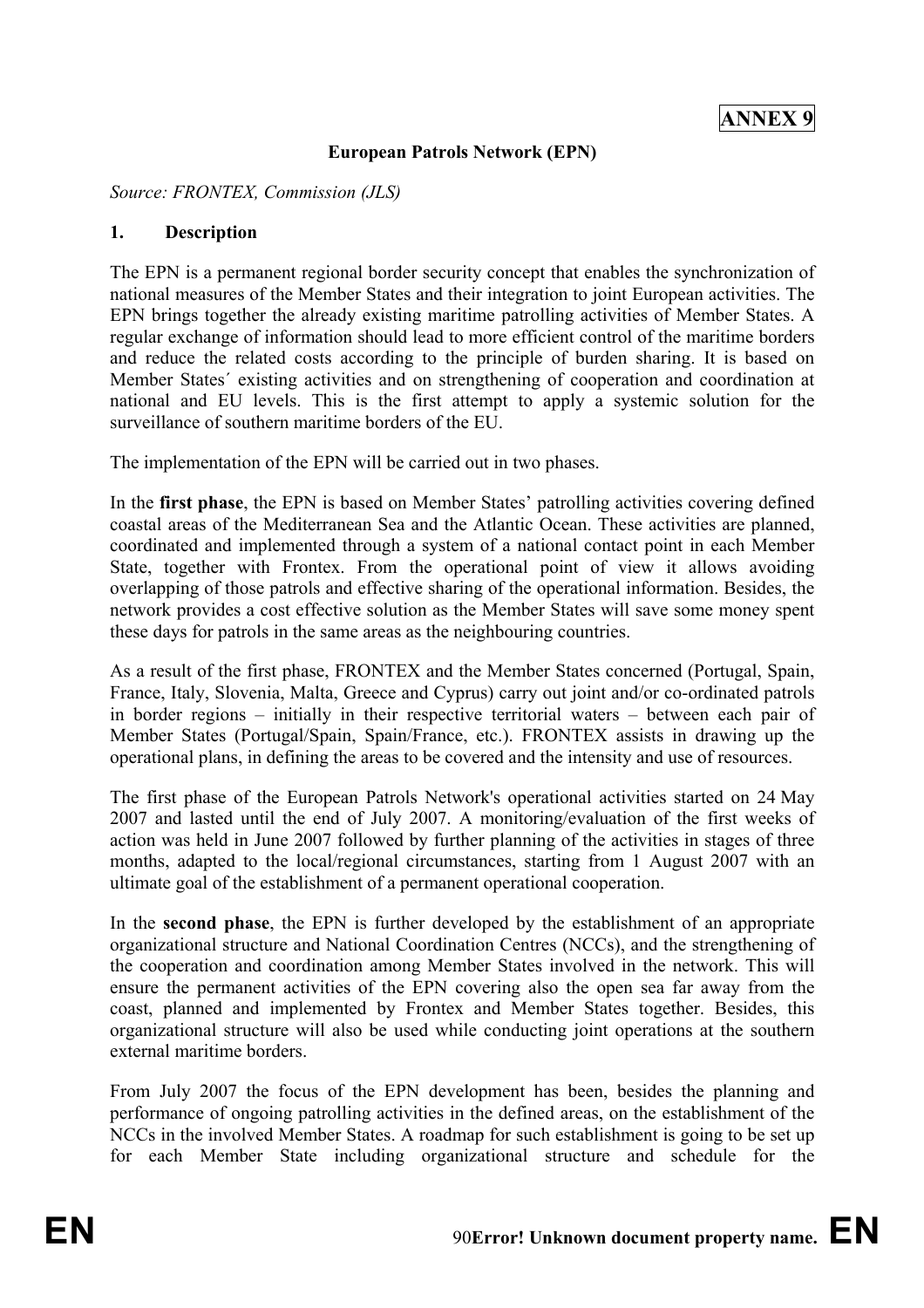**ANNEX 9**

**European Patrols Network (EPN)**

*Source: FRONTEX, Commission (JLS)*

## 1. Description

The EPN is a permanent regional border security concept that enables the synchronization of national measures of the Member States and their integration to joint European activities. The EPN brings together the already existing maritime patrolling activities of Member States. A regular exchange of information should lead to more efficient control of the maritime borders and reduce the related costs according to the principle of burden sharing. It is based on Member States´ existing activities and on strengthening of cooperation and coordination at national and EU levels. This is the first attempt to apply a systemic solution for the surveillance of southern maritime borders of the EU.

The implementation of the EPN will be carried out in two phases.

In the **first phase**, the EPN is based on Member States' patrolling activities covering defined coastal areas of the Mediterranean Sea and the Atlantic Ocean. These activities are planned, coordinated and implemented through a system of a national contact point in each Member State, together with Frontex. From the operational point of view it allows avoiding overlapping of those patrols and effective sharing of the operational information. Besides, the network provides a cost effective solution as the Member States will save some money spent these days for patrols in the same areas as the neighbouring countries.

As a result of the first phase, FRONTEX and the Member States concerned (Portugal, Spain, France, Italy, Slovenia, Malta, Greece and Cyprus) carry out joint and/or co-ordinated patrols in border regions – initially in their respective territorial waters – between each pair of Member States (Portugal/Spain, Spain/France, etc.). FRONTEX assists in drawing up the operational plans, in defining the areas to be covered and the intensity and use of resources.

The first phase of the European Patrols Network's operational activities started on 24 May 2007 and lasted until the end of July 2007. A monitoring/evaluation of the first weeks of action was held in June 2007 followed by further planning of the activities in stages of three months, adapted to the local/regional circumstances, starting from 1 August 2007 with an ultimate goal of the establishment of a permanent operational cooperation.

In the **second phase**, the EPN is further developed by the establishment of an appropriate organizational structure and National Coordination Centres (NCCs), and the strengthening of the cooperation and coordination among Member States involved in the network. This will ensure the permanent activities of the EPN covering also the open sea far away from the coast, planned and implemented by Frontex and Member States together. Besides, this organizational structure will also be used while conducting joint operations at the southern external maritime borders.

From July 2007 the focus of the EPN development has been, besides the planning and performance of ongoing patrolling activities in the defined areas, on the establishment of the NCCs in the involved Member States. A roadmap for such establishment is going to be set up for each Member State including organizational structure and schedule for the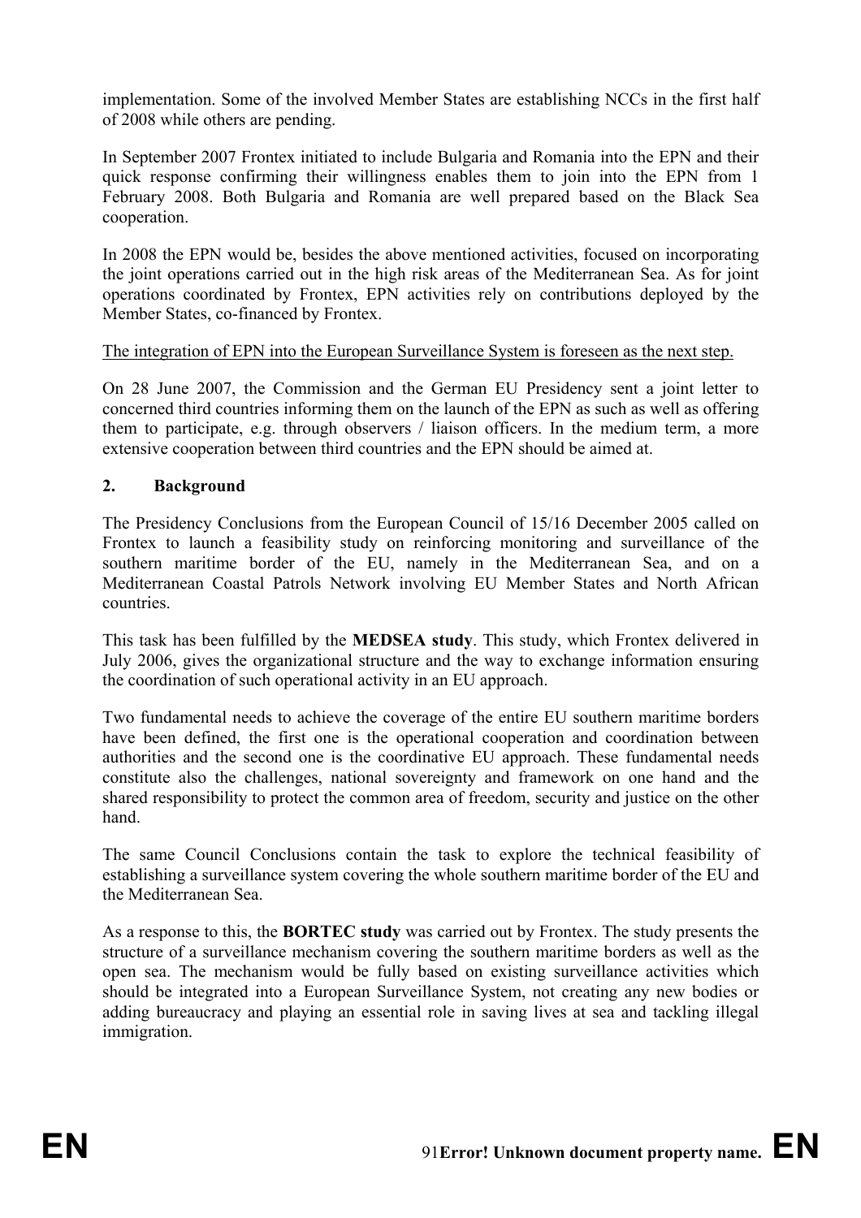implementation. Some of the involved Member States are establishing NCCs in the first half of 2008 while others are pending.

In September 2007 Frontex initiated to include Bulgaria and Romania into the EPN and their quick response confirming their willingness enables them to join into the EPN from 1 February 2008. Both Bulgaria and Romania are well prepared based on the Black Sea cooperation.

In 2008 the EPN would be, besides the above mentioned activities, focused on incorporating the joint operations carried out in the high risk areas of the Mediterranean Sea. As for joint operations coordinated by Frontex, EPN activities rely on contributions deployed by the Member States, co-financed by Frontex.

<u>The integration of EPN into the European Surveillance System is foreseen as the next step.</u>

On 28 June 2007, the Commission and the German EU Presidency sent a joint letter to concerned third countries informing them on the launch of the EPN as such as well as offering them to participate, e.g. through observers / liaison officers. In the medium term, a more extensive cooperation between third countries and the EPN should be aimed at.

## 2. Background

The Presidency Conclusions from the European Council of 15/16 December 2005 called on Frontex to launch a feasibility study on reinforcing monitoring and surveillance of the southern maritime border of the EU, namely in the Mediterranean Sea, and on a Mediterranean Coastal Patrols Network involving EU Member States and North African countries.

This task has been fulfilled by the **MEDSEA study**. This study, which Frontex delivered in July 2006, gives the organizational structure and the way to exchange information ensuring the coordination of such operational activity in an EU approach.

Two fundamental needs to achieve the coverage of the entire EU southern maritime borders have been defined, the first one is the operational cooperation and coordination between authorities and the second one is the coordinative EU approach. These fundamental needs constitute also the challenges, national sovereignty and framework on one hand and the shared responsibility to protect the common area of freedom, security and justice on the other hand.

The same Council Conclusions contain the task to explore the technical feasibility of establishing a surveillance system covering the whole southern maritime border of the EU and the Mediterranean Sea.

As a response to this, the **BORTEC study** was carried out by Frontex. The study presents the structure of a surveillance mechanism covering the southern maritime borders as well as the open sea. The mechanism would be fully based on existing surveillance activities which should be integrated into a European Surveillance System, not creating any new bodies or adding bureaucracy and playing an essential role in saving lives at sea and tackling illegal immigration.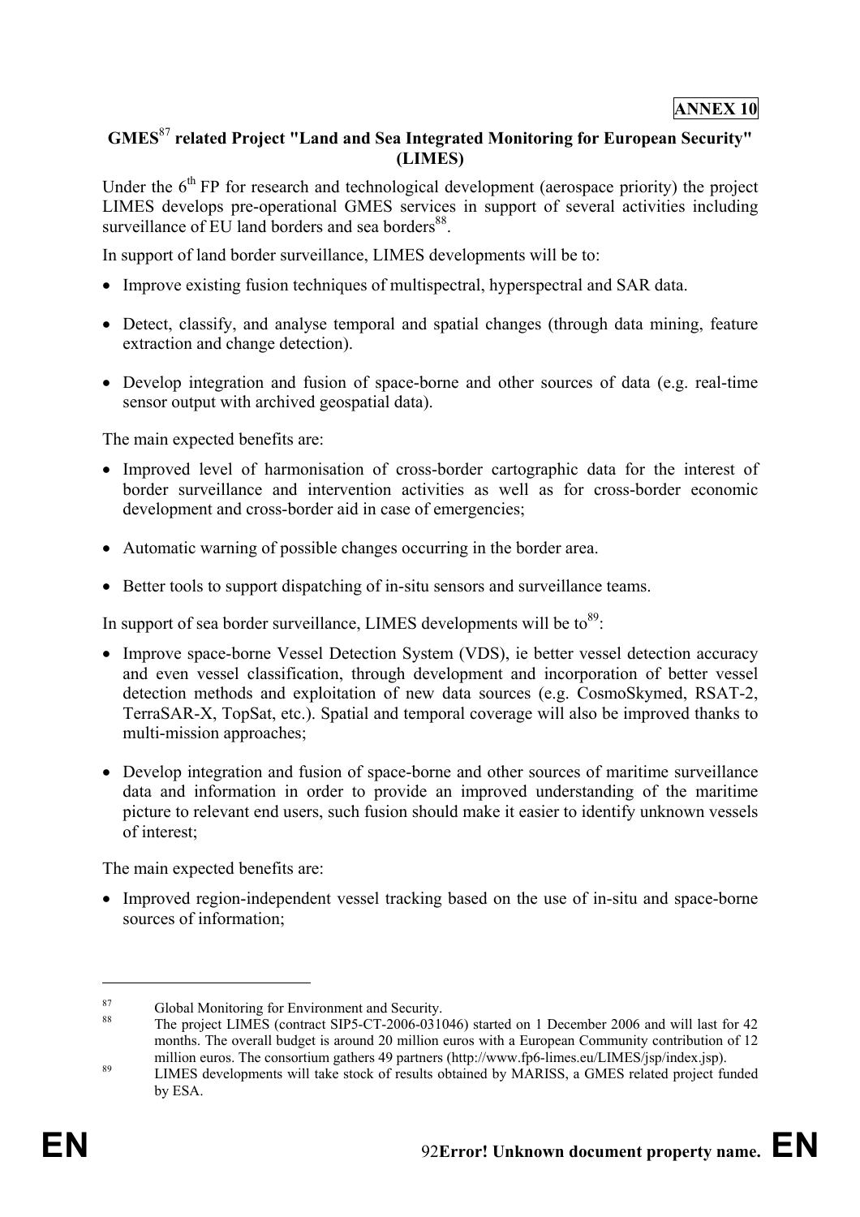**ANNEX 10**

## GMES[87] related Project "Land and Sea Integrated Monitoring for European Security" (LIMES)

Under the 6th FP for research and technological development (aerospace priority) the project LIMES develops pre-operational GMES services in support of several activities including surveillance of EU land borders and sea borders[88].

In support of land border surveillance, LIMES developments will be to:

- Improve existing fusion techniques of multispectral, hyperspectral and SAR data.
- Detect, classify, and analyse temporal and spatial changes (through data mining, feature extraction and change detection).
- Develop integration and fusion of space-borne and other sources of data (e.g. real-time sensor output with archived geospatial data).

The main expected benefits are:

- Improved level of harmonisation of cross-border cartographic data for the interest of border surveillance and intervention activities as well as for cross-border economic development and cross-border aid in case of emergencies;
- Automatic warning of possible changes occurring in the border area.
- Better tools to support dispatching of in-situ sensors and surveillance teams.

In support of sea border surveillance, LIMES developments will be to[89]:

- Improve space-borne Vessel Detection System (VDS), ie better vessel detection accuracy and even vessel classification, through development and incorporation of better vessel detection methods and exploitation of new data sources (e.g. CosmoSkymed, RSAT-2, TerraSAR-X, TopSat, etc.). Spatial and temporal coverage will also be improved thanks to multi-mission approaches;
- Develop integration and fusion of space-borne and other sources of maritime surveillance data and information in order to provide an improved understanding of the maritime picture to relevant end users, such fusion should make it easier to identify unknown vessels of interest;

The main expected benefits are:

- Improved region-independent vessel tracking based on the use of in-situ and space-borne sources of information;

---

[87] Global Monitoring for Environment and Security.

[88] The project LIMES (contract SIP5-CT-2006-031046) started on 1 December 2006 and will last for 42 months. The overall budget is around 20 million euros with a European Community contribution of 12 million euros. The consortium gathers 49 partners (http://www.fp6-limes.eu/LIMES/jsp/index.jsp).

[89] LIMES developments will take stock of results obtained by MARISS, a GMES related project funded by ESA.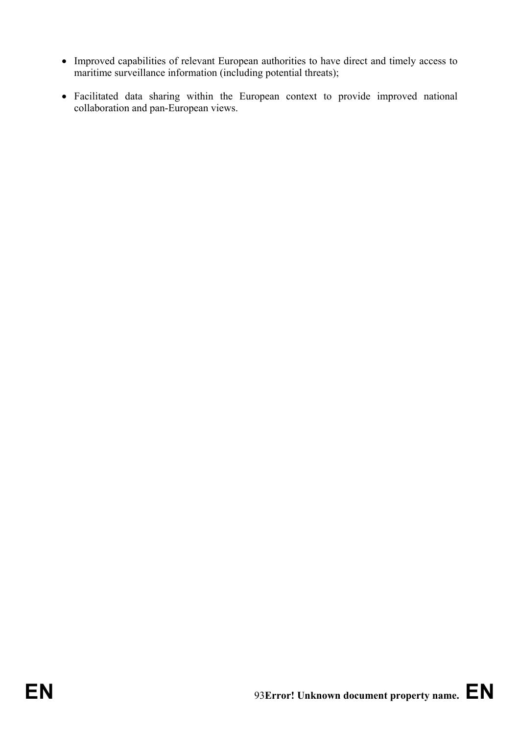- Improved capabilities of relevant European authorities to have direct and timely access to maritime surveillance information (including potential threats);
- Facilitated data sharing within the European context to provide improved national collaboration and pan-European views.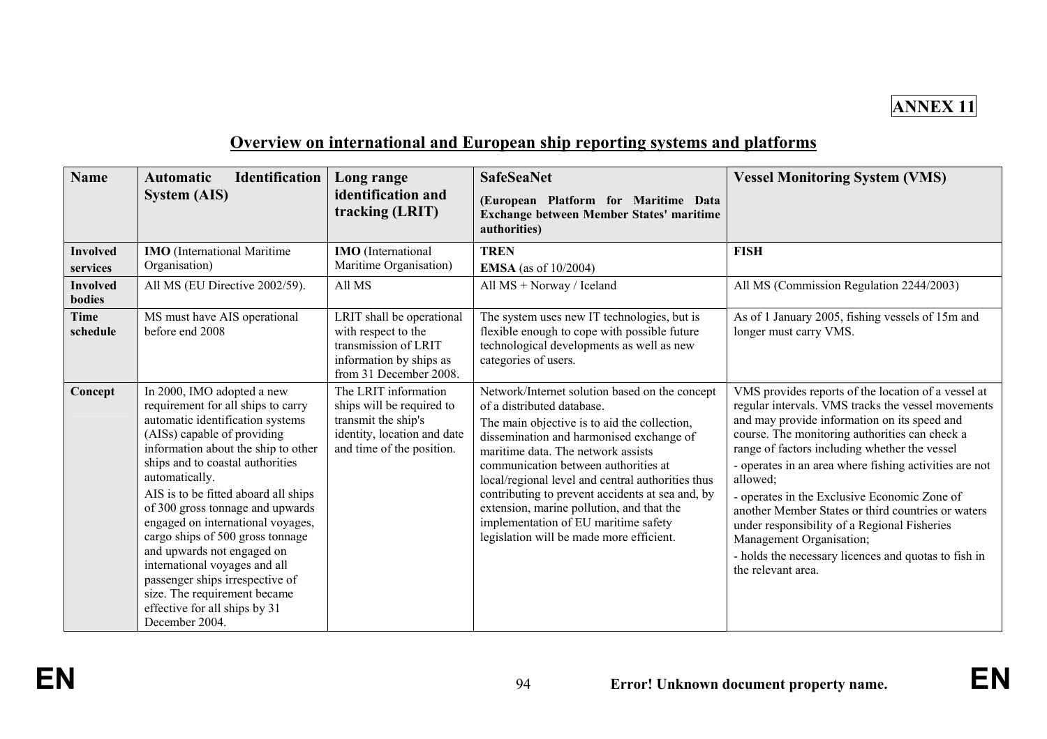**ANNEX 11**

## Overview on international and European ship reporting systems and platforms

| Name | Automatic Identification System (AIS) | Long range identification and tracking (LRIT) | SafeSeaNet (European Platform for Maritime Data Exchange between Member States' maritime authorities) | Vessel Monitoring System (VMS) |
|---|---|---|---|---|
| **Involved services** | **IMO** (International Maritime Organisation) | **IMO** (International Maritime Organisation) | **TREN** **EMSA** (as of 10/2004) | **FISH** |
| **Involved bodies** | All MS (EU Directive 2002/59). | All MS | All MS + Norway / Iceland | All MS (Commission Regulation 2244/2003) |
| **Time schedule** | MS must have AIS operational before end 2008 | LRIT shall be operational with respect to the transmission of LRIT information by ships as from 31 December 2008. | The system uses new IT technologies, but is flexible enough to cope with possible future technological developments as well as new categories of users. | As of 1 January 2005, fishing vessels of 15m and longer must carry VMS. |
| **Concept** | In 2000, IMO adopted a new requirement for all ships to carry automatic identification systems (AISs) capable of providing information about the ship to other ships and to coastal authorities automatically. AIS is to be fitted aboard all ships of 300 gross tonnage and upwards engaged on international voyages, cargo ships of 500 gross tonnage and upwards not engaged on international voyages and all passenger ships irrespective of size. The requirement became effective for all ships by 31 December 2004. | The LRIT information ships will be required to transmit the ship's identity, location and date and time of the position. | Network/Internet solution based on the concept of a distributed database. The main objective is to aid the collection, dissemination and harmonised exchange of maritime data. The network assists communication between authorities at local/regional level and central authorities thus contributing to prevent accidents at sea and, by extension, marine pollution, and that the implementation of EU maritime safety legislation will be made more efficient. | VMS provides reports of the location of a vessel at regular intervals. VMS tracks the vessel movements and may provide information on its speed and course. The monitoring authorities can check a range of factors including whether the vessel - operates in an area where fishing activities are not allowed; - operates in the Exclusive Economic Zone of another Member States or third countries or waters under responsibility of a Regional Fisheries Management Organisation; - holds the necessary licences and quotas to fish in the relevant area. |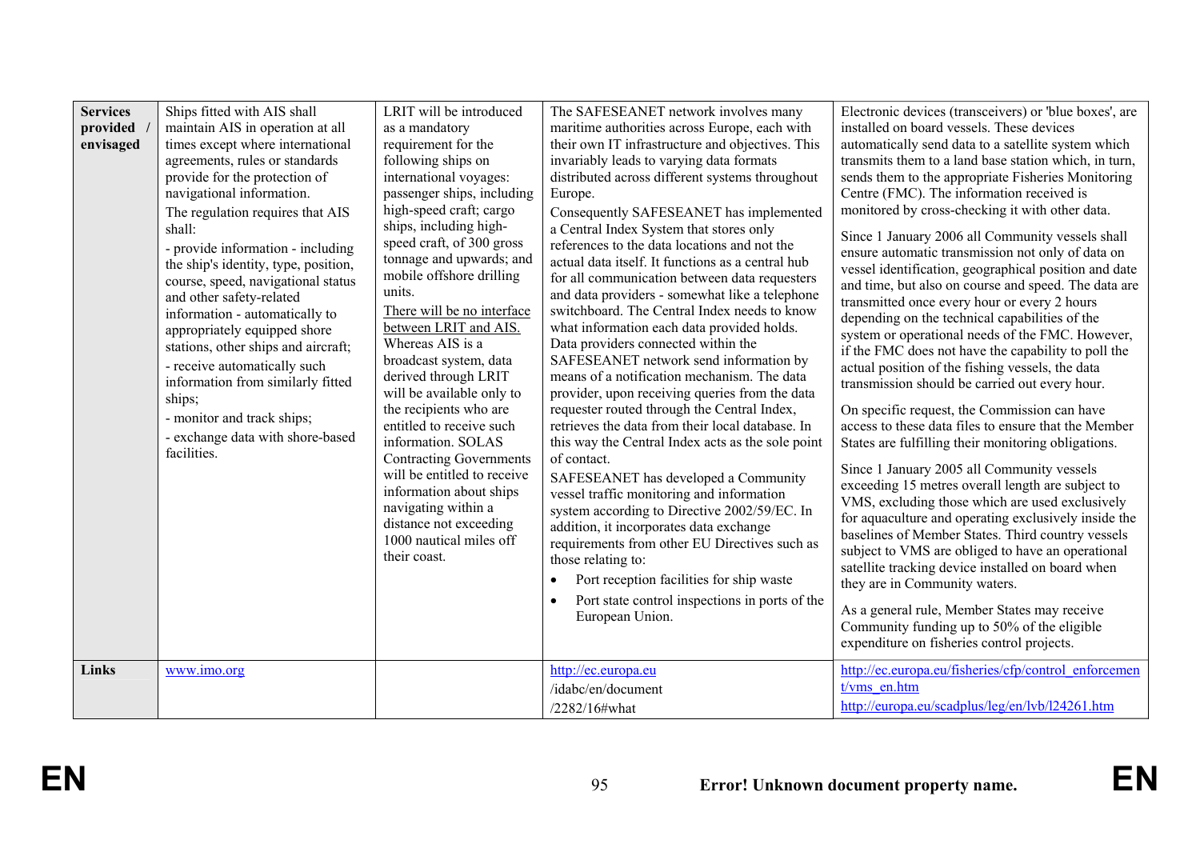| | | | | |
|---|---|---|---|---|
| **Services provided / envisaged** | Ships fitted with AIS shall maintain AIS in operation at all times except where international agreements, rules or standards provide for the protection of navigational information.<br>The regulation requires that AIS shall:<br>- provide information - including the ship's identity, type, position, course, speed, navigational status and other safety-related information - automatically to appropriately equipped shore stations, other ships and aircraft;<br>- receive automatically such information from similarly fitted ships;<br>- monitor and track ships;<br>- exchange data with shore-based facilities. | LRIT will be introduced as a mandatory requirement for the following ships on international voyages: passenger ships, including high-speed craft; cargo ships, including high-speed craft, of 300 gross tonnage and upwards; and mobile offshore drilling units.<br>There will be no interface between LRIT and AIS. Whereas AIS is a broadcast system, data derived through LRIT will be available only to the recipients who are entitled to receive such information. SOLAS Contracting Governments will be entitled to receive information about ships navigating within a distance not exceeding 1000 nautical miles off their coast. | The SAFESEANET network involves many maritime authorities across Europe, each with their own IT infrastructure and objectives. This invariably leads to varying data formats distributed across different systems throughout Europe.<br>Consequently SAFESEANET has implemented a Central Index System that stores only references to the data locations and not the actual data itself. It functions as a central hub for all communication between data requesters and data providers - somewhat like a telephone switchboard. The Central Index needs to know what information each data provided holds. Data providers connected within the SAFESEANET network send information by means of a notification mechanism. The data provider, upon receiving queries from the data requester routed through the Central Index, retrieves the data from their local database. In this way the Central Index acts as the sole point of contact.<br>SAFESEANET has developed a Community vessel traffic monitoring and information system according to Directive 2002/59/EC. In addition, it incorporates data exchange requirements from other EU Directives such as those relating to:<br>• Port reception facilities for ship waste<br>• Port state control inspections in ports of the European Union. | Electronic devices (transceivers) or 'blue boxes', are installed on board vessels. These devices automatically send data to a satellite system which transmits them to a land base station which, in turn, sends them to the appropriate Fisheries Monitoring Centre (FMC). The information received is monitored by cross-checking it with other data.<br>Since 1 January 2006 all Community vessels shall ensure automatic transmission not only of data on vessel identification, geographical position and date and time, but also on course and speed. The data are transmitted once every hour or every 2 hours depending on the technical capabilities of the system or operational needs of the FMC. However, if the FMC does not have the capability to poll the actual position of the fishing vessels, the data transmission should be carried out every hour.<br>On specific request, the Commission can have access to these data files to ensure that the Member States are fulfilling their monitoring obligations.<br>Since 1 January 2005 all Community vessels exceeding 15 metres overall length are subject to VMS, excluding those which are used exclusively for aquaculture and operating exclusively inside the baselines of Member States. Third country vessels subject to VMS are obliged to have an operational satellite tracking device installed on board when they are in Community waters.<br>As a general rule, Member States may receive Community funding up to 50% of the eligible expenditure on fisheries control projects. |
| **Links** | www.imo.org | | http://ec.europa.eu<br>/idabc/en/document<br>/2282/16#what | http://ec.europa.eu/fisheries/cfp/control_enforcement/vms_en.htm<br>http://europa.eu/scadplus/leg/en/lvb/l24261.htm |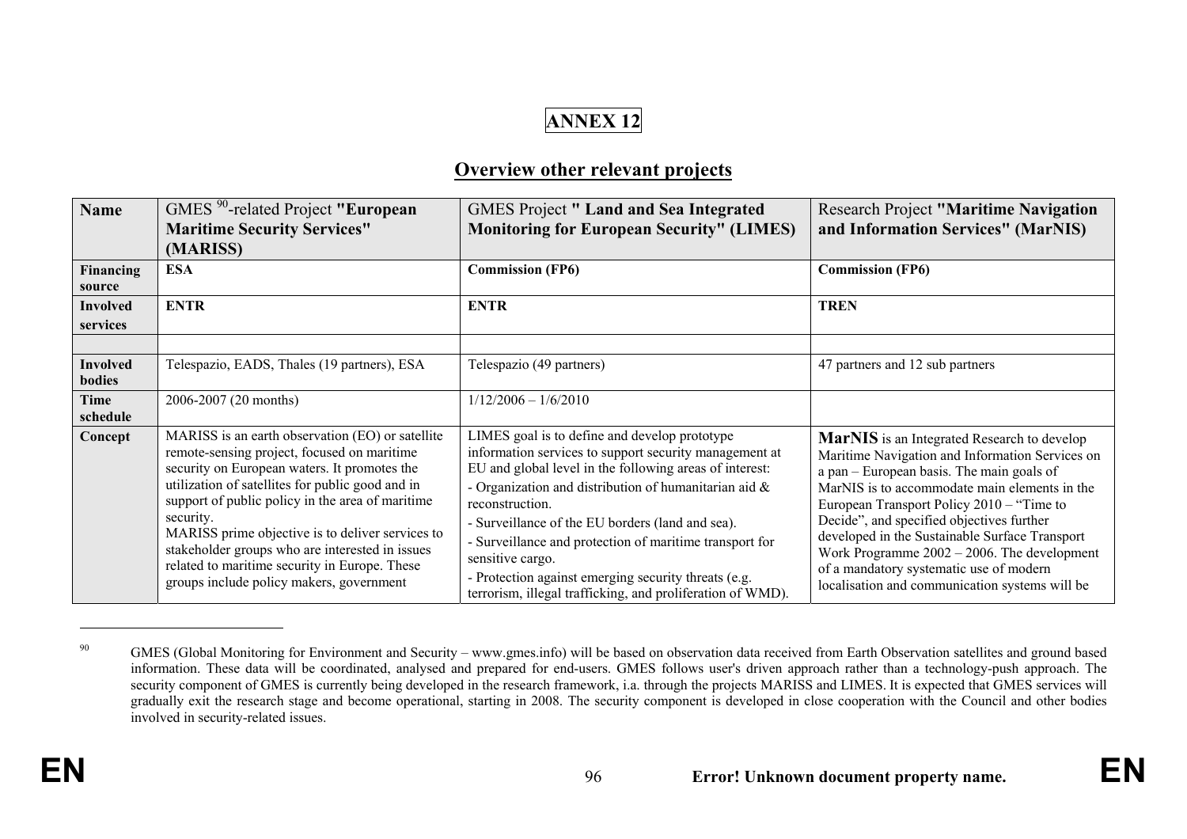# ANNEX 12

## Overview other relevant projects

| Name | GMES [90]-related Project **"European Maritime Security Services" (MARISS)** | GMES Project **" Land and Sea Integrated Monitoring for European Security" (LIMES)** | Research Project **"Maritime Navigation and Information Services" (MarNIS)** |
|---|---|---|---|
| **Financing source** | **ESA** | **Commission (FP6)** | **Commission (FP6)** |
| **Involved services** | **ENTR** | **ENTR** | **TREN** |
| | | | |
| **Involved bodies** | Telespazio, EADS, Thales (19 partners), ESA | Telespazio (49 partners) | 47 partners and 12 sub partners |
| **Time schedule** | 2006-2007 (20 months) | 1/12/2006 – 1/6/2010 | |
| **Concept** | MARISS is an earth observation (EO) or satellite remote-sensing project, focused on maritime security on European waters. It promotes the utilization of satellites for public good and in support of public policy in the area of maritime security.<br>MARISS prime objective is to deliver services to stakeholder groups who are interested in issues related to maritime security in Europe. These groups include policy makers, government | LIMES goal is to define and develop prototype information services to support security management at EU and global level in the following areas of interest:<br>- Organization and distribution of humanitarian aid & reconstruction.<br>- Surveillance of the EU borders (land and sea).<br>- Surveillance and protection of maritime transport for sensitive cargo.<br>- Protection against emerging security threats (e.g. terrorism, illegal trafficking, and proliferation of WMD). | **MarNIS** is an Integrated Research to develop Maritime Navigation and Information Services on a pan – European basis. The main goals of MarNIS is to accommodate main elements in the European Transport Policy 2010 – "Time to Decide", and specified objectives further developed in the Sustainable Surface Transport Work Programme 2002 – 2006. The development of a mandatory systematic use of modern localisation and communication systems will be |

[90] GMES (Global Monitoring for Environment and Security – www.gmes.info) will be based on observation data received from Earth Observation satellites and ground based information. These data will be coordinated, analysed and prepared for end-users. GMES follows user's driven approach rather than a technology-push approach. The security component of GMES is currently being developed in the research framework, i.a. through the projects MARISS and LIMES. It is expected that GMES services will gradually exit the research stage and become operational, starting in 2008. The security component is developed in close cooperation with the Council and other bodies involved in security-related issues.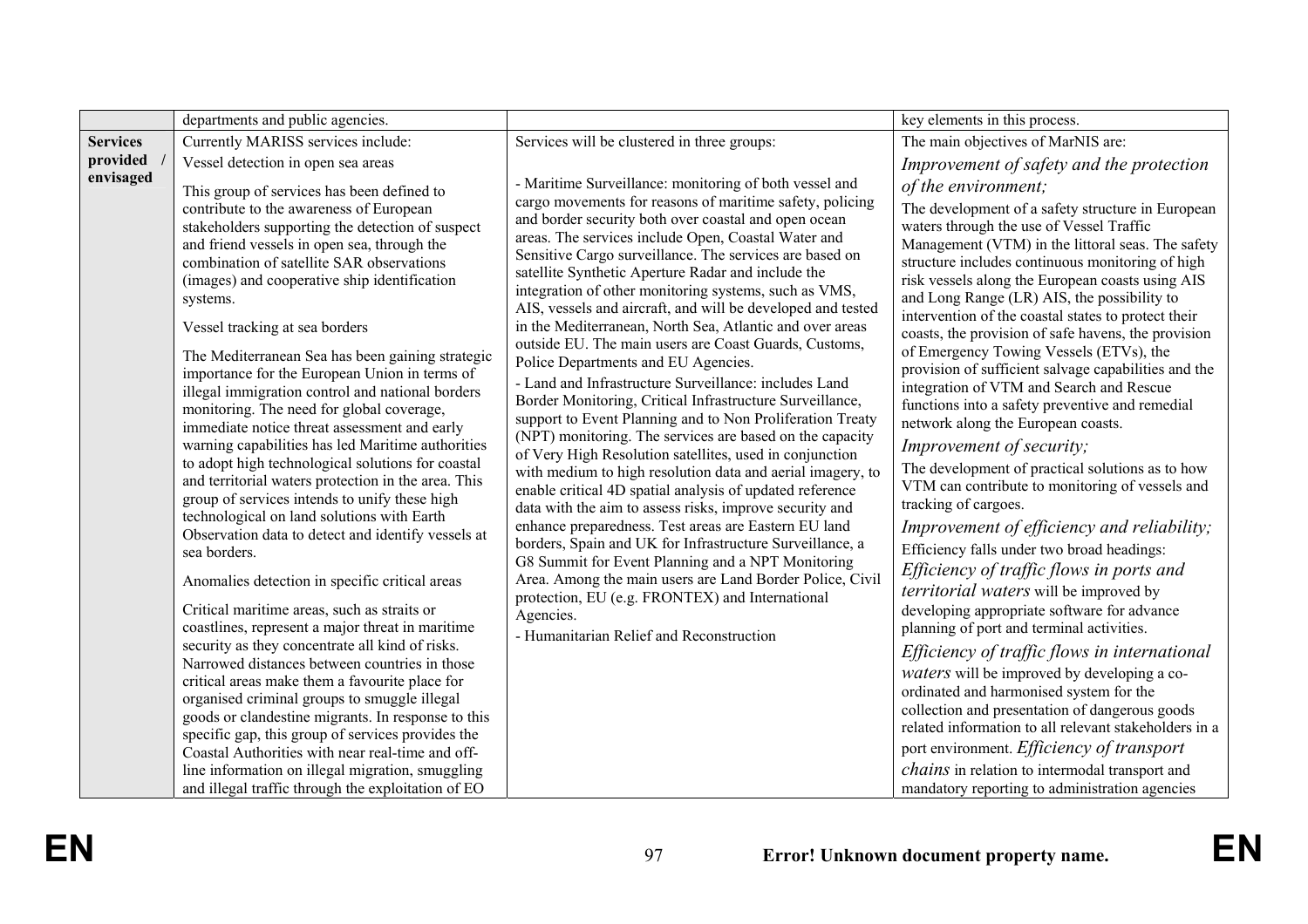| | | | |
|---|---|---|---|
| | departments and public agencies. | | key elements in this process. |
| **Services provided / envisaged** | Currently MARISS services include:<br><br>Vessel detection in open sea areas<br><br>This group of services has been defined to contribute to the awareness of European stakeholders supporting the detection of suspect and friend vessels in open sea, through the combination of satellite SAR observations (images) and cooperative ship identification systems.<br><br>Vessel tracking at sea borders<br><br>The Mediterranean Sea has been gaining strategic importance for the European Union in terms of illegal immigration control and national borders monitoring. The need for global coverage, immediate notice threat assessment and early warning capabilities has led Maritime authorities to adopt high technological solutions for coastal and territorial waters protection in the area. This group of services intends to unify these high technological on land solutions with Earth Observation data to detect and identify vessels at sea borders.<br><br>Anomalies detection in specific critical areas<br><br>Critical maritime areas, such as straits or coastlines, represent a major threat in maritime security as they concentrate all kind of risks. Narrowed distances between countries in those critical areas make them a favourite place for organised criminal groups to smuggle illegal goods or clandestine migrants. In response to this specific gap, this group of services provides the Coastal Authorities with near real-time and off-line information on illegal migration, smuggling and illegal traffic through the exploitation of EO | Services will be clustered in three groups:<br><br>- Maritime Surveillance: monitoring of both vessel and cargo movements for reasons of maritime safety, policing and border security both over coastal and open ocean areas. The services include Open, Coastal Water and Sensitive Cargo surveillance. The services are based on satellite Synthetic Aperture Radar and include the integration of other monitoring systems, such as VMS, AIS, vessels and aircraft, and will be developed and tested in the Mediterranean, North Sea, Atlantic and over areas outside EU. The main users are Coast Guards, Customs, Police Departments and EU Agencies.<br><br>- Land and Infrastructure Surveillance: includes Land Border Monitoring, Critical Infrastructure Surveillance, support to Event Planning and to Non Proliferation Treaty (NPT) monitoring. The services are based on the capacity of Very High Resolution satellites, used in conjunction with medium to high resolution data and aerial imagery, to enable critical 4D spatial analysis of updated reference data with the aim to assess risks, improve security and enhance preparedness. Test areas are Eastern EU land borders, Spain and UK for Infrastructure Surveillance, a G8 Summit for Event Planning and a NPT Monitoring Area. Among the main users are Land Border Police, Civil protection, EU (e.g. FRONTEX) and International Agencies.<br><br>- Humanitarian Relief and Reconstruction | The main objectives of MarNIS are:<br><br>*Improvement of safety and the protection of the environment;*<br><br>The development of a safety structure in European waters through the use of Vessel Traffic Management (VTM) in the littoral seas. The safety structure includes continuous monitoring of high risk vessels along the European coasts using AIS and Long Range (LR) AIS, the possibility to intervention of the coastal states to protect their coasts, the provision of safe havens, the provision of Emergency Towing Vessels (ETVs), the provision of sufficient salvage capabilities and the integration of VTM and Search and Rescue functions into a safety preventive and remedial network along the European coasts.<br><br>*Improvement of security;*<br><br>The development of practical solutions as to how VTM can contribute to monitoring of vessels and tracking of cargoes.<br><br>*Improvement of efficiency and reliability;*<br><br>Efficiency falls under two broad headings:<br><br>*Efficiency of traffic flows in ports and territorial waters* will be improved by developing appropriate software for advance planning of port and terminal activities.<br><br>*Efficiency of traffic flows in international waters* will be improved by developing a co-ordinated and harmonised system for the collection and presentation of dangerous goods related information to all relevant stakeholders in a port environment. *Efficiency of transport chains* in relation to intermodal transport and mandatory reporting to administration agencies |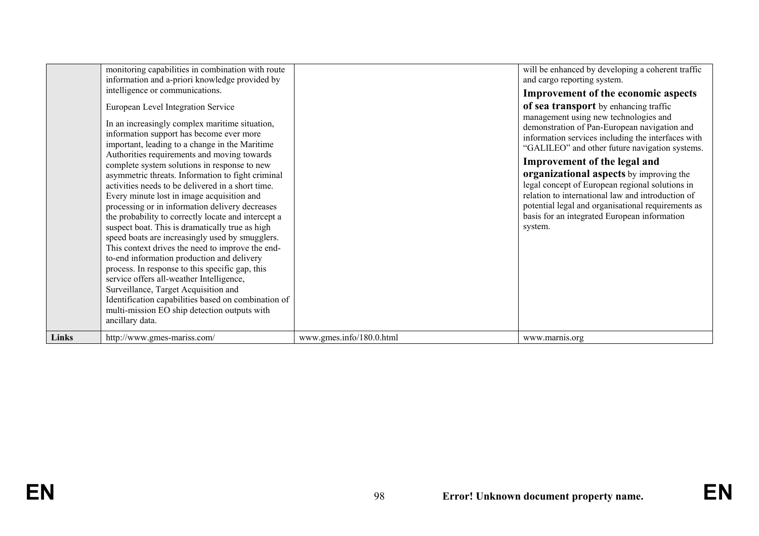| | | | |
|---|---|---|---|
| | monitoring capabilities in combination with route information and a-priori knowledge provided by intelligence or communications.<br><br>European Level Integration Service<br><br>In an increasingly complex maritime situation, information support has become ever more important, leading to a change in the Maritime Authorities requirements and moving towards complete system solutions in response to new asymmetric threats. Information to fight criminal activities needs to be delivered in a short time. Every minute lost in image acquisition and processing or in information delivery decreases the probability to correctly locate and intercept a suspect boat. This is dramatically true as high speed boats are increasingly used by smugglers. This context drives the need to improve the end-to-end information production and delivery process. In response to this specific gap, this service offers all-weather Intelligence, Surveillance, Target Acquisition and Identification capabilities based on combination of multi-mission EO ship detection outputs with ancillary data. | | will be enhanced by developing a coherent traffic and cargo reporting system.<br><br>**Improvement of the economic aspects of sea transport** by enhancing traffic management using new technologies and demonstration of Pan-European navigation and information services including the interfaces with "GALILEO" and other future navigation systems.<br><br>**Improvement of the legal and organizational aspects** by improving the legal concept of European regional solutions in relation to international law and introduction of potential legal and organisational requirements as basis for an integrated European information system. |
| **Links** | http://www.gmes-mariss.com/ | www.gmes.info/180.0.html | www.marnis.org |